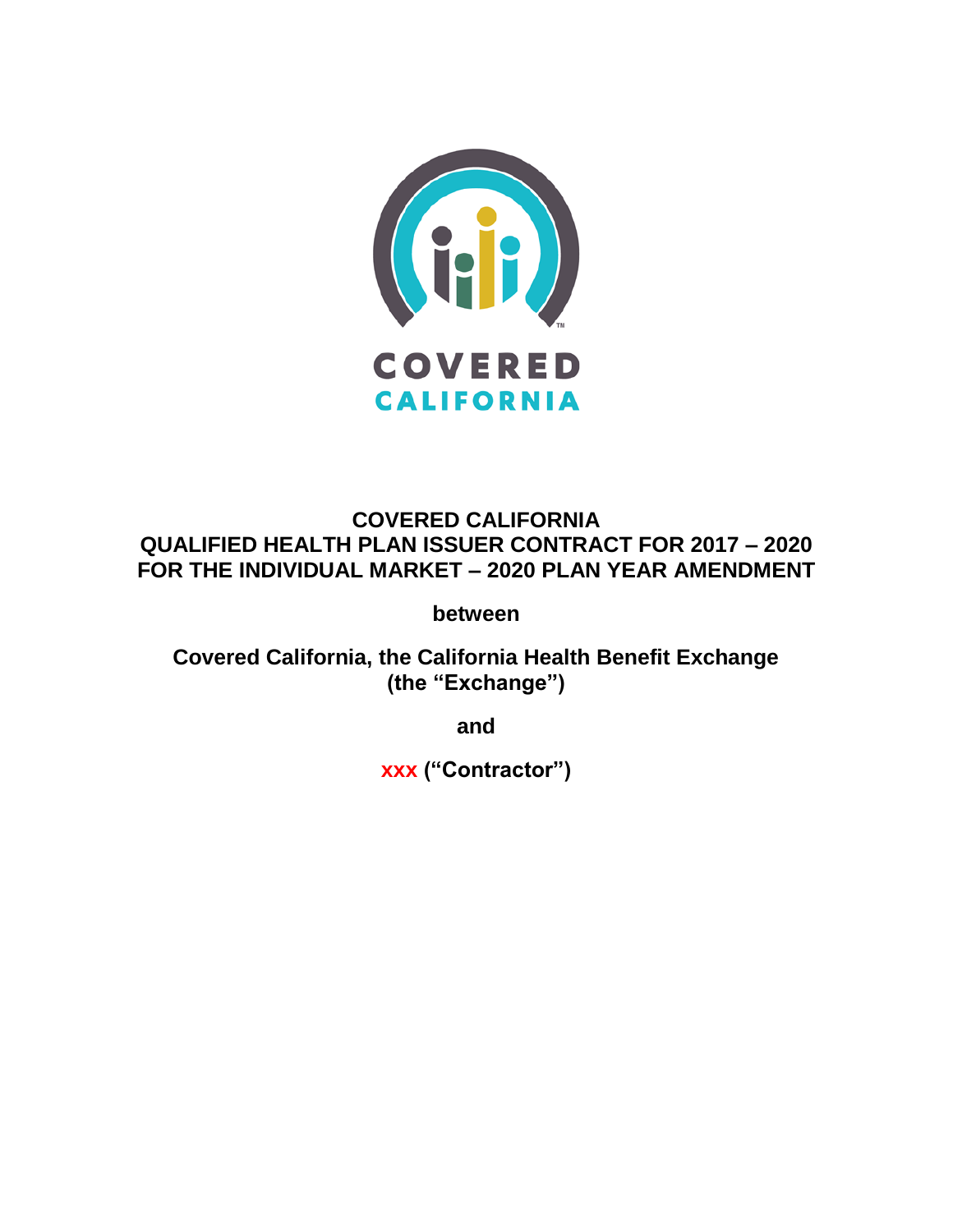COVERED CALIFORNIA

# COVERED CALIFORNIA
# QUALIFIED HEALTH PLAN ISSUER CONTRACT FOR 2017 – 2020 FOR THE INDIVIDUAL MARKET – 2020 PLAN YEAR AMENDMENT

**between**

**Covered California, the California Health Benefit Exchange (the "Exchange")**

**and**

**xxx ("Contractor")**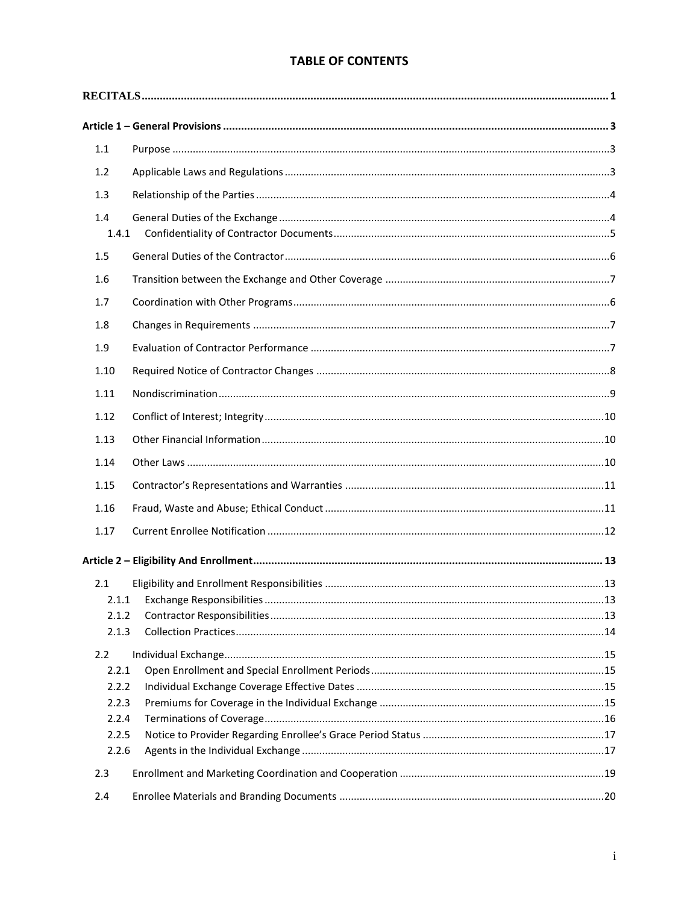# TABLE OF CONTENTS

| | | |
|---|---|---|
| **RECITALS** | | **1** |
| **Article 1 – General Provisions** | | **3** |
| 1.1 | Purpose | 3 |
| 1.2 | Applicable Laws and Regulations | 3 |
| 1.3 | Relationship of the Parties | 4 |
| 1.4 | General Duties of the Exchange | 4 |
| 1.4.1 | Confidentiality of Contractor Documents | 5 |
| 1.5 | General Duties of the Contractor | 6 |
| 1.6 | Transition between the Exchange and Other Coverage | 7 |
| 1.7 | Coordination with Other Programs | 6 |
| 1.8 | Changes in Requirements | 7 |
| 1.9 | Evaluation of Contractor Performance | 7 |
| 1.10 | Required Notice of Contractor Changes | 8 |
| 1.11 | Nondiscrimination | 9 |
| 1.12 | Conflict of Interest; Integrity | 10 |
| 1.13 | Other Financial Information | 10 |
| 1.14 | Other Laws | 10 |
| 1.15 | Contractor's Representations and Warranties | 11 |
| 1.16 | Fraud, Waste and Abuse; Ethical Conduct | 11 |
| 1.17 | Current Enrollee Notification | 12 |
| **Article 2 – Eligibility And Enrollment** | | **13** |
| 2.1 | Eligibility and Enrollment Responsibilities | 13 |
| 2.1.1 | Exchange Responsibilities | 13 |
| 2.1.2 | Contractor Responsibilities | 13 |
| 2.1.3 | Collection Practices | 14 |
| 2.2 | Individual Exchange | 15 |
| 2.2.1 | Open Enrollment and Special Enrollment Periods | 15 |
| 2.2.2 | Individual Exchange Coverage Effective Dates | 15 |
| 2.2.3 | Premiums for Coverage in the Individual Exchange | 15 |
| 2.2.4 | Terminations of Coverage | 16 |
| 2.2.5 | Notice to Provider Regarding Enrollee's Grace Period Status | 17 |
| 2.2.6 | Agents in the Individual Exchange | 17 |
| 2.3 | Enrollment and Marketing Coordination and Cooperation | 19 |
| 2.4 | Enrollee Materials and Branding Documents | 20 |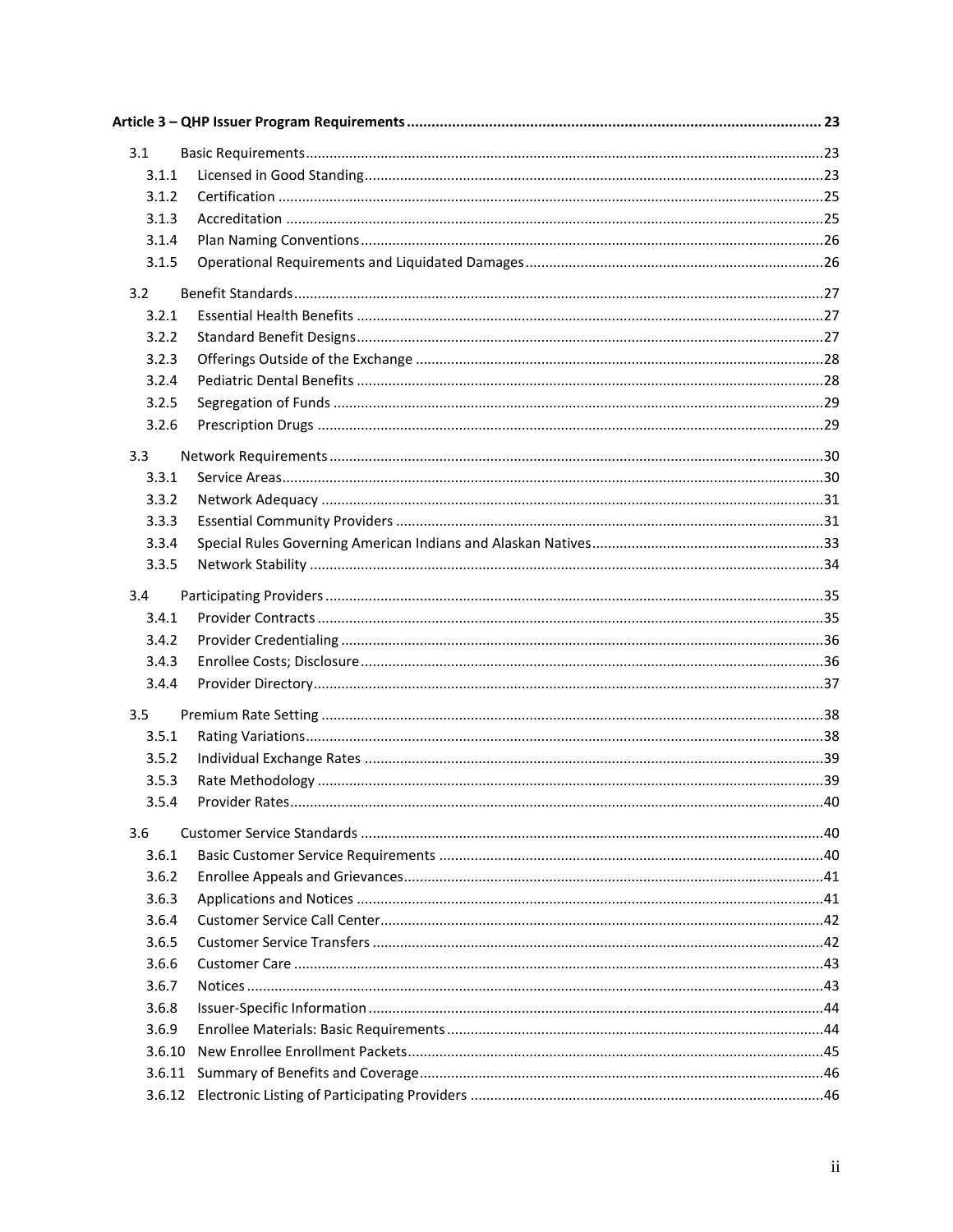**Article 3 – QHP Issuer Program Requirements ..................... 23**

- 3.1 Basic Requirements ..................... 23
  - 3.1.1 Licensed in Good Standing ..................... 23
  - 3.1.2 Certification ..................... 25
  - 3.1.3 Accreditation ..................... 25
  - 3.1.4 Plan Naming Conventions ..................... 26
  - 3.1.5 Operational Requirements and Liquidated Damages ..................... 26
- 3.2 Benefit Standards ..................... 27
  - 3.2.1 Essential Health Benefits ..................... 27
  - 3.2.2 Standard Benefit Designs ..................... 27
  - 3.2.3 Offerings Outside of the Exchange ..................... 28
  - 3.2.4 Pediatric Dental Benefits ..................... 28
  - 3.2.5 Segregation of Funds ..................... 29
  - 3.2.6 Prescription Drugs ..................... 29
- 3.3 Network Requirements ..................... 30
  - 3.3.1 Service Areas ..................... 30
  - 3.3.2 Network Adequacy ..................... 31
  - 3.3.3 Essential Community Providers ..................... 31
  - 3.3.4 Special Rules Governing American Indians and Alaskan Natives ..................... 33
  - 3.3.5 Network Stability ..................... 34
- 3.4 Participating Providers ..................... 35
  - 3.4.1 Provider Contracts ..................... 35
  - 3.4.2 Provider Credentialing ..................... 36
  - 3.4.3 Enrollee Costs; Disclosure ..................... 36
  - 3.4.4 Provider Directory ..................... 37
- 3.5 Premium Rate Setting ..................... 38
  - 3.5.1 Rating Variations ..................... 38
  - 3.5.2 Individual Exchange Rates ..................... 39
  - 3.5.3 Rate Methodology ..................... 39
  - 3.5.4 Provider Rates ..................... 40
- 3.6 Customer Service Standards ..................... 40
  - 3.6.1 Basic Customer Service Requirements ..................... 40
  - 3.6.2 Enrollee Appeals and Grievances ..................... 41
  - 3.6.3 Applications and Notices ..................... 41
  - 3.6.4 Customer Service Call Center ..................... 42
  - 3.6.5 Customer Service Transfers ..................... 42
  - 3.6.6 Customer Care ..................... 43
  - 3.6.7 Notices ..................... 43
  - 3.6.8 Issuer-Specific Information ..................... 44
  - 3.6.9 Enrollee Materials: Basic Requirements ..................... 44
  - 3.6.10 New Enrollee Enrollment Packets ..................... 45
  - 3.6.11 Summary of Benefits and Coverage ..................... 46
  - 3.6.12 Electronic Listing of Participating Providers ..................... 46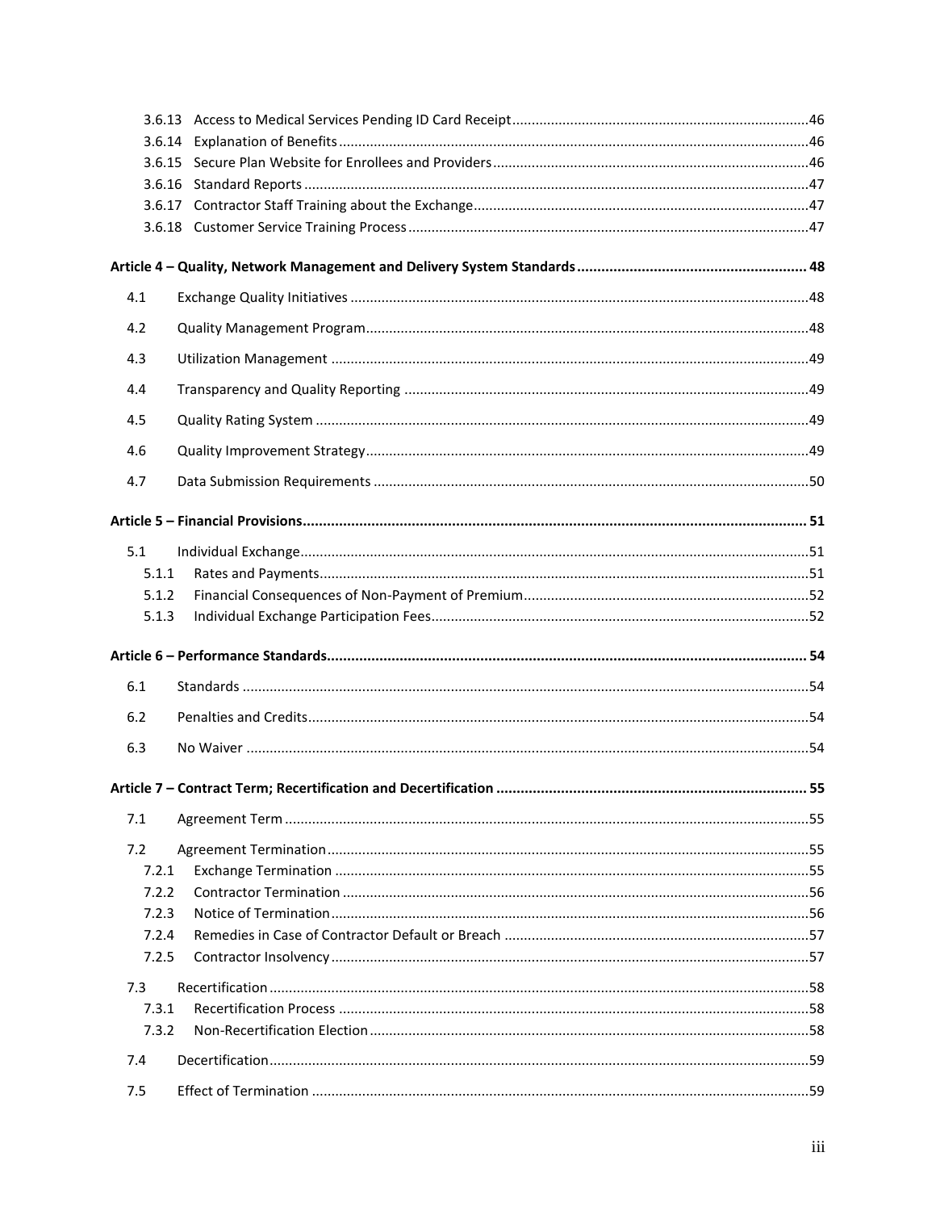3.6.13 Access to Medical Services Pending ID Card Receipt....46
3.6.14 Explanation of Benefits....46
3.6.15 Secure Plan Website for Enrollees and Providers....46
3.6.16 Standard Reports....47
3.6.17 Contractor Staff Training about the Exchange....47
3.6.18 Customer Service Training Process....47

**Article 4 – Quality, Network Management and Delivery System Standards....48**

4.1 Exchange Quality Initiatives....48

4.2 Quality Management Program....48

4.3 Utilization Management....49

4.4 Transparency and Quality Reporting....49

4.5 Quality Rating System....49

4.6 Quality Improvement Strategy....49

4.7 Data Submission Requirements....50

**Article 5 – Financial Provisions....51**

5.1 Individual Exchange....51
5.1.1 Rates and Payments....51
5.1.2 Financial Consequences of Non-Payment of Premium....52
5.1.3 Individual Exchange Participation Fees....52

**Article 6 – Performance Standards....54**

6.1 Standards....54

6.2 Penalties and Credits....54

6.3 No Waiver....54

**Article 7 – Contract Term; Recertification and Decertification....55**

7.1 Agreement Term....55

7.2 Agreement Termination....55
7.2.1 Exchange Termination....55
7.2.2 Contractor Termination....56
7.2.3 Notice of Termination....56
7.2.4 Remedies in Case of Contractor Default or Breach....57
7.2.5 Contractor Insolvency....57

7.3 Recertification....58
7.3.1 Recertification Process....58
7.3.2 Non-Recertification Election....58

7.4 Decertification....59

7.5 Effect of Termination....59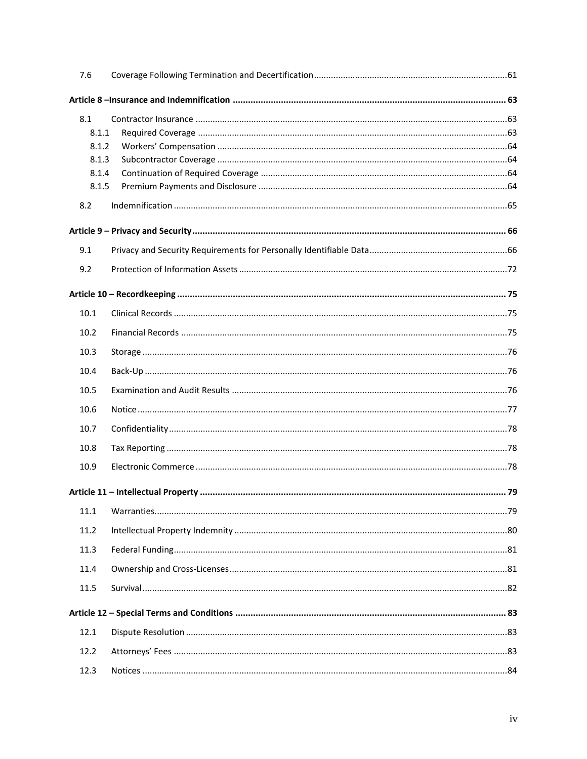7.6 Coverage Following Termination and Decertification ..... 61

**Article 8 –Insurance and Indemnification ..... 63**

8.1 Contractor Insurance ..... 63

8.1.1 Required Coverage ..... 63

8.1.2 Workers' Compensation ..... 64

8.1.3 Subcontractor Coverage ..... 64

8.1.4 Continuation of Required Coverage ..... 64

8.1.5 Premium Payments and Disclosure ..... 64

8.2 Indemnification ..... 65

**Article 9 – Privacy and Security ..... 66**

9.1 Privacy and Security Requirements for Personally Identifiable Data ..... 66

9.2 Protection of Information Assets ..... 72

**Article 10 – Recordkeeping ..... 75**

10.1 Clinical Records ..... 75

10.2 Financial Records ..... 75

10.3 Storage ..... 76

10.4 Back-Up ..... 76

10.5 Examination and Audit Results ..... 76

10.6 Notice ..... 77

10.7 Confidentiality ..... 78

10.8 Tax Reporting ..... 78

10.9 Electronic Commerce ..... 78

**Article 11 – Intellectual Property ..... 79**

11.1 Warranties ..... 79

11.2 Intellectual Property Indemnity ..... 80

11.3 Federal Funding ..... 81

11.4 Ownership and Cross-Licenses ..... 81

11.5 Survival ..... 82

**Article 12 – Special Terms and Conditions ..... 83**

12.1 Dispute Resolution ..... 83

12.2 Attorneys' Fees ..... 83

12.3 Notices ..... 84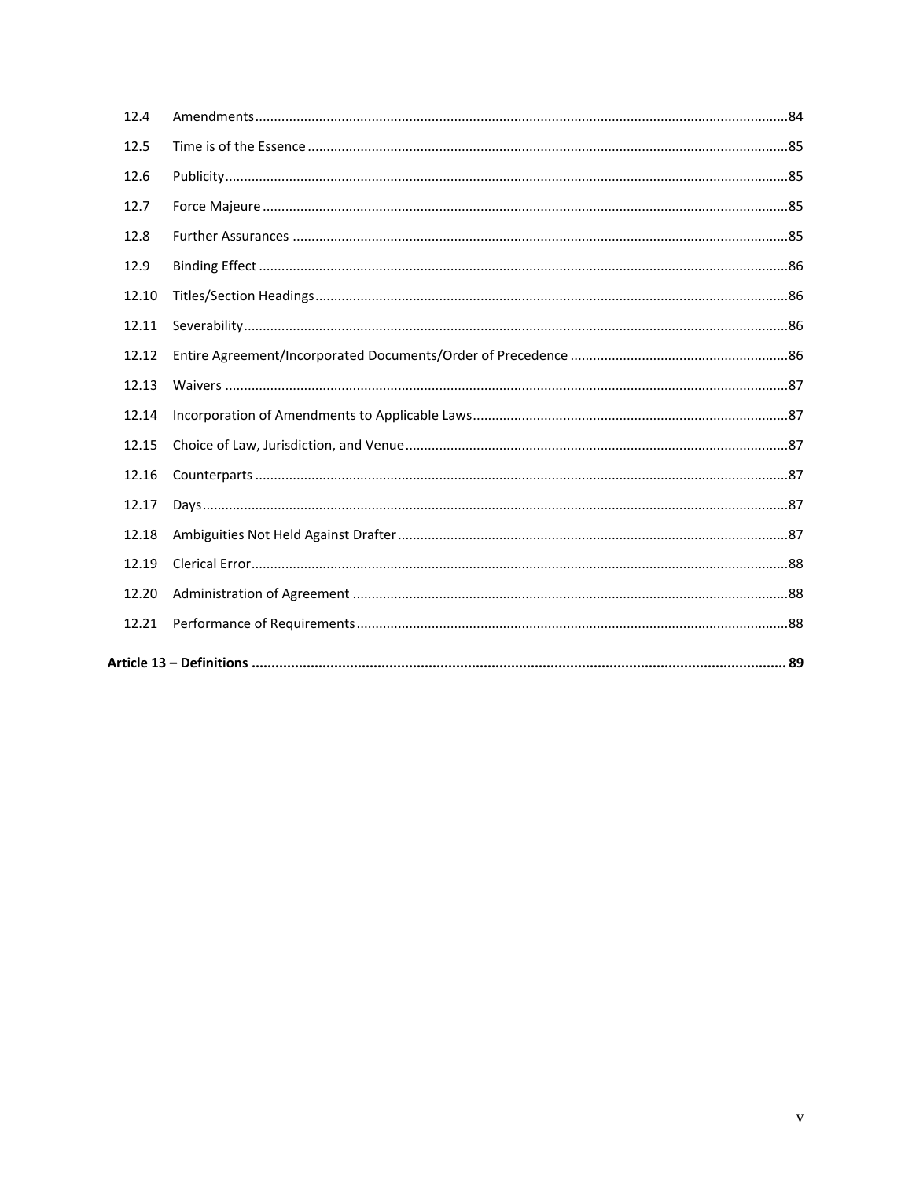| | | |
|---|---|---|
| 12.4 | Amendments | 84 |
| 12.5 | Time is of the Essence | 85 |
| 12.6 | Publicity | 85 |
| 12.7 | Force Majeure | 85 |
| 12.8 | Further Assurances | 85 |
| 12.9 | Binding Effect | 86 |
| 12.10 | Titles/Section Headings | 86 |
| 12.11 | Severability | 86 |
| 12.12 | Entire Agreement/Incorporated Documents/Order of Precedence | 86 |
| 12.13 | Waivers | 87 |
| 12.14 | Incorporation of Amendments to Applicable Laws | 87 |
| 12.15 | Choice of Law, Jurisdiction, and Venue | 87 |
| 12.16 | Counterparts | 87 |
| 12.17 | Days | 87 |
| 12.18 | Ambiguities Not Held Against Drafter | 87 |
| 12.19 | Clerical Error | 88 |
| 12.20 | Administration of Agreement | 88 |
| 12.21 | Performance of Requirements | 88 |

**Article 13 – Definitions** ........ **89**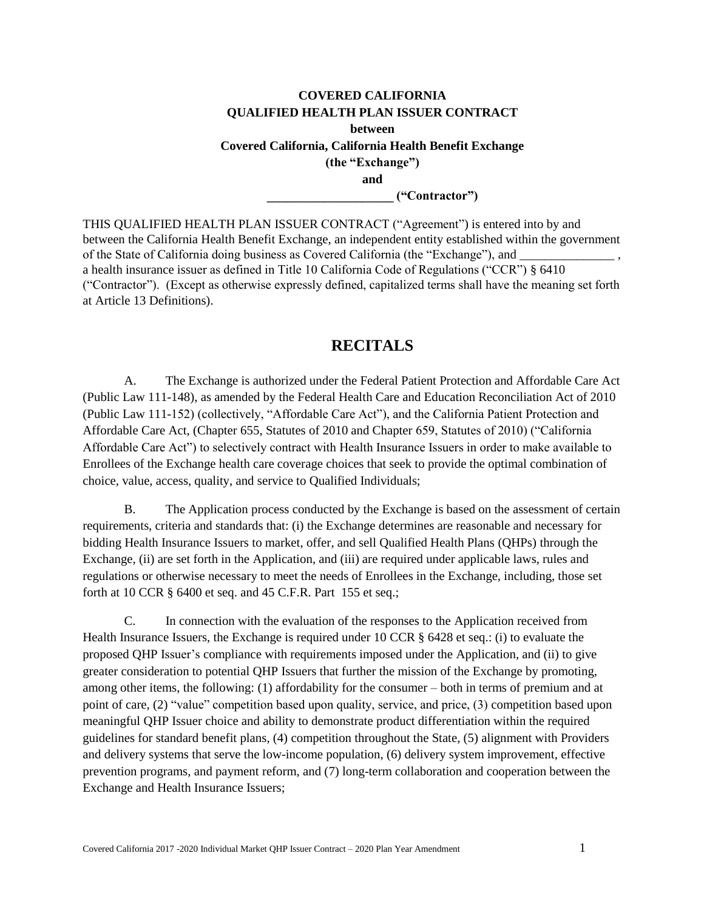**COVERED CALIFORNIA**
**QUALIFIED HEALTH PLAN ISSUER CONTRACT**
**between**
**Covered California, California Health Benefit Exchange**
**(the "Exchange")**
**and**
**___________________ ("Contractor")**

THIS QUALIFIED HEALTH PLAN ISSUER CONTRACT ("Agreement") is entered into by and between the California Health Benefit Exchange, an independent entity established within the government of the State of California doing business as Covered California (the "Exchange"), and _______________ , a health insurance issuer as defined in Title 10 California Code of Regulations ("CCR") § 6410 ("Contractor"). (Except as otherwise expressly defined, capitalized terms shall have the meaning set forth at Article 13 Definitions).

# RECITALS

A. The Exchange is authorized under the Federal Patient Protection and Affordable Care Act (Public Law 111-148), as amended by the Federal Health Care and Education Reconciliation Act of 2010 (Public Law 111-152) (collectively, "Affordable Care Act"), and the California Patient Protection and Affordable Care Act, (Chapter 655, Statutes of 2010 and Chapter 659, Statutes of 2010) ("California Affordable Care Act") to selectively contract with Health Insurance Issuers in order to make available to Enrollees of the Exchange health care coverage choices that seek to provide the optimal combination of choice, value, access, quality, and service to Qualified Individuals;

B. The Application process conducted by the Exchange is based on the assessment of certain requirements, criteria and standards that: (i) the Exchange determines are reasonable and necessary for bidding Health Insurance Issuers to market, offer, and sell Qualified Health Plans (QHPs) through the Exchange, (ii) are set forth in the Application, and (iii) are required under applicable laws, rules and regulations or otherwise necessary to meet the needs of Enrollees in the Exchange, including, those set forth at 10 CCR § 6400 et seq. and 45 C.F.R. Part 155 et seq.;

C. In connection with the evaluation of the responses to the Application received from Health Insurance Issuers, the Exchange is required under 10 CCR § 6428 et seq.: (i) to evaluate the proposed QHP Issuer's compliance with requirements imposed under the Application, and (ii) to give greater consideration to potential QHP Issuers that further the mission of the Exchange by promoting, among other items, the following: (1) affordability for the consumer – both in terms of premium and at point of care, (2) "value" competition based upon quality, service, and price, (3) competition based upon meaningful QHP Issuer choice and ability to demonstrate product differentiation within the required guidelines for standard benefit plans, (4) competition throughout the State, (5) alignment with Providers and delivery systems that serve the low-income population, (6) delivery system improvement, effective prevention programs, and payment reform, and (7) long-term collaboration and cooperation between the Exchange and Health Insurance Issuers;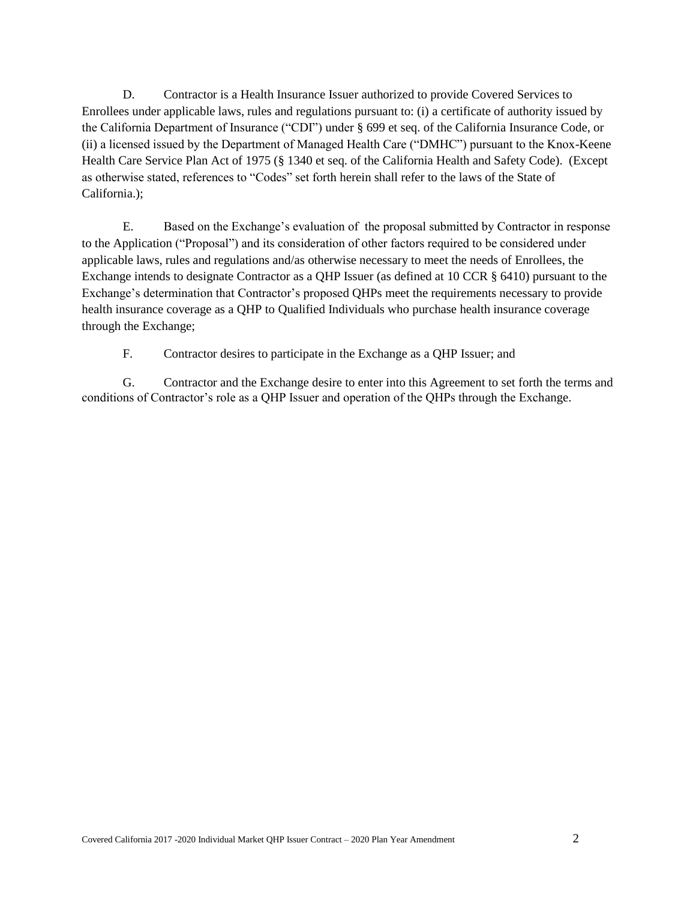D. Contractor is a Health Insurance Issuer authorized to provide Covered Services to Enrollees under applicable laws, rules and regulations pursuant to: (i) a certificate of authority issued by the California Department of Insurance ("CDI") under § 699 et seq. of the California Insurance Code, or (ii) a licensed issued by the Department of Managed Health Care ("DMHC") pursuant to the Knox-Keene Health Care Service Plan Act of 1975 (§ 1340 et seq. of the California Health and Safety Code). (Except as otherwise stated, references to "Codes" set forth herein shall refer to the laws of the State of California.);

E. Based on the Exchange's evaluation of the proposal submitted by Contractor in response to the Application ("Proposal") and its consideration of other factors required to be considered under applicable laws, rules and regulations and/as otherwise necessary to meet the needs of Enrollees, the Exchange intends to designate Contractor as a QHP Issuer (as defined at 10 CCR § 6410) pursuant to the Exchange's determination that Contractor's proposed QHPs meet the requirements necessary to provide health insurance coverage as a QHP to Qualified Individuals who purchase health insurance coverage through the Exchange;

F. Contractor desires to participate in the Exchange as a QHP Issuer; and

G. Contractor and the Exchange desire to enter into this Agreement to set forth the terms and conditions of Contractor's role as a QHP Issuer and operation of the QHPs through the Exchange.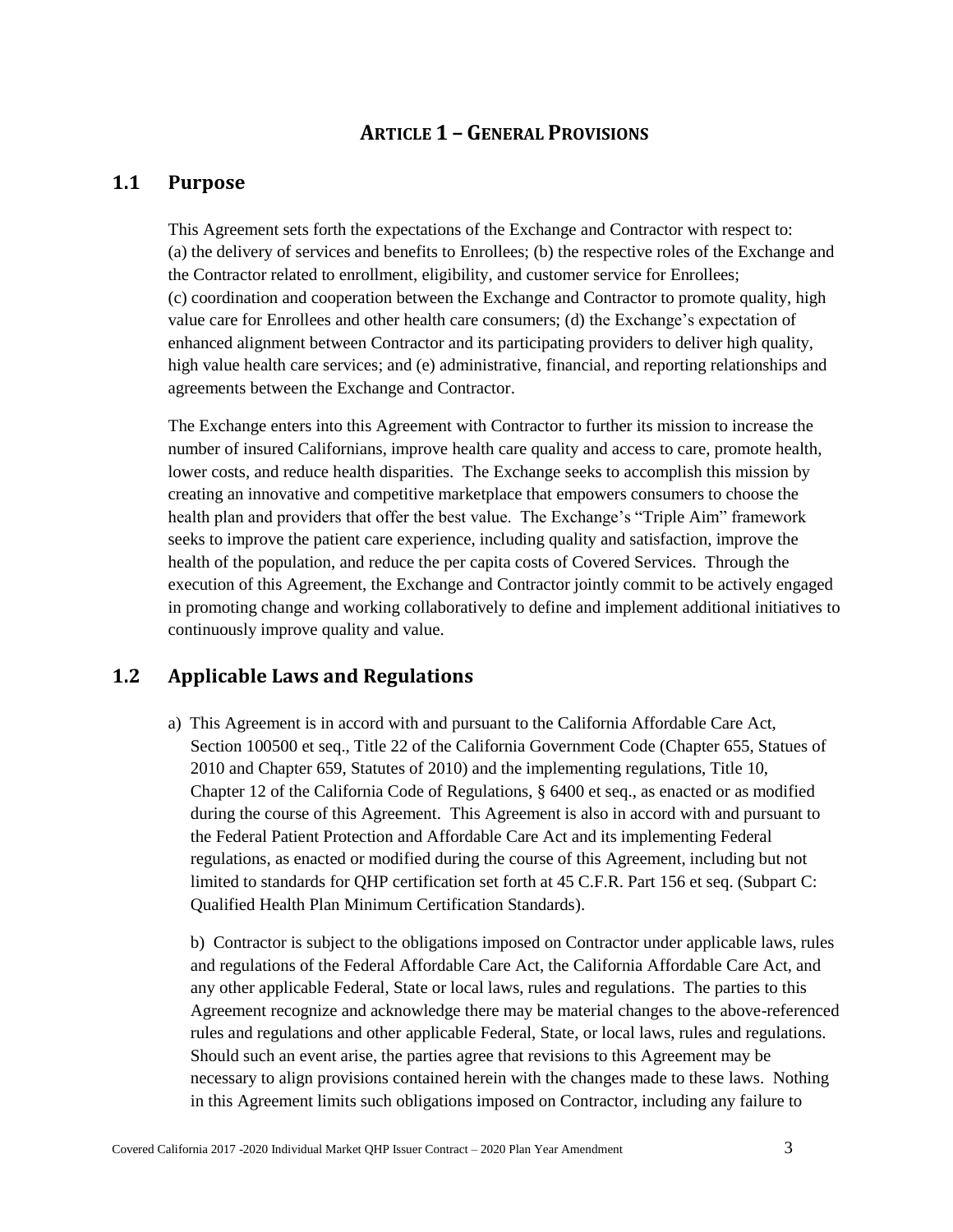# ARTICLE 1 – GENERAL PROVISIONS

## 1.1 Purpose

This Agreement sets forth the expectations of the Exchange and Contractor with respect to: (a) the delivery of services and benefits to Enrollees; (b) the respective roles of the Exchange and the Contractor related to enrollment, eligibility, and customer service for Enrollees; (c) coordination and cooperation between the Exchange and Contractor to promote quality, high value care for Enrollees and other health care consumers; (d) the Exchange's expectation of enhanced alignment between Contractor and its participating providers to deliver high quality, high value health care services; and (e) administrative, financial, and reporting relationships and agreements between the Exchange and Contractor.

The Exchange enters into this Agreement with Contractor to further its mission to increase the number of insured Californians, improve health care quality and access to care, promote health, lower costs, and reduce health disparities. The Exchange seeks to accomplish this mission by creating an innovative and competitive marketplace that empowers consumers to choose the health plan and providers that offer the best value. The Exchange's "Triple Aim" framework seeks to improve the patient care experience, including quality and satisfaction, improve the health of the population, and reduce the per capita costs of Covered Services. Through the execution of this Agreement, the Exchange and Contractor jointly commit to be actively engaged in promoting change and working collaboratively to define and implement additional initiatives to continuously improve quality and value.

## 1.2 Applicable Laws and Regulations

a) This Agreement is in accord with and pursuant to the California Affordable Care Act, Section 100500 et seq., Title 22 of the California Government Code (Chapter 655, Statues of 2010 and Chapter 659, Statutes of 2010) and the implementing regulations, Title 10, Chapter 12 of the California Code of Regulations, § 6400 et seq., as enacted or as modified during the course of this Agreement. This Agreement is also in accord with and pursuant to the Federal Patient Protection and Affordable Care Act and its implementing Federal regulations, as enacted or modified during the course of this Agreement, including but not limited to standards for QHP certification set forth at 45 C.F.R. Part 156 et seq. (Subpart C: Qualified Health Plan Minimum Certification Standards).

b) Contractor is subject to the obligations imposed on Contractor under applicable laws, rules and regulations of the Federal Affordable Care Act, the California Affordable Care Act, and any other applicable Federal, State or local laws, rules and regulations. The parties to this Agreement recognize and acknowledge there may be material changes to the above-referenced rules and regulations and other applicable Federal, State, or local laws, rules and regulations. Should such an event arise, the parties agree that revisions to this Agreement may be necessary to align provisions contained herein with the changes made to these laws. Nothing in this Agreement limits such obligations imposed on Contractor, including any failure to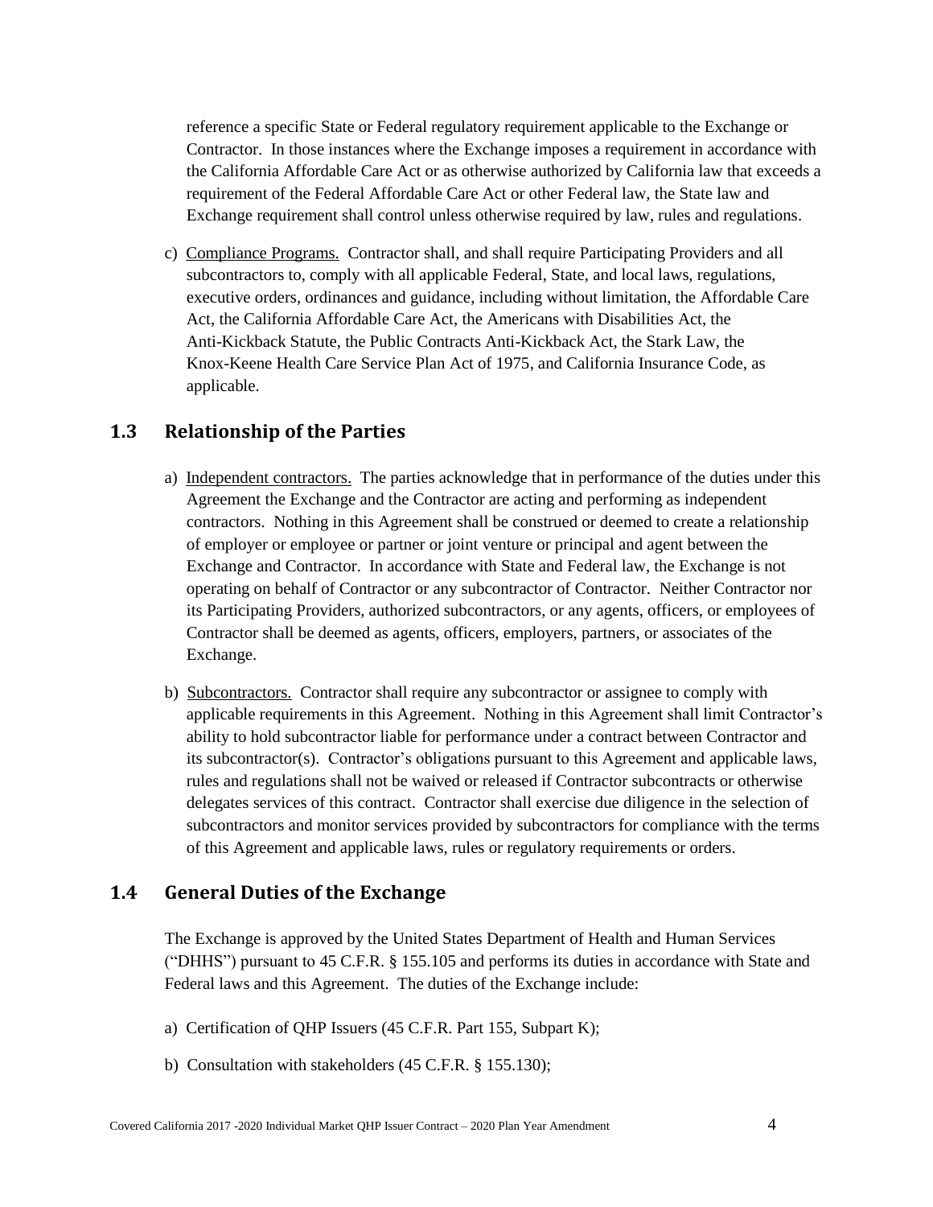reference a specific State or Federal regulatory requirement applicable to the Exchange or Contractor. In those instances where the Exchange imposes a requirement in accordance with the California Affordable Care Act or as otherwise authorized by California law that exceeds a requirement of the Federal Affordable Care Act or other Federal law, the State law and Exchange requirement shall control unless otherwise required by law, rules and regulations.

c) Compliance Programs. Contractor shall, and shall require Participating Providers and all subcontractors to, comply with all applicable Federal, State, and local laws, regulations, executive orders, ordinances and guidance, including without limitation, the Affordable Care Act, the California Affordable Care Act, the Americans with Disabilities Act, the Anti-Kickback Statute, the Public Contracts Anti-Kickback Act, the Stark Law, the Knox-Keene Health Care Service Plan Act of 1975, and California Insurance Code, as applicable.

## 1.3 Relationship of the Parties

a) Independent contractors. The parties acknowledge that in performance of the duties under this Agreement the Exchange and the Contractor are acting and performing as independent contractors. Nothing in this Agreement shall be construed or deemed to create a relationship of employer or employee or partner or joint venture or principal and agent between the Exchange and Contractor. In accordance with State and Federal law, the Exchange is not operating on behalf of Contractor or any subcontractor of Contractor. Neither Contractor nor its Participating Providers, authorized subcontractors, or any agents, officers, or employees of Contractor shall be deemed as agents, officers, employers, partners, or associates of the Exchange.

b) Subcontractors. Contractor shall require any subcontractor or assignee to comply with applicable requirements in this Agreement. Nothing in this Agreement shall limit Contractor's ability to hold subcontractor liable for performance under a contract between Contractor and its subcontractor(s). Contractor's obligations pursuant to this Agreement and applicable laws, rules and regulations shall not be waived or released if Contractor subcontracts or otherwise delegates services of this contract. Contractor shall exercise due diligence in the selection of subcontractors and monitor services provided by subcontractors for compliance with the terms of this Agreement and applicable laws, rules or regulatory requirements or orders.

## 1.4 General Duties of the Exchange

The Exchange is approved by the United States Department of Health and Human Services ("DHHS") pursuant to 45 C.F.R. § 155.105 and performs its duties in accordance with State and Federal laws and this Agreement. The duties of the Exchange include:

a) Certification of QHP Issuers (45 C.F.R. Part 155, Subpart K);

b) Consultation with stakeholders (45 C.F.R. § 155.130);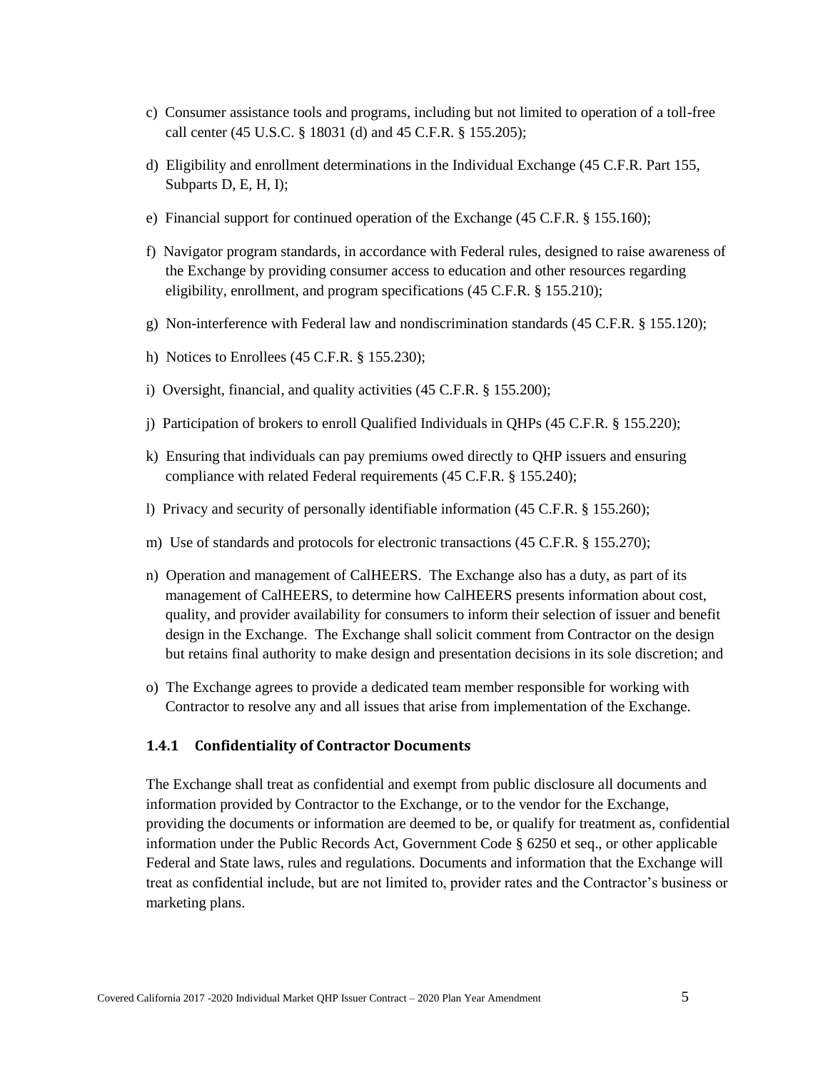c) Consumer assistance tools and programs, including but not limited to operation of a toll-free call center (45 U.S.C. § 18031 (d) and 45 C.F.R. § 155.205);

d) Eligibility and enrollment determinations in the Individual Exchange (45 C.F.R. Part 155, Subparts D, E, H, I);

e) Financial support for continued operation of the Exchange (45 C.F.R. § 155.160);

f) Navigator program standards, in accordance with Federal rules, designed to raise awareness of the Exchange by providing consumer access to education and other resources regarding eligibility, enrollment, and program specifications (45 C.F.R. § 155.210);

g) Non-interference with Federal law and nondiscrimination standards (45 C.F.R. § 155.120);

h) Notices to Enrollees (45 C.F.R. § 155.230);

i) Oversight, financial, and quality activities (45 C.F.R. § 155.200);

j) Participation of brokers to enroll Qualified Individuals in QHPs (45 C.F.R. § 155.220);

k) Ensuring that individuals can pay premiums owed directly to QHP issuers and ensuring compliance with related Federal requirements (45 C.F.R. § 155.240);

l) Privacy and security of personally identifiable information (45 C.F.R. § 155.260);

m) Use of standards and protocols for electronic transactions (45 C.F.R. § 155.270);

n) Operation and management of CalHEERS. The Exchange also has a duty, as part of its management of CalHEERS, to determine how CalHEERS presents information about cost, quality, and provider availability for consumers to inform their selection of issuer and benefit design in the Exchange. The Exchange shall solicit comment from Contractor on the design but retains final authority to make design and presentation decisions in its sole discretion; and

o) The Exchange agrees to provide a dedicated team member responsible for working with Contractor to resolve any and all issues that arise from implementation of the Exchange.

### 1.4.1 Confidentiality of Contractor Documents

The Exchange shall treat as confidential and exempt from public disclosure all documents and information provided by Contractor to the Exchange, or to the vendor for the Exchange, providing the documents or information are deemed to be, or qualify for treatment as, confidential information under the Public Records Act, Government Code § 6250 et seq., or other applicable Federal and State laws, rules and regulations. Documents and information that the Exchange will treat as confidential include, but are not limited to, provider rates and the Contractor's business or marketing plans.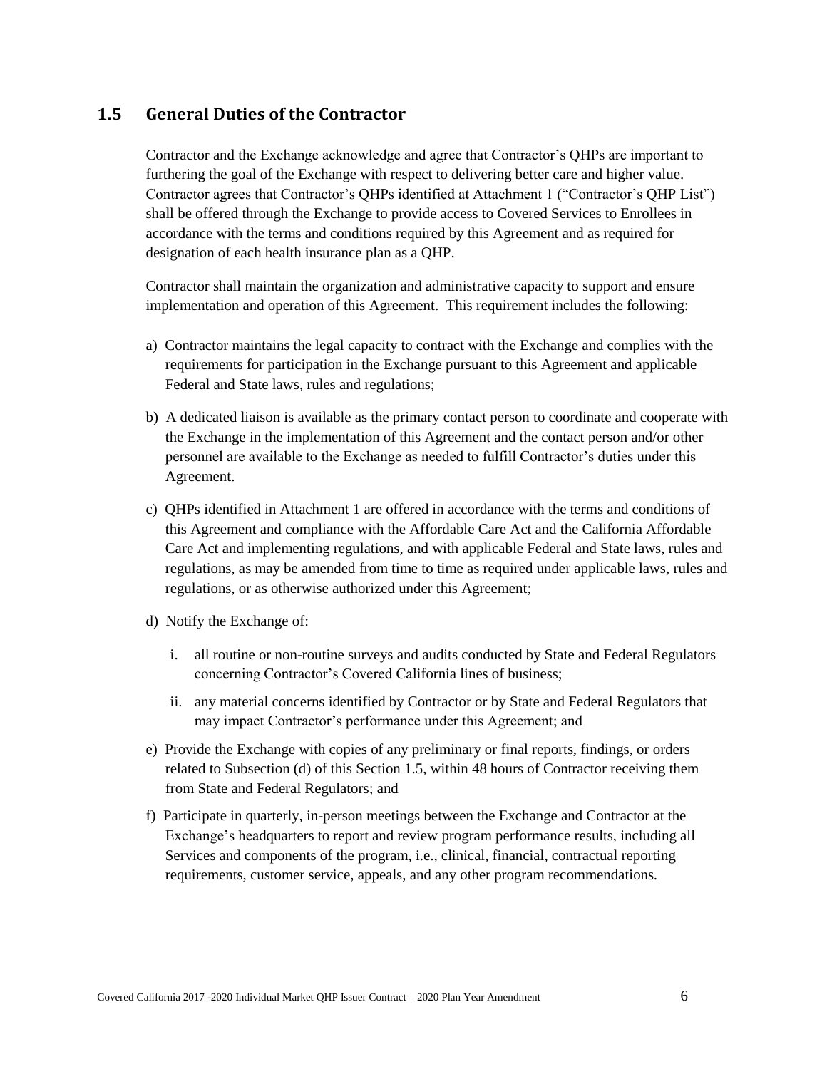## 1.5 General Duties of the Contractor

Contractor and the Exchange acknowledge and agree that Contractor's QHPs are important to furthering the goal of the Exchange with respect to delivering better care and higher value. Contractor agrees that Contractor's QHPs identified at Attachment 1 ("Contractor's QHP List") shall be offered through the Exchange to provide access to Covered Services to Enrollees in accordance with the terms and conditions required by this Agreement and as required for designation of each health insurance plan as a QHP.

Contractor shall maintain the organization and administrative capacity to support and ensure implementation and operation of this Agreement. This requirement includes the following:

a) Contractor maintains the legal capacity to contract with the Exchange and complies with the requirements for participation in the Exchange pursuant to this Agreement and applicable Federal and State laws, rules and regulations;

b) A dedicated liaison is available as the primary contact person to coordinate and cooperate with the Exchange in the implementation of this Agreement and the contact person and/or other personnel are available to the Exchange as needed to fulfill Contractor's duties under this Agreement.

c) QHPs identified in Attachment 1 are offered in accordance with the terms and conditions of this Agreement and compliance with the Affordable Care Act and the California Affordable Care Act and implementing regulations, and with applicable Federal and State laws, rules and regulations, as may be amended from time to time as required under applicable laws, rules and regulations, or as otherwise authorized under this Agreement;

d) Notify the Exchange of:

   i. all routine or non-routine surveys and audits conducted by State and Federal Regulators concerning Contractor's Covered California lines of business;

   ii. any material concerns identified by Contractor or by State and Federal Regulators that may impact Contractor's performance under this Agreement; and

e) Provide the Exchange with copies of any preliminary or final reports, findings, or orders related to Subsection (d) of this Section 1.5, within 48 hours of Contractor receiving them from State and Federal Regulators; and

f) Participate in quarterly, in-person meetings between the Exchange and Contractor at the Exchange's headquarters to report and review program performance results, including all Services and components of the program, i.e., clinical, financial, contractual reporting requirements, customer service, appeals, and any other program recommendations.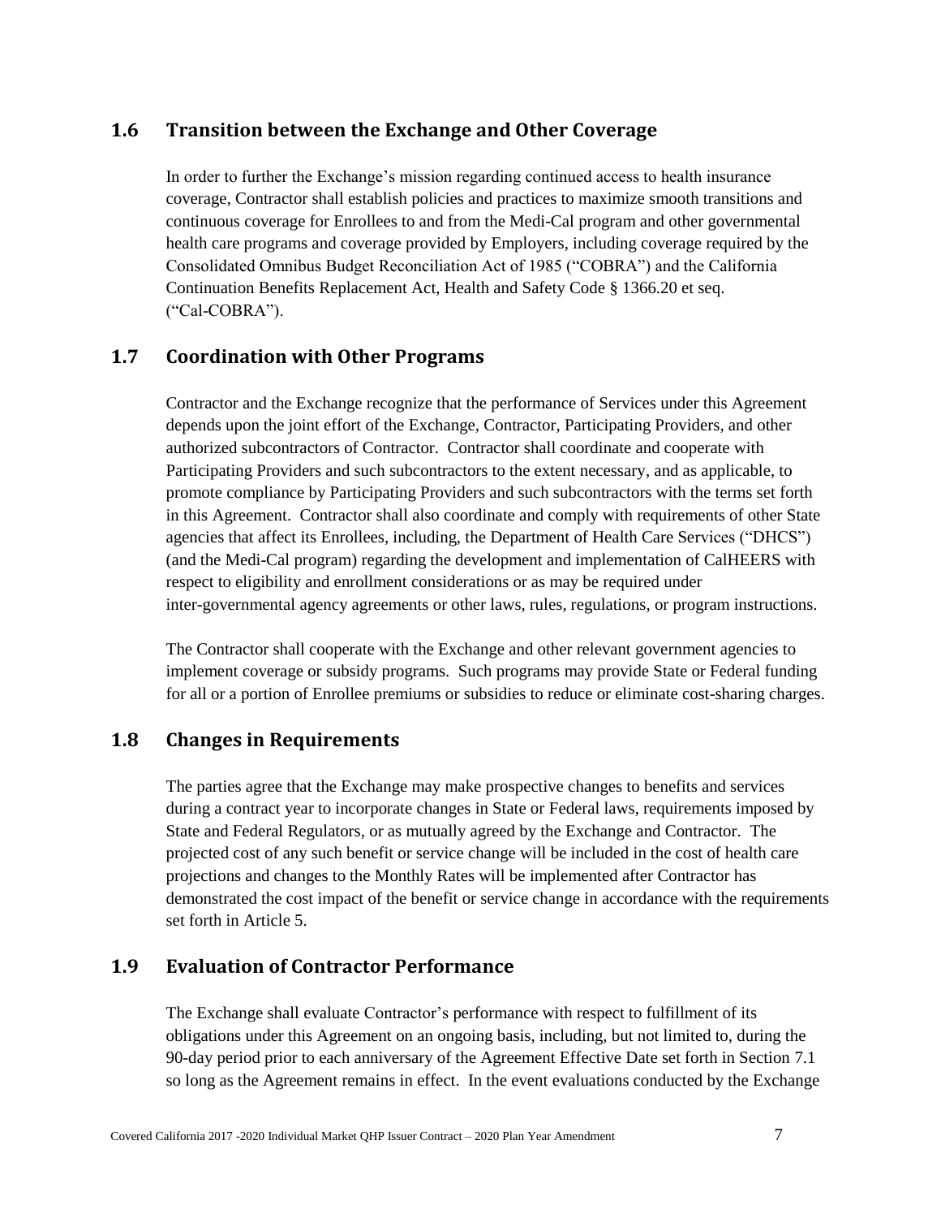## 1.6 Transition between the Exchange and Other Coverage

In order to further the Exchange's mission regarding continued access to health insurance coverage, Contractor shall establish policies and practices to maximize smooth transitions and continuous coverage for Enrollees to and from the Medi-Cal program and other governmental health care programs and coverage provided by Employers, including coverage required by the Consolidated Omnibus Budget Reconciliation Act of 1985 ("COBRA") and the California Continuation Benefits Replacement Act, Health and Safety Code § 1366.20 et seq. ("Cal-COBRA").

## 1.7 Coordination with Other Programs

Contractor and the Exchange recognize that the performance of Services under this Agreement depends upon the joint effort of the Exchange, Contractor, Participating Providers, and other authorized subcontractors of Contractor. Contractor shall coordinate and cooperate with Participating Providers and such subcontractors to the extent necessary, and as applicable, to promote compliance by Participating Providers and such subcontractors with the terms set forth in this Agreement. Contractor shall also coordinate and comply with requirements of other State agencies that affect its Enrollees, including, the Department of Health Care Services ("DHCS") (and the Medi-Cal program) regarding the development and implementation of CalHEERS with respect to eligibility and enrollment considerations or as may be required under inter-governmental agency agreements or other laws, rules, regulations, or program instructions.

The Contractor shall cooperate with the Exchange and other relevant government agencies to implement coverage or subsidy programs. Such programs may provide State or Federal funding for all or a portion of Enrollee premiums or subsidies to reduce or eliminate cost-sharing charges.

## 1.8 Changes in Requirements

The parties agree that the Exchange may make prospective changes to benefits and services during a contract year to incorporate changes in State or Federal laws, requirements imposed by State and Federal Regulators, or as mutually agreed by the Exchange and Contractor. The projected cost of any such benefit or service change will be included in the cost of health care projections and changes to the Monthly Rates will be implemented after Contractor has demonstrated the cost impact of the benefit or service change in accordance with the requirements set forth in Article 5.

## 1.9 Evaluation of Contractor Performance

The Exchange shall evaluate Contractor's performance with respect to fulfillment of its obligations under this Agreement on an ongoing basis, including, but not limited to, during the 90-day period prior to each anniversary of the Agreement Effective Date set forth in Section 7.1 so long as the Agreement remains in effect. In the event evaluations conducted by the Exchange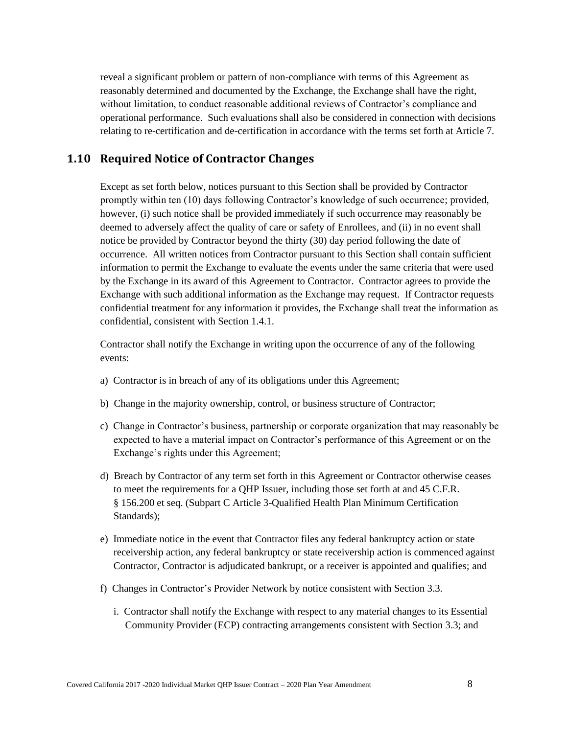reveal a significant problem or pattern of non-compliance with terms of this Agreement as reasonably determined and documented by the Exchange, the Exchange shall have the right, without limitation, to conduct reasonable additional reviews of Contractor's compliance and operational performance. Such evaluations shall also be considered in connection with decisions relating to re-certification and de-certification in accordance with the terms set forth at Article 7.

## 1.10 Required Notice of Contractor Changes

Except as set forth below, notices pursuant to this Section shall be provided by Contractor promptly within ten (10) days following Contractor's knowledge of such occurrence; provided, however, (i) such notice shall be provided immediately if such occurrence may reasonably be deemed to adversely affect the quality of care or safety of Enrollees, and (ii) in no event shall notice be provided by Contractor beyond the thirty (30) day period following the date of occurrence. All written notices from Contractor pursuant to this Section shall contain sufficient information to permit the Exchange to evaluate the events under the same criteria that were used by the Exchange in its award of this Agreement to Contractor. Contractor agrees to provide the Exchange with such additional information as the Exchange may request. If Contractor requests confidential treatment for any information it provides, the Exchange shall treat the information as confidential, consistent with Section 1.4.1.

Contractor shall notify the Exchange in writing upon the occurrence of any of the following events:

a) Contractor is in breach of any of its obligations under this Agreement;

b) Change in the majority ownership, control, or business structure of Contractor;

c) Change in Contractor's business, partnership or corporate organization that may reasonably be expected to have a material impact on Contractor's performance of this Agreement or on the Exchange's rights under this Agreement;

d) Breach by Contractor of any term set forth in this Agreement or Contractor otherwise ceases to meet the requirements for a QHP Issuer, including those set forth at and 45 C.F.R. § 156.200 et seq. (Subpart C Article 3-Qualified Health Plan Minimum Certification Standards);

e) Immediate notice in the event that Contractor files any federal bankruptcy action or state receivership action, any federal bankruptcy or state receivership action is commenced against Contractor, Contractor is adjudicated bankrupt, or a receiver is appointed and qualifies; and

f) Changes in Contractor's Provider Network by notice consistent with Section 3.3.

   i. Contractor shall notify the Exchange with respect to any material changes to its Essential Community Provider (ECP) contracting arrangements consistent with Section 3.3; and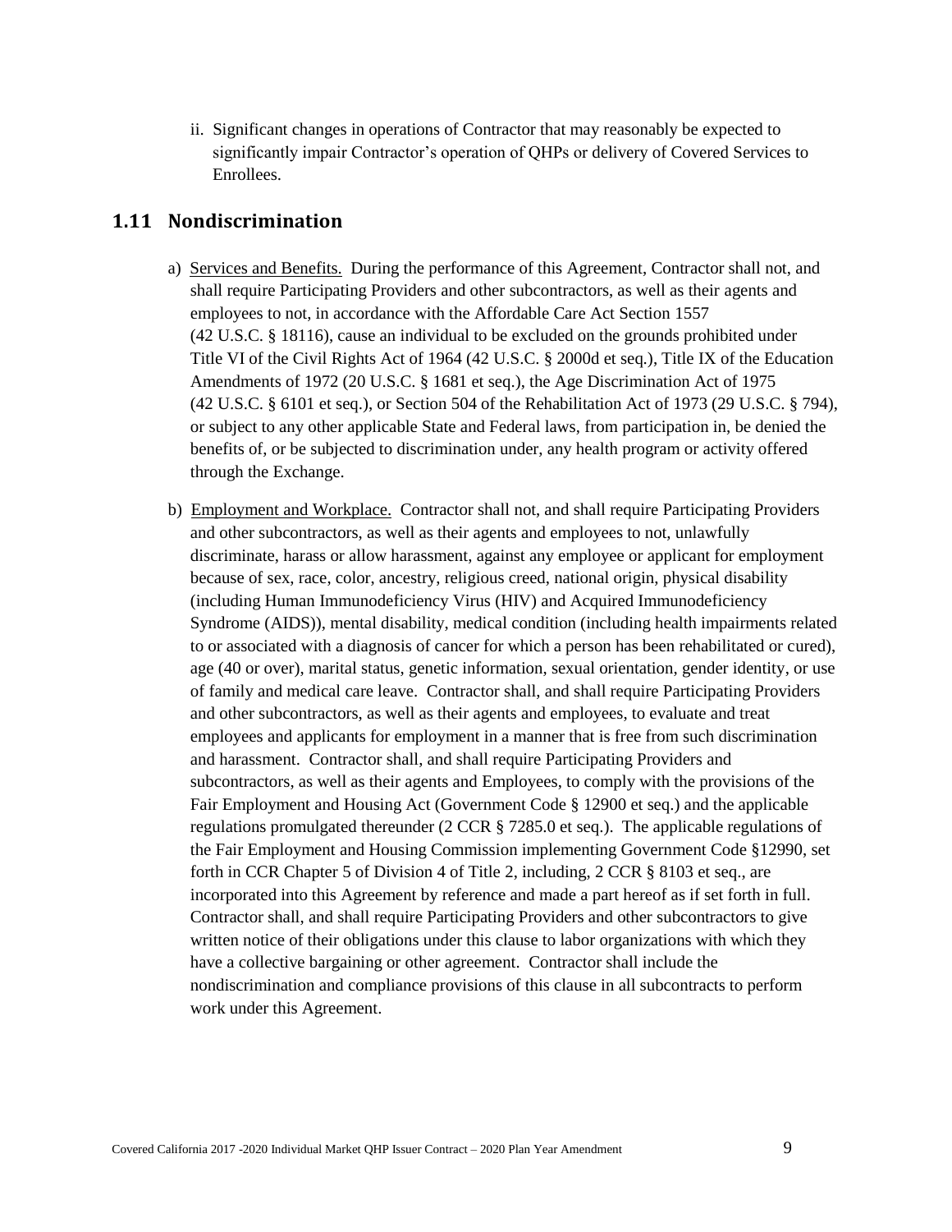ii. Significant changes in operations of Contractor that may reasonably be expected to significantly impair Contractor's operation of QHPs or delivery of Covered Services to Enrollees.

## 1.11 Nondiscrimination

a) Services and Benefits. During the performance of this Agreement, Contractor shall not, and shall require Participating Providers and other subcontractors, as well as their agents and employees to not, in accordance with the Affordable Care Act Section 1557 (42 U.S.C. § 18116), cause an individual to be excluded on the grounds prohibited under Title VI of the Civil Rights Act of 1964 (42 U.S.C. § 2000d et seq.), Title IX of the Education Amendments of 1972 (20 U.S.C. § 1681 et seq.), the Age Discrimination Act of 1975 (42 U.S.C. § 6101 et seq.), or Section 504 of the Rehabilitation Act of 1973 (29 U.S.C. § 794), or subject to any other applicable State and Federal laws, from participation in, be denied the benefits of, or be subjected to discrimination under, any health program or activity offered through the Exchange.

b) Employment and Workplace. Contractor shall not, and shall require Participating Providers and other subcontractors, as well as their agents and employees to not, unlawfully discriminate, harass or allow harassment, against any employee or applicant for employment because of sex, race, color, ancestry, religious creed, national origin, physical disability (including Human Immunodeficiency Virus (HIV) and Acquired Immunodeficiency Syndrome (AIDS)), mental disability, medical condition (including health impairments related to or associated with a diagnosis of cancer for which a person has been rehabilitated or cured), age (40 or over), marital status, genetic information, sexual orientation, gender identity, or use of family and medical care leave. Contractor shall, and shall require Participating Providers and other subcontractors, as well as their agents and employees, to evaluate and treat employees and applicants for employment in a manner that is free from such discrimination and harassment. Contractor shall, and shall require Participating Providers and subcontractors, as well as their agents and Employees, to comply with the provisions of the Fair Employment and Housing Act (Government Code § 12900 et seq.) and the applicable regulations promulgated thereunder (2 CCR § 7285.0 et seq.). The applicable regulations of the Fair Employment and Housing Commission implementing Government Code §12990, set forth in CCR Chapter 5 of Division 4 of Title 2, including, 2 CCR § 8103 et seq., are incorporated into this Agreement by reference and made a part hereof as if set forth in full. Contractor shall, and shall require Participating Providers and other subcontractors to give written notice of their obligations under this clause to labor organizations with which they have a collective bargaining or other agreement. Contractor shall include the nondiscrimination and compliance provisions of this clause in all subcontracts to perform work under this Agreement.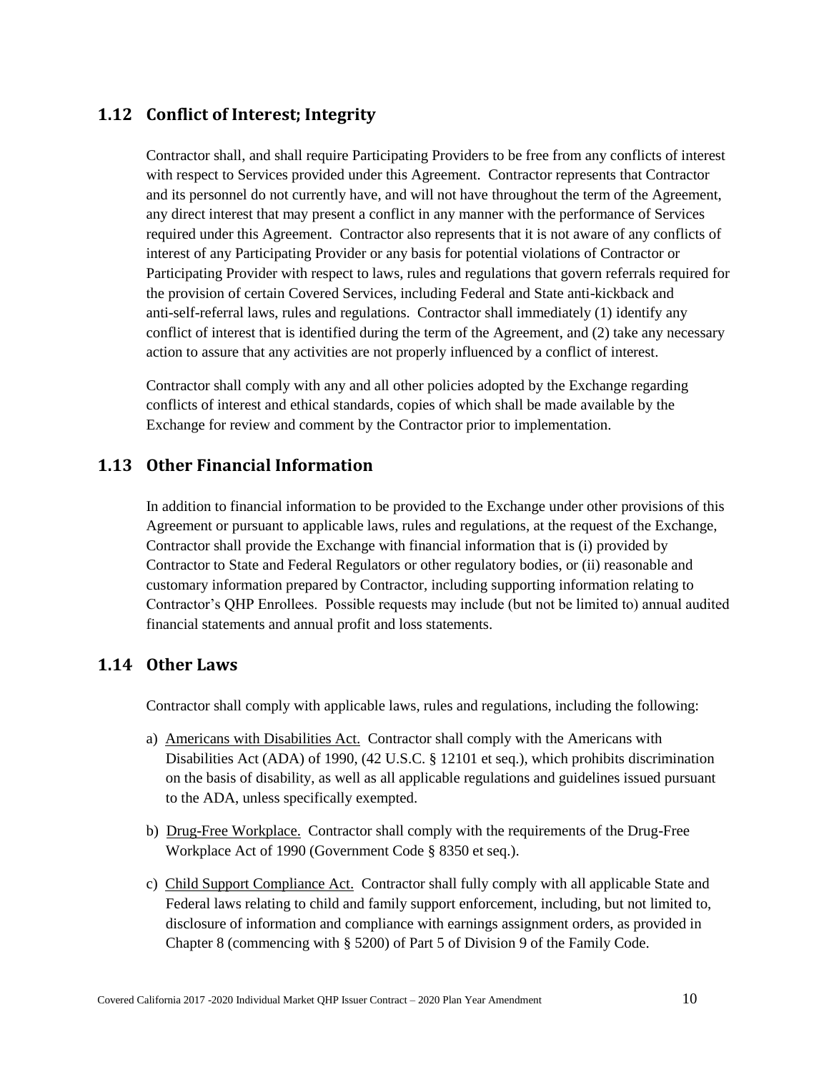## 1.12 Conflict of Interest; Integrity

Contractor shall, and shall require Participating Providers to be free from any conflicts of interest with respect to Services provided under this Agreement. Contractor represents that Contractor and its personnel do not currently have, and will not have throughout the term of the Agreement, any direct interest that may present a conflict in any manner with the performance of Services required under this Agreement. Contractor also represents that it is not aware of any conflicts of interest of any Participating Provider or any basis for potential violations of Contractor or Participating Provider with respect to laws, rules and regulations that govern referrals required for the provision of certain Covered Services, including Federal and State anti-kickback and anti-self-referral laws, rules and regulations. Contractor shall immediately (1) identify any conflict of interest that is identified during the term of the Agreement, and (2) take any necessary action to assure that any activities are not properly influenced by a conflict of interest.

Contractor shall comply with any and all other policies adopted by the Exchange regarding conflicts of interest and ethical standards, copies of which shall be made available by the Exchange for review and comment by the Contractor prior to implementation.

## 1.13 Other Financial Information

In addition to financial information to be provided to the Exchange under other provisions of this Agreement or pursuant to applicable laws, rules and regulations, at the request of the Exchange, Contractor shall provide the Exchange with financial information that is (i) provided by Contractor to State and Federal Regulators or other regulatory bodies, or (ii) reasonable and customary information prepared by Contractor, including supporting information relating to Contractor's QHP Enrollees. Possible requests may include (but not be limited to) annual audited financial statements and annual profit and loss statements.

## 1.14 Other Laws

Contractor shall comply with applicable laws, rules and regulations, including the following:

a) Americans with Disabilities Act. Contractor shall comply with the Americans with Disabilities Act (ADA) of 1990, (42 U.S.C. § 12101 et seq.), which prohibits discrimination on the basis of disability, as well as all applicable regulations and guidelines issued pursuant to the ADA, unless specifically exempted.

b) Drug-Free Workplace. Contractor shall comply with the requirements of the Drug-Free Workplace Act of 1990 (Government Code § 8350 et seq.).

c) Child Support Compliance Act. Contractor shall fully comply with all applicable State and Federal laws relating to child and family support enforcement, including, but not limited to, disclosure of information and compliance with earnings assignment orders, as provided in Chapter 8 (commencing with § 5200) of Part 5 of Division 9 of the Family Code.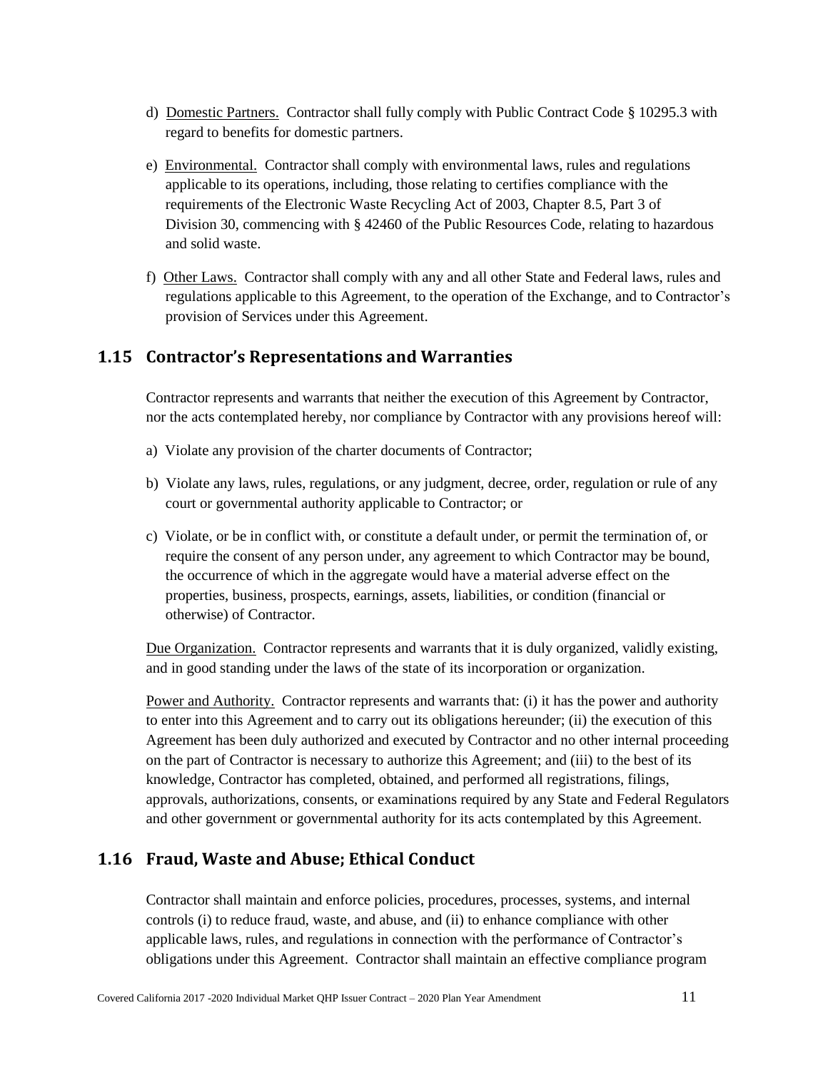d) Domestic Partners. Contractor shall fully comply with Public Contract Code § 10295.3 with regard to benefits for domestic partners.

e) Environmental. Contractor shall comply with environmental laws, rules and regulations applicable to its operations, including, those relating to certifies compliance with the requirements of the Electronic Waste Recycling Act of 2003, Chapter 8.5, Part 3 of Division 30, commencing with § 42460 of the Public Resources Code, relating to hazardous and solid waste.

f) Other Laws. Contractor shall comply with any and all other State and Federal laws, rules and regulations applicable to this Agreement, to the operation of the Exchange, and to Contractor's provision of Services under this Agreement.

## 1.15 Contractor's Representations and Warranties

Contractor represents and warrants that neither the execution of this Agreement by Contractor, nor the acts contemplated hereby, nor compliance by Contractor with any provisions hereof will:

a) Violate any provision of the charter documents of Contractor;

b) Violate any laws, rules, regulations, or any judgment, decree, order, regulation or rule of any court or governmental authority applicable to Contractor; or

c) Violate, or be in conflict with, or constitute a default under, or permit the termination of, or require the consent of any person under, any agreement to which Contractor may be bound, the occurrence of which in the aggregate would have a material adverse effect on the properties, business, prospects, earnings, assets, liabilities, or condition (financial or otherwise) of Contractor.

Due Organization. Contractor represents and warrants that it is duly organized, validly existing, and in good standing under the laws of the state of its incorporation or organization.

Power and Authority. Contractor represents and warrants that: (i) it has the power and authority to enter into this Agreement and to carry out its obligations hereunder; (ii) the execution of this Agreement has been duly authorized and executed by Contractor and no other internal proceeding on the part of Contractor is necessary to authorize this Agreement; and (iii) to the best of its knowledge, Contractor has completed, obtained, and performed all registrations, filings, approvals, authorizations, consents, or examinations required by any State and Federal Regulators and other government or governmental authority for its acts contemplated by this Agreement.

## 1.16 Fraud, Waste and Abuse; Ethical Conduct

Contractor shall maintain and enforce policies, procedures, processes, systems, and internal controls (i) to reduce fraud, waste, and abuse, and (ii) to enhance compliance with other applicable laws, rules, and regulations in connection with the performance of Contractor's obligations under this Agreement. Contractor shall maintain an effective compliance program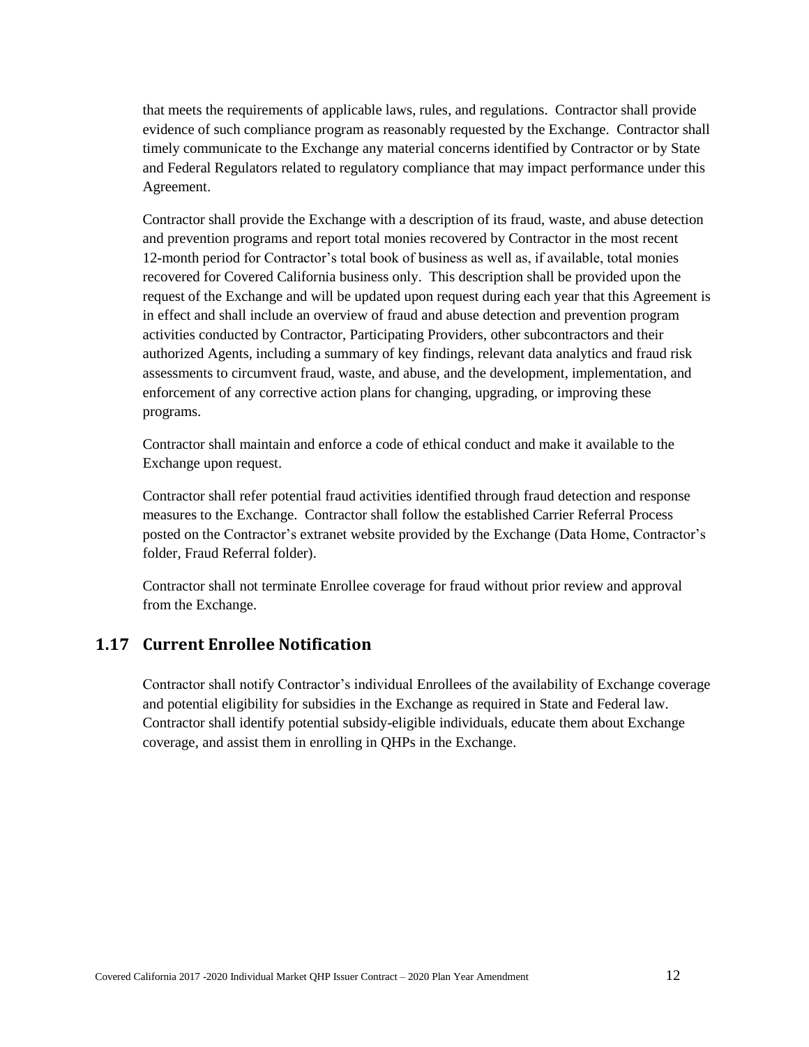that meets the requirements of applicable laws, rules, and regulations. Contractor shall provide evidence of such compliance program as reasonably requested by the Exchange. Contractor shall timely communicate to the Exchange any material concerns identified by Contractor or by State and Federal Regulators related to regulatory compliance that may impact performance under this Agreement.

Contractor shall provide the Exchange with a description of its fraud, waste, and abuse detection and prevention programs and report total monies recovered by Contractor in the most recent 12-month period for Contractor's total book of business as well as, if available, total monies recovered for Covered California business only. This description shall be provided upon the request of the Exchange and will be updated upon request during each year that this Agreement is in effect and shall include an overview of fraud and abuse detection and prevention program activities conducted by Contractor, Participating Providers, other subcontractors and their authorized Agents, including a summary of key findings, relevant data analytics and fraud risk assessments to circumvent fraud, waste, and abuse, and the development, implementation, and enforcement of any corrective action plans for changing, upgrading, or improving these programs.

Contractor shall maintain and enforce a code of ethical conduct and make it available to the Exchange upon request.

Contractor shall refer potential fraud activities identified through fraud detection and response measures to the Exchange. Contractor shall follow the established Carrier Referral Process posted on the Contractor's extranet website provided by the Exchange (Data Home, Contractor's folder, Fraud Referral folder).

Contractor shall not terminate Enrollee coverage for fraud without prior review and approval from the Exchange.

## 1.17 Current Enrollee Notification

Contractor shall notify Contractor's individual Enrollees of the availability of Exchange coverage and potential eligibility for subsidies in the Exchange as required in State and Federal law. Contractor shall identify potential subsidy-eligible individuals, educate them about Exchange coverage, and assist them in enrolling in QHPs in the Exchange.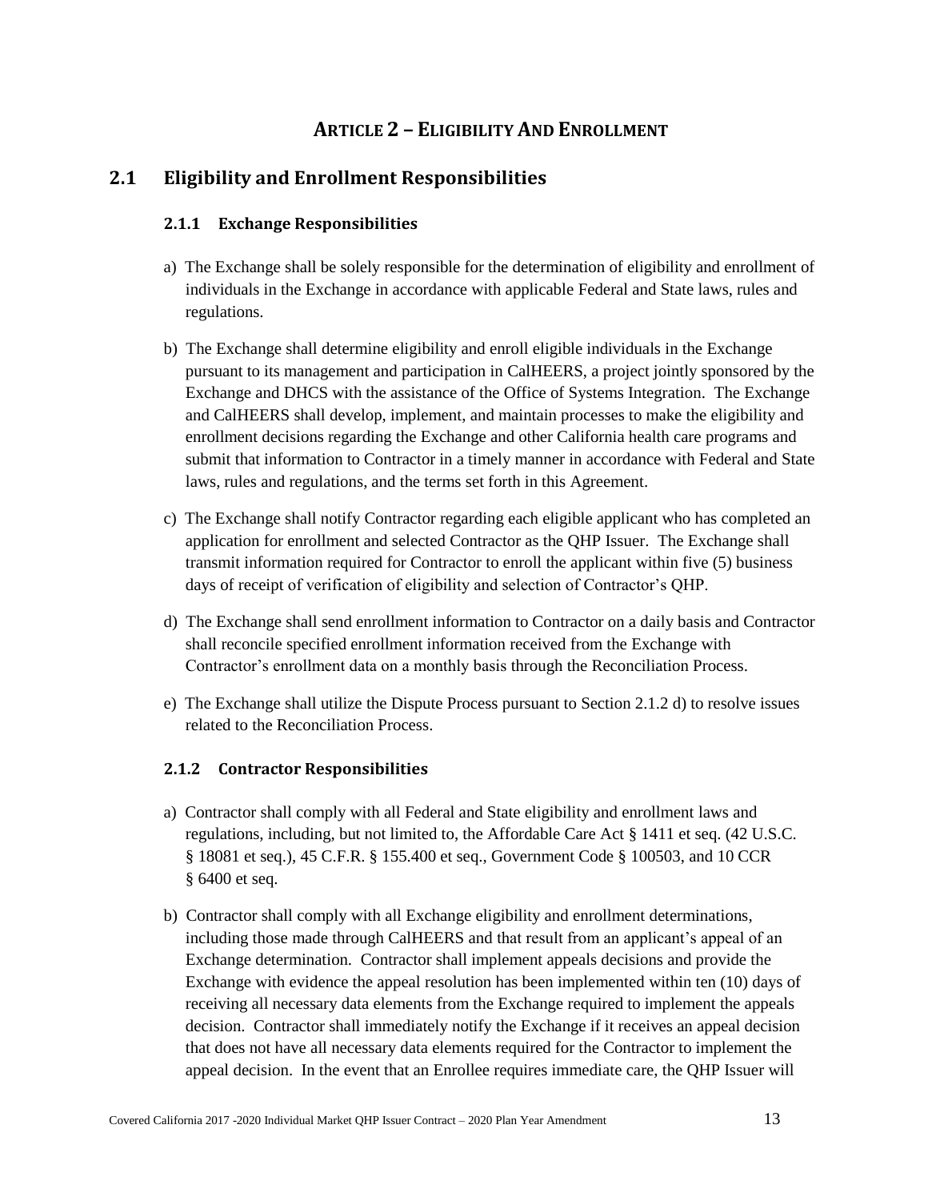# ARTICLE 2 – ELIGIBILITY AND ENROLLMENT

## 2.1 Eligibility and Enrollment Responsibilities

### 2.1.1 Exchange Responsibilities

a) The Exchange shall be solely responsible for the determination of eligibility and enrollment of individuals in the Exchange in accordance with applicable Federal and State laws, rules and regulations.

b) The Exchange shall determine eligibility and enroll eligible individuals in the Exchange pursuant to its management and participation in CalHEERS, a project jointly sponsored by the Exchange and DHCS with the assistance of the Office of Systems Integration. The Exchange and CalHEERS shall develop, implement, and maintain processes to make the eligibility and enrollment decisions regarding the Exchange and other California health care programs and submit that information to Contractor in a timely manner in accordance with Federal and State laws, rules and regulations, and the terms set forth in this Agreement.

c) The Exchange shall notify Contractor regarding each eligible applicant who has completed an application for enrollment and selected Contractor as the QHP Issuer. The Exchange shall transmit information required for Contractor to enroll the applicant within five (5) business days of receipt of verification of eligibility and selection of Contractor's QHP.

d) The Exchange shall send enrollment information to Contractor on a daily basis and Contractor shall reconcile specified enrollment information received from the Exchange with Contractor's enrollment data on a monthly basis through the Reconciliation Process.

e) The Exchange shall utilize the Dispute Process pursuant to Section 2.1.2 d) to resolve issues related to the Reconciliation Process.

### 2.1.2 Contractor Responsibilities

a) Contractor shall comply with all Federal and State eligibility and enrollment laws and regulations, including, but not limited to, the Affordable Care Act § 1411 et seq. (42 U.S.C. § 18081 et seq.), 45 C.F.R. § 155.400 et seq., Government Code § 100503, and 10 CCR § 6400 et seq.

b) Contractor shall comply with all Exchange eligibility and enrollment determinations, including those made through CalHEERS and that result from an applicant's appeal of an Exchange determination. Contractor shall implement appeals decisions and provide the Exchange with evidence the appeal resolution has been implemented within ten (10) days of receiving all necessary data elements from the Exchange required to implement the appeals decision. Contractor shall immediately notify the Exchange if it receives an appeal decision that does not have all necessary data elements required for the Contractor to implement the appeal decision. In the event that an Enrollee requires immediate care, the QHP Issuer will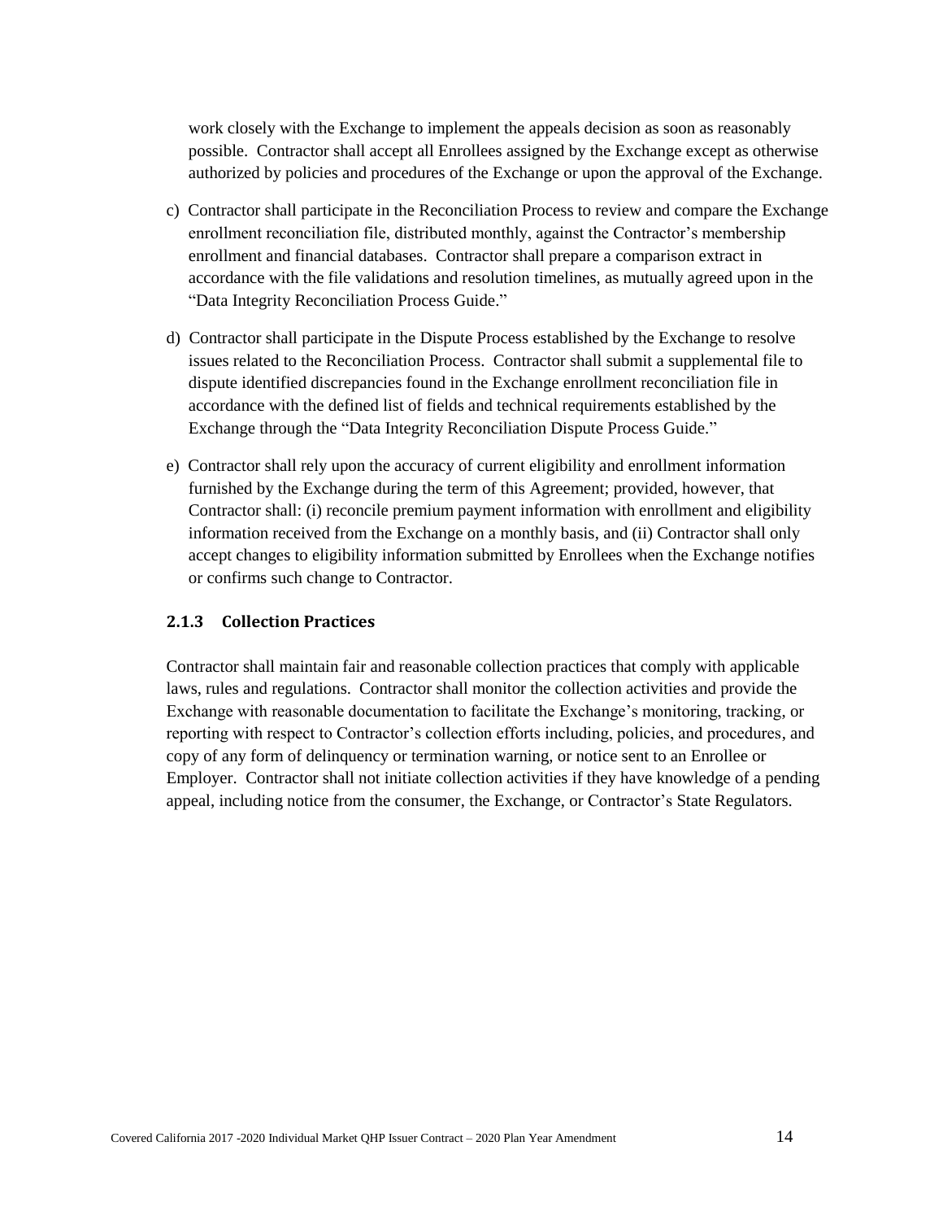work closely with the Exchange to implement the appeals decision as soon as reasonably possible. Contractor shall accept all Enrollees assigned by the Exchange except as otherwise authorized by policies and procedures of the Exchange or upon the approval of the Exchange.

c) Contractor shall participate in the Reconciliation Process to review and compare the Exchange enrollment reconciliation file, distributed monthly, against the Contractor's membership enrollment and financial databases. Contractor shall prepare a comparison extract in accordance with the file validations and resolution timelines, as mutually agreed upon in the "Data Integrity Reconciliation Process Guide."

d) Contractor shall participate in the Dispute Process established by the Exchange to resolve issues related to the Reconciliation Process. Contractor shall submit a supplemental file to dispute identified discrepancies found in the Exchange enrollment reconciliation file in accordance with the defined list of fields and technical requirements established by the Exchange through the "Data Integrity Reconciliation Dispute Process Guide."

e) Contractor shall rely upon the accuracy of current eligibility and enrollment information furnished by the Exchange during the term of this Agreement; provided, however, that Contractor shall: (i) reconcile premium payment information with enrollment and eligibility information received from the Exchange on a monthly basis, and (ii) Contractor shall only accept changes to eligibility information submitted by Enrollees when the Exchange notifies or confirms such change to Contractor.

### 2.1.3 Collection Practices

Contractor shall maintain fair and reasonable collection practices that comply with applicable laws, rules and regulations. Contractor shall monitor the collection activities and provide the Exchange with reasonable documentation to facilitate the Exchange's monitoring, tracking, or reporting with respect to Contractor's collection efforts including, policies, and procedures, and copy of any form of delinquency or termination warning, or notice sent to an Enrollee or Employer. Contractor shall not initiate collection activities if they have knowledge of a pending appeal, including notice from the consumer, the Exchange, or Contractor's State Regulators.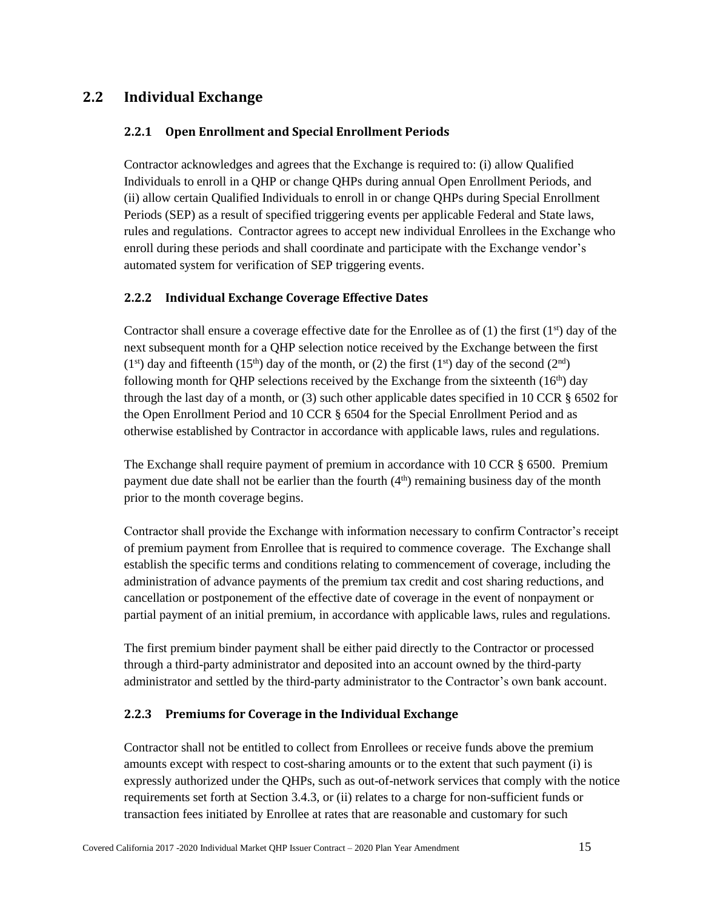## 2.2 Individual Exchange

### 2.2.1 Open Enrollment and Special Enrollment Periods

Contractor acknowledges and agrees that the Exchange is required to: (i) allow Qualified Individuals to enroll in a QHP or change QHPs during annual Open Enrollment Periods, and (ii) allow certain Qualified Individuals to enroll in or change QHPs during Special Enrollment Periods (SEP) as a result of specified triggering events per applicable Federal and State laws, rules and regulations. Contractor agrees to accept new individual Enrollees in the Exchange who enroll during these periods and shall coordinate and participate with the Exchange vendor's automated system for verification of SEP triggering events.

### 2.2.2 Individual Exchange Coverage Effective Dates

Contractor shall ensure a coverage effective date for the Enrollee as of (1) the first (1st) day of the next subsequent month for a QHP selection notice received by the Exchange between the first (1st) day and fifteenth (15th) day of the month, or (2) the first (1st) day of the second (2nd) following month for QHP selections received by the Exchange from the sixteenth (16th) day through the last day of a month, or (3) such other applicable dates specified in 10 CCR § 6502 for the Open Enrollment Period and 10 CCR § 6504 for the Special Enrollment Period and as otherwise established by Contractor in accordance with applicable laws, rules and regulations.

The Exchange shall require payment of premium in accordance with 10 CCR § 6500. Premium payment due date shall not be earlier than the fourth (4th) remaining business day of the month prior to the month coverage begins.

Contractor shall provide the Exchange with information necessary to confirm Contractor's receipt of premium payment from Enrollee that is required to commence coverage. The Exchange shall establish the specific terms and conditions relating to commencement of coverage, including the administration of advance payments of the premium tax credit and cost sharing reductions, and cancellation or postponement of the effective date of coverage in the event of nonpayment or partial payment of an initial premium, in accordance with applicable laws, rules and regulations.

The first premium binder payment shall be either paid directly to the Contractor or processed through a third-party administrator and deposited into an account owned by the third-party administrator and settled by the third-party administrator to the Contractor's own bank account.

### 2.2.3 Premiums for Coverage in the Individual Exchange

Contractor shall not be entitled to collect from Enrollees or receive funds above the premium amounts except with respect to cost-sharing amounts or to the extent that such payment (i) is expressly authorized under the QHPs, such as out-of-network services that comply with the notice requirements set forth at Section 3.4.3, or (ii) relates to a charge for non-sufficient funds or transaction fees initiated by Enrollee at rates that are reasonable and customary for such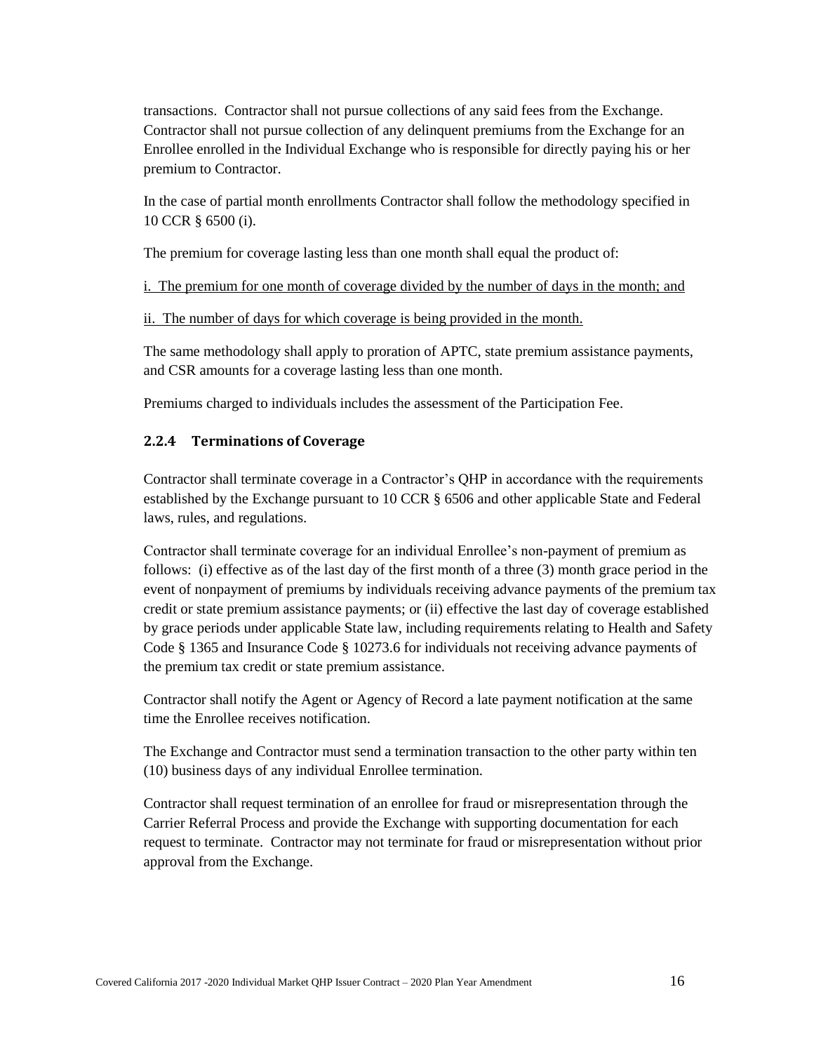transactions. Contractor shall not pursue collections of any said fees from the Exchange. Contractor shall not pursue collection of any delinquent premiums from the Exchange for an Enrollee enrolled in the Individual Exchange who is responsible for directly paying his or her premium to Contractor.

In the case of partial month enrollments Contractor shall follow the methodology specified in 10 CCR § 6500 (i).

The premium for coverage lasting less than one month shall equal the product of:

<u>i. The premium for one month of coverage divided by the number of days in the month; and</u>

<u>ii. The number of days for which coverage is being provided in the month.</u>

The same methodology shall apply to proration of APTC, state premium assistance payments, and CSR amounts for a coverage lasting less than one month.

Premiums charged to individuals includes the assessment of the Participation Fee.

### 2.2.4 Terminations of Coverage

Contractor shall terminate coverage in a Contractor's QHP in accordance with the requirements established by the Exchange pursuant to 10 CCR § 6506 and other applicable State and Federal laws, rules, and regulations.

Contractor shall terminate coverage for an individual Enrollee's non-payment of premium as follows: (i) effective as of the last day of the first month of a three (3) month grace period in the event of nonpayment of premiums by individuals receiving advance payments of the premium tax credit or state premium assistance payments; or (ii) effective the last day of coverage established by grace periods under applicable State law, including requirements relating to Health and Safety Code § 1365 and Insurance Code § 10273.6 for individuals not receiving advance payments of the premium tax credit or state premium assistance.

Contractor shall notify the Agent or Agency of Record a late payment notification at the same time the Enrollee receives notification.

The Exchange and Contractor must send a termination transaction to the other party within ten (10) business days of any individual Enrollee termination.

Contractor shall request termination of an enrollee for fraud or misrepresentation through the Carrier Referral Process and provide the Exchange with supporting documentation for each request to terminate. Contractor may not terminate for fraud or misrepresentation without prior approval from the Exchange.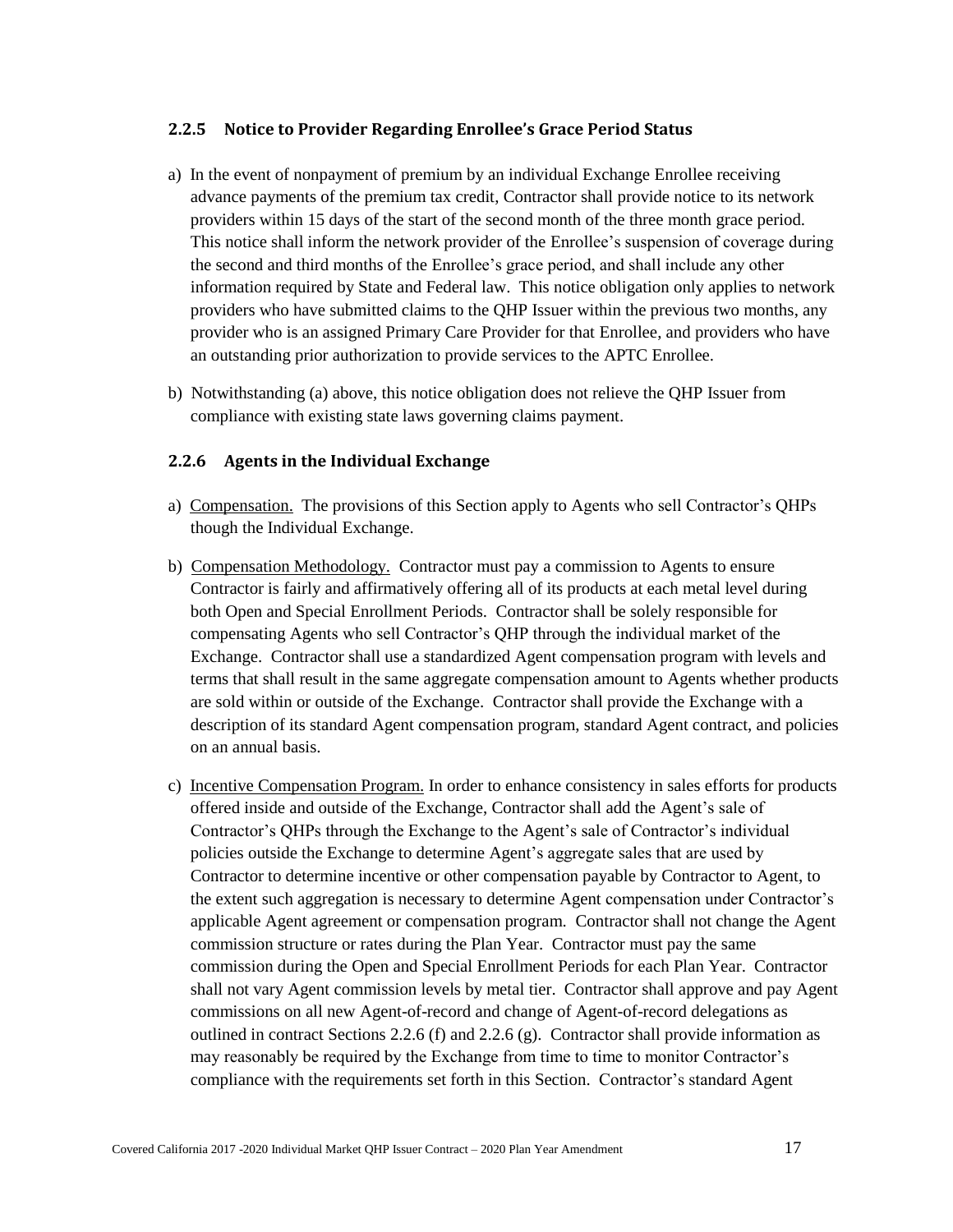### 2.2.5 Notice to Provider Regarding Enrollee's Grace Period Status

a) In the event of nonpayment of premium by an individual Exchange Enrollee receiving advance payments of the premium tax credit, Contractor shall provide notice to its network providers within 15 days of the start of the second month of the three month grace period. This notice shall inform the network provider of the Enrollee's suspension of coverage during the second and third months of the Enrollee's grace period, and shall include any other information required by State and Federal law. This notice obligation only applies to network providers who have submitted claims to the QHP Issuer within the previous two months, any provider who is an assigned Primary Care Provider for that Enrollee, and providers who have an outstanding prior authorization to provide services to the APTC Enrollee.

b) Notwithstanding (a) above, this notice obligation does not relieve the QHP Issuer from compliance with existing state laws governing claims payment.

### 2.2.6 Agents in the Individual Exchange

a) Compensation. The provisions of this Section apply to Agents who sell Contractor's QHPs though the Individual Exchange.

b) Compensation Methodology. Contractor must pay a commission to Agents to ensure Contractor is fairly and affirmatively offering all of its products at each metal level during both Open and Special Enrollment Periods. Contractor shall be solely responsible for compensating Agents who sell Contractor's QHP through the individual market of the Exchange. Contractor shall use a standardized Agent compensation program with levels and terms that shall result in the same aggregate compensation amount to Agents whether products are sold within or outside of the Exchange. Contractor shall provide the Exchange with a description of its standard Agent compensation program, standard Agent contract, and policies on an annual basis.

c) Incentive Compensation Program. In order to enhance consistency in sales efforts for products offered inside and outside of the Exchange, Contractor shall add the Agent's sale of Contractor's QHPs through the Exchange to the Agent's sale of Contractor's individual policies outside the Exchange to determine Agent's aggregate sales that are used by Contractor to determine incentive or other compensation payable by Contractor to Agent, to the extent such aggregation is necessary to determine Agent compensation under Contractor's applicable Agent agreement or compensation program. Contractor shall not change the Agent commission structure or rates during the Plan Year. Contractor must pay the same commission during the Open and Special Enrollment Periods for each Plan Year. Contractor shall not vary Agent commission levels by metal tier. Contractor shall approve and pay Agent commissions on all new Agent-of-record and change of Agent-of-record delegations as outlined in contract Sections 2.2.6 (f) and 2.2.6 (g). Contractor shall provide information as may reasonably be required by the Exchange from time to time to monitor Contractor's compliance with the requirements set forth in this Section. Contractor's standard Agent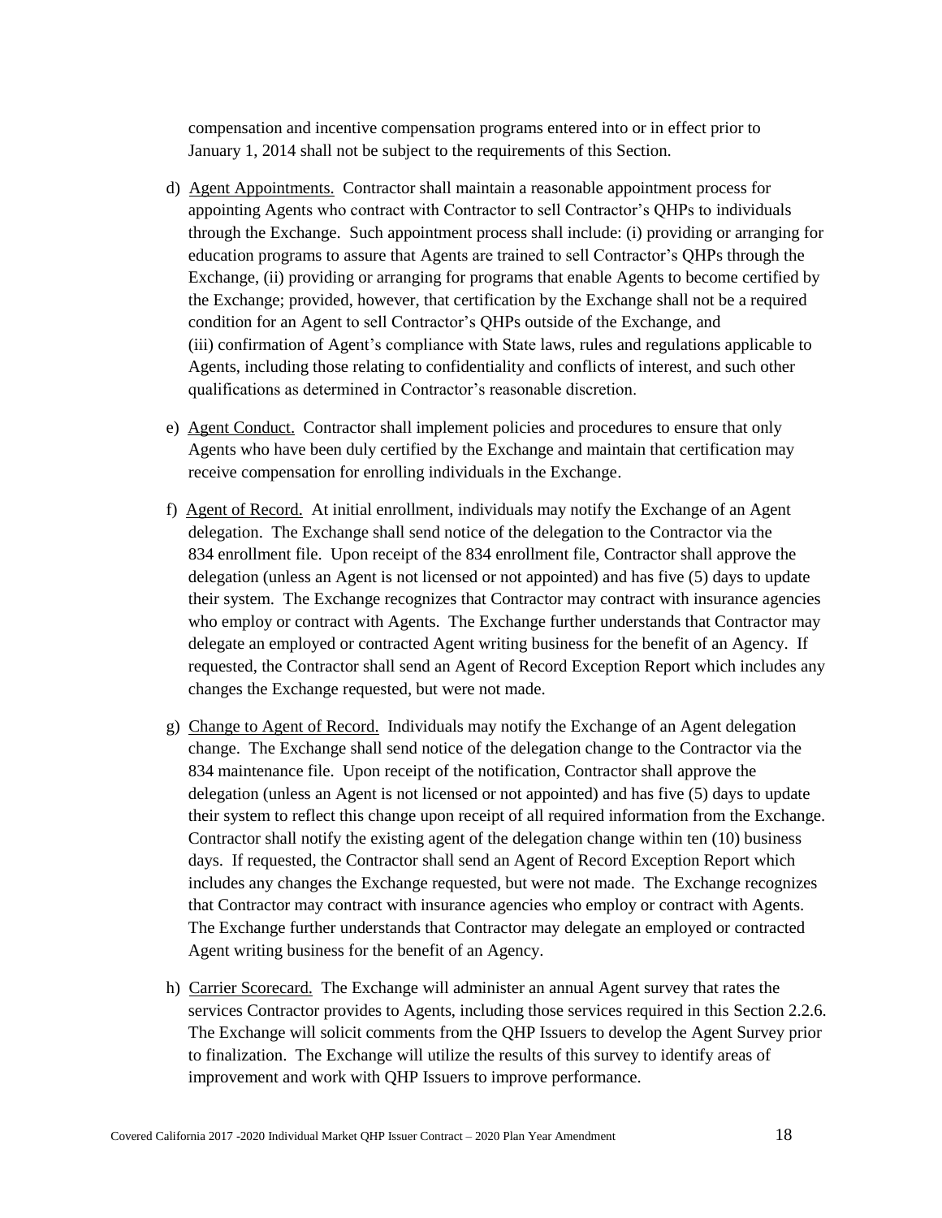compensation and incentive compensation programs entered into or in effect prior to January 1, 2014 shall not be subject to the requirements of this Section.

d) Agent Appointments. Contractor shall maintain a reasonable appointment process for appointing Agents who contract with Contractor to sell Contractor's QHPs to individuals through the Exchange. Such appointment process shall include: (i) providing or arranging for education programs to assure that Agents are trained to sell Contractor's QHPs through the Exchange, (ii) providing or arranging for programs that enable Agents to become certified by the Exchange; provided, however, that certification by the Exchange shall not be a required condition for an Agent to sell Contractor's QHPs outside of the Exchange, and (iii) confirmation of Agent's compliance with State laws, rules and regulations applicable to Agents, including those relating to confidentiality and conflicts of interest, and such other qualifications as determined in Contractor's reasonable discretion.

e) Agent Conduct. Contractor shall implement policies and procedures to ensure that only Agents who have been duly certified by the Exchange and maintain that certification may receive compensation for enrolling individuals in the Exchange.

f) Agent of Record. At initial enrollment, individuals may notify the Exchange of an Agent delegation. The Exchange shall send notice of the delegation to the Contractor via the 834 enrollment file. Upon receipt of the 834 enrollment file, Contractor shall approve the delegation (unless an Agent is not licensed or not appointed) and has five (5) days to update their system. The Exchange recognizes that Contractor may contract with insurance agencies who employ or contract with Agents. The Exchange further understands that Contractor may delegate an employed or contracted Agent writing business for the benefit of an Agency. If requested, the Contractor shall send an Agent of Record Exception Report which includes any changes the Exchange requested, but were not made.

g) Change to Agent of Record. Individuals may notify the Exchange of an Agent delegation change. The Exchange shall send notice of the delegation change to the Contractor via the 834 maintenance file. Upon receipt of the notification, Contractor shall approve the delegation (unless an Agent is not licensed or not appointed) and has five (5) days to update their system to reflect this change upon receipt of all required information from the Exchange. Contractor shall notify the existing agent of the delegation change within ten (10) business days. If requested, the Contractor shall send an Agent of Record Exception Report which includes any changes the Exchange requested, but were not made. The Exchange recognizes that Contractor may contract with insurance agencies who employ or contract with Agents. The Exchange further understands that Contractor may delegate an employed or contracted Agent writing business for the benefit of an Agency.

h) Carrier Scorecard. The Exchange will administer an annual Agent survey that rates the services Contractor provides to Agents, including those services required in this Section 2.2.6. The Exchange will solicit comments from the QHP Issuers to develop the Agent Survey prior to finalization. The Exchange will utilize the results of this survey to identify areas of improvement and work with QHP Issuers to improve performance.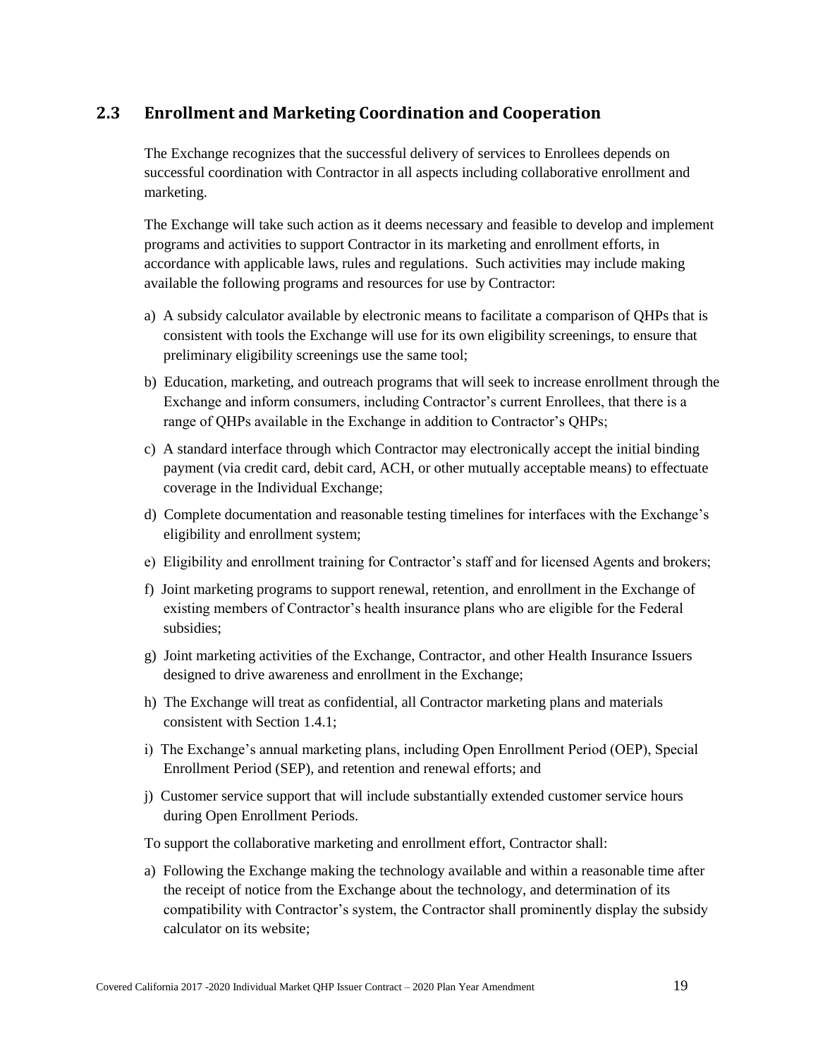## 2.3 Enrollment and Marketing Coordination and Cooperation

The Exchange recognizes that the successful delivery of services to Enrollees depends on successful coordination with Contractor in all aspects including collaborative enrollment and marketing.

The Exchange will take such action as it deems necessary and feasible to develop and implement programs and activities to support Contractor in its marketing and enrollment efforts, in accordance with applicable laws, rules and regulations. Such activities may include making available the following programs and resources for use by Contractor:

a) A subsidy calculator available by electronic means to facilitate a comparison of QHPs that is consistent with tools the Exchange will use for its own eligibility screenings, to ensure that preliminary eligibility screenings use the same tool;

b) Education, marketing, and outreach programs that will seek to increase enrollment through the Exchange and inform consumers, including Contractor's current Enrollees, that there is a range of QHPs available in the Exchange in addition to Contractor's QHPs;

c) A standard interface through which Contractor may electronically accept the initial binding payment (via credit card, debit card, ACH, or other mutually acceptable means) to effectuate coverage in the Individual Exchange;

d) Complete documentation and reasonable testing timelines for interfaces with the Exchange's eligibility and enrollment system;

e) Eligibility and enrollment training for Contractor's staff and for licensed Agents and brokers;

f) Joint marketing programs to support renewal, retention, and enrollment in the Exchange of existing members of Contractor's health insurance plans who are eligible for the Federal subsidies;

g) Joint marketing activities of the Exchange, Contractor, and other Health Insurance Issuers designed to drive awareness and enrollment in the Exchange;

h) The Exchange will treat as confidential, all Contractor marketing plans and materials consistent with Section 1.4.1;

i) The Exchange's annual marketing plans, including Open Enrollment Period (OEP), Special Enrollment Period (SEP), and retention and renewal efforts; and

j) Customer service support that will include substantially extended customer service hours during Open Enrollment Periods.

To support the collaborative marketing and enrollment effort, Contractor shall:

a) Following the Exchange making the technology available and within a reasonable time after the receipt of notice from the Exchange about the technology, and determination of its compatibility with Contractor's system, the Contractor shall prominently display the subsidy calculator on its website;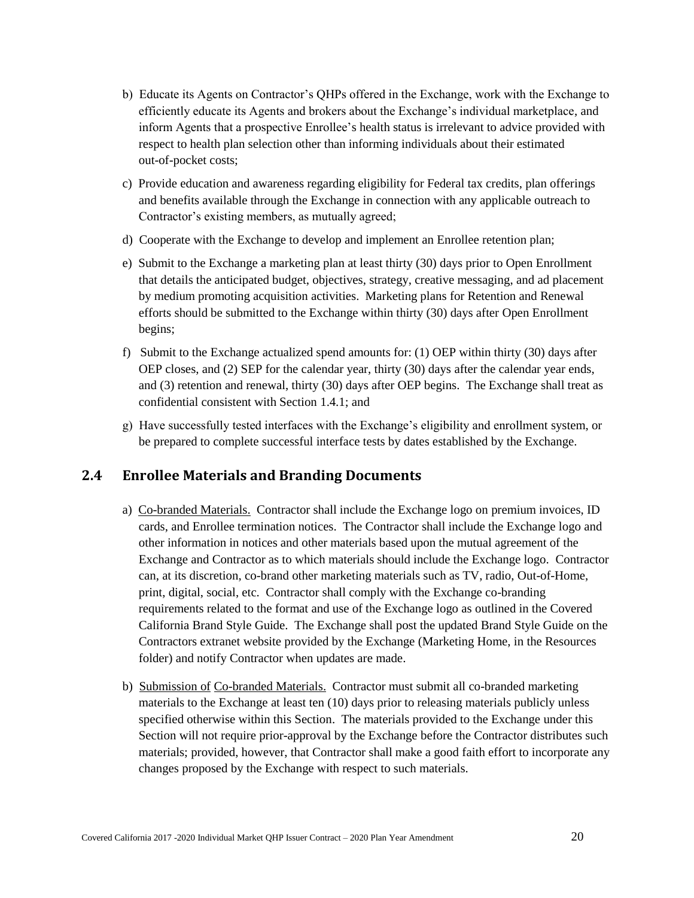b) Educate its Agents on Contractor's QHPs offered in the Exchange, work with the Exchange to efficiently educate its Agents and brokers about the Exchange's individual marketplace, and inform Agents that a prospective Enrollee's health status is irrelevant to advice provided with respect to health plan selection other than informing individuals about their estimated out-of-pocket costs;

c) Provide education and awareness regarding eligibility for Federal tax credits, plan offerings and benefits available through the Exchange in connection with any applicable outreach to Contractor's existing members, as mutually agreed;

d) Cooperate with the Exchange to develop and implement an Enrollee retention plan;

e) Submit to the Exchange a marketing plan at least thirty (30) days prior to Open Enrollment that details the anticipated budget, objectives, strategy, creative messaging, and ad placement by medium promoting acquisition activities. Marketing plans for Retention and Renewal efforts should be submitted to the Exchange within thirty (30) days after Open Enrollment begins;

f) Submit to the Exchange actualized spend amounts for: (1) OEP within thirty (30) days after OEP closes, and (2) SEP for the calendar year, thirty (30) days after the calendar year ends, and (3) retention and renewal, thirty (30) days after OEP begins. The Exchange shall treat as confidential consistent with Section 1.4.1; and

g) Have successfully tested interfaces with the Exchange's eligibility and enrollment system, or be prepared to complete successful interface tests by dates established by the Exchange.

## 2.4 Enrollee Materials and Branding Documents

a) Co-branded Materials. Contractor shall include the Exchange logo on premium invoices, ID cards, and Enrollee termination notices. The Contractor shall include the Exchange logo and other information in notices and other materials based upon the mutual agreement of the Exchange and Contractor as to which materials should include the Exchange logo. Contractor can, at its discretion, co-brand other marketing materials such as TV, radio, Out-of-Home, print, digital, social, etc. Contractor shall comply with the Exchange co-branding requirements related to the format and use of the Exchange logo as outlined in the Covered California Brand Style Guide. The Exchange shall post the updated Brand Style Guide on the Contractors extranet website provided by the Exchange (Marketing Home, in the Resources folder) and notify Contractor when updates are made.

b) Submission of Co-branded Materials. Contractor must submit all co-branded marketing materials to the Exchange at least ten (10) days prior to releasing materials publicly unless specified otherwise within this Section. The materials provided to the Exchange under this Section will not require prior-approval by the Exchange before the Contractor distributes such materials; provided, however, that Contractor shall make a good faith effort to incorporate any changes proposed by the Exchange with respect to such materials.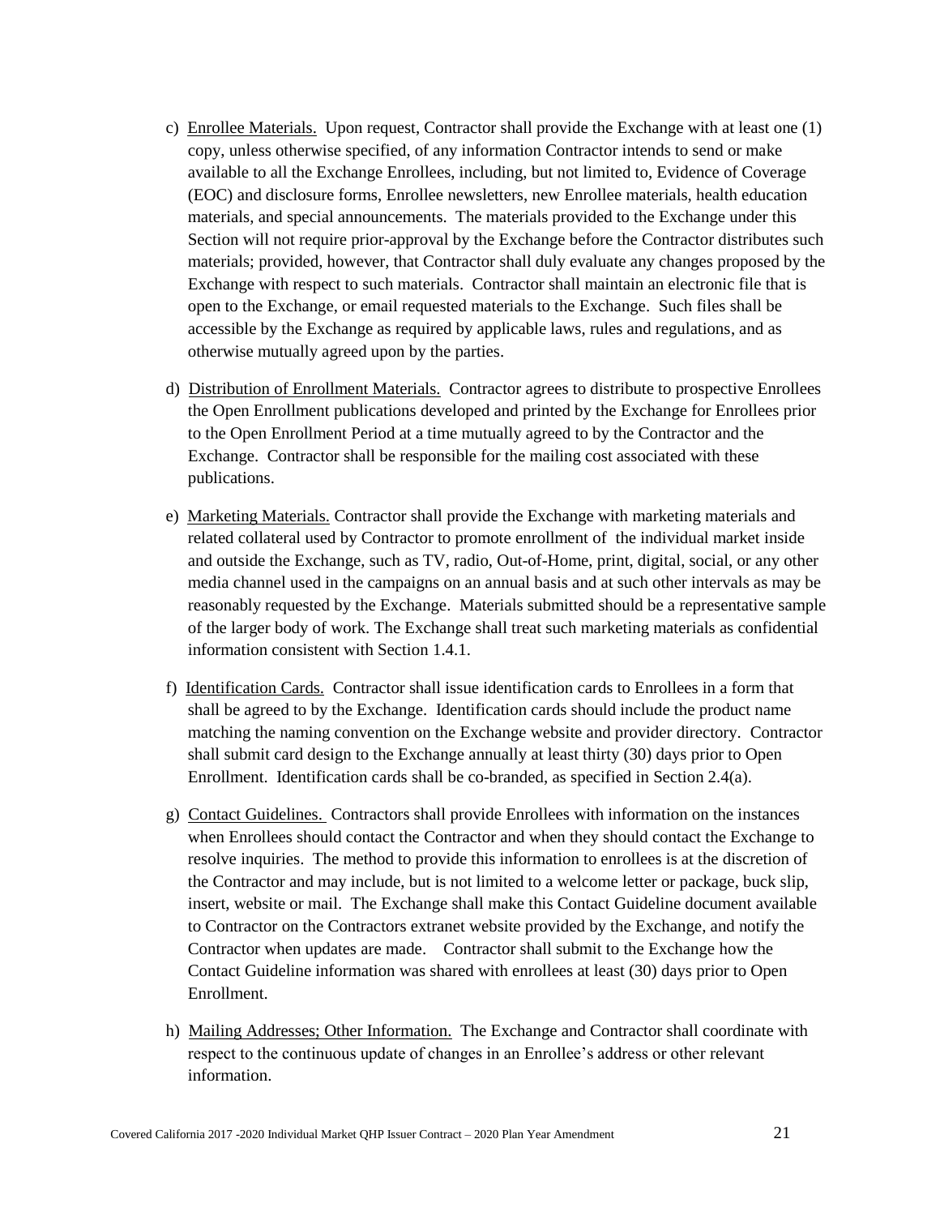c) Enrollee Materials. Upon request, Contractor shall provide the Exchange with at least one (1) copy, unless otherwise specified, of any information Contractor intends to send or make available to all the Exchange Enrollees, including, but not limited to, Evidence of Coverage (EOC) and disclosure forms, Enrollee newsletters, new Enrollee materials, health education materials, and special announcements. The materials provided to the Exchange under this Section will not require prior-approval by the Exchange before the Contractor distributes such materials; provided, however, that Contractor shall duly evaluate any changes proposed by the Exchange with respect to such materials. Contractor shall maintain an electronic file that is open to the Exchange, or email requested materials to the Exchange. Such files shall be accessible by the Exchange as required by applicable laws, rules and regulations, and as otherwise mutually agreed upon by the parties.

d) Distribution of Enrollment Materials. Contractor agrees to distribute to prospective Enrollees the Open Enrollment publications developed and printed by the Exchange for Enrollees prior to the Open Enrollment Period at a time mutually agreed to by the Contractor and the Exchange. Contractor shall be responsible for the mailing cost associated with these publications.

e) Marketing Materials. Contractor shall provide the Exchange with marketing materials and related collateral used by Contractor to promote enrollment of the individual market inside and outside the Exchange, such as TV, radio, Out-of-Home, print, digital, social, or any other media channel used in the campaigns on an annual basis and at such other intervals as may be reasonably requested by the Exchange. Materials submitted should be a representative sample of the larger body of work. The Exchange shall treat such marketing materials as confidential information consistent with Section 1.4.1.

f) Identification Cards. Contractor shall issue identification cards to Enrollees in a form that shall be agreed to by the Exchange. Identification cards should include the product name matching the naming convention on the Exchange website and provider directory. Contractor shall submit card design to the Exchange annually at least thirty (30) days prior to Open Enrollment. Identification cards shall be co-branded, as specified in Section 2.4(a).

g) Contact Guidelines. Contractors shall provide Enrollees with information on the instances when Enrollees should contact the Contractor and when they should contact the Exchange to resolve inquiries. The method to provide this information to enrollees is at the discretion of the Contractor and may include, but is not limited to a welcome letter or package, buck slip, insert, website or mail. The Exchange shall make this Contact Guideline document available to Contractor on the Contractors extranet website provided by the Exchange, and notify the Contractor when updates are made. Contractor shall submit to the Exchange how the Contact Guideline information was shared with enrollees at least (30) days prior to Open Enrollment.

h) Mailing Addresses; Other Information. The Exchange and Contractor shall coordinate with respect to the continuous update of changes in an Enrollee's address or other relevant information.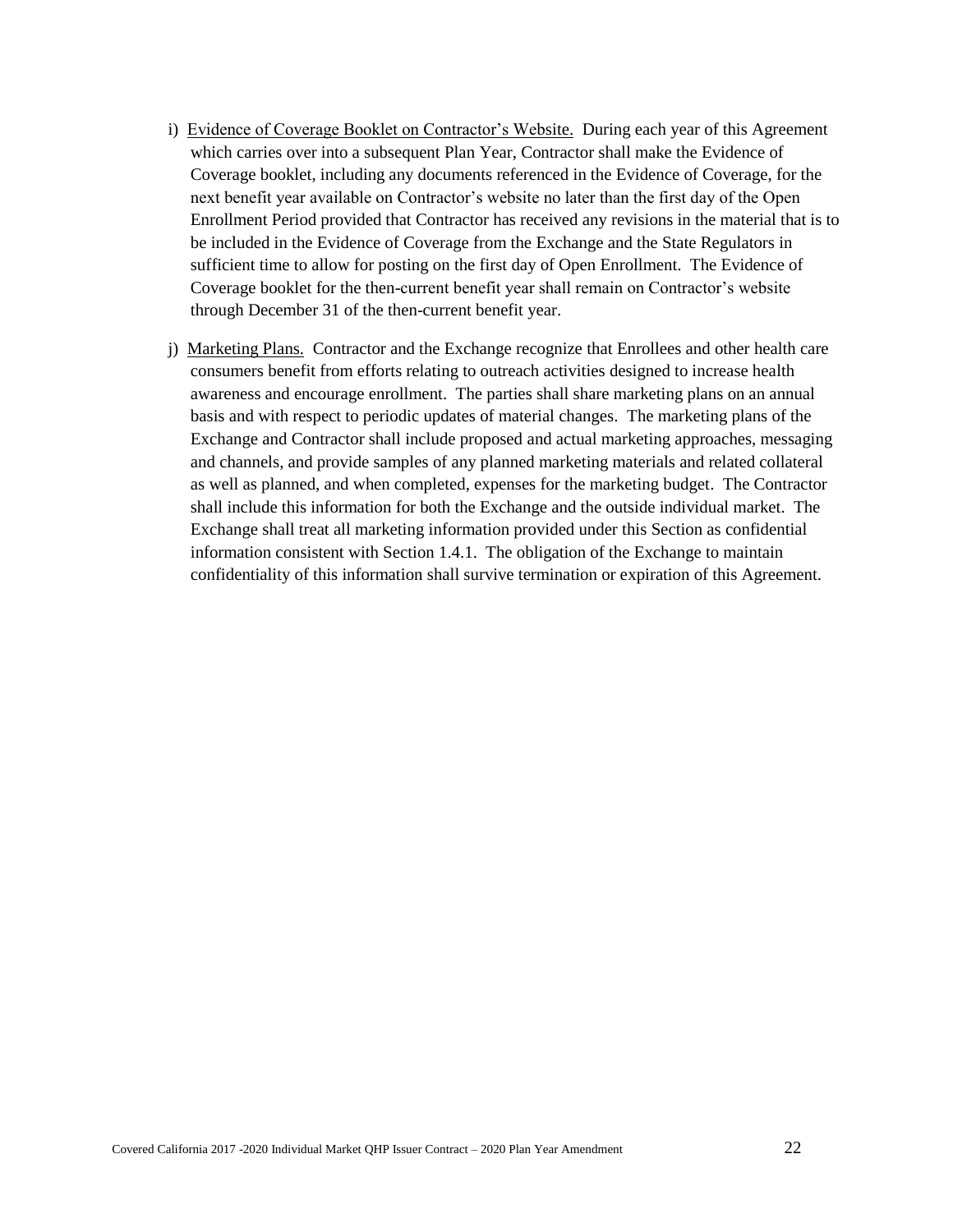i) Evidence of Coverage Booklet on Contractor's Website. During each year of this Agreement which carries over into a subsequent Plan Year, Contractor shall make the Evidence of Coverage booklet, including any documents referenced in the Evidence of Coverage, for the next benefit year available on Contractor's website no later than the first day of the Open Enrollment Period provided that Contractor has received any revisions in the material that is to be included in the Evidence of Coverage from the Exchange and the State Regulators in sufficient time to allow for posting on the first day of Open Enrollment. The Evidence of Coverage booklet for the then-current benefit year shall remain on Contractor's website through December 31 of the then-current benefit year.

j) Marketing Plans. Contractor and the Exchange recognize that Enrollees and other health care consumers benefit from efforts relating to outreach activities designed to increase health awareness and encourage enrollment. The parties shall share marketing plans on an annual basis and with respect to periodic updates of material changes. The marketing plans of the Exchange and Contractor shall include proposed and actual marketing approaches, messaging and channels, and provide samples of any planned marketing materials and related collateral as well as planned, and when completed, expenses for the marketing budget. The Contractor shall include this information for both the Exchange and the outside individual market. The Exchange shall treat all marketing information provided under this Section as confidential information consistent with Section 1.4.1. The obligation of the Exchange to maintain confidentiality of this information shall survive termination or expiration of this Agreement.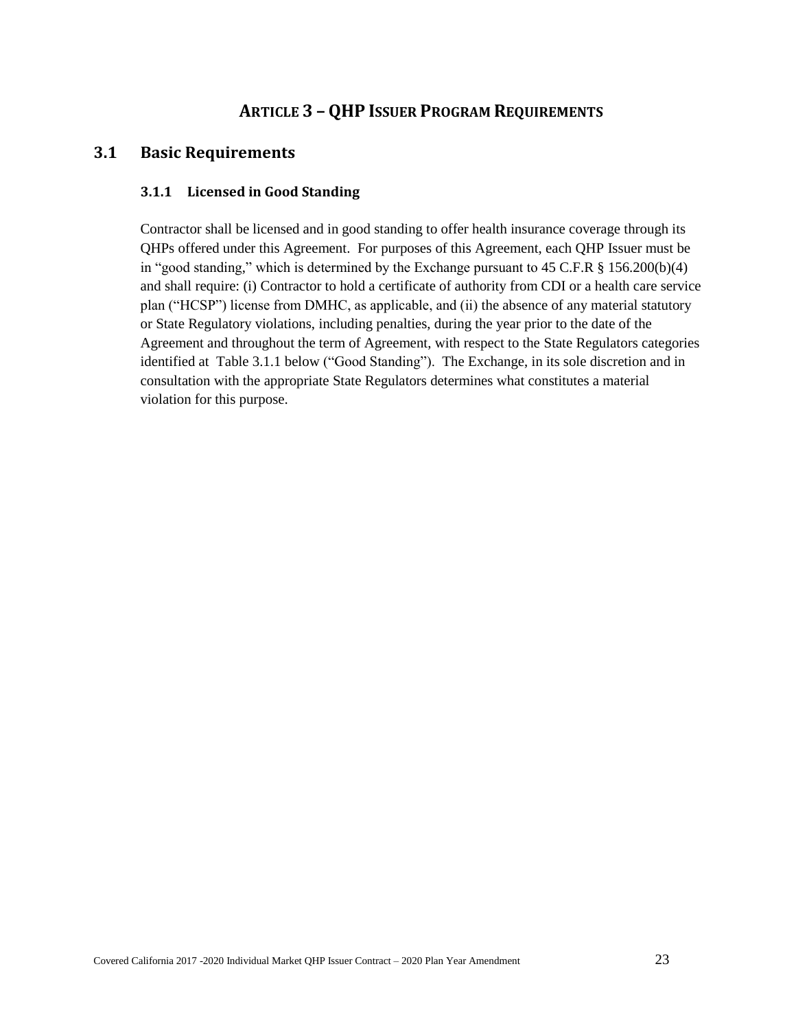# ARTICLE 3 – QHP ISSUER PROGRAM REQUIREMENTS

## 3.1 Basic Requirements

### 3.1.1 Licensed in Good Standing

Contractor shall be licensed and in good standing to offer health insurance coverage through its QHPs offered under this Agreement. For purposes of this Agreement, each QHP Issuer must be in "good standing," which is determined by the Exchange pursuant to 45 C.F.R § 156.200(b)(4) and shall require: (i) Contractor to hold a certificate of authority from CDI or a health care service plan ("HCSP") license from DMHC, as applicable, and (ii) the absence of any material statutory or State Regulatory violations, including penalties, during the year prior to the date of the Agreement and throughout the term of Agreement, with respect to the State Regulators categories identified at Table 3.1.1 below ("Good Standing"). The Exchange, in its sole discretion and in consultation with the appropriate State Regulators determines what constitutes a material violation for this purpose.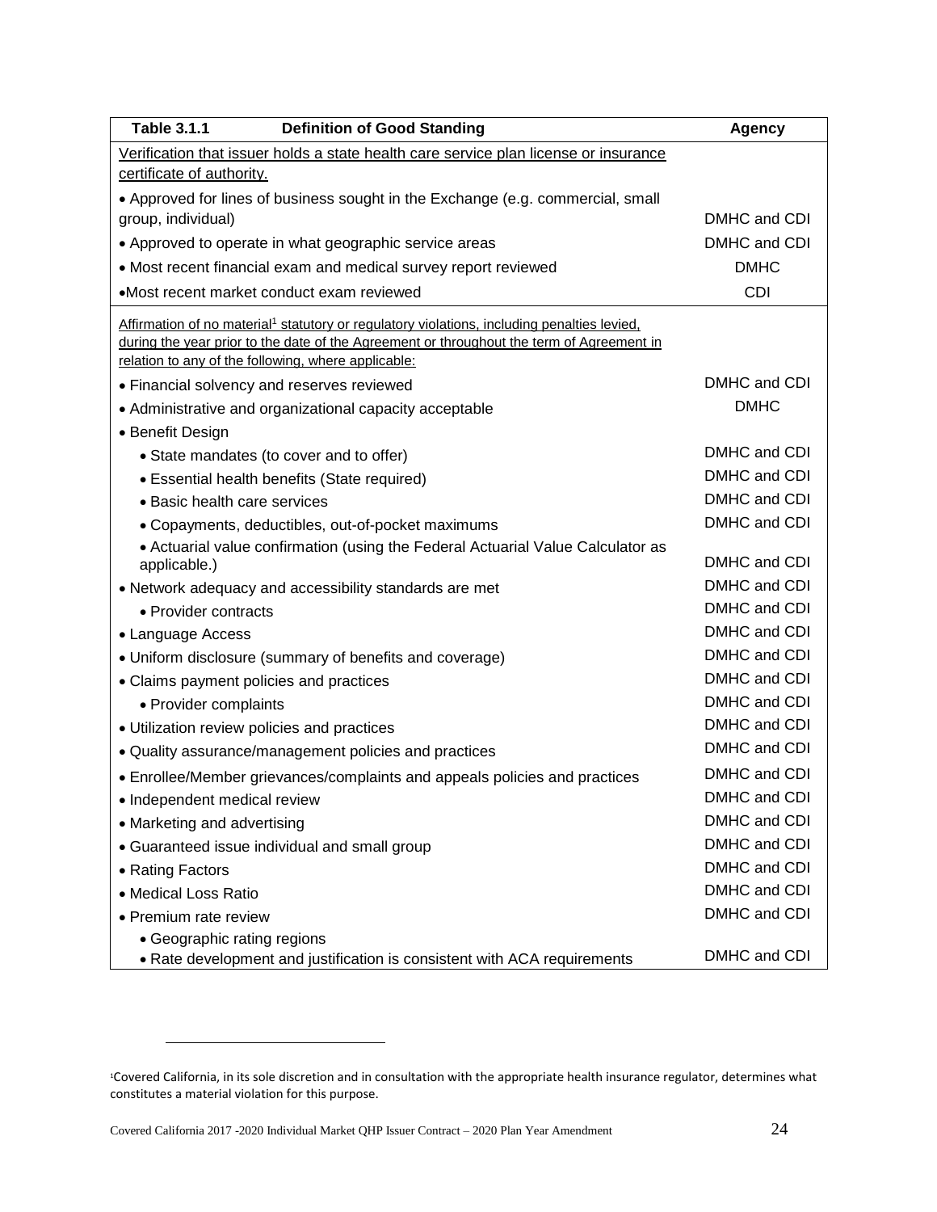| Table 3.1.1 Definition of Good Standing | Agency |
|---|---|
| Verification that issuer holds a state health care service plan license or insurance certificate of authority. | |
| • Approved for lines of business sought in the Exchange (e.g. commercial, small group, individual) | DMHC and CDI |
| • Approved to operate in what geographic service areas | DMHC and CDI |
| • Most recent financial exam and medical survey report reviewed | DMHC |
| •Most recent market conduct exam reviewed | CDI |
| Affirmation of no material[1] statutory or regulatory violations, including penalties levied, during the year prior to the date of the Agreement or throughout the term of Agreement in relation to any of the following, where applicable: | |
| • Financial solvency and reserves reviewed | DMHC and CDI |
| • Administrative and organizational capacity acceptable | DMHC |
| • Benefit Design | |
| • State mandates (to cover and to offer) | DMHC and CDI |
| • Essential health benefits (State required) | DMHC and CDI |
| • Basic health care services | DMHC and CDI |
| • Copayments, deductibles, out-of-pocket maximums | DMHC and CDI |
| • Actuarial value confirmation (using the Federal Actuarial Value Calculator as applicable.) | DMHC and CDI |
| • Network adequacy and accessibility standards are met | DMHC and CDI |
| • Provider contracts | DMHC and CDI |
| • Language Access | DMHC and CDI |
| • Uniform disclosure (summary of benefits and coverage) | DMHC and CDI |
| • Claims payment policies and practices | DMHC and CDI |
| • Provider complaints | DMHC and CDI |
| • Utilization review policies and practices | DMHC and CDI |
| • Quality assurance/management policies and practices | DMHC and CDI |
| • Enrollee/Member grievances/complaints and appeals policies and practices | DMHC and CDI |
| • Independent medical review | DMHC and CDI |
| • Marketing and advertising | DMHC and CDI |
| • Guaranteed issue individual and small group | DMHC and CDI |
| • Rating Factors | DMHC and CDI |
| • Medical Loss Ratio | DMHC and CDI |
| • Premium rate review | DMHC and CDI |
| • Geographic rating regions<br>• Rate development and justification is consistent with ACA requirements | DMHC and CDI |

[1] Covered California, in its sole discretion and in consultation with the appropriate health insurance regulator, determines what constitutes a material violation for this purpose.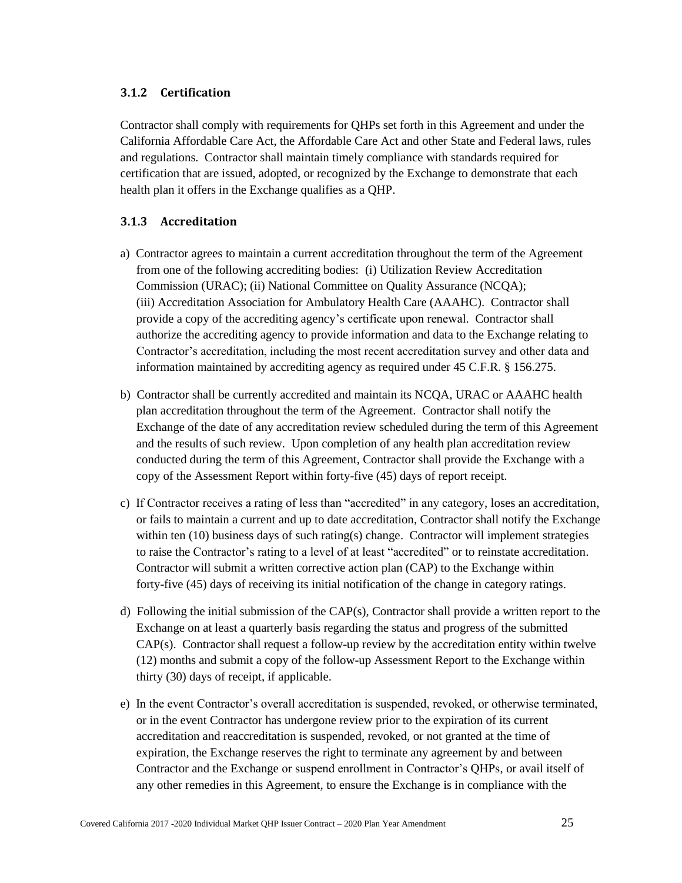### 3.1.2 Certification

Contractor shall comply with requirements for QHPs set forth in this Agreement and under the California Affordable Care Act, the Affordable Care Act and other State and Federal laws, rules and regulations. Contractor shall maintain timely compliance with standards required for certification that are issued, adopted, or recognized by the Exchange to demonstrate that each health plan it offers in the Exchange qualifies as a QHP.

### 3.1.3 Accreditation

a) Contractor agrees to maintain a current accreditation throughout the term of the Agreement from one of the following accrediting bodies: (i) Utilization Review Accreditation Commission (URAC); (ii) National Committee on Quality Assurance (NCQA); (iii) Accreditation Association for Ambulatory Health Care (AAAHC). Contractor shall provide a copy of the accrediting agency's certificate upon renewal. Contractor shall authorize the accrediting agency to provide information and data to the Exchange relating to Contractor's accreditation, including the most recent accreditation survey and other data and information maintained by accrediting agency as required under 45 C.F.R. § 156.275.

b) Contractor shall be currently accredited and maintain its NCQA, URAC or AAAHC health plan accreditation throughout the term of the Agreement. Contractor shall notify the Exchange of the date of any accreditation review scheduled during the term of this Agreement and the results of such review. Upon completion of any health plan accreditation review conducted during the term of this Agreement, Contractor shall provide the Exchange with a copy of the Assessment Report within forty-five (45) days of report receipt.

c) If Contractor receives a rating of less than "accredited" in any category, loses an accreditation, or fails to maintain a current and up to date accreditation, Contractor shall notify the Exchange within ten (10) business days of such rating(s) change. Contractor will implement strategies to raise the Contractor's rating to a level of at least "accredited" or to reinstate accreditation. Contractor will submit a written corrective action plan (CAP) to the Exchange within forty-five (45) days of receiving its initial notification of the change in category ratings.

d) Following the initial submission of the CAP(s), Contractor shall provide a written report to the Exchange on at least a quarterly basis regarding the status and progress of the submitted CAP(s). Contractor shall request a follow-up review by the accreditation entity within twelve (12) months and submit a copy of the follow-up Assessment Report to the Exchange within thirty (30) days of receipt, if applicable.

e) In the event Contractor's overall accreditation is suspended, revoked, or otherwise terminated, or in the event Contractor has undergone review prior to the expiration of its current accreditation and reaccreditation is suspended, revoked, or not granted at the time of expiration, the Exchange reserves the right to terminate any agreement by and between Contractor and the Exchange or suspend enrollment in Contractor's QHPs, or avail itself of any other remedies in this Agreement, to ensure the Exchange is in compliance with the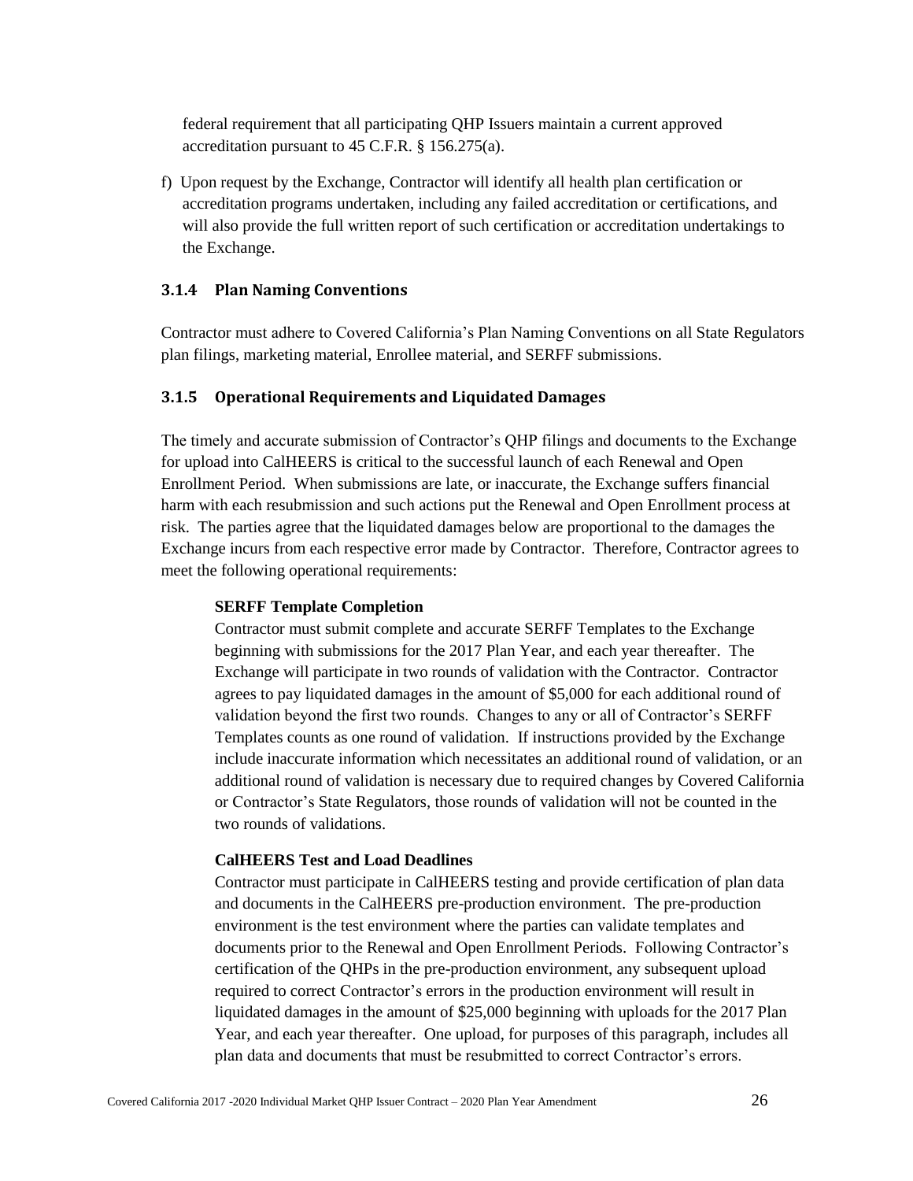federal requirement that all participating QHP Issuers maintain a current approved accreditation pursuant to 45 C.F.R. § 156.275(a).

f) Upon request by the Exchange, Contractor will identify all health plan certification or accreditation programs undertaken, including any failed accreditation or certifications, and will also provide the full written report of such certification or accreditation undertakings to the Exchange.

### 3.1.4 Plan Naming Conventions

Contractor must adhere to Covered California's Plan Naming Conventions on all State Regulators plan filings, marketing material, Enrollee material, and SERFF submissions.

### 3.1.5 Operational Requirements and Liquidated Damages

The timely and accurate submission of Contractor's QHP filings and documents to the Exchange for upload into CalHEERS is critical to the successful launch of each Renewal and Open Enrollment Period. When submissions are late, or inaccurate, the Exchange suffers financial harm with each resubmission and such actions put the Renewal and Open Enrollment process at risk. The parties agree that the liquidated damages below are proportional to the damages the Exchange incurs from each respective error made by Contractor. Therefore, Contractor agrees to meet the following operational requirements:

**SERFF Template Completion**

Contractor must submit complete and accurate SERFF Templates to the Exchange beginning with submissions for the 2017 Plan Year, and each year thereafter. The Exchange will participate in two rounds of validation with the Contractor. Contractor agrees to pay liquidated damages in the amount of $5,000 for each additional round of validation beyond the first two rounds. Changes to any or all of Contractor's SERFF Templates counts as one round of validation. If instructions provided by the Exchange include inaccurate information which necessitates an additional round of validation, or an additional round of validation is necessary due to required changes by Covered California or Contractor's State Regulators, those rounds of validation will not be counted in the two rounds of validations.

**CalHEERS Test and Load Deadlines**

Contractor must participate in CalHEERS testing and provide certification of plan data and documents in the CalHEERS pre-production environment. The pre-production environment is the test environment where the parties can validate templates and documents prior to the Renewal and Open Enrollment Periods. Following Contractor's certification of the QHPs in the pre-production environment, any subsequent upload required to correct Contractor's errors in the production environment will result in liquidated damages in the amount of $25,000 beginning with uploads for the 2017 Plan Year, and each year thereafter. One upload, for purposes of this paragraph, includes all plan data and documents that must be resubmitted to correct Contractor's errors.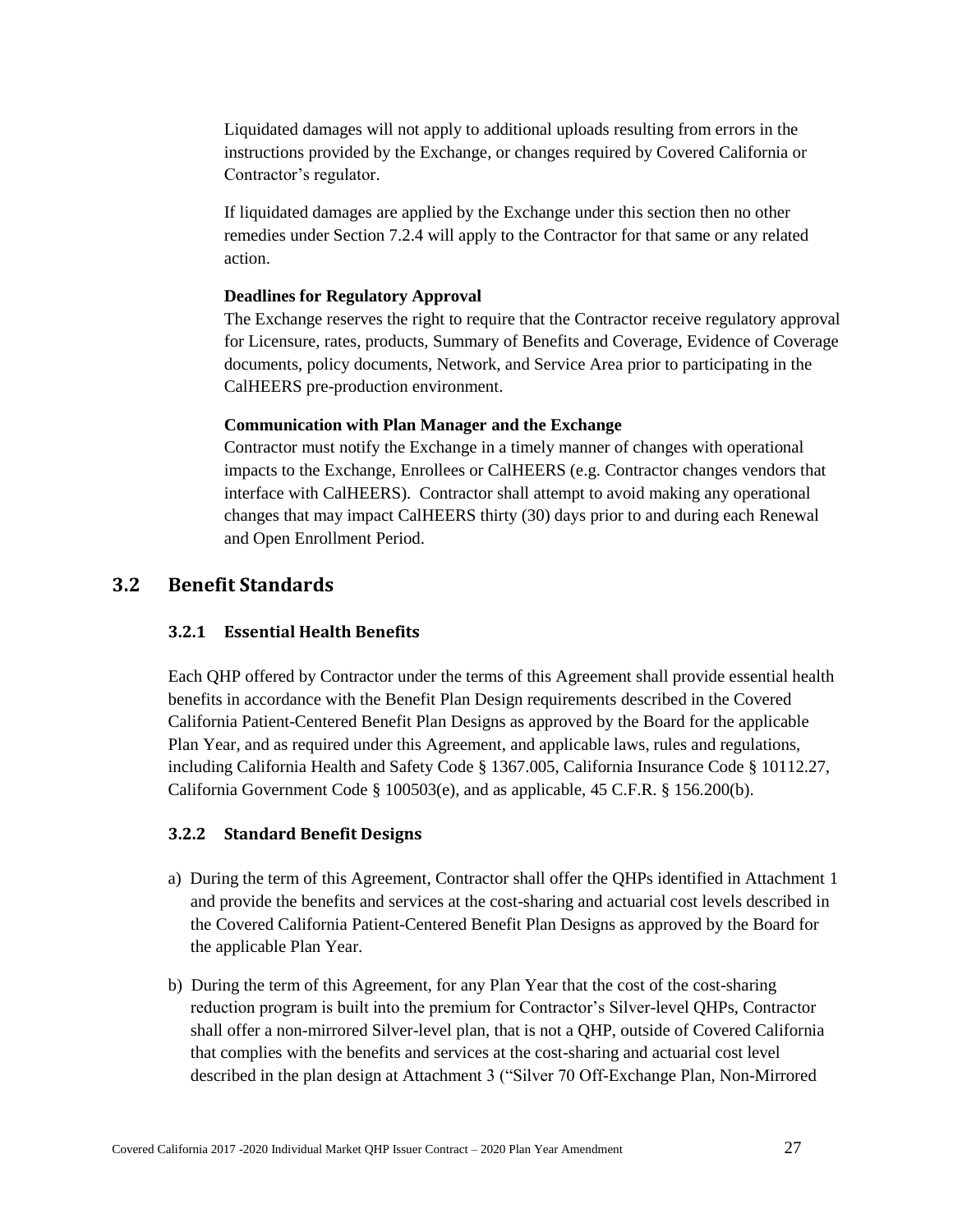Liquidated damages will not apply to additional uploads resulting from errors in the instructions provided by the Exchange, or changes required by Covered California or Contractor's regulator.

If liquidated damages are applied by the Exchange under this section then no other remedies under Section 7.2.4 will apply to the Contractor for that same or any related action.

**Deadlines for Regulatory Approval**
The Exchange reserves the right to require that the Contractor receive regulatory approval for Licensure, rates, products, Summary of Benefits and Coverage, Evidence of Coverage documents, policy documents, Network, and Service Area prior to participating in the CalHEERS pre-production environment.

**Communication with Plan Manager and the Exchange**
Contractor must notify the Exchange in a timely manner of changes with operational impacts to the Exchange, Enrollees or CalHEERS (e.g. Contractor changes vendors that interface with CalHEERS). Contractor shall attempt to avoid making any operational changes that may impact CalHEERS thirty (30) days prior to and during each Renewal and Open Enrollment Period.

## 3.2 Benefit Standards

### 3.2.1 Essential Health Benefits

Each QHP offered by Contractor under the terms of this Agreement shall provide essential health benefits in accordance with the Benefit Plan Design requirements described in the Covered California Patient-Centered Benefit Plan Designs as approved by the Board for the applicable Plan Year, and as required under this Agreement, and applicable laws, rules and regulations, including California Health and Safety Code § 1367.005, California Insurance Code § 10112.27, California Government Code § 100503(e), and as applicable, 45 C.F.R. § 156.200(b).

### 3.2.2 Standard Benefit Designs

a) During the term of this Agreement, Contractor shall offer the QHPs identified in Attachment 1 and provide the benefits and services at the cost-sharing and actuarial cost levels described in the Covered California Patient-Centered Benefit Plan Designs as approved by the Board for the applicable Plan Year.

b) During the term of this Agreement, for any Plan Year that the cost of the cost-sharing reduction program is built into the premium for Contractor's Silver-level QHPs, Contractor shall offer a non-mirrored Silver-level plan, that is not a QHP, outside of Covered California that complies with the benefits and services at the cost-sharing and actuarial cost level described in the plan design at Attachment 3 ("Silver 70 Off-Exchange Plan, Non-Mirrored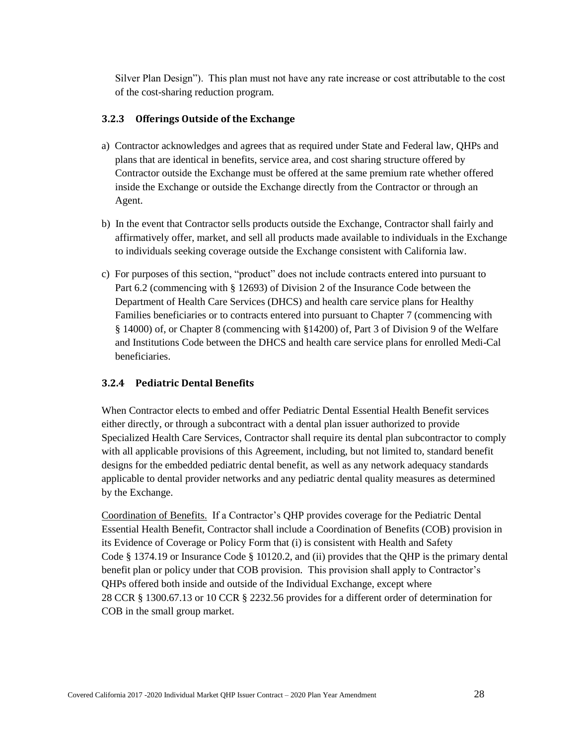Silver Plan Design"). This plan must not have any rate increase or cost attributable to the cost of the cost-sharing reduction program.

### 3.2.3 Offerings Outside of the Exchange

a) Contractor acknowledges and agrees that as required under State and Federal law, QHPs and plans that are identical in benefits, service area, and cost sharing structure offered by Contractor outside the Exchange must be offered at the same premium rate whether offered inside the Exchange or outside the Exchange directly from the Contractor or through an Agent.

b) In the event that Contractor sells products outside the Exchange, Contractor shall fairly and affirmatively offer, market, and sell all products made available to individuals in the Exchange to individuals seeking coverage outside the Exchange consistent with California law.

c) For purposes of this section, "product" does not include contracts entered into pursuant to Part 6.2 (commencing with § 12693) of Division 2 of the Insurance Code between the Department of Health Care Services (DHCS) and health care service plans for Healthy Families beneficiaries or to contracts entered into pursuant to Chapter 7 (commencing with § 14000) of, or Chapter 8 (commencing with §14200) of, Part 3 of Division 9 of the Welfare and Institutions Code between the DHCS and health care service plans for enrolled Medi-Cal beneficiaries.

### 3.2.4 Pediatric Dental Benefits

When Contractor elects to embed and offer Pediatric Dental Essential Health Benefit services either directly, or through a subcontract with a dental plan issuer authorized to provide Specialized Health Care Services, Contractor shall require its dental plan subcontractor to comply with all applicable provisions of this Agreement, including, but not limited to, standard benefit designs for the embedded pediatric dental benefit, as well as any network adequacy standards applicable to dental provider networks and any pediatric dental quality measures as determined by the Exchange.

Coordination of Benefits. If a Contractor's QHP provides coverage for the Pediatric Dental Essential Health Benefit, Contractor shall include a Coordination of Benefits (COB) provision in its Evidence of Coverage or Policy Form that (i) is consistent with Health and Safety Code § 1374.19 or Insurance Code § 10120.2, and (ii) provides that the QHP is the primary dental benefit plan or policy under that COB provision. This provision shall apply to Contractor's QHPs offered both inside and outside of the Individual Exchange, except where 28 CCR § 1300.67.13 or 10 CCR § 2232.56 provides for a different order of determination for COB in the small group market.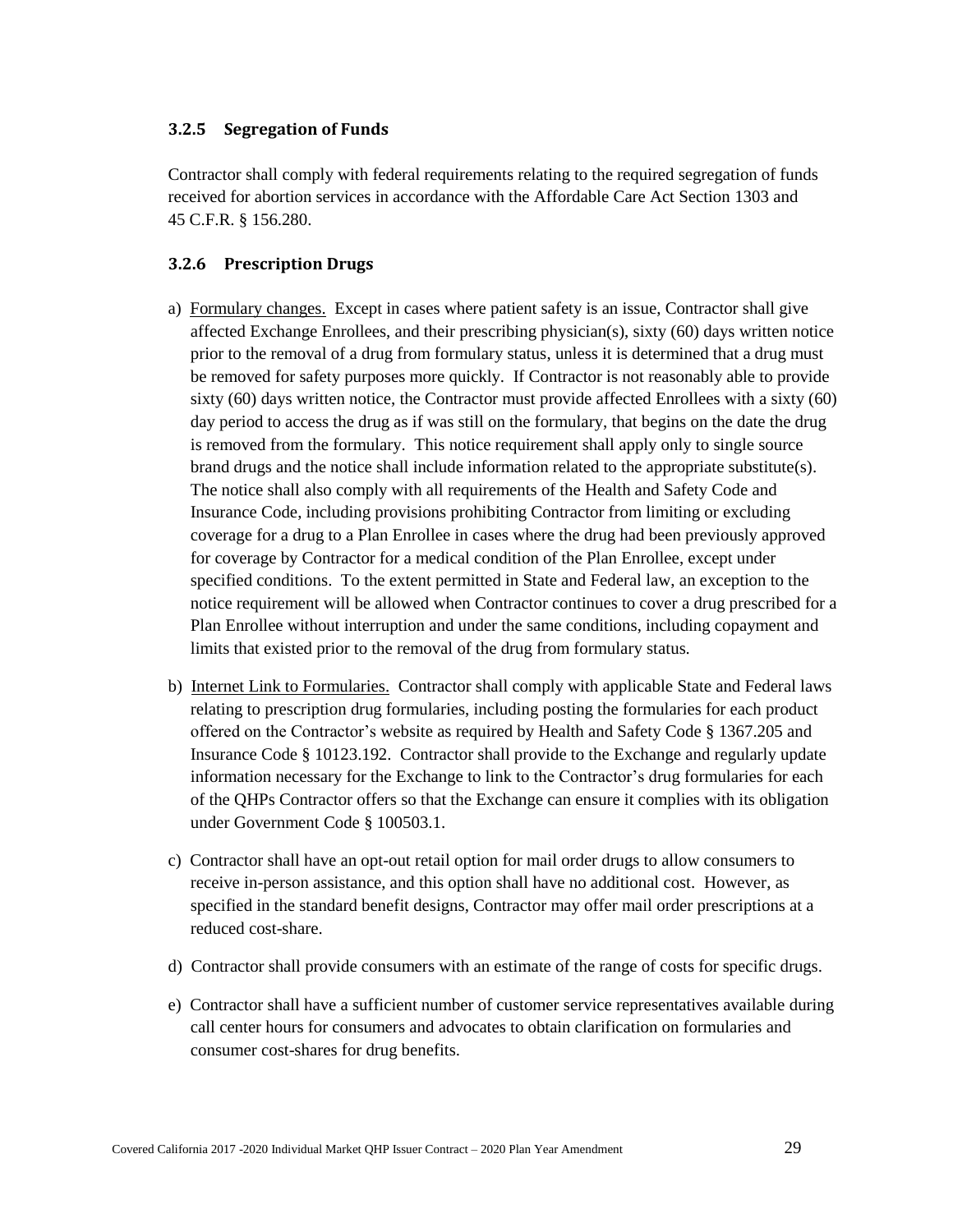### 3.2.5 Segregation of Funds

Contractor shall comply with federal requirements relating to the required segregation of funds received for abortion services in accordance with the Affordable Care Act Section 1303 and 45 C.F.R. § 156.280.

### 3.2.6 Prescription Drugs

a) Formulary changes. Except in cases where patient safety is an issue, Contractor shall give affected Exchange Enrollees, and their prescribing physician(s), sixty (60) days written notice prior to the removal of a drug from formulary status, unless it is determined that a drug must be removed for safety purposes more quickly. If Contractor is not reasonably able to provide sixty (60) days written notice, the Contractor must provide affected Enrollees with a sixty (60) day period to access the drug as if was still on the formulary, that begins on the date the drug is removed from the formulary. This notice requirement shall apply only to single source brand drugs and the notice shall include information related to the appropriate substitute(s). The notice shall also comply with all requirements of the Health and Safety Code and Insurance Code, including provisions prohibiting Contractor from limiting or excluding coverage for a drug to a Plan Enrollee in cases where the drug had been previously approved for coverage by Contractor for a medical condition of the Plan Enrollee, except under specified conditions. To the extent permitted in State and Federal law, an exception to the notice requirement will be allowed when Contractor continues to cover a drug prescribed for a Plan Enrollee without interruption and under the same conditions, including copayment and limits that existed prior to the removal of the drug from formulary status.

b) Internet Link to Formularies. Contractor shall comply with applicable State and Federal laws relating to prescription drug formularies, including posting the formularies for each product offered on the Contractor's website as required by Health and Safety Code § 1367.205 and Insurance Code § 10123.192. Contractor shall provide to the Exchange and regularly update information necessary for the Exchange to link to the Contractor's drug formularies for each of the QHPs Contractor offers so that the Exchange can ensure it complies with its obligation under Government Code § 100503.1.

c) Contractor shall have an opt-out retail option for mail order drugs to allow consumers to receive in-person assistance, and this option shall have no additional cost. However, as specified in the standard benefit designs, Contractor may offer mail order prescriptions at a reduced cost-share.

d) Contractor shall provide consumers with an estimate of the range of costs for specific drugs.

e) Contractor shall have a sufficient number of customer service representatives available during call center hours for consumers and advocates to obtain clarification on formularies and consumer cost-shares for drug benefits.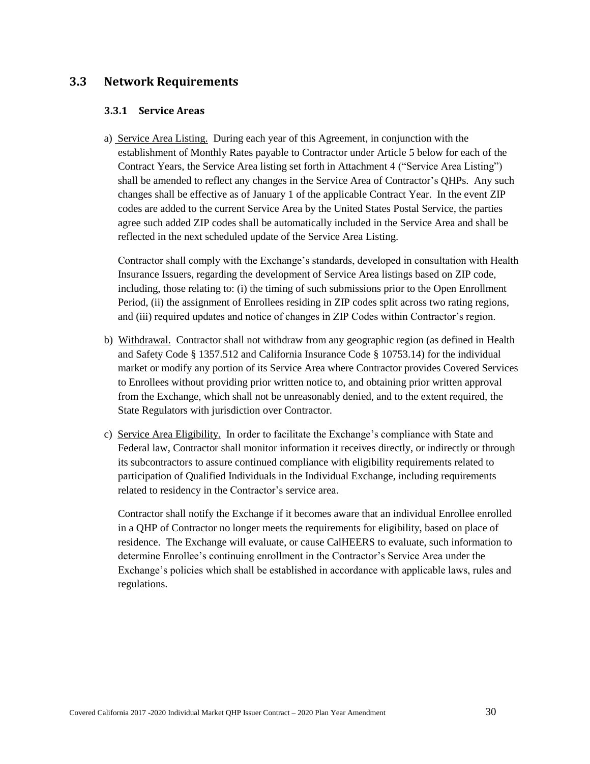## 3.3 Network Requirements

### 3.3.1 Service Areas

a) Service Area Listing. During each year of this Agreement, in conjunction with the establishment of Monthly Rates payable to Contractor under Article 5 below for each of the Contract Years, the Service Area listing set forth in Attachment 4 ("Service Area Listing") shall be amended to reflect any changes in the Service Area of Contractor's QHPs. Any such changes shall be effective as of January 1 of the applicable Contract Year. In the event ZIP codes are added to the current Service Area by the United States Postal Service, the parties agree such added ZIP codes shall be automatically included in the Service Area and shall be reflected in the next scheduled update of the Service Area Listing.

   Contractor shall comply with the Exchange's standards, developed in consultation with Health Insurance Issuers, regarding the development of Service Area listings based on ZIP code, including, those relating to: (i) the timing of such submissions prior to the Open Enrollment Period, (ii) the assignment of Enrollees residing in ZIP codes split across two rating regions, and (iii) required updates and notice of changes in ZIP Codes within Contractor's region.

b) Withdrawal. Contractor shall not withdraw from any geographic region (as defined in Health and Safety Code § 1357.512 and California Insurance Code § 10753.14) for the individual market or modify any portion of its Service Area where Contractor provides Covered Services to Enrollees without providing prior written notice to, and obtaining prior written approval from the Exchange, which shall not be unreasonably denied, and to the extent required, the State Regulators with jurisdiction over Contractor.

c) Service Area Eligibility. In order to facilitate the Exchange's compliance with State and Federal law, Contractor shall monitor information it receives directly, or indirectly or through its subcontractors to assure continued compliance with eligibility requirements related to participation of Qualified Individuals in the Individual Exchange, including requirements related to residency in the Contractor's service area.

   Contractor shall notify the Exchange if it becomes aware that an individual Enrollee enrolled in a QHP of Contractor no longer meets the requirements for eligibility, based on place of residence. The Exchange will evaluate, or cause CalHEERS to evaluate, such information to determine Enrollee's continuing enrollment in the Contractor's Service Area under the Exchange's policies which shall be established in accordance with applicable laws, rules and regulations.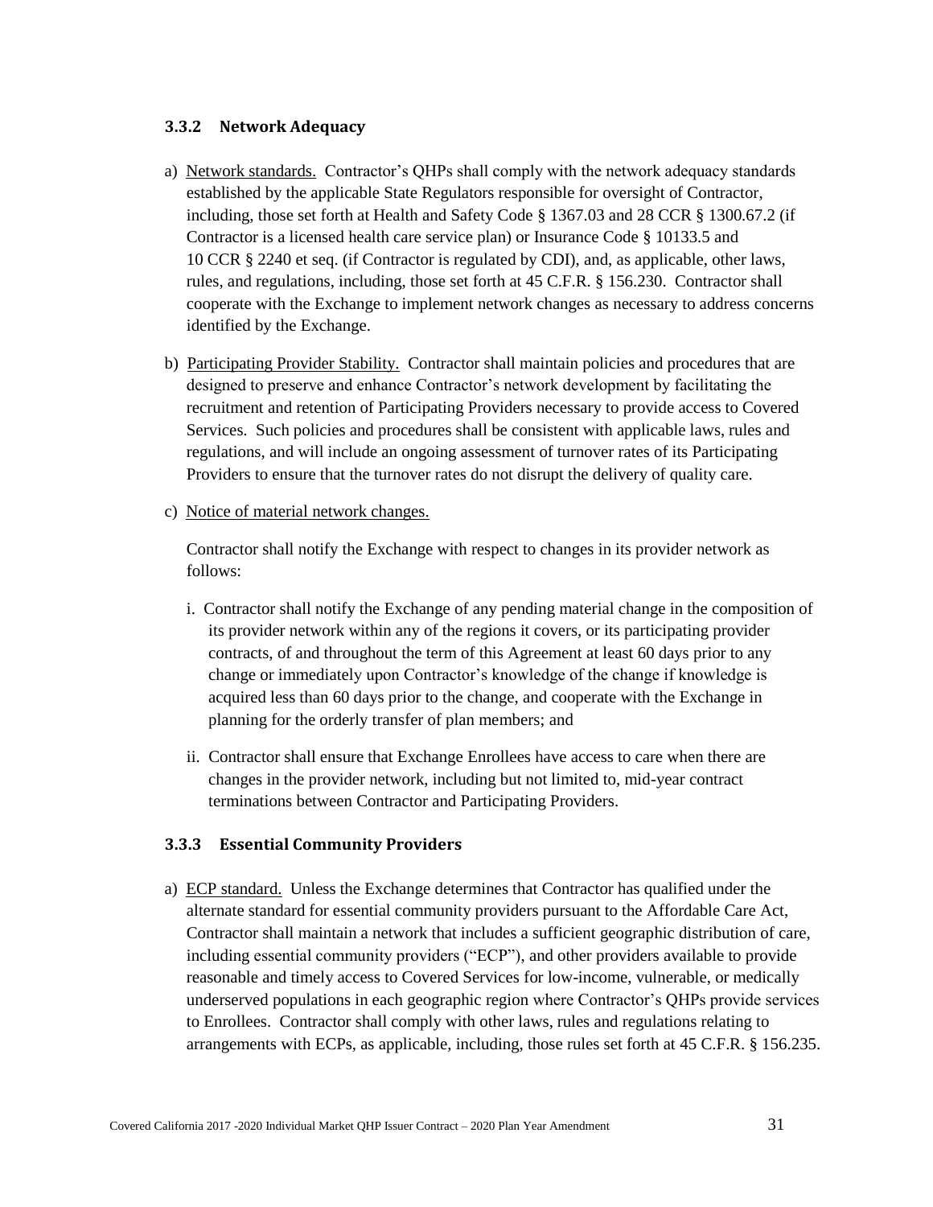### 3.3.2 Network Adequacy

a) Network standards. Contractor's QHPs shall comply with the network adequacy standards established by the applicable State Regulators responsible for oversight of Contractor, including, those set forth at Health and Safety Code § 1367.03 and 28 CCR § 1300.67.2 (if Contractor is a licensed health care service plan) or Insurance Code § 10133.5 and 10 CCR § 2240 et seq. (if Contractor is regulated by CDI), and, as applicable, other laws, rules, and regulations, including, those set forth at 45 C.F.R. § 156.230. Contractor shall cooperate with the Exchange to implement network changes as necessary to address concerns identified by the Exchange.

b) Participating Provider Stability. Contractor shall maintain policies and procedures that are designed to preserve and enhance Contractor's network development by facilitating the recruitment and retention of Participating Providers necessary to provide access to Covered Services. Such policies and procedures shall be consistent with applicable laws, rules and regulations, and will include an ongoing assessment of turnover rates of its Participating Providers to ensure that the turnover rates do not disrupt the delivery of quality care.

c) Notice of material network changes.

Contractor shall notify the Exchange with respect to changes in its provider network as follows:

i. Contractor shall notify the Exchange of any pending material change in the composition of its provider network within any of the regions it covers, or its participating provider contracts, of and throughout the term of this Agreement at least 60 days prior to any change or immediately upon Contractor's knowledge of the change if knowledge is acquired less than 60 days prior to the change, and cooperate with the Exchange in planning for the orderly transfer of plan members; and

ii. Contractor shall ensure that Exchange Enrollees have access to care when there are changes in the provider network, including but not limited to, mid-year contract terminations between Contractor and Participating Providers.

### 3.3.3 Essential Community Providers

a) ECP standard. Unless the Exchange determines that Contractor has qualified under the alternate standard for essential community providers pursuant to the Affordable Care Act, Contractor shall maintain a network that includes a sufficient geographic distribution of care, including essential community providers ("ECP"), and other providers available to provide reasonable and timely access to Covered Services for low-income, vulnerable, or medically underserved populations in each geographic region where Contractor's QHPs provide services to Enrollees. Contractor shall comply with other laws, rules and regulations relating to arrangements with ECPs, as applicable, including, those rules set forth at 45 C.F.R. § 156.235.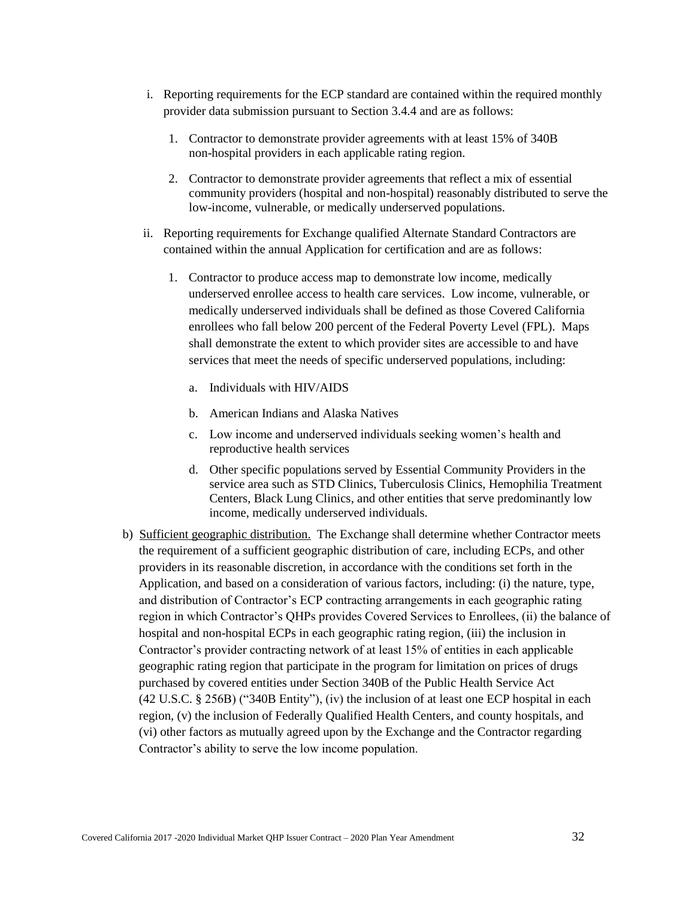i. Reporting requirements for the ECP standard are contained within the required monthly provider data submission pursuant to Section 3.4.4 and are as follows:

   1. Contractor to demonstrate provider agreements with at least 15% of 340B non-hospital providers in each applicable rating region.

   2. Contractor to demonstrate provider agreements that reflect a mix of essential community providers (hospital and non-hospital) reasonably distributed to serve the low-income, vulnerable, or medically underserved populations.

ii. Reporting requirements for Exchange qualified Alternate Standard Contractors are contained within the annual Application for certification and are as follows:

   1. Contractor to produce access map to demonstrate low income, medically underserved enrollee access to health care services. Low income, vulnerable, or medically underserved individuals shall be defined as those Covered California enrollees who fall below 200 percent of the Federal Poverty Level (FPL). Maps shall demonstrate the extent to which provider sites are accessible to and have services that meet the needs of specific underserved populations, including:

      a. Individuals with HIV/AIDS

      b. American Indians and Alaska Natives

      c. Low income and underserved individuals seeking women's health and reproductive health services

      d. Other specific populations served by Essential Community Providers in the service area such as STD Clinics, Tuberculosis Clinics, Hemophilia Treatment Centers, Black Lung Clinics, and other entities that serve predominantly low income, medically underserved individuals.

b) Sufficient geographic distribution. The Exchange shall determine whether Contractor meets the requirement of a sufficient geographic distribution of care, including ECPs, and other providers in its reasonable discretion, in accordance with the conditions set forth in the Application, and based on a consideration of various factors, including: (i) the nature, type, and distribution of Contractor's ECP contracting arrangements in each geographic rating region in which Contractor's QHPs provides Covered Services to Enrollees, (ii) the balance of hospital and non-hospital ECPs in each geographic rating region, (iii) the inclusion in Contractor's provider contracting network of at least 15% of entities in each applicable geographic rating region that participate in the program for limitation on prices of drugs purchased by covered entities under Section 340B of the Public Health Service Act (42 U.S.C. § 256B) ("340B Entity"), (iv) the inclusion of at least one ECP hospital in each region, (v) the inclusion of Federally Qualified Health Centers, and county hospitals, and (vi) other factors as mutually agreed upon by the Exchange and the Contractor regarding Contractor's ability to serve the low income population.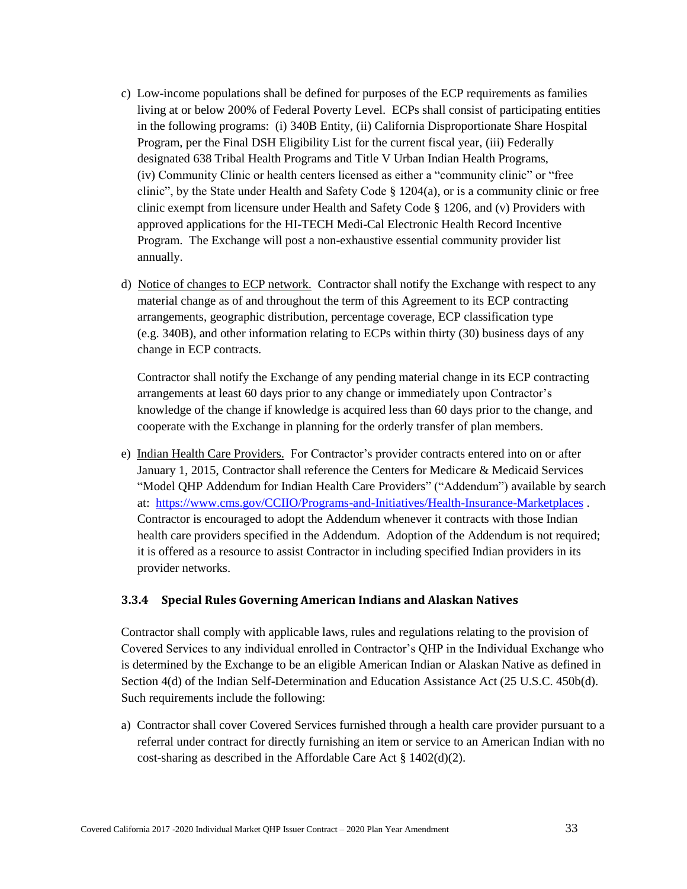c) Low-income populations shall be defined for purposes of the ECP requirements as families living at or below 200% of Federal Poverty Level. ECPs shall consist of participating entities in the following programs: (i) 340B Entity, (ii) California Disproportionate Share Hospital Program, per the Final DSH Eligibility List for the current fiscal year, (iii) Federally designated 638 Tribal Health Programs and Title V Urban Indian Health Programs, (iv) Community Clinic or health centers licensed as either a "community clinic" or "free clinic", by the State under Health and Safety Code § 1204(a), or is a community clinic or free clinic exempt from licensure under Health and Safety Code § 1206, and (v) Providers with approved applications for the HI-TECH Medi-Cal Electronic Health Record Incentive Program. The Exchange will post a non-exhaustive essential community provider list annually.

d) Notice of changes to ECP network. Contractor shall notify the Exchange with respect to any material change as of and throughout the term of this Agreement to its ECP contracting arrangements, geographic distribution, percentage coverage, ECP classification type (e.g. 340B), and other information relating to ECPs within thirty (30) business days of any change in ECP contracts.

   Contractor shall notify the Exchange of any pending material change in its ECP contracting arrangements at least 60 days prior to any change or immediately upon Contractor's knowledge of the change if knowledge is acquired less than 60 days prior to the change, and cooperate with the Exchange in planning for the orderly transfer of plan members.

e) Indian Health Care Providers. For Contractor's provider contracts entered into on or after January 1, 2015, Contractor shall reference the Centers for Medicare & Medicaid Services "Model QHP Addendum for Indian Health Care Providers" ("Addendum") available by search at: https://www.cms.gov/CCIIO/Programs-and-Initiatives/Health-Insurance-Marketplaces . Contractor is encouraged to adopt the Addendum whenever it contracts with those Indian health care providers specified in the Addendum. Adoption of the Addendum is not required; it is offered as a resource to assist Contractor in including specified Indian providers in its provider networks.

### 3.3.4 Special Rules Governing American Indians and Alaskan Natives

Contractor shall comply with applicable laws, rules and regulations relating to the provision of Covered Services to any individual enrolled in Contractor's QHP in the Individual Exchange who is determined by the Exchange to be an eligible American Indian or Alaskan Native as defined in Section 4(d) of the Indian Self-Determination and Education Assistance Act (25 U.S.C. 450b(d). Such requirements include the following:

a) Contractor shall cover Covered Services furnished through a health care provider pursuant to a referral under contract for directly furnishing an item or service to an American Indian with no cost-sharing as described in the Affordable Care Act § 1402(d)(2).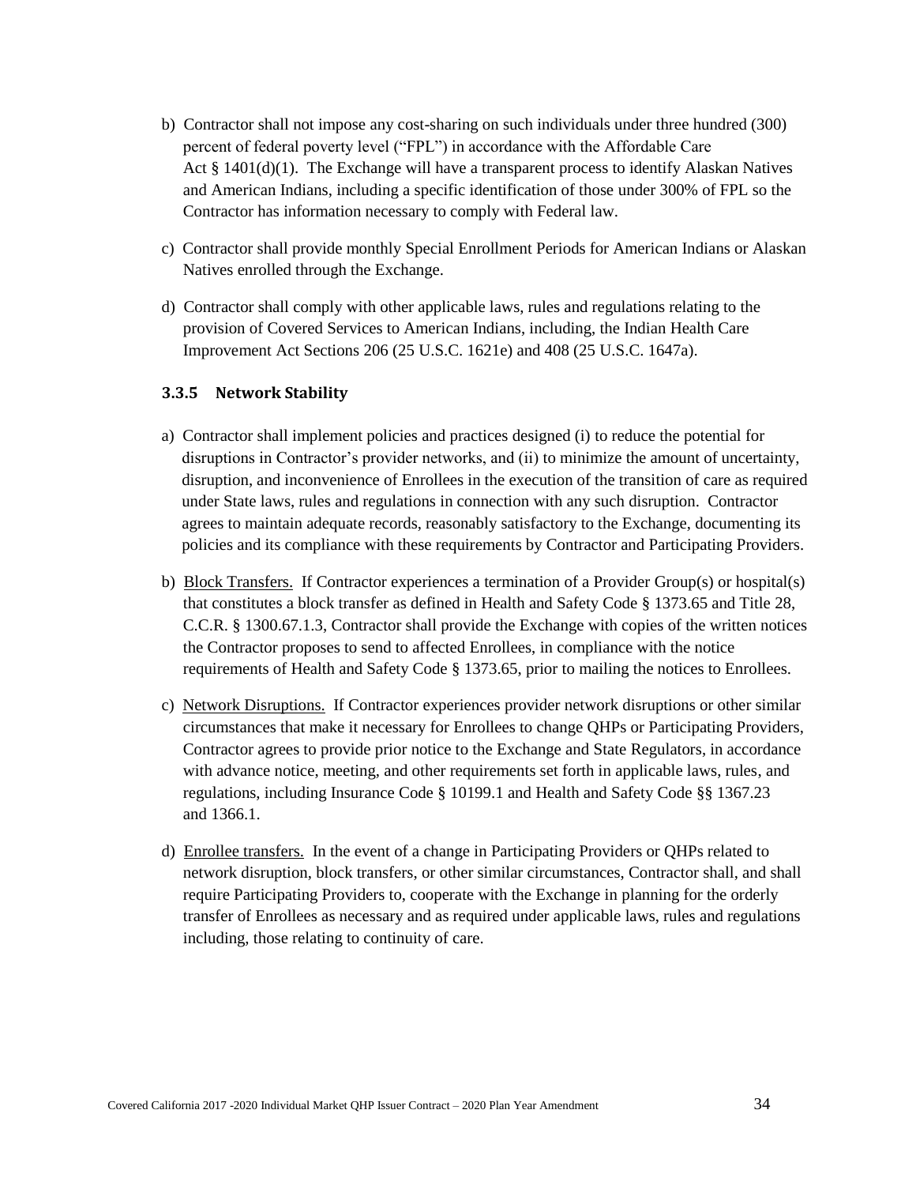b) Contractor shall not impose any cost-sharing on such individuals under three hundred (300) percent of federal poverty level ("FPL") in accordance with the Affordable Care Act § 1401(d)(1). The Exchange will have a transparent process to identify Alaskan Natives and American Indians, including a specific identification of those under 300% of FPL so the Contractor has information necessary to comply with Federal law.

c) Contractor shall provide monthly Special Enrollment Periods for American Indians or Alaskan Natives enrolled through the Exchange.

d) Contractor shall comply with other applicable laws, rules and regulations relating to the provision of Covered Services to American Indians, including, the Indian Health Care Improvement Act Sections 206 (25 U.S.C. 1621e) and 408 (25 U.S.C. 1647a).

### 3.3.5 Network Stability

a) Contractor shall implement policies and practices designed (i) to reduce the potential for disruptions in Contractor's provider networks, and (ii) to minimize the amount of uncertainty, disruption, and inconvenience of Enrollees in the execution of the transition of care as required under State laws, rules and regulations in connection with any such disruption. Contractor agrees to maintain adequate records, reasonably satisfactory to the Exchange, documenting its policies and its compliance with these requirements by Contractor and Participating Providers.

b) Block Transfers. If Contractor experiences a termination of a Provider Group(s) or hospital(s) that constitutes a block transfer as defined in Health and Safety Code § 1373.65 and Title 28, C.C.R. § 1300.67.1.3, Contractor shall provide the Exchange with copies of the written notices the Contractor proposes to send to affected Enrollees, in compliance with the notice requirements of Health and Safety Code § 1373.65, prior to mailing the notices to Enrollees.

c) Network Disruptions. If Contractor experiences provider network disruptions or other similar circumstances that make it necessary for Enrollees to change QHPs or Participating Providers, Contractor agrees to provide prior notice to the Exchange and State Regulators, in accordance with advance notice, meeting, and other requirements set forth in applicable laws, rules, and regulations, including Insurance Code § 10199.1 and Health and Safety Code §§ 1367.23 and 1366.1.

d) Enrollee transfers. In the event of a change in Participating Providers or QHPs related to network disruption, block transfers, or other similar circumstances, Contractor shall, and shall require Participating Providers to, cooperate with the Exchange in planning for the orderly transfer of Enrollees as necessary and as required under applicable laws, rules and regulations including, those relating to continuity of care.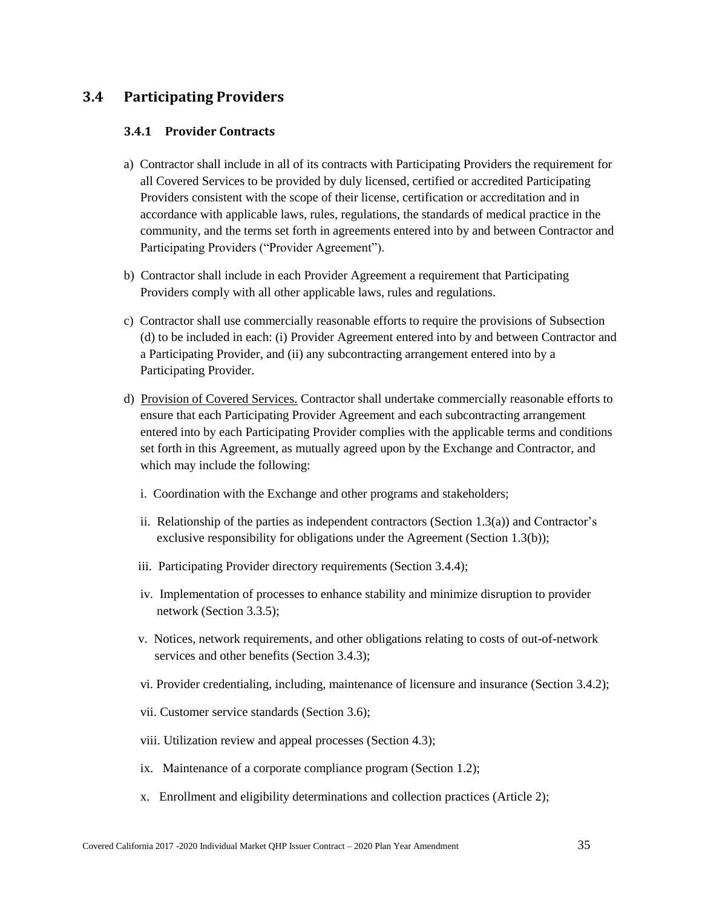## 3.4 Participating Providers

### 3.4.1 Provider Contracts

a) Contractor shall include in all of its contracts with Participating Providers the requirement for all Covered Services to be provided by duly licensed, certified or accredited Participating Providers consistent with the scope of their license, certification or accreditation and in accordance with applicable laws, rules, regulations, the standards of medical practice in the community, and the terms set forth in agreements entered into by and between Contractor and Participating Providers ("Provider Agreement").

b) Contractor shall include in each Provider Agreement a requirement that Participating Providers comply with all other applicable laws, rules and regulations.

c) Contractor shall use commercially reasonable efforts to require the provisions of Subsection (d) to be included in each: (i) Provider Agreement entered into by and between Contractor and a Participating Provider, and (ii) any subcontracting arrangement entered into by a Participating Provider.

d) Provision of Covered Services. Contractor shall undertake commercially reasonable efforts to ensure that each Participating Provider Agreement and each subcontracting arrangement entered into by each Participating Provider complies with the applicable terms and conditions set forth in this Agreement, as mutually agreed upon by the Exchange and Contractor, and which may include the following:

   i. Coordination with the Exchange and other programs and stakeholders;

   ii. Relationship of the parties as independent contractors (Section 1.3(a)) and Contractor's exclusive responsibility for obligations under the Agreement (Section 1.3(b));

   iii. Participating Provider directory requirements (Section 3.4.4);

   iv. Implementation of processes to enhance stability and minimize disruption to provider network (Section 3.3.5);

   v. Notices, network requirements, and other obligations relating to costs of out-of-network services and other benefits (Section 3.4.3);

   vi. Provider credentialing, including, maintenance of licensure and insurance (Section 3.4.2);

   vii. Customer service standards (Section 3.6);

   viii. Utilization review and appeal processes (Section 4.3);

   ix. Maintenance of a corporate compliance program (Section 1.2);

   x. Enrollment and eligibility determinations and collection practices (Article 2);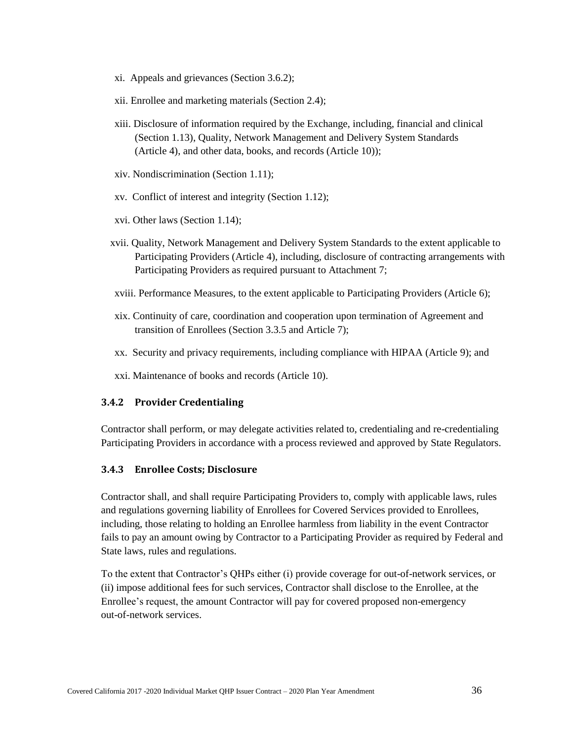xi. Appeals and grievances (Section 3.6.2);

xii. Enrollee and marketing materials (Section 2.4);

xiii. Disclosure of information required by the Exchange, including, financial and clinical (Section 1.13), Quality, Network Management and Delivery System Standards (Article 4), and other data, books, and records (Article 10));

xiv. Nondiscrimination (Section 1.11);

xv. Conflict of interest and integrity (Section 1.12);

xvi. Other laws (Section 1.14);

xvii. Quality, Network Management and Delivery System Standards to the extent applicable to Participating Providers (Article 4), including, disclosure of contracting arrangements with Participating Providers as required pursuant to Attachment 7;

xviii. Performance Measures, to the extent applicable to Participating Providers (Article 6);

xix. Continuity of care, coordination and cooperation upon termination of Agreement and transition of Enrollees (Section 3.3.5 and Article 7);

xx. Security and privacy requirements, including compliance with HIPAA (Article 9); and

xxi. Maintenance of books and records (Article 10).

### 3.4.2 Provider Credentialing

Contractor shall perform, or may delegate activities related to, credentialing and re-credentialing Participating Providers in accordance with a process reviewed and approved by State Regulators.

### 3.4.3 Enrollee Costs; Disclosure

Contractor shall, and shall require Participating Providers to, comply with applicable laws, rules and regulations governing liability of Enrollees for Covered Services provided to Enrollees, including, those relating to holding an Enrollee harmless from liability in the event Contractor fails to pay an amount owing by Contractor to a Participating Provider as required by Federal and State laws, rules and regulations.

To the extent that Contractor's QHPs either (i) provide coverage for out-of-network services, or (ii) impose additional fees for such services, Contractor shall disclose to the Enrollee, at the Enrollee's request, the amount Contractor will pay for covered proposed non-emergency out-of-network services.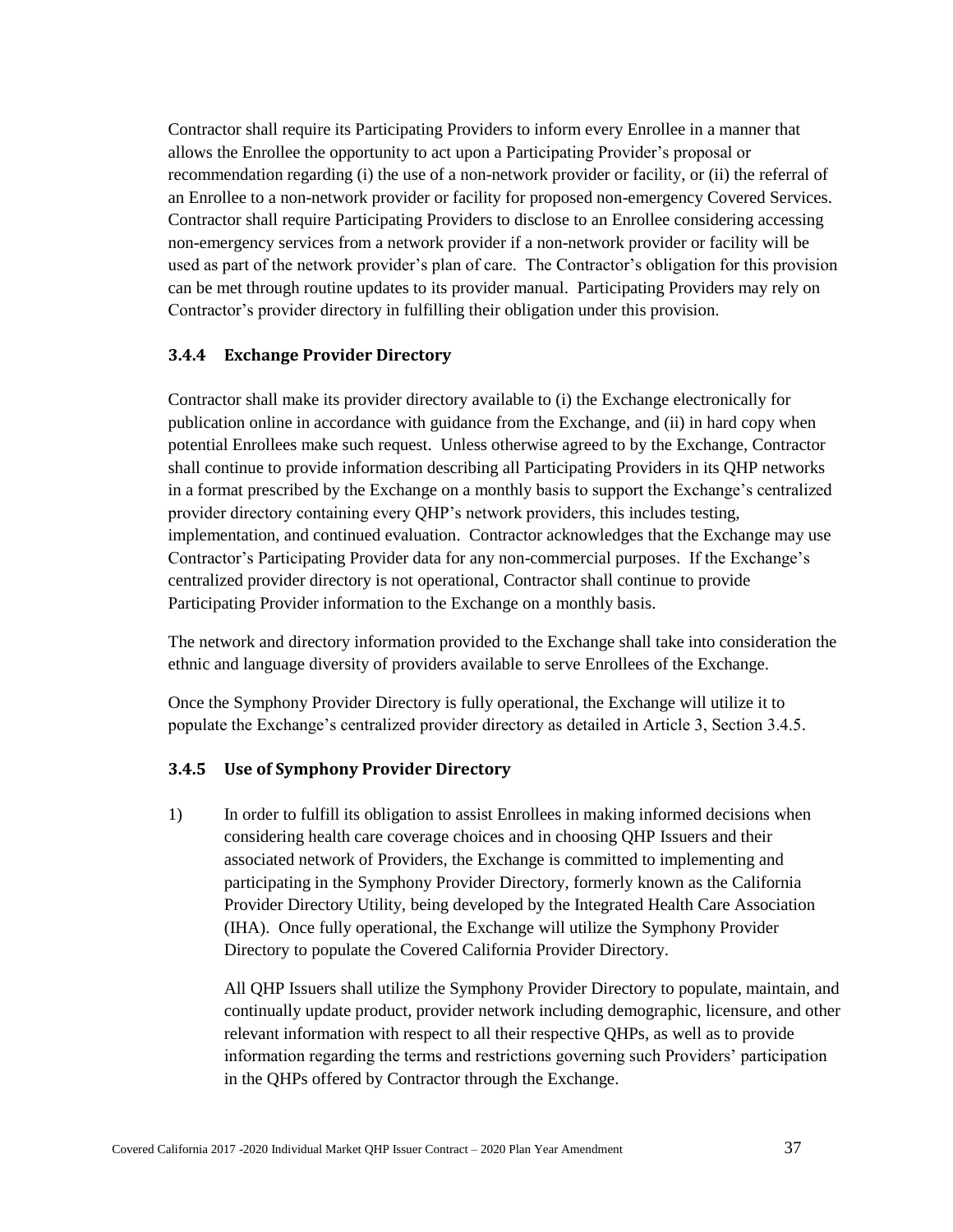Contractor shall require its Participating Providers to inform every Enrollee in a manner that allows the Enrollee the opportunity to act upon a Participating Provider's proposal or recommendation regarding (i) the use of a non-network provider or facility, or (ii) the referral of an Enrollee to a non-network provider or facility for proposed non-emergency Covered Services. Contractor shall require Participating Providers to disclose to an Enrollee considering accessing non-emergency services from a network provider if a non-network provider or facility will be used as part of the network provider's plan of care. The Contractor's obligation for this provision can be met through routine updates to its provider manual. Participating Providers may rely on Contractor's provider directory in fulfilling their obligation under this provision.

### 3.4.4 Exchange Provider Directory

Contractor shall make its provider directory available to (i) the Exchange electronically for publication online in accordance with guidance from the Exchange, and (ii) in hard copy when potential Enrollees make such request. Unless otherwise agreed to by the Exchange, Contractor shall continue to provide information describing all Participating Providers in its QHP networks in a format prescribed by the Exchange on a monthly basis to support the Exchange's centralized provider directory containing every QHP's network providers, this includes testing, implementation, and continued evaluation. Contractor acknowledges that the Exchange may use Contractor's Participating Provider data for any non-commercial purposes. If the Exchange's centralized provider directory is not operational, Contractor shall continue to provide Participating Provider information to the Exchange on a monthly basis.

The network and directory information provided to the Exchange shall take into consideration the ethnic and language diversity of providers available to serve Enrollees of the Exchange.

Once the Symphony Provider Directory is fully operational, the Exchange will utilize it to populate the Exchange's centralized provider directory as detailed in Article 3, Section 3.4.5.

### 3.4.5 Use of Symphony Provider Directory

1) In order to fulfill its obligation to assist Enrollees in making informed decisions when considering health care coverage choices and in choosing QHP Issuers and their associated network of Providers, the Exchange is committed to implementing and participating in the Symphony Provider Directory, formerly known as the California Provider Directory Utility, being developed by the Integrated Health Care Association (IHA). Once fully operational, the Exchange will utilize the Symphony Provider Directory to populate the Covered California Provider Directory.

   All QHP Issuers shall utilize the Symphony Provider Directory to populate, maintain, and continually update product, provider network including demographic, licensure, and other relevant information with respect to all their respective QHPs, as well as to provide information regarding the terms and restrictions governing such Providers' participation in the QHPs offered by Contractor through the Exchange.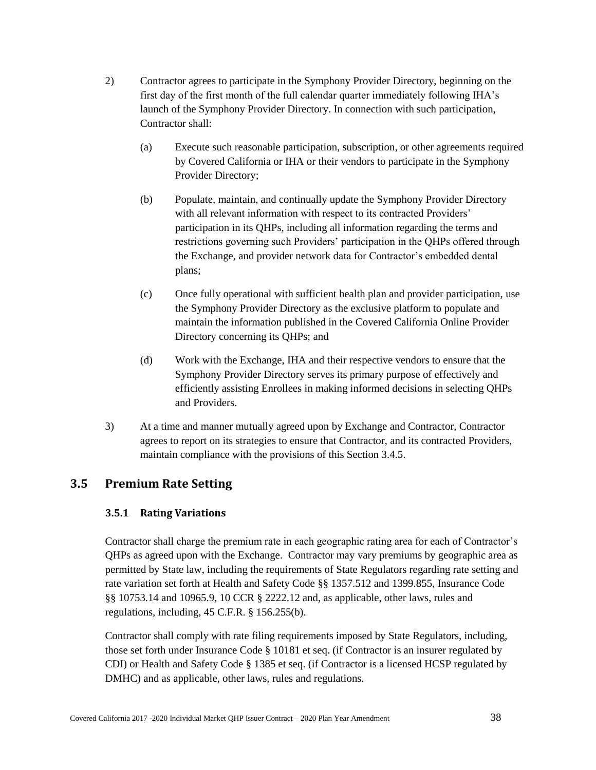2) Contractor agrees to participate in the Symphony Provider Directory, beginning on the first day of the first month of the full calendar quarter immediately following IHA's launch of the Symphony Provider Directory. In connection with such participation, Contractor shall:

   (a) Execute such reasonable participation, subscription, or other agreements required by Covered California or IHA or their vendors to participate in the Symphony Provider Directory;

   (b) Populate, maintain, and continually update the Symphony Provider Directory with all relevant information with respect to its contracted Providers' participation in its QHPs, including all information regarding the terms and restrictions governing such Providers' participation in the QHPs offered through the Exchange, and provider network data for Contractor's embedded dental plans;

   (c) Once fully operational with sufficient health plan and provider participation, use the Symphony Provider Directory as the exclusive platform to populate and maintain the information published in the Covered California Online Provider Directory concerning its QHPs; and

   (d) Work with the Exchange, IHA and their respective vendors to ensure that the Symphony Provider Directory serves its primary purpose of effectively and efficiently assisting Enrollees in making informed decisions in selecting QHPs and Providers.

3) At a time and manner mutually agreed upon by Exchange and Contractor, Contractor agrees to report on its strategies to ensure that Contractor, and its contracted Providers, maintain compliance with the provisions of this Section 3.4.5.

## 3.5 Premium Rate Setting

### 3.5.1 Rating Variations

Contractor shall charge the premium rate in each geographic rating area for each of Contractor's QHPs as agreed upon with the Exchange. Contractor may vary premiums by geographic area as permitted by State law, including the requirements of State Regulators regarding rate setting and rate variation set forth at Health and Safety Code §§ 1357.512 and 1399.855, Insurance Code §§ 10753.14 and 10965.9, 10 CCR § 2222.12 and, as applicable, other laws, rules and regulations, including, 45 C.F.R. § 156.255(b).

Contractor shall comply with rate filing requirements imposed by State Regulators, including, those set forth under Insurance Code § 10181 et seq. (if Contractor is an insurer regulated by CDI) or Health and Safety Code § 1385 et seq. (if Contractor is a licensed HCSP regulated by DMHC) and as applicable, other laws, rules and regulations.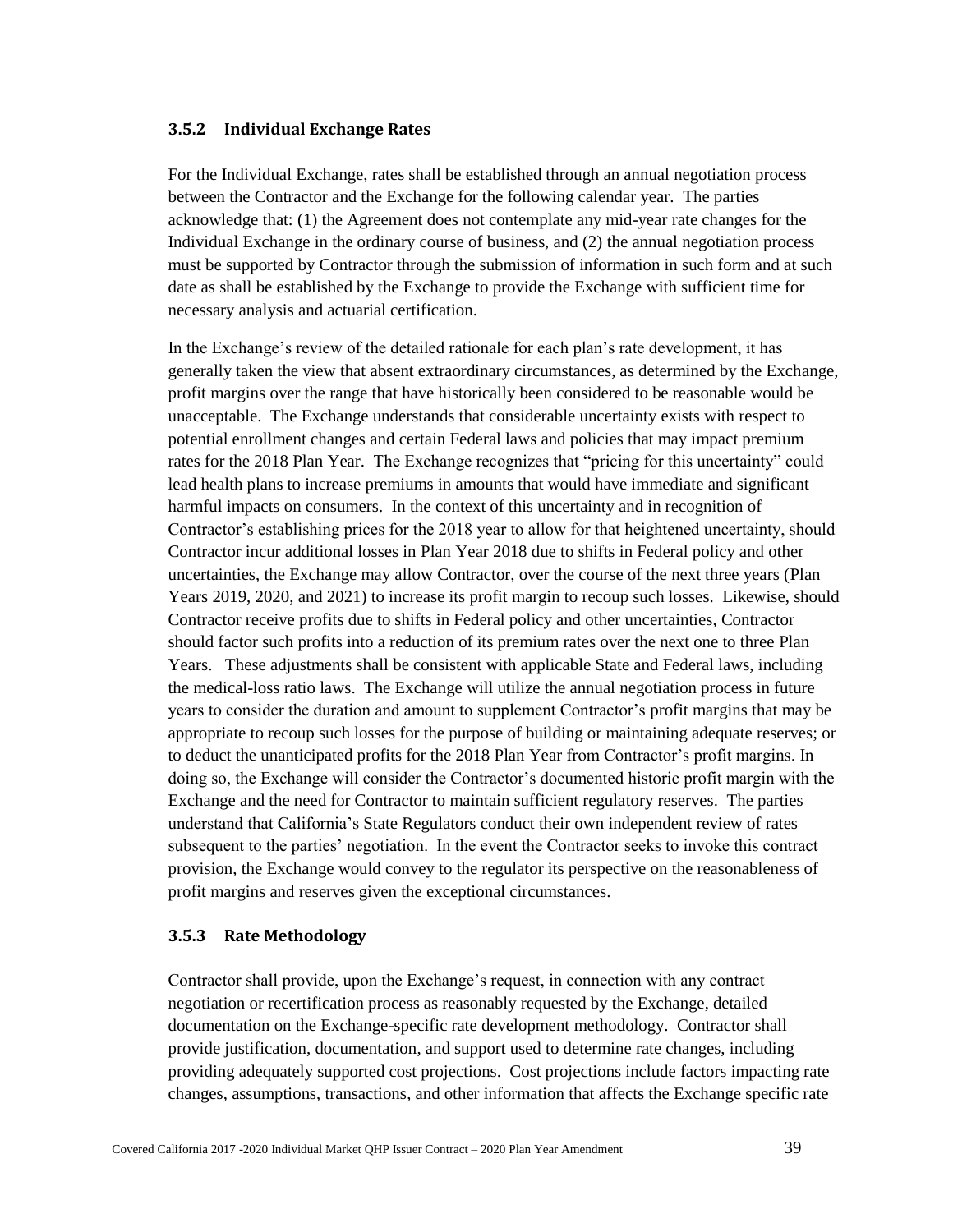### 3.5.2 Individual Exchange Rates

For the Individual Exchange, rates shall be established through an annual negotiation process between the Contractor and the Exchange for the following calendar year. The parties acknowledge that: (1) the Agreement does not contemplate any mid-year rate changes for the Individual Exchange in the ordinary course of business, and (2) the annual negotiation process must be supported by Contractor through the submission of information in such form and at such date as shall be established by the Exchange to provide the Exchange with sufficient time for necessary analysis and actuarial certification.

In the Exchange's review of the detailed rationale for each plan's rate development, it has generally taken the view that absent extraordinary circumstances, as determined by the Exchange, profit margins over the range that have historically been considered to be reasonable would be unacceptable. The Exchange understands that considerable uncertainty exists with respect to potential enrollment changes and certain Federal laws and policies that may impact premium rates for the 2018 Plan Year. The Exchange recognizes that "pricing for this uncertainty" could lead health plans to increase premiums in amounts that would have immediate and significant harmful impacts on consumers. In the context of this uncertainty and in recognition of Contractor's establishing prices for the 2018 year to allow for that heightened uncertainty, should Contractor incur additional losses in Plan Year 2018 due to shifts in Federal policy and other uncertainties, the Exchange may allow Contractor, over the course of the next three years (Plan Years 2019, 2020, and 2021) to increase its profit margin to recoup such losses. Likewise, should Contractor receive profits due to shifts in Federal policy and other uncertainties, Contractor should factor such profits into a reduction of its premium rates over the next one to three Plan Years. These adjustments shall be consistent with applicable State and Federal laws, including the medical-loss ratio laws. The Exchange will utilize the annual negotiation process in future years to consider the duration and amount to supplement Contractor's profit margins that may be appropriate to recoup such losses for the purpose of building or maintaining adequate reserves; or to deduct the unanticipated profits for the 2018 Plan Year from Contractor's profit margins. In doing so, the Exchange will consider the Contractor's documented historic profit margin with the Exchange and the need for Contractor to maintain sufficient regulatory reserves. The parties understand that California's State Regulators conduct their own independent review of rates subsequent to the parties' negotiation. In the event the Contractor seeks to invoke this contract provision, the Exchange would convey to the regulator its perspective on the reasonableness of profit margins and reserves given the exceptional circumstances.

### 3.5.3 Rate Methodology

Contractor shall provide, upon the Exchange's request, in connection with any contract negotiation or recertification process as reasonably requested by the Exchange, detailed documentation on the Exchange-specific rate development methodology. Contractor shall provide justification, documentation, and support used to determine rate changes, including providing adequately supported cost projections. Cost projections include factors impacting rate changes, assumptions, transactions, and other information that affects the Exchange specific rate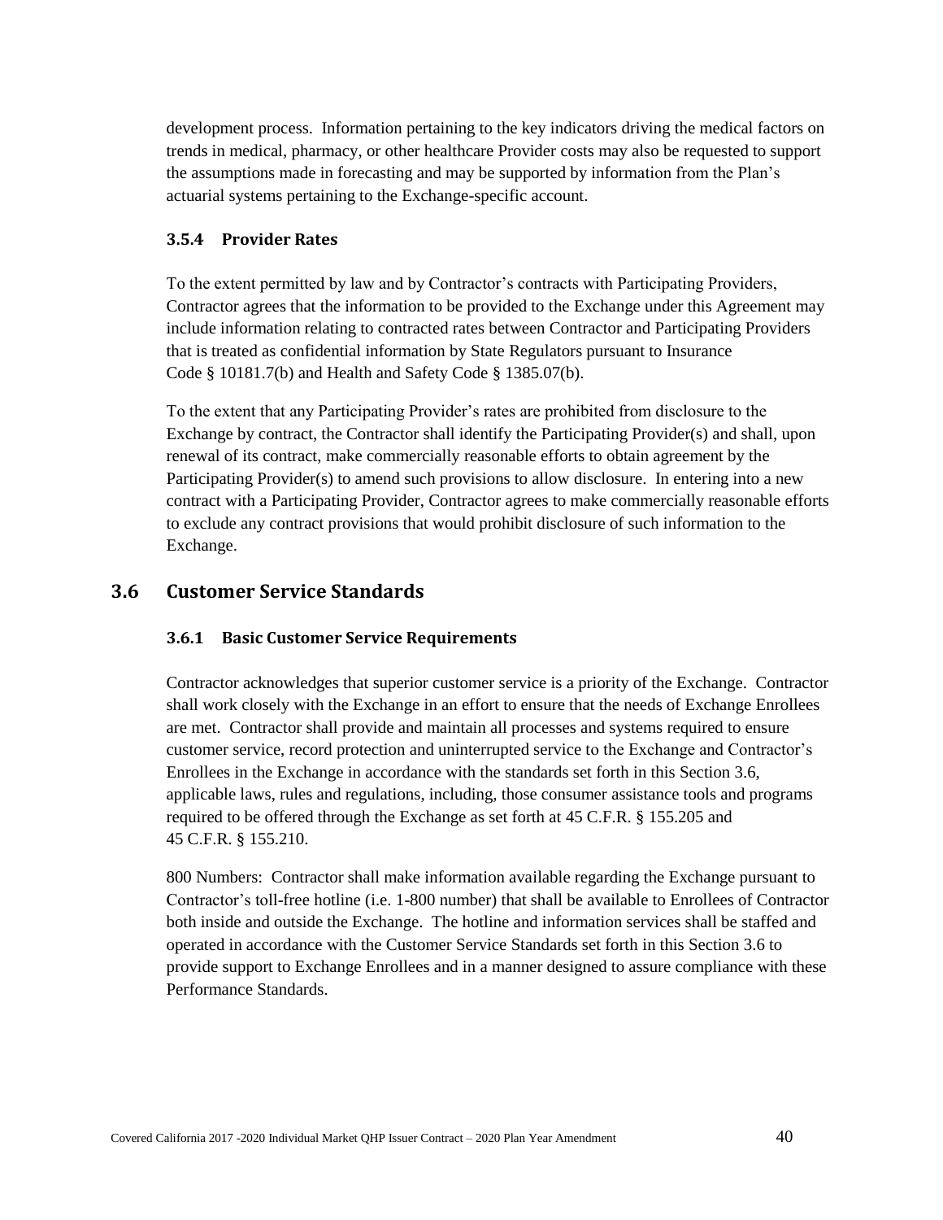development process. Information pertaining to the key indicators driving the medical factors on trends in medical, pharmacy, or other healthcare Provider costs may also be requested to support the assumptions made in forecasting and may be supported by information from the Plan's actuarial systems pertaining to the Exchange-specific account.

### 3.5.4 Provider Rates

To the extent permitted by law and by Contractor's contracts with Participating Providers, Contractor agrees that the information to be provided to the Exchange under this Agreement may include information relating to contracted rates between Contractor and Participating Providers that is treated as confidential information by State Regulators pursuant to Insurance Code § 10181.7(b) and Health and Safety Code § 1385.07(b).

To the extent that any Participating Provider's rates are prohibited from disclosure to the Exchange by contract, the Contractor shall identify the Participating Provider(s) and shall, upon renewal of its contract, make commercially reasonable efforts to obtain agreement by the Participating Provider(s) to amend such provisions to allow disclosure. In entering into a new contract with a Participating Provider, Contractor agrees to make commercially reasonable efforts to exclude any contract provisions that would prohibit disclosure of such information to the Exchange.

## 3.6 Customer Service Standards

### 3.6.1 Basic Customer Service Requirements

Contractor acknowledges that superior customer service is a priority of the Exchange. Contractor shall work closely with the Exchange in an effort to ensure that the needs of Exchange Enrollees are met. Contractor shall provide and maintain all processes and systems required to ensure customer service, record protection and uninterrupted service to the Exchange and Contractor's Enrollees in the Exchange in accordance with the standards set forth in this Section 3.6, applicable laws, rules and regulations, including, those consumer assistance tools and programs required to be offered through the Exchange as set forth at 45 C.F.R. § 155.205 and 45 C.F.R. § 155.210.

800 Numbers: Contractor shall make information available regarding the Exchange pursuant to Contractor's toll-free hotline (i.e. 1-800 number) that shall be available to Enrollees of Contractor both inside and outside the Exchange. The hotline and information services shall be staffed and operated in accordance with the Customer Service Standards set forth in this Section 3.6 to provide support to Exchange Enrollees and in a manner designed to assure compliance with these Performance Standards.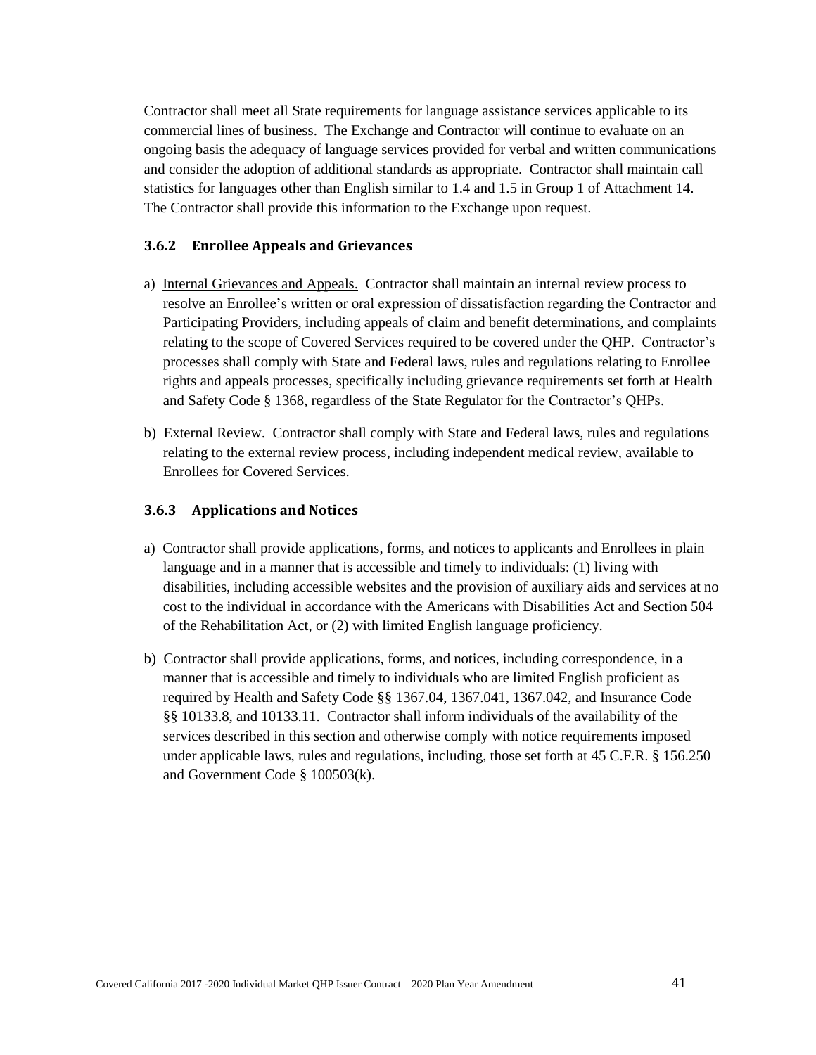Contractor shall meet all State requirements for language assistance services applicable to its commercial lines of business. The Exchange and Contractor will continue to evaluate on an ongoing basis the adequacy of language services provided for verbal and written communications and consider the adoption of additional standards as appropriate. Contractor shall maintain call statistics for languages other than English similar to 1.4 and 1.5 in Group 1 of Attachment 14. The Contractor shall provide this information to the Exchange upon request.

### 3.6.2 Enrollee Appeals and Grievances

a) Internal Grievances and Appeals. Contractor shall maintain an internal review process to resolve an Enrollee's written or oral expression of dissatisfaction regarding the Contractor and Participating Providers, including appeals of claim and benefit determinations, and complaints relating to the scope of Covered Services required to be covered under the QHP. Contractor's processes shall comply with State and Federal laws, rules and regulations relating to Enrollee rights and appeals processes, specifically including grievance requirements set forth at Health and Safety Code § 1368, regardless of the State Regulator for the Contractor's QHPs.

b) External Review. Contractor shall comply with State and Federal laws, rules and regulations relating to the external review process, including independent medical review, available to Enrollees for Covered Services.

### 3.6.3 Applications and Notices

a) Contractor shall provide applications, forms, and notices to applicants and Enrollees in plain language and in a manner that is accessible and timely to individuals: (1) living with disabilities, including accessible websites and the provision of auxiliary aids and services at no cost to the individual in accordance with the Americans with Disabilities Act and Section 504 of the Rehabilitation Act, or (2) with limited English language proficiency.

b) Contractor shall provide applications, forms, and notices, including correspondence, in a manner that is accessible and timely to individuals who are limited English proficient as required by Health and Safety Code §§ 1367.04, 1367.041, 1367.042, and Insurance Code §§ 10133.8, and 10133.11. Contractor shall inform individuals of the availability of the services described in this section and otherwise comply with notice requirements imposed under applicable laws, rules and regulations, including, those set forth at 45 C.F.R. § 156.250 and Government Code § 100503(k).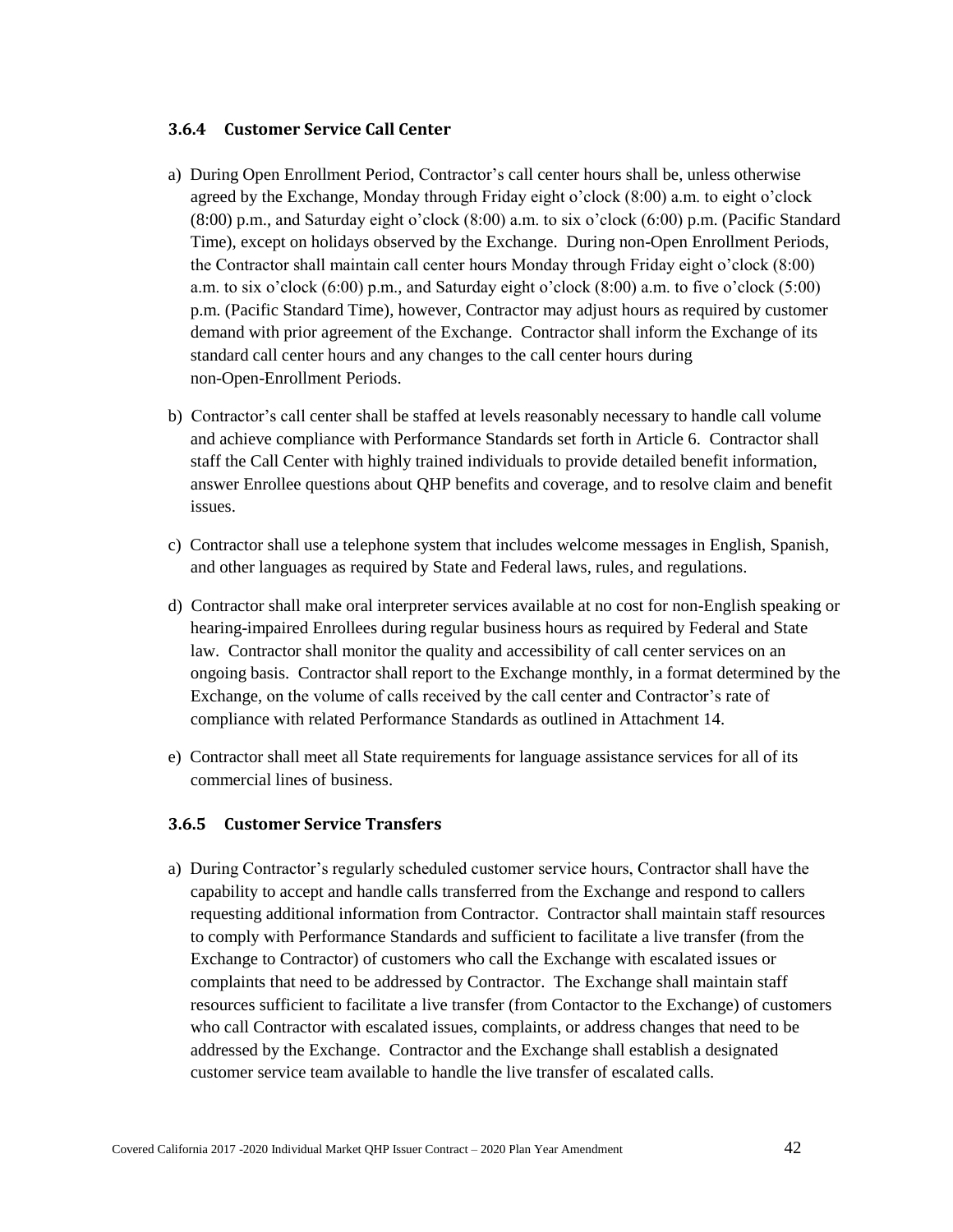### 3.6.4 Customer Service Call Center

a) During Open Enrollment Period, Contractor's call center hours shall be, unless otherwise agreed by the Exchange, Monday through Friday eight o'clock (8:00) a.m. to eight o'clock (8:00) p.m., and Saturday eight o'clock (8:00) a.m. to six o'clock (6:00) p.m. (Pacific Standard Time), except on holidays observed by the Exchange. During non-Open Enrollment Periods, the Contractor shall maintain call center hours Monday through Friday eight o'clock (8:00) a.m. to six o'clock (6:00) p.m., and Saturday eight o'clock (8:00) a.m. to five o'clock (5:00) p.m. (Pacific Standard Time), however, Contractor may adjust hours as required by customer demand with prior agreement of the Exchange. Contractor shall inform the Exchange of its standard call center hours and any changes to the call center hours during non-Open-Enrollment Periods.

b) Contractor's call center shall be staffed at levels reasonably necessary to handle call volume and achieve compliance with Performance Standards set forth in Article 6. Contractor shall staff the Call Center with highly trained individuals to provide detailed benefit information, answer Enrollee questions about QHP benefits and coverage, and to resolve claim and benefit issues.

c) Contractor shall use a telephone system that includes welcome messages in English, Spanish, and other languages as required by State and Federal laws, rules, and regulations.

d) Contractor shall make oral interpreter services available at no cost for non-English speaking or hearing-impaired Enrollees during regular business hours as required by Federal and State law. Contractor shall monitor the quality and accessibility of call center services on an ongoing basis. Contractor shall report to the Exchange monthly, in a format determined by the Exchange, on the volume of calls received by the call center and Contractor's rate of compliance with related Performance Standards as outlined in Attachment 14.

e) Contractor shall meet all State requirements for language assistance services for all of its commercial lines of business.

### 3.6.5 Customer Service Transfers

a) During Contractor's regularly scheduled customer service hours, Contractor shall have the capability to accept and handle calls transferred from the Exchange and respond to callers requesting additional information from Contractor. Contractor shall maintain staff resources to comply with Performance Standards and sufficient to facilitate a live transfer (from the Exchange to Contractor) of customers who call the Exchange with escalated issues or complaints that need to be addressed by Contractor. The Exchange shall maintain staff resources sufficient to facilitate a live transfer (from Contactor to the Exchange) of customers who call Contractor with escalated issues, complaints, or address changes that need to be addressed by the Exchange. Contractor and the Exchange shall establish a designated customer service team available to handle the live transfer of escalated calls.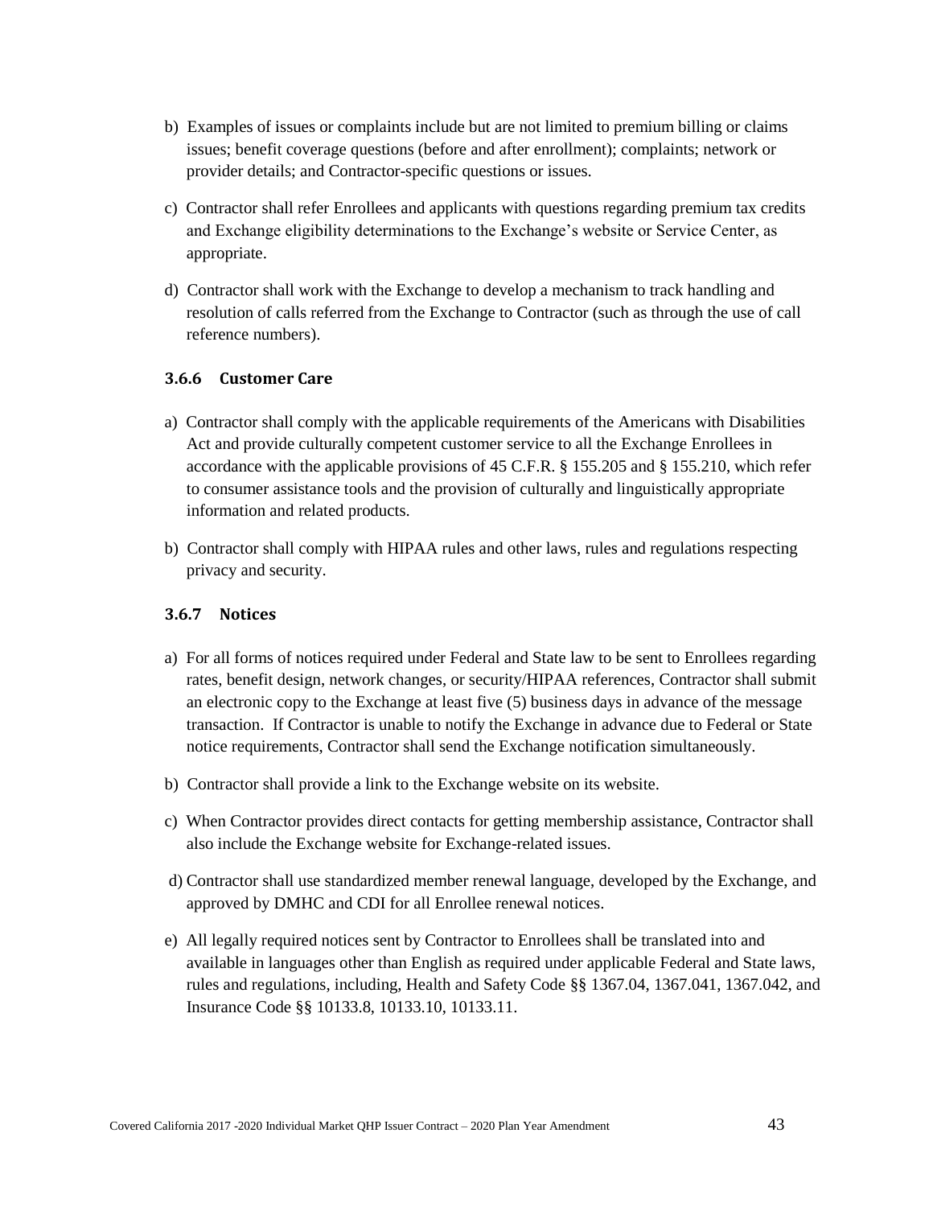b) Examples of issues or complaints include but are not limited to premium billing or claims issues; benefit coverage questions (before and after enrollment); complaints; network or provider details; and Contractor-specific questions or issues.

c) Contractor shall refer Enrollees and applicants with questions regarding premium tax credits and Exchange eligibility determinations to the Exchange's website or Service Center, as appropriate.

d) Contractor shall work with the Exchange to develop a mechanism to track handling and resolution of calls referred from the Exchange to Contractor (such as through the use of call reference numbers).

### 3.6.6 Customer Care

a) Contractor shall comply with the applicable requirements of the Americans with Disabilities Act and provide culturally competent customer service to all the Exchange Enrollees in accordance with the applicable provisions of 45 C.F.R. § 155.205 and § 155.210, which refer to consumer assistance tools and the provision of culturally and linguistically appropriate information and related products.

b) Contractor shall comply with HIPAA rules and other laws, rules and regulations respecting privacy and security.

### 3.6.7 Notices

a) For all forms of notices required under Federal and State law to be sent to Enrollees regarding rates, benefit design, network changes, or security/HIPAA references, Contractor shall submit an electronic copy to the Exchange at least five (5) business days in advance of the message transaction. If Contractor is unable to notify the Exchange in advance due to Federal or State notice requirements, Contractor shall send the Exchange notification simultaneously.

b) Contractor shall provide a link to the Exchange website on its website.

c) When Contractor provides direct contacts for getting membership assistance, Contractor shall also include the Exchange website for Exchange-related issues.

d) Contractor shall use standardized member renewal language, developed by the Exchange, and approved by DMHC and CDI for all Enrollee renewal notices.

e) All legally required notices sent by Contractor to Enrollees shall be translated into and available in languages other than English as required under applicable Federal and State laws, rules and regulations, including, Health and Safety Code §§ 1367.04, 1367.041, 1367.042, and Insurance Code §§ 10133.8, 10133.10, 10133.11.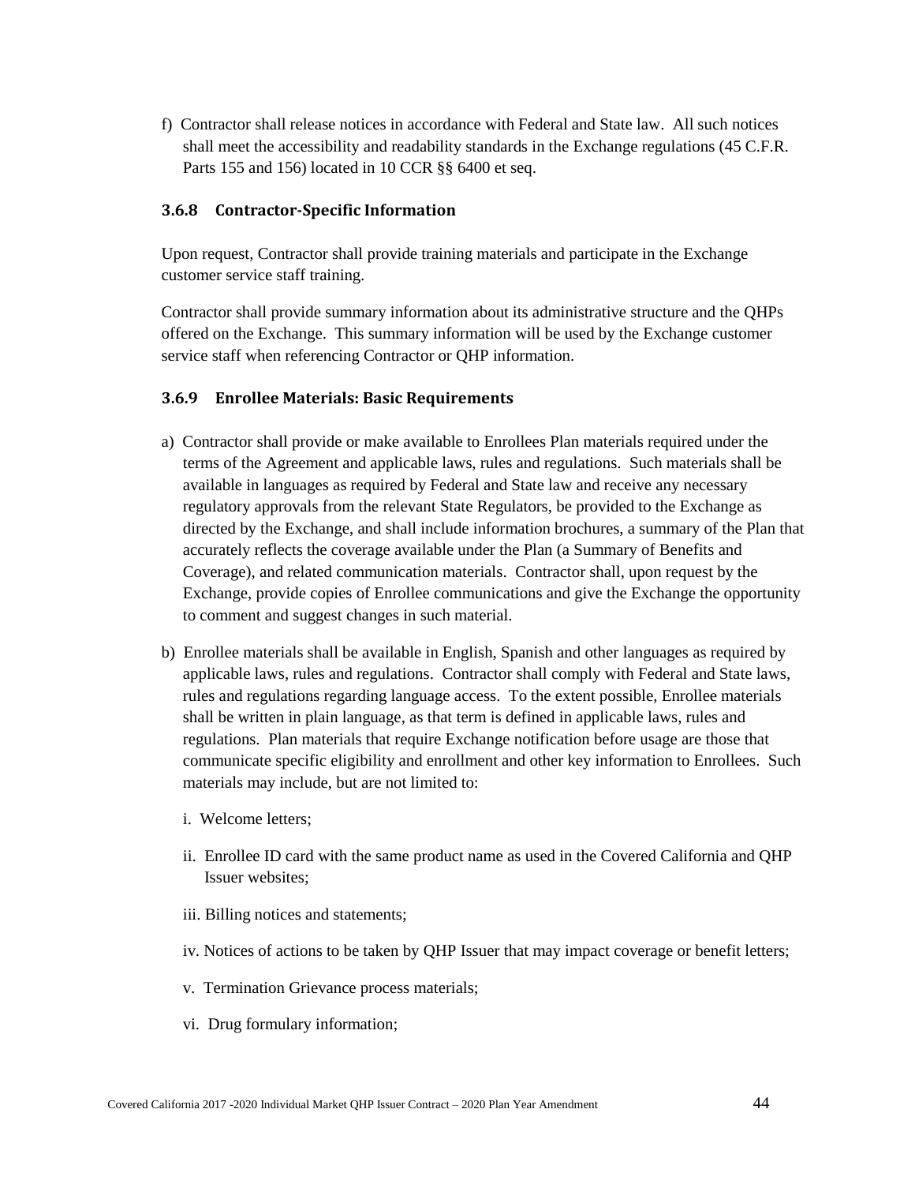f) Contractor shall release notices in accordance with Federal and State law. All such notices shall meet the accessibility and readability standards in the Exchange regulations (45 C.F.R. Parts 155 and 156) located in 10 CCR §§ 6400 et seq.

### 3.6.8 Contractor-Specific Information

Upon request, Contractor shall provide training materials and participate in the Exchange customer service staff training.

Contractor shall provide summary information about its administrative structure and the QHPs offered on the Exchange. This summary information will be used by the Exchange customer service staff when referencing Contractor or QHP information.

### 3.6.9 Enrollee Materials: Basic Requirements

a) Contractor shall provide or make available to Enrollees Plan materials required under the terms of the Agreement and applicable laws, rules and regulations. Such materials shall be available in languages as required by Federal and State law and receive any necessary regulatory approvals from the relevant State Regulators, be provided to the Exchange as directed by the Exchange, and shall include information brochures, a summary of the Plan that accurately reflects the coverage available under the Plan (a Summary of Benefits and Coverage), and related communication materials. Contractor shall, upon request by the Exchange, provide copies of Enrollee communications and give the Exchange the opportunity to comment and suggest changes in such material.

b) Enrollee materials shall be available in English, Spanish and other languages as required by applicable laws, rules and regulations. Contractor shall comply with Federal and State laws, rules and regulations regarding language access. To the extent possible, Enrollee materials shall be written in plain language, as that term is defined in applicable laws, rules and regulations. Plan materials that require Exchange notification before usage are those that communicate specific eligibility and enrollment and other key information to Enrollees. Such materials may include, but are not limited to:

   i. Welcome letters;

   ii. Enrollee ID card with the same product name as used in the Covered California and QHP Issuer websites;

   iii. Billing notices and statements;

   iv. Notices of actions to be taken by QHP Issuer that may impact coverage or benefit letters;

   v. Termination Grievance process materials;

   vi. Drug formulary information;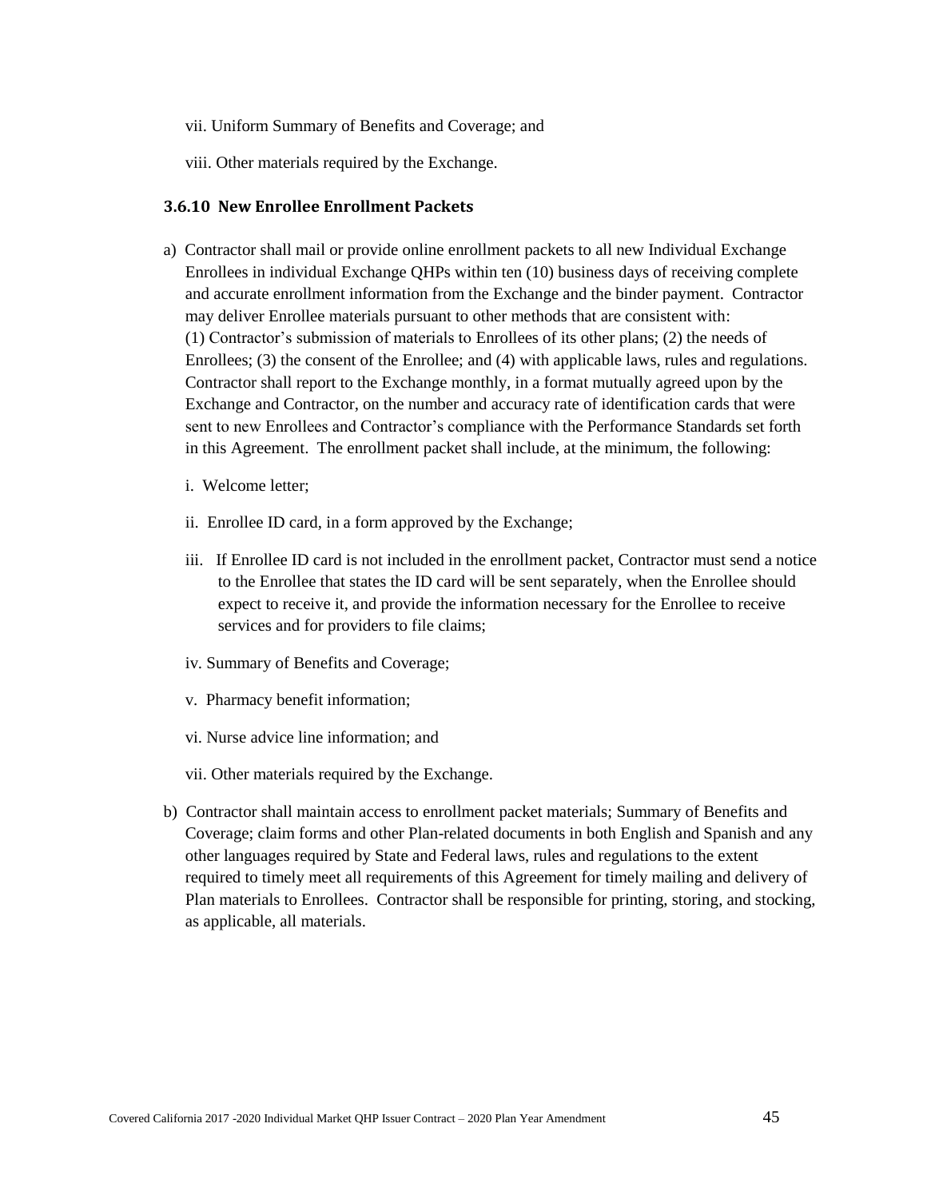vii. Uniform Summary of Benefits and Coverage; and

viii. Other materials required by the Exchange.

### 3.6.10 New Enrollee Enrollment Packets

a) Contractor shall mail or provide online enrollment packets to all new Individual Exchange Enrollees in individual Exchange QHPs within ten (10) business days of receiving complete and accurate enrollment information from the Exchange and the binder payment. Contractor may deliver Enrollee materials pursuant to other methods that are consistent with: (1) Contractor's submission of materials to Enrollees of its other plans; (2) the needs of Enrollees; (3) the consent of the Enrollee; and (4) with applicable laws, rules and regulations. Contractor shall report to the Exchange monthly, in a format mutually agreed upon by the Exchange and Contractor, on the number and accuracy rate of identification cards that were sent to new Enrollees and Contractor's compliance with the Performance Standards set forth in this Agreement. The enrollment packet shall include, at the minimum, the following:

   i. Welcome letter;

   ii. Enrollee ID card, in a form approved by the Exchange;

   iii. If Enrollee ID card is not included in the enrollment packet, Contractor must send a notice to the Enrollee that states the ID card will be sent separately, when the Enrollee should expect to receive it, and provide the information necessary for the Enrollee to receive services and for providers to file claims;

   iv. Summary of Benefits and Coverage;

   v. Pharmacy benefit information;

   vi. Nurse advice line information; and

   vii. Other materials required by the Exchange.

b) Contractor shall maintain access to enrollment packet materials; Summary of Benefits and Coverage; claim forms and other Plan-related documents in both English and Spanish and any other languages required by State and Federal laws, rules and regulations to the extent required to timely meet all requirements of this Agreement for timely mailing and delivery of Plan materials to Enrollees. Contractor shall be responsible for printing, storing, and stocking, as applicable, all materials.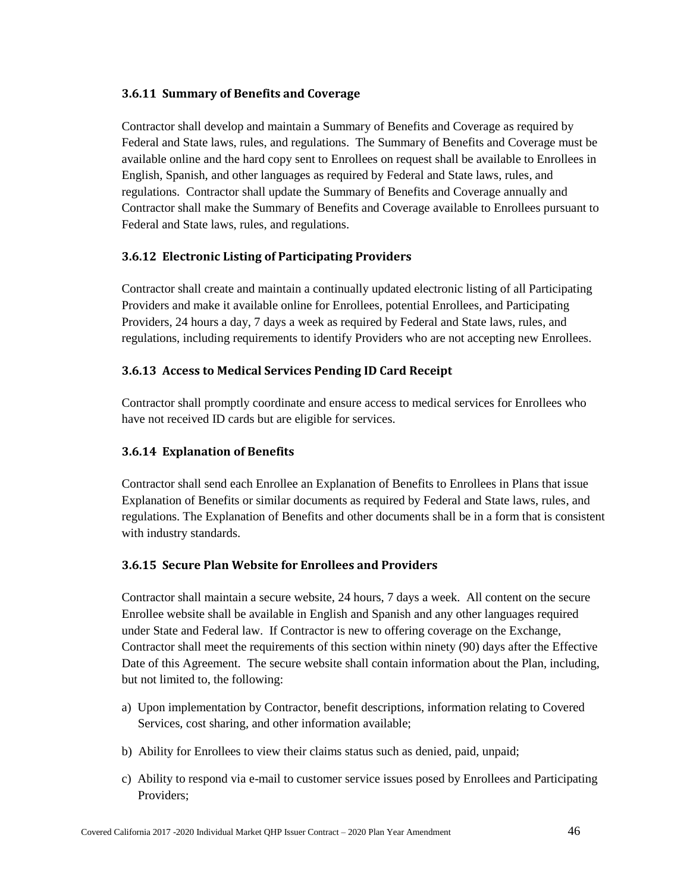### 3.6.11 Summary of Benefits and Coverage

Contractor shall develop and maintain a Summary of Benefits and Coverage as required by Federal and State laws, rules, and regulations. The Summary of Benefits and Coverage must be available online and the hard copy sent to Enrollees on request shall be available to Enrollees in English, Spanish, and other languages as required by Federal and State laws, rules, and regulations. Contractor shall update the Summary of Benefits and Coverage annually and Contractor shall make the Summary of Benefits and Coverage available to Enrollees pursuant to Federal and State laws, rules, and regulations.

### 3.6.12 Electronic Listing of Participating Providers

Contractor shall create and maintain a continually updated electronic listing of all Participating Providers and make it available online for Enrollees, potential Enrollees, and Participating Providers, 24 hours a day, 7 days a week as required by Federal and State laws, rules, and regulations, including requirements to identify Providers who are not accepting new Enrollees.

### 3.6.13 Access to Medical Services Pending ID Card Receipt

Contractor shall promptly coordinate and ensure access to medical services for Enrollees who have not received ID cards but are eligible for services.

### 3.6.14 Explanation of Benefits

Contractor shall send each Enrollee an Explanation of Benefits to Enrollees in Plans that issue Explanation of Benefits or similar documents as required by Federal and State laws, rules, and regulations. The Explanation of Benefits and other documents shall be in a form that is consistent with industry standards.

### 3.6.15 Secure Plan Website for Enrollees and Providers

Contractor shall maintain a secure website, 24 hours, 7 days a week. All content on the secure Enrollee website shall be available in English and Spanish and any other languages required under State and Federal law. If Contractor is new to offering coverage on the Exchange, Contractor shall meet the requirements of this section within ninety (90) days after the Effective Date of this Agreement. The secure website shall contain information about the Plan, including, but not limited to, the following:

a) Upon implementation by Contractor, benefit descriptions, information relating to Covered Services, cost sharing, and other information available;

b) Ability for Enrollees to view their claims status such as denied, paid, unpaid;

c) Ability to respond via e-mail to customer service issues posed by Enrollees and Participating Providers;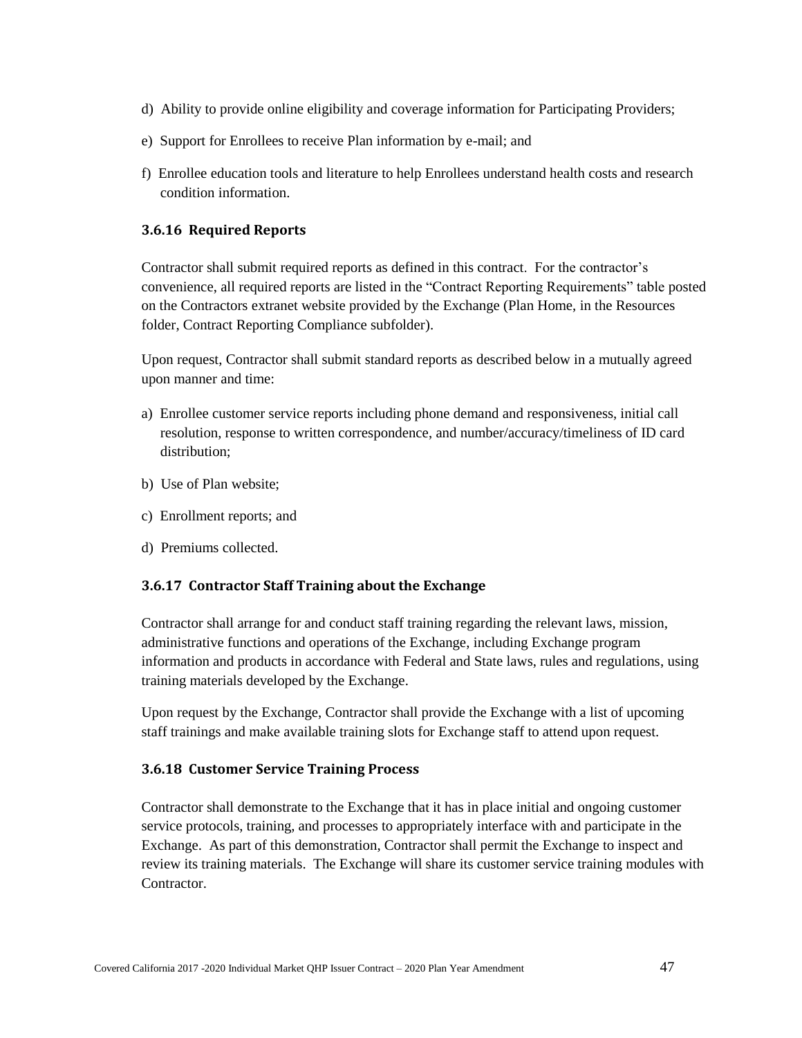d) Ability to provide online eligibility and coverage information for Participating Providers;

e) Support for Enrollees to receive Plan information by e-mail; and

f) Enrollee education tools and literature to help Enrollees understand health costs and research condition information.

### 3.6.16 Required Reports

Contractor shall submit required reports as defined in this contract. For the contractor's convenience, all required reports are listed in the "Contract Reporting Requirements" table posted on the Contractors extranet website provided by the Exchange (Plan Home, in the Resources folder, Contract Reporting Compliance subfolder).

Upon request, Contractor shall submit standard reports as described below in a mutually agreed upon manner and time:

a) Enrollee customer service reports including phone demand and responsiveness, initial call resolution, response to written correspondence, and number/accuracy/timeliness of ID card distribution;

b) Use of Plan website;

c) Enrollment reports; and

d) Premiums collected.

### 3.6.17 Contractor Staff Training about the Exchange

Contractor shall arrange for and conduct staff training regarding the relevant laws, mission, administrative functions and operations of the Exchange, including Exchange program information and products in accordance with Federal and State laws, rules and regulations, using training materials developed by the Exchange.

Upon request by the Exchange, Contractor shall provide the Exchange with a list of upcoming staff trainings and make available training slots for Exchange staff to attend upon request.

### 3.6.18 Customer Service Training Process

Contractor shall demonstrate to the Exchange that it has in place initial and ongoing customer service protocols, training, and processes to appropriately interface with and participate in the Exchange. As part of this demonstration, Contractor shall permit the Exchange to inspect and review its training materials. The Exchange will share its customer service training modules with Contractor.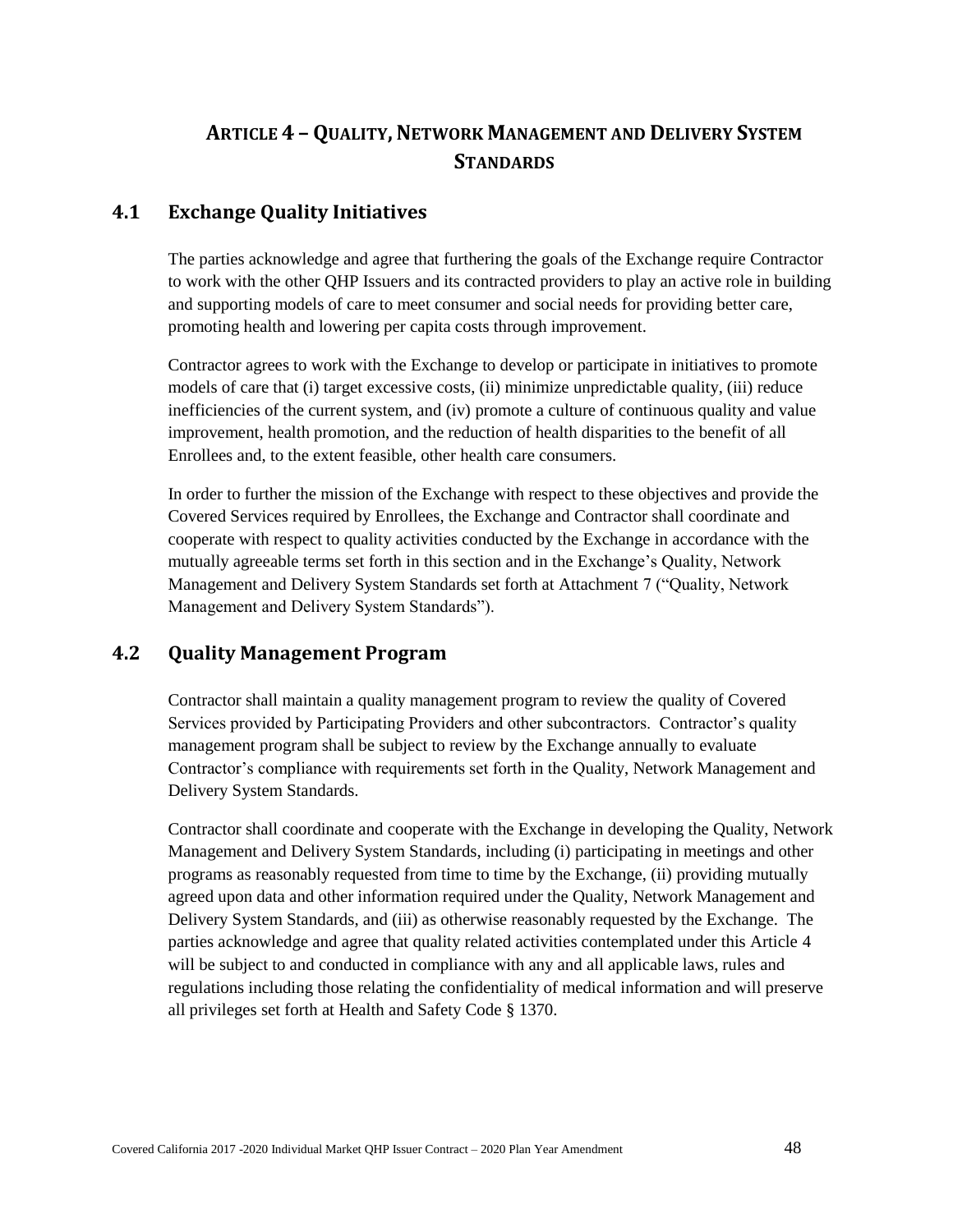# ARTICLE 4 – QUALITY, NETWORK MANAGEMENT AND DELIVERY SYSTEM STANDARDS

## 4.1 Exchange Quality Initiatives

The parties acknowledge and agree that furthering the goals of the Exchange require Contractor to work with the other QHP Issuers and its contracted providers to play an active role in building and supporting models of care to meet consumer and social needs for providing better care, promoting health and lowering per capita costs through improvement.

Contractor agrees to work with the Exchange to develop or participate in initiatives to promote models of care that (i) target excessive costs, (ii) minimize unpredictable quality, (iii) reduce inefficiencies of the current system, and (iv) promote a culture of continuous quality and value improvement, health promotion, and the reduction of health disparities to the benefit of all Enrollees and, to the extent feasible, other health care consumers.

In order to further the mission of the Exchange with respect to these objectives and provide the Covered Services required by Enrollees, the Exchange and Contractor shall coordinate and cooperate with respect to quality activities conducted by the Exchange in accordance with the mutually agreeable terms set forth in this section and in the Exchange's Quality, Network Management and Delivery System Standards set forth at Attachment 7 ("Quality, Network Management and Delivery System Standards").

## 4.2 Quality Management Program

Contractor shall maintain a quality management program to review the quality of Covered Services provided by Participating Providers and other subcontractors. Contractor's quality management program shall be subject to review by the Exchange annually to evaluate Contractor's compliance with requirements set forth in the Quality, Network Management and Delivery System Standards.

Contractor shall coordinate and cooperate with the Exchange in developing the Quality, Network Management and Delivery System Standards, including (i) participating in meetings and other programs as reasonably requested from time to time by the Exchange, (ii) providing mutually agreed upon data and other information required under the Quality, Network Management and Delivery System Standards, and (iii) as otherwise reasonably requested by the Exchange. The parties acknowledge and agree that quality related activities contemplated under this Article 4 will be subject to and conducted in compliance with any and all applicable laws, rules and regulations including those relating the confidentiality of medical information and will preserve all privileges set forth at Health and Safety Code § 1370.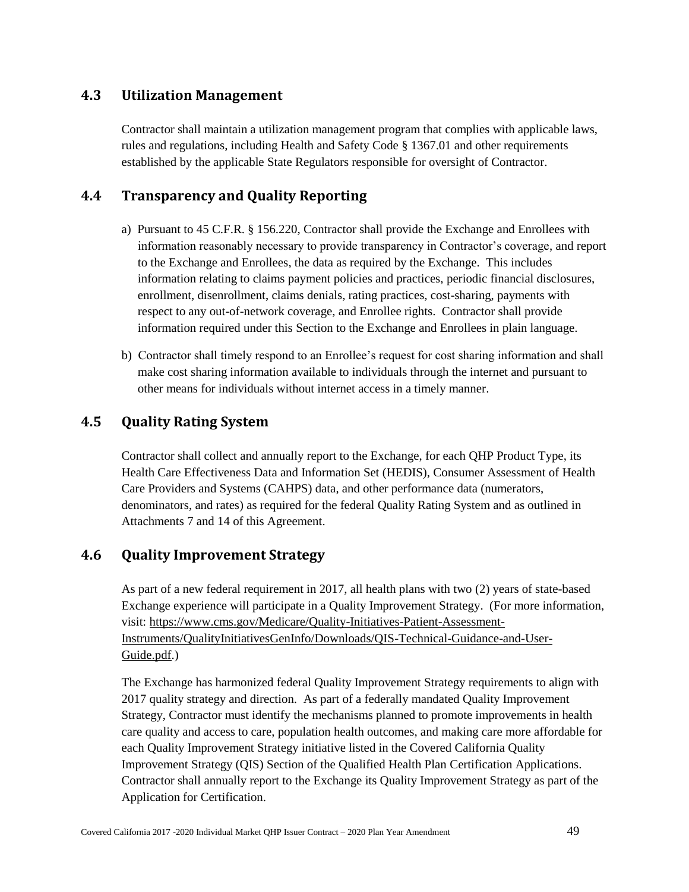### 4.3 Utilization Management

Contractor shall maintain a utilization management program that complies with applicable laws, rules and regulations, including Health and Safety Code § 1367.01 and other requirements established by the applicable State Regulators responsible for oversight of Contractor.

### 4.4 Transparency and Quality Reporting

a) Pursuant to 45 C.F.R. § 156.220, Contractor shall provide the Exchange and Enrollees with information reasonably necessary to provide transparency in Contractor's coverage, and report to the Exchange and Enrollees, the data as required by the Exchange. This includes information relating to claims payment policies and practices, periodic financial disclosures, enrollment, disenrollment, claims denials, rating practices, cost-sharing, payments with respect to any out-of-network coverage, and Enrollee rights. Contractor shall provide information required under this Section to the Exchange and Enrollees in plain language.

b) Contractor shall timely respond to an Enrollee's request for cost sharing information and shall make cost sharing information available to individuals through the internet and pursuant to other means for individuals without internet access in a timely manner.

### 4.5 Quality Rating System

Contractor shall collect and annually report to the Exchange, for each QHP Product Type, its Health Care Effectiveness Data and Information Set (HEDIS), Consumer Assessment of Health Care Providers and Systems (CAHPS) data, and other performance data (numerators, denominators, and rates) as required for the federal Quality Rating System and as outlined in Attachments 7 and 14 of this Agreement.

### 4.6 Quality Improvement Strategy

As part of a new federal requirement in 2017, all health plans with two (2) years of state-based Exchange experience will participate in a Quality Improvement Strategy. (For more information, visit: https://www.cms.gov/Medicare/Quality-Initiatives-Patient-Assessment-Instruments/QualityInitiativesGenInfo/Downloads/QIS-Technical-Guidance-and-User-Guide.pdf.)

The Exchange has harmonized federal Quality Improvement Strategy requirements to align with 2017 quality strategy and direction. As part of a federally mandated Quality Improvement Strategy, Contractor must identify the mechanisms planned to promote improvements in health care quality and access to care, population health outcomes, and making care more affordable for each Quality Improvement Strategy initiative listed in the Covered California Quality Improvement Strategy (QIS) Section of the Qualified Health Plan Certification Applications. Contractor shall annually report to the Exchange its Quality Improvement Strategy as part of the Application for Certification.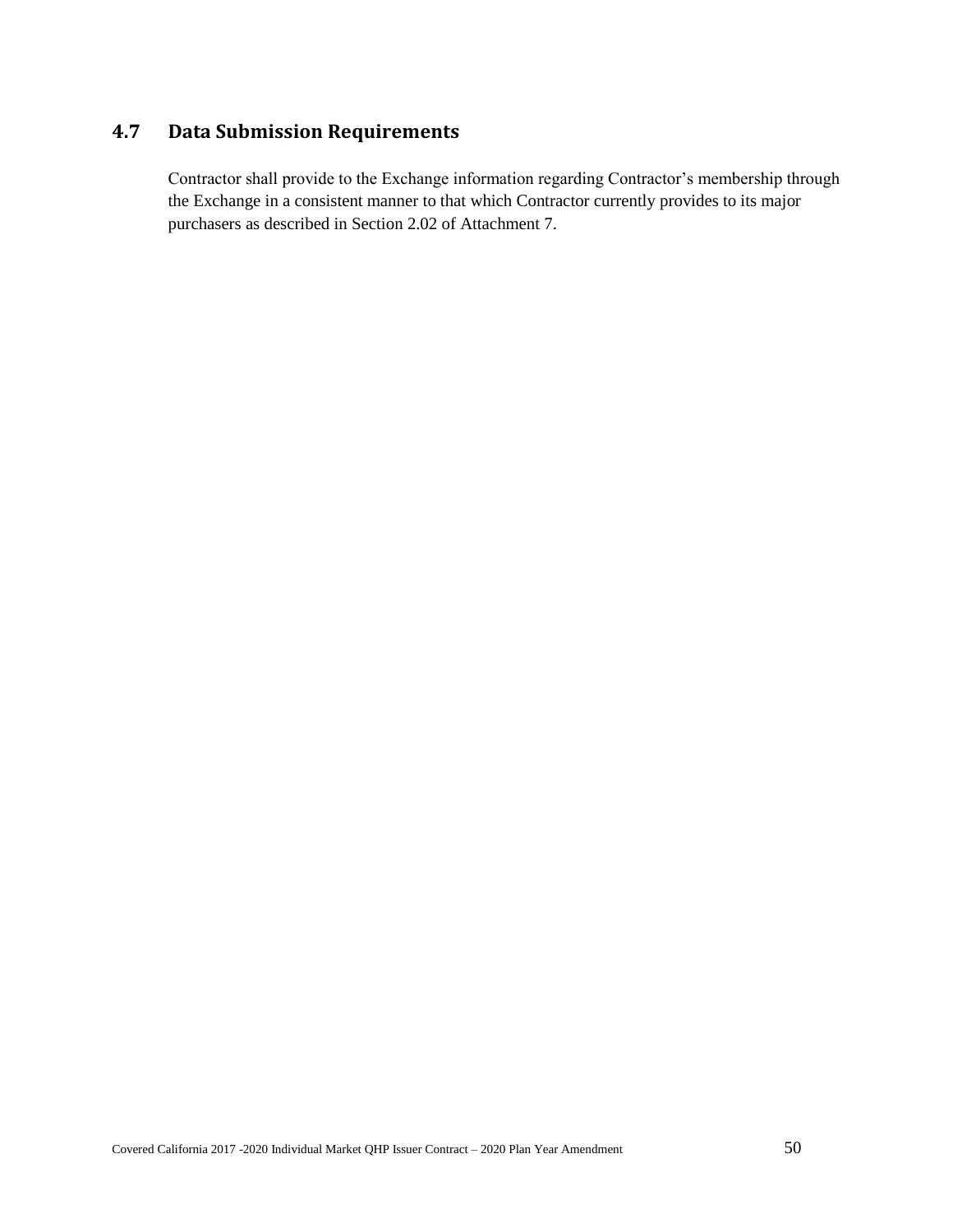## 4.7 Data Submission Requirements

Contractor shall provide to the Exchange information regarding Contractor's membership through the Exchange in a consistent manner to that which Contractor currently provides to its major purchasers as described in Section 2.02 of Attachment 7.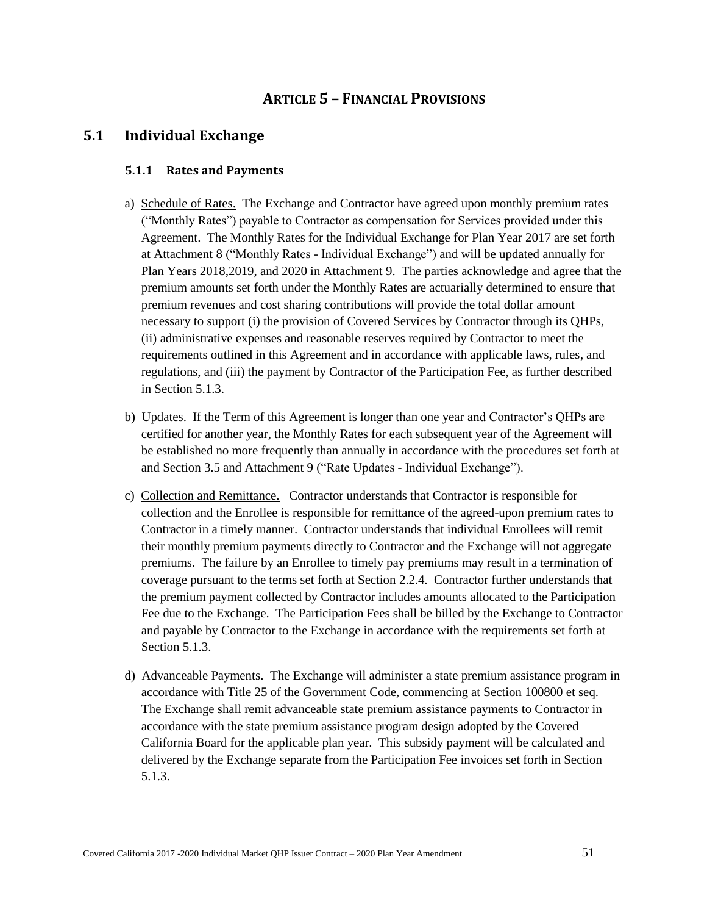# ARTICLE 5 – FINANCIAL PROVISIONS

## 5.1 Individual Exchange

### 5.1.1 Rates and Payments

a) Schedule of Rates. The Exchange and Contractor have agreed upon monthly premium rates ("Monthly Rates") payable to Contractor as compensation for Services provided under this Agreement. The Monthly Rates for the Individual Exchange for Plan Year 2017 are set forth at Attachment 8 ("Monthly Rates - Individual Exchange") and will be updated annually for Plan Years 2018,2019, and 2020 in Attachment 9. The parties acknowledge and agree that the premium amounts set forth under the Monthly Rates are actuarially determined to ensure that premium revenues and cost sharing contributions will provide the total dollar amount necessary to support (i) the provision of Covered Services by Contractor through its QHPs, (ii) administrative expenses and reasonable reserves required by Contractor to meet the requirements outlined in this Agreement and in accordance with applicable laws, rules, and regulations, and (iii) the payment by Contractor of the Participation Fee, as further described in Section 5.1.3.

b) Updates. If the Term of this Agreement is longer than one year and Contractor's QHPs are certified for another year, the Monthly Rates for each subsequent year of the Agreement will be established no more frequently than annually in accordance with the procedures set forth at and Section 3.5 and Attachment 9 ("Rate Updates - Individual Exchange").

c) Collection and Remittance. Contractor understands that Contractor is responsible for collection and the Enrollee is responsible for remittance of the agreed-upon premium rates to Contractor in a timely manner. Contractor understands that individual Enrollees will remit their monthly premium payments directly to Contractor and the Exchange will not aggregate premiums. The failure by an Enrollee to timely pay premiums may result in a termination of coverage pursuant to the terms set forth at Section 2.2.4. Contractor further understands that the premium payment collected by Contractor includes amounts allocated to the Participation Fee due to the Exchange. The Participation Fees shall be billed by the Exchange to Contractor and payable by Contractor to the Exchange in accordance with the requirements set forth at Section 5.1.3.

d) Advanceable Payments. The Exchange will administer a state premium assistance program in accordance with Title 25 of the Government Code, commencing at Section 100800 et seq. The Exchange shall remit advanceable state premium assistance payments to Contractor in accordance with the state premium assistance program design adopted by the Covered California Board for the applicable plan year. This subsidy payment will be calculated and delivered by the Exchange separate from the Participation Fee invoices set forth in Section 5.1.3.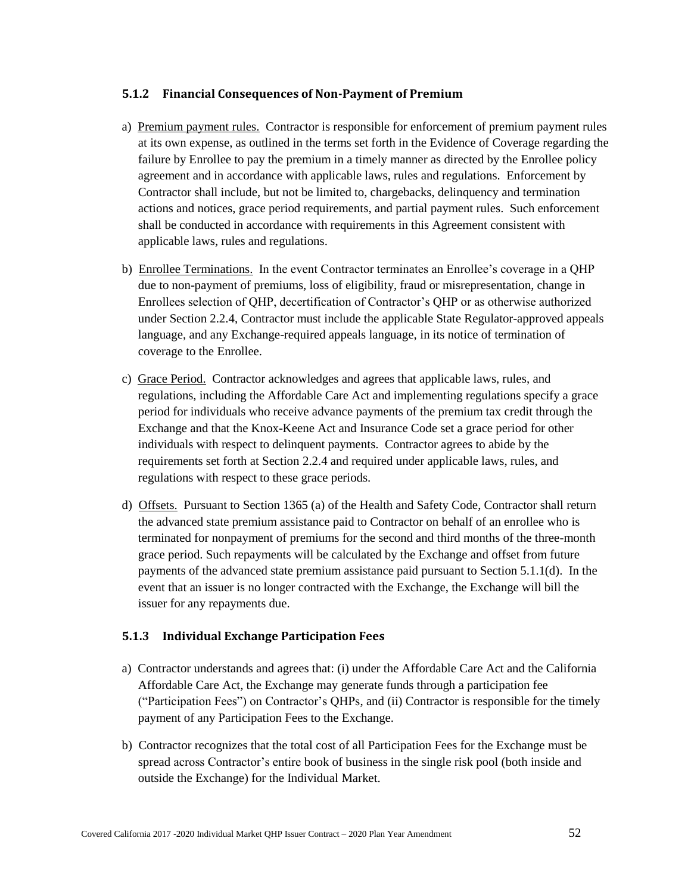### 5.1.2 Financial Consequences of Non-Payment of Premium

a) Premium payment rules. Contractor is responsible for enforcement of premium payment rules at its own expense, as outlined in the terms set forth in the Evidence of Coverage regarding the failure by Enrollee to pay the premium in a timely manner as directed by the Enrollee policy agreement and in accordance with applicable laws, rules and regulations. Enforcement by Contractor shall include, but not be limited to, chargebacks, delinquency and termination actions and notices, grace period requirements, and partial payment rules. Such enforcement shall be conducted in accordance with requirements in this Agreement consistent with applicable laws, rules and regulations.

b) Enrollee Terminations. In the event Contractor terminates an Enrollee's coverage in a QHP due to non-payment of premiums, loss of eligibility, fraud or misrepresentation, change in Enrollees selection of QHP, decertification of Contractor's QHP or as otherwise authorized under Section 2.2.4, Contractor must include the applicable State Regulator-approved appeals language, and any Exchange-required appeals language, in its notice of termination of coverage to the Enrollee.

c) Grace Period. Contractor acknowledges and agrees that applicable laws, rules, and regulations, including the Affordable Care Act and implementing regulations specify a grace period for individuals who receive advance payments of the premium tax credit through the Exchange and that the Knox-Keene Act and Insurance Code set a grace period for other individuals with respect to delinquent payments. Contractor agrees to abide by the requirements set forth at Section 2.2.4 and required under applicable laws, rules, and regulations with respect to these grace periods.

d) Offsets. Pursuant to Section 1365 (a) of the Health and Safety Code, Contractor shall return the advanced state premium assistance paid to Contractor on behalf of an enrollee who is terminated for nonpayment of premiums for the second and third months of the three-month grace period. Such repayments will be calculated by the Exchange and offset from future payments of the advanced state premium assistance paid pursuant to Section 5.1.1(d). In the event that an issuer is no longer contracted with the Exchange, the Exchange will bill the issuer for any repayments due.

### 5.1.3 Individual Exchange Participation Fees

a) Contractor understands and agrees that: (i) under the Affordable Care Act and the California Affordable Care Act, the Exchange may generate funds through a participation fee ("Participation Fees") on Contractor's QHPs, and (ii) Contractor is responsible for the timely payment of any Participation Fees to the Exchange.

b) Contractor recognizes that the total cost of all Participation Fees for the Exchange must be spread across Contractor's entire book of business in the single risk pool (both inside and outside the Exchange) for the Individual Market.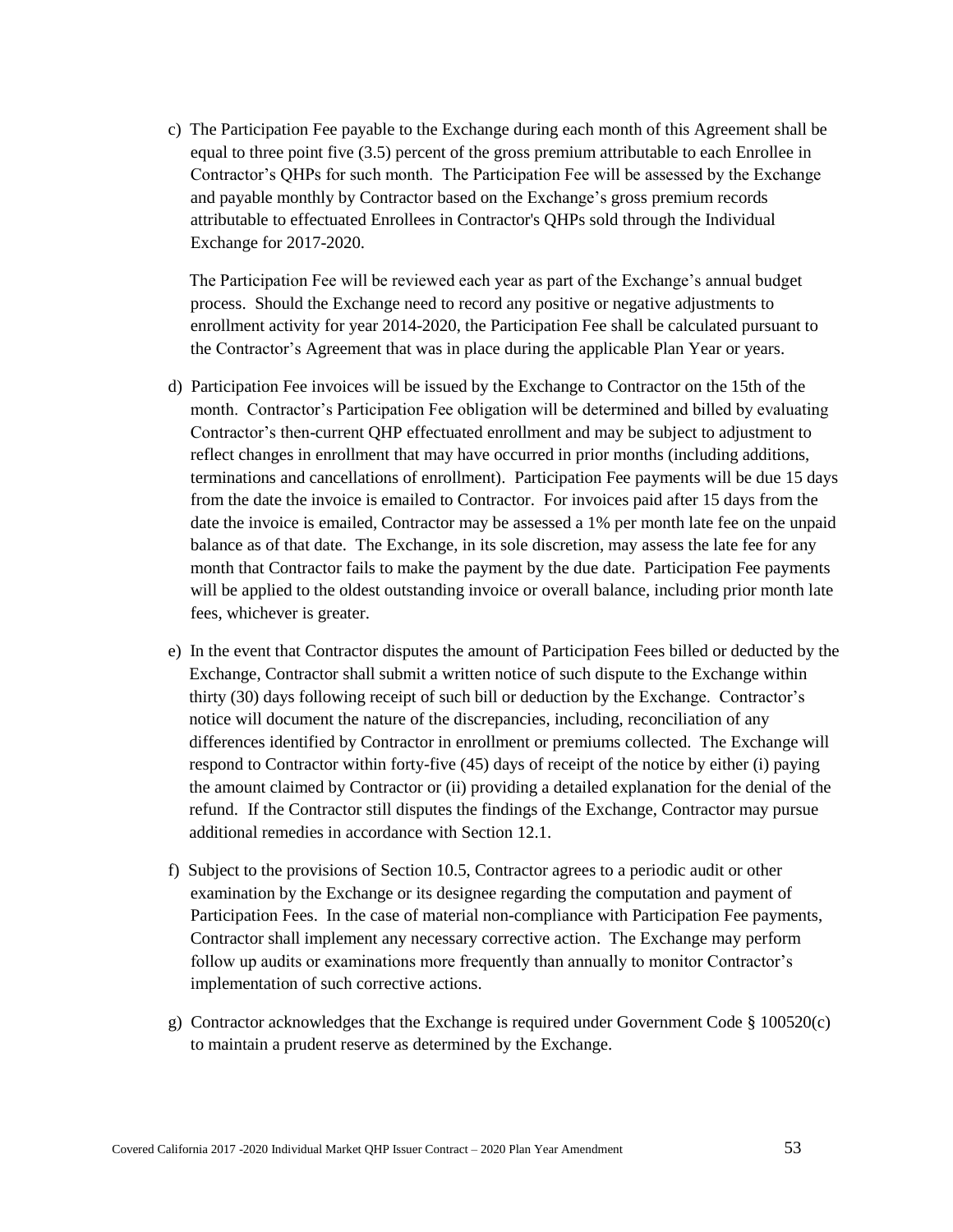c) The Participation Fee payable to the Exchange during each month of this Agreement shall be equal to three point five (3.5) percent of the gross premium attributable to each Enrollee in Contractor's QHPs for such month. The Participation Fee will be assessed by the Exchange and payable monthly by Contractor based on the Exchange's gross premium records attributable to effectuated Enrollees in Contractor's QHPs sold through the Individual Exchange for 2017-2020.

The Participation Fee will be reviewed each year as part of the Exchange's annual budget process. Should the Exchange need to record any positive or negative adjustments to enrollment activity for year 2014-2020, the Participation Fee shall be calculated pursuant to the Contractor's Agreement that was in place during the applicable Plan Year or years.

d) Participation Fee invoices will be issued by the Exchange to Contractor on the 15th of the month. Contractor's Participation Fee obligation will be determined and billed by evaluating Contractor's then-current QHP effectuated enrollment and may be subject to adjustment to reflect changes in enrollment that may have occurred in prior months (including additions, terminations and cancellations of enrollment). Participation Fee payments will be due 15 days from the date the invoice is emailed to Contractor. For invoices paid after 15 days from the date the invoice is emailed, Contractor may be assessed a 1% per month late fee on the unpaid balance as of that date. The Exchange, in its sole discretion, may assess the late fee for any month that Contractor fails to make the payment by the due date. Participation Fee payments will be applied to the oldest outstanding invoice or overall balance, including prior month late fees, whichever is greater.

e) In the event that Contractor disputes the amount of Participation Fees billed or deducted by the Exchange, Contractor shall submit a written notice of such dispute to the Exchange within thirty (30) days following receipt of such bill or deduction by the Exchange. Contractor's notice will document the nature of the discrepancies, including, reconciliation of any differences identified by Contractor in enrollment or premiums collected. The Exchange will respond to Contractor within forty-five (45) days of receipt of the notice by either (i) paying the amount claimed by Contractor or (ii) providing a detailed explanation for the denial of the refund. If the Contractor still disputes the findings of the Exchange, Contractor may pursue additional remedies in accordance with Section 12.1.

f) Subject to the provisions of Section 10.5, Contractor agrees to a periodic audit or other examination by the Exchange or its designee regarding the computation and payment of Participation Fees. In the case of material non-compliance with Participation Fee payments, Contractor shall implement any necessary corrective action. The Exchange may perform follow up audits or examinations more frequently than annually to monitor Contractor's implementation of such corrective actions.

g) Contractor acknowledges that the Exchange is required under Government Code § 100520(c) to maintain a prudent reserve as determined by the Exchange.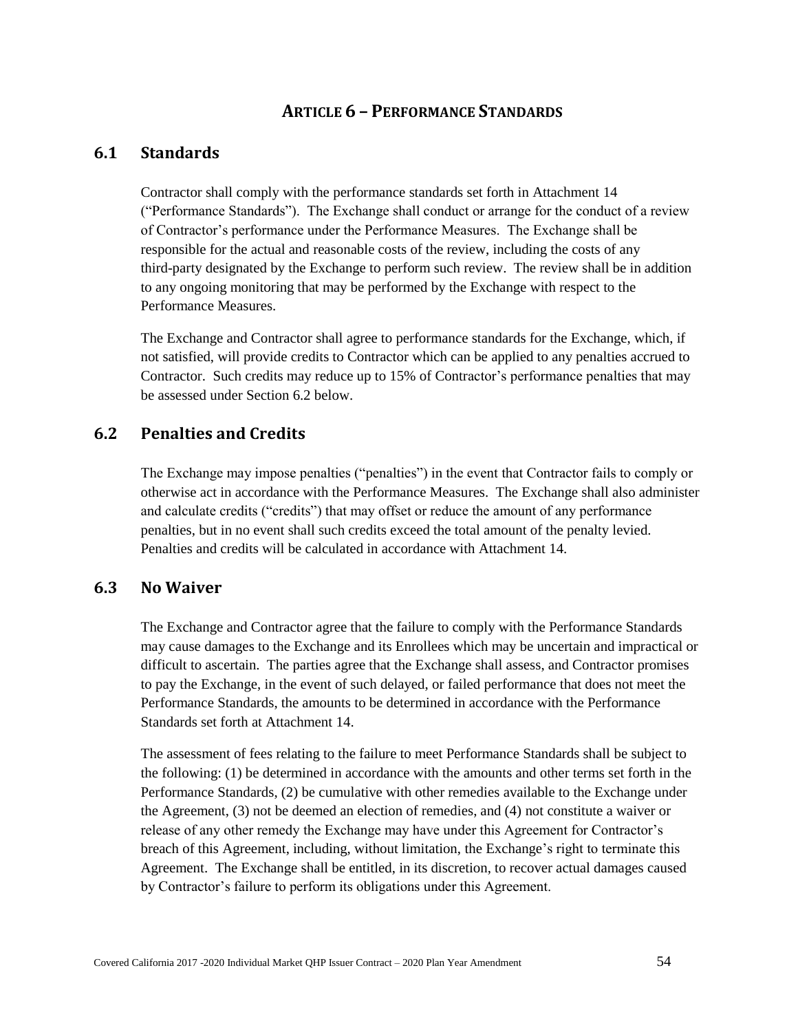# ARTICLE 6 – PERFORMANCE STANDARDS

## 6.1 Standards

Contractor shall comply with the performance standards set forth in Attachment 14 ("Performance Standards"). The Exchange shall conduct or arrange for the conduct of a review of Contractor's performance under the Performance Measures. The Exchange shall be responsible for the actual and reasonable costs of the review, including the costs of any third-party designated by the Exchange to perform such review. The review shall be in addition to any ongoing monitoring that may be performed by the Exchange with respect to the Performance Measures.

The Exchange and Contractor shall agree to performance standards for the Exchange, which, if not satisfied, will provide credits to Contractor which can be applied to any penalties accrued to Contractor. Such credits may reduce up to 15% of Contractor's performance penalties that may be assessed under Section 6.2 below.

## 6.2 Penalties and Credits

The Exchange may impose penalties ("penalties") in the event that Contractor fails to comply or otherwise act in accordance with the Performance Measures. The Exchange shall also administer and calculate credits ("credits") that may offset or reduce the amount of any performance penalties, but in no event shall such credits exceed the total amount of the penalty levied. Penalties and credits will be calculated in accordance with Attachment 14.

## 6.3 No Waiver

The Exchange and Contractor agree that the failure to comply with the Performance Standards may cause damages to the Exchange and its Enrollees which may be uncertain and impractical or difficult to ascertain. The parties agree that the Exchange shall assess, and Contractor promises to pay the Exchange, in the event of such delayed, or failed performance that does not meet the Performance Standards, the amounts to be determined in accordance with the Performance Standards set forth at Attachment 14.

The assessment of fees relating to the failure to meet Performance Standards shall be subject to the following: (1) be determined in accordance with the amounts and other terms set forth in the Performance Standards, (2) be cumulative with other remedies available to the Exchange under the Agreement, (3) not be deemed an election of remedies, and (4) not constitute a waiver or release of any other remedy the Exchange may have under this Agreement for Contractor's breach of this Agreement, including, without limitation, the Exchange's right to terminate this Agreement. The Exchange shall be entitled, in its discretion, to recover actual damages caused by Contractor's failure to perform its obligations under this Agreement.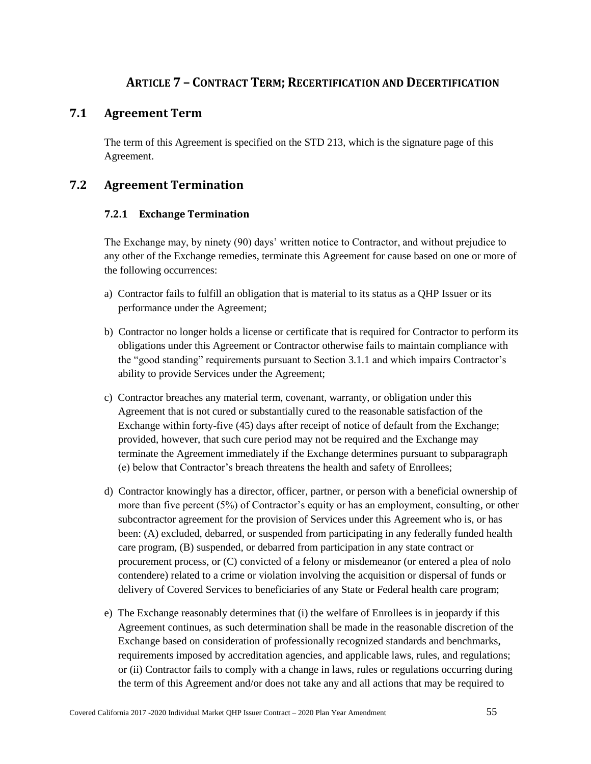# Article 7 – Contract Term; Recertification and Decertification

## 7.1 Agreement Term

The term of this Agreement is specified on the STD 213, which is the signature page of this Agreement.

## 7.2 Agreement Termination

### 7.2.1 Exchange Termination

The Exchange may, by ninety (90) days' written notice to Contractor, and without prejudice to any other of the Exchange remedies, terminate this Agreement for cause based on one or more of the following occurrences:

a) Contractor fails to fulfill an obligation that is material to its status as a QHP Issuer or its performance under the Agreement;

b) Contractor no longer holds a license or certificate that is required for Contractor to perform its obligations under this Agreement or Contractor otherwise fails to maintain compliance with the "good standing" requirements pursuant to Section 3.1.1 and which impairs Contractor's ability to provide Services under the Agreement;

c) Contractor breaches any material term, covenant, warranty, or obligation under this Agreement that is not cured or substantially cured to the reasonable satisfaction of the Exchange within forty-five (45) days after receipt of notice of default from the Exchange; provided, however, that such cure period may not be required and the Exchange may terminate the Agreement immediately if the Exchange determines pursuant to subparagraph (e) below that Contractor's breach threatens the health and safety of Enrollees;

d) Contractor knowingly has a director, officer, partner, or person with a beneficial ownership of more than five percent (5%) of Contractor's equity or has an employment, consulting, or other subcontractor agreement for the provision of Services under this Agreement who is, or has been: (A) excluded, debarred, or suspended from participating in any federally funded health care program, (B) suspended, or debarred from participation in any state contract or procurement process, or (C) convicted of a felony or misdemeanor (or entered a plea of nolo contendere) related to a crime or violation involving the acquisition or dispersal of funds or delivery of Covered Services to beneficiaries of any State or Federal health care program;

e) The Exchange reasonably determines that (i) the welfare of Enrollees is in jeopardy if this Agreement continues, as such determination shall be made in the reasonable discretion of the Exchange based on consideration of professionally recognized standards and benchmarks, requirements imposed by accreditation agencies, and applicable laws, rules, and regulations; or (ii) Contractor fails to comply with a change in laws, rules or regulations occurring during the term of this Agreement and/or does not take any and all actions that may be required to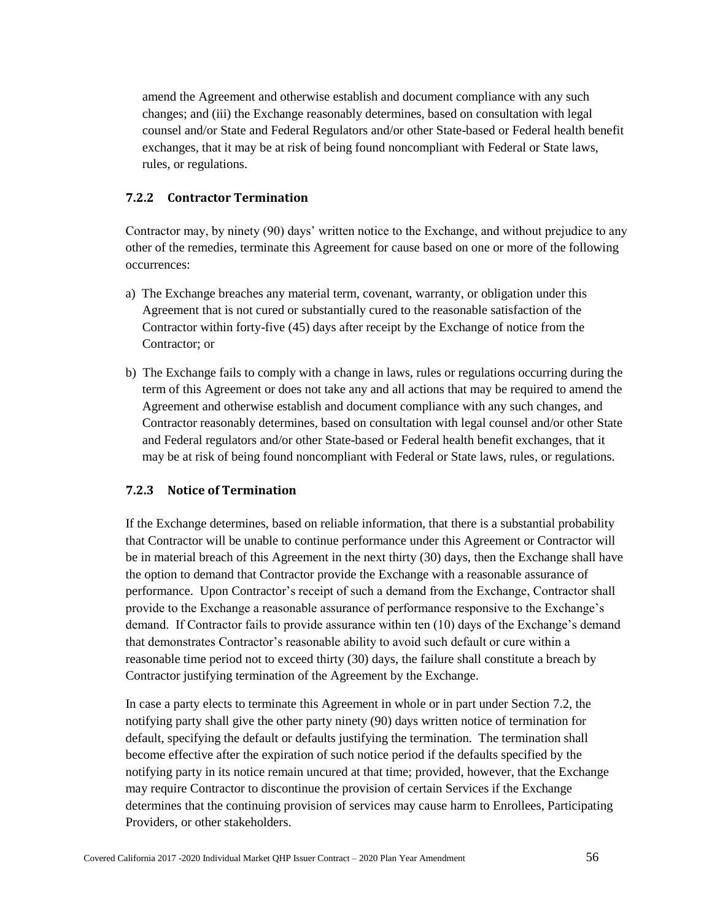amend the Agreement and otherwise establish and document compliance with any such changes; and (iii) the Exchange reasonably determines, based on consultation with legal counsel and/or State and Federal Regulators and/or other State-based or Federal health benefit exchanges, that it may be at risk of being found noncompliant with Federal or State laws, rules, or regulations.

### 7.2.2 Contractor Termination

Contractor may, by ninety (90) days' written notice to the Exchange, and without prejudice to any other of the remedies, terminate this Agreement for cause based on one or more of the following occurrences:

a) The Exchange breaches any material term, covenant, warranty, or obligation under this Agreement that is not cured or substantially cured to the reasonable satisfaction of the Contractor within forty-five (45) days after receipt by the Exchange of notice from the Contractor; or

b) The Exchange fails to comply with a change in laws, rules or regulations occurring during the term of this Agreement or does not take any and all actions that may be required to amend the Agreement and otherwise establish and document compliance with any such changes, and Contractor reasonably determines, based on consultation with legal counsel and/or other State and Federal regulators and/or other State-based or Federal health benefit exchanges, that it may be at risk of being found noncompliant with Federal or State laws, rules, or regulations.

### 7.2.3 Notice of Termination

If the Exchange determines, based on reliable information, that there is a substantial probability that Contractor will be unable to continue performance under this Agreement or Contractor will be in material breach of this Agreement in the next thirty (30) days, then the Exchange shall have the option to demand that Contractor provide the Exchange with a reasonable assurance of performance. Upon Contractor's receipt of such a demand from the Exchange, Contractor shall provide to the Exchange a reasonable assurance of performance responsive to the Exchange's demand. If Contractor fails to provide assurance within ten (10) days of the Exchange's demand that demonstrates Contractor's reasonable ability to avoid such default or cure within a reasonable time period not to exceed thirty (30) days, the failure shall constitute a breach by Contractor justifying termination of the Agreement by the Exchange.

In case a party elects to terminate this Agreement in whole or in part under Section 7.2, the notifying party shall give the other party ninety (90) days written notice of termination for default, specifying the default or defaults justifying the termination. The termination shall become effective after the expiration of such notice period if the defaults specified by the notifying party in its notice remain uncured at that time; provided, however, that the Exchange may require Contractor to discontinue the provision of certain Services if the Exchange determines that the continuing provision of services may cause harm to Enrollees, Participating Providers, or other stakeholders.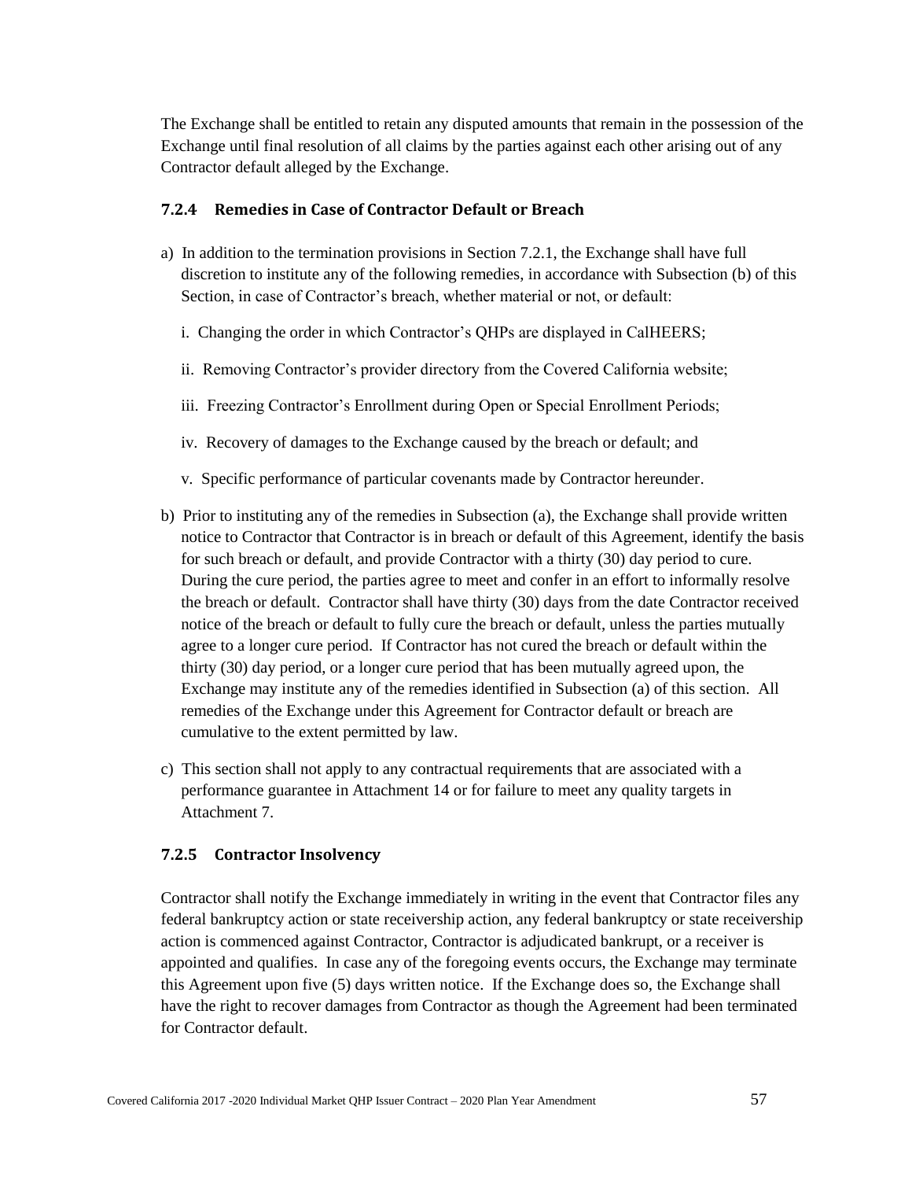The Exchange shall be entitled to retain any disputed amounts that remain in the possession of the Exchange until final resolution of all claims by the parties against each other arising out of any Contractor default alleged by the Exchange.

### 7.2.4 Remedies in Case of Contractor Default or Breach

a) In addition to the termination provisions in Section 7.2.1, the Exchange shall have full discretion to institute any of the following remedies, in accordance with Subsection (b) of this Section, in case of Contractor's breach, whether material or not, or default:

   i. Changing the order in which Contractor's QHPs are displayed in CalHEERS;

   ii. Removing Contractor's provider directory from the Covered California website;

   iii. Freezing Contractor's Enrollment during Open or Special Enrollment Periods;

   iv. Recovery of damages to the Exchange caused by the breach or default; and

   v. Specific performance of particular covenants made by Contractor hereunder.

b) Prior to instituting any of the remedies in Subsection (a), the Exchange shall provide written notice to Contractor that Contractor is in breach or default of this Agreement, identify the basis for such breach or default, and provide Contractor with a thirty (30) day period to cure. During the cure period, the parties agree to meet and confer in an effort to informally resolve the breach or default. Contractor shall have thirty (30) days from the date Contractor received notice of the breach or default to fully cure the breach or default, unless the parties mutually agree to a longer cure period. If Contractor has not cured the breach or default within the thirty (30) day period, or a longer cure period that has been mutually agreed upon, the Exchange may institute any of the remedies identified in Subsection (a) of this section. All remedies of the Exchange under this Agreement for Contractor default or breach are cumulative to the extent permitted by law.

c) This section shall not apply to any contractual requirements that are associated with a performance guarantee in Attachment 14 or for failure to meet any quality targets in Attachment 7.

### 7.2.5 Contractor Insolvency

Contractor shall notify the Exchange immediately in writing in the event that Contractor files any federal bankruptcy action or state receivership action, any federal bankruptcy or state receivership action is commenced against Contractor, Contractor is adjudicated bankrupt, or a receiver is appointed and qualifies. In case any of the foregoing events occurs, the Exchange may terminate this Agreement upon five (5) days written notice. If the Exchange does so, the Exchange shall have the right to recover damages from Contractor as though the Agreement had been terminated for Contractor default.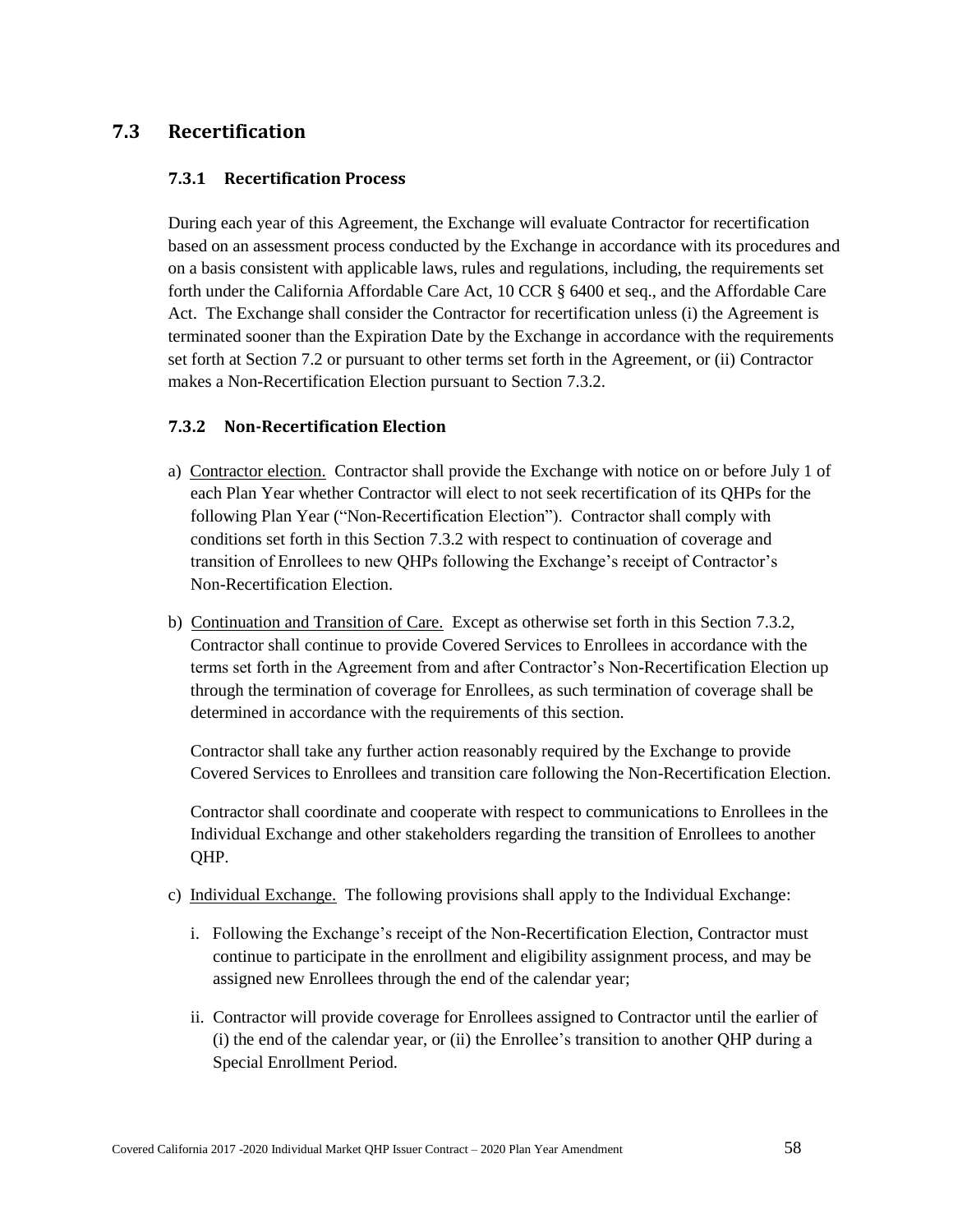## 7.3 Recertification

### 7.3.1 Recertification Process

During each year of this Agreement, the Exchange will evaluate Contractor for recertification based on an assessment process conducted by the Exchange in accordance with its procedures and on a basis consistent with applicable laws, rules and regulations, including, the requirements set forth under the California Affordable Care Act, 10 CCR § 6400 et seq., and the Affordable Care Act. The Exchange shall consider the Contractor for recertification unless (i) the Agreement is terminated sooner than the Expiration Date by the Exchange in accordance with the requirements set forth at Section 7.2 or pursuant to other terms set forth in the Agreement, or (ii) Contractor makes a Non-Recertification Election pursuant to Section 7.3.2.

### 7.3.2 Non-Recertification Election

a) Contractor election. Contractor shall provide the Exchange with notice on or before July 1 of each Plan Year whether Contractor will elect to not seek recertification of its QHPs for the following Plan Year ("Non-Recertification Election"). Contractor shall comply with conditions set forth in this Section 7.3.2 with respect to continuation of coverage and transition of Enrollees to new QHPs following the Exchange's receipt of Contractor's Non-Recertification Election.

b) Continuation and Transition of Care. Except as otherwise set forth in this Section 7.3.2, Contractor shall continue to provide Covered Services to Enrollees in accordance with the terms set forth in the Agreement from and after Contractor's Non-Recertification Election up through the termination of coverage for Enrollees, as such termination of coverage shall be determined in accordance with the requirements of this section.

   Contractor shall take any further action reasonably required by the Exchange to provide Covered Services to Enrollees and transition care following the Non-Recertification Election.

   Contractor shall coordinate and cooperate with respect to communications to Enrollees in the Individual Exchange and other stakeholders regarding the transition of Enrollees to another QHP.

c) Individual Exchange. The following provisions shall apply to the Individual Exchange:

   i. Following the Exchange's receipt of the Non-Recertification Election, Contractor must continue to participate in the enrollment and eligibility assignment process, and may be assigned new Enrollees through the end of the calendar year;

   ii. Contractor will provide coverage for Enrollees assigned to Contractor until the earlier of (i) the end of the calendar year, or (ii) the Enrollee's transition to another QHP during a Special Enrollment Period.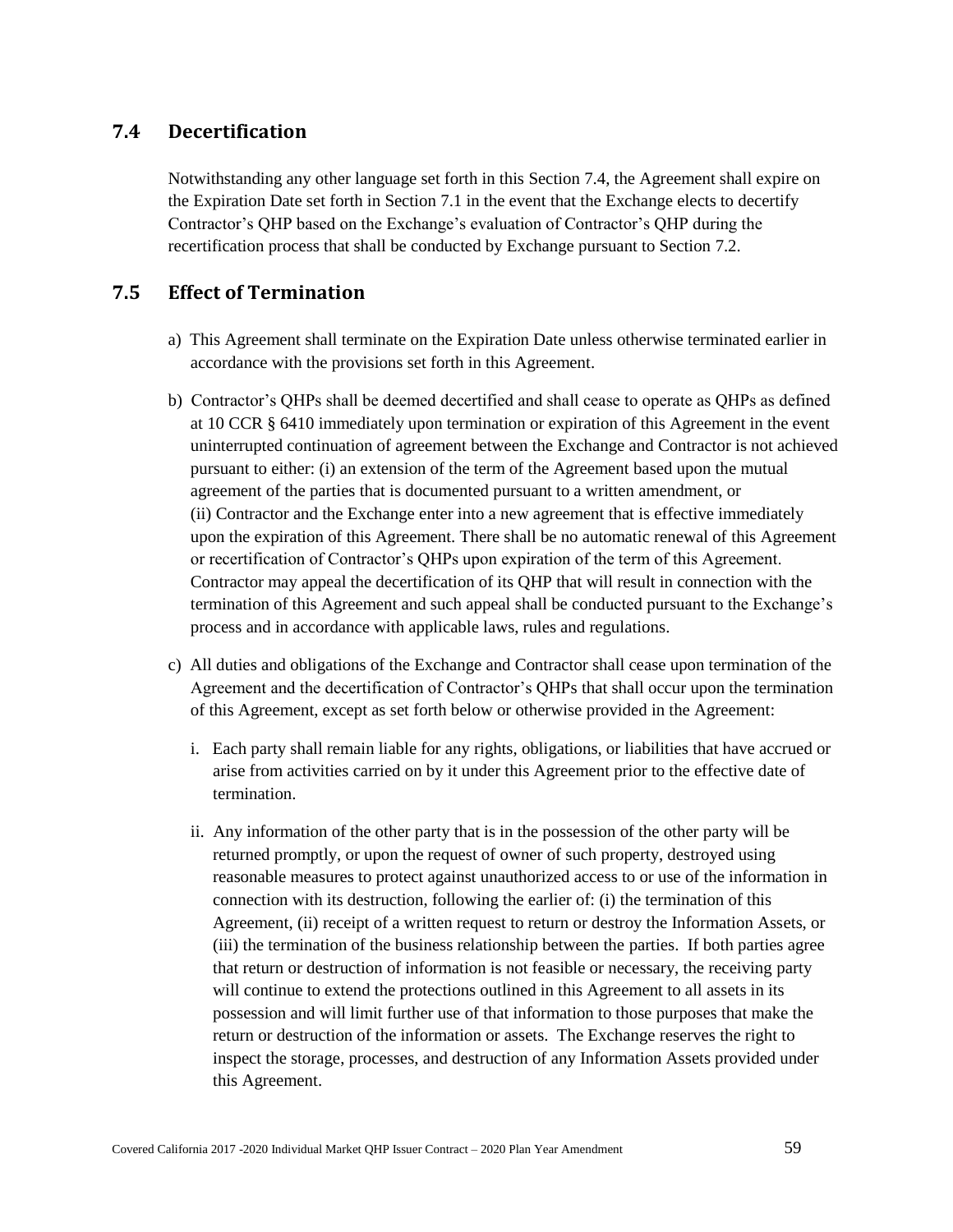## 7.4 Decertification

Notwithstanding any other language set forth in this Section 7.4, the Agreement shall expire on the Expiration Date set forth in Section 7.1 in the event that the Exchange elects to decertify Contractor's QHP based on the Exchange's evaluation of Contractor's QHP during the recertification process that shall be conducted by Exchange pursuant to Section 7.2.

## 7.5 Effect of Termination

a) This Agreement shall terminate on the Expiration Date unless otherwise terminated earlier in accordance with the provisions set forth in this Agreement.

b) Contractor's QHPs shall be deemed decertified and shall cease to operate as QHPs as defined at 10 CCR § 6410 immediately upon termination or expiration of this Agreement in the event uninterrupted continuation of agreement between the Exchange and Contractor is not achieved pursuant to either: (i) an extension of the term of the Agreement based upon the mutual agreement of the parties that is documented pursuant to a written amendment, or (ii) Contractor and the Exchange enter into a new agreement that is effective immediately upon the expiration of this Agreement. There shall be no automatic renewal of this Agreement or recertification of Contractor's QHPs upon expiration of the term of this Agreement. Contractor may appeal the decertification of its QHP that will result in connection with the termination of this Agreement and such appeal shall be conducted pursuant to the Exchange's process and in accordance with applicable laws, rules and regulations.

c) All duties and obligations of the Exchange and Contractor shall cease upon termination of the Agreement and the decertification of Contractor's QHPs that shall occur upon the termination of this Agreement, except as set forth below or otherwise provided in the Agreement:

   i. Each party shall remain liable for any rights, obligations, or liabilities that have accrued or arise from activities carried on by it under this Agreement prior to the effective date of termination.

   ii. Any information of the other party that is in the possession of the other party will be returned promptly, or upon the request of owner of such property, destroyed using reasonable measures to protect against unauthorized access to or use of the information in connection with its destruction, following the earlier of: (i) the termination of this Agreement, (ii) receipt of a written request to return or destroy the Information Assets, or (iii) the termination of the business relationship between the parties. If both parties agree that return or destruction of information is not feasible or necessary, the receiving party will continue to extend the protections outlined in this Agreement to all assets in its possession and will limit further use of that information to those purposes that make the return or destruction of the information or assets. The Exchange reserves the right to inspect the storage, processes, and destruction of any Information Assets provided under this Agreement.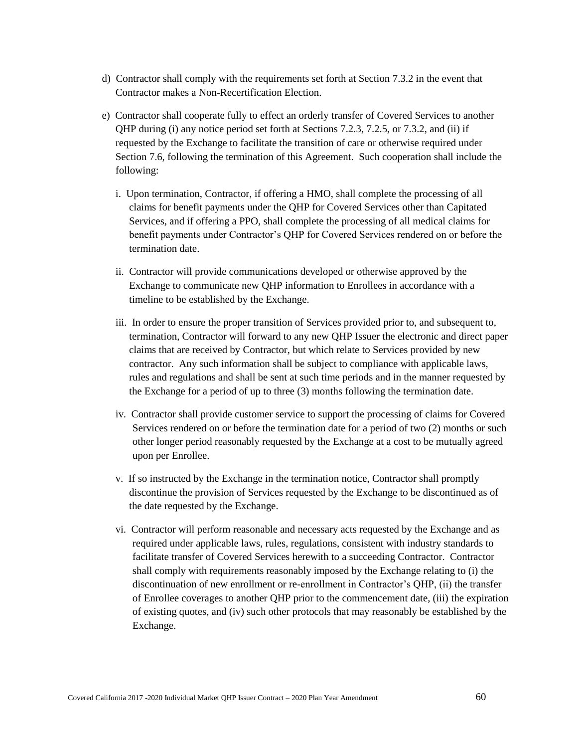d) Contractor shall comply with the requirements set forth at Section 7.3.2 in the event that Contractor makes a Non-Recertification Election.

e) Contractor shall cooperate fully to effect an orderly transfer of Covered Services to another QHP during (i) any notice period set forth at Sections 7.2.3, 7.2.5, or 7.3.2, and (ii) if requested by the Exchange to facilitate the transition of care or otherwise required under Section 7.6, following the termination of this Agreement. Such cooperation shall include the following:

   i. Upon termination, Contractor, if offering a HMO, shall complete the processing of all claims for benefit payments under the QHP for Covered Services other than Capitated Services, and if offering a PPO, shall complete the processing of all medical claims for benefit payments under Contractor's QHP for Covered Services rendered on or before the termination date.

   ii. Contractor will provide communications developed or otherwise approved by the Exchange to communicate new QHP information to Enrollees in accordance with a timeline to be established by the Exchange.

   iii. In order to ensure the proper transition of Services provided prior to, and subsequent to, termination, Contractor will forward to any new QHP Issuer the electronic and direct paper claims that are received by Contractor, but which relate to Services provided by new contractor. Any such information shall be subject to compliance with applicable laws, rules and regulations and shall be sent at such time periods and in the manner requested by the Exchange for a period of up to three (3) months following the termination date.

   iv. Contractor shall provide customer service to support the processing of claims for Covered Services rendered on or before the termination date for a period of two (2) months or such other longer period reasonably requested by the Exchange at a cost to be mutually agreed upon per Enrollee.

   v. If so instructed by the Exchange in the termination notice, Contractor shall promptly discontinue the provision of Services requested by the Exchange to be discontinued as of the date requested by the Exchange.

   vi. Contractor will perform reasonable and necessary acts requested by the Exchange and as required under applicable laws, rules, regulations, consistent with industry standards to facilitate transfer of Covered Services herewith to a succeeding Contractor. Contractor shall comply with requirements reasonably imposed by the Exchange relating to (i) the discontinuation of new enrollment or re-enrollment in Contractor's QHP, (ii) the transfer of Enrollee coverages to another QHP prior to the commencement date, (iii) the expiration of existing quotes, and (iv) such other protocols that may reasonably be established by the Exchange.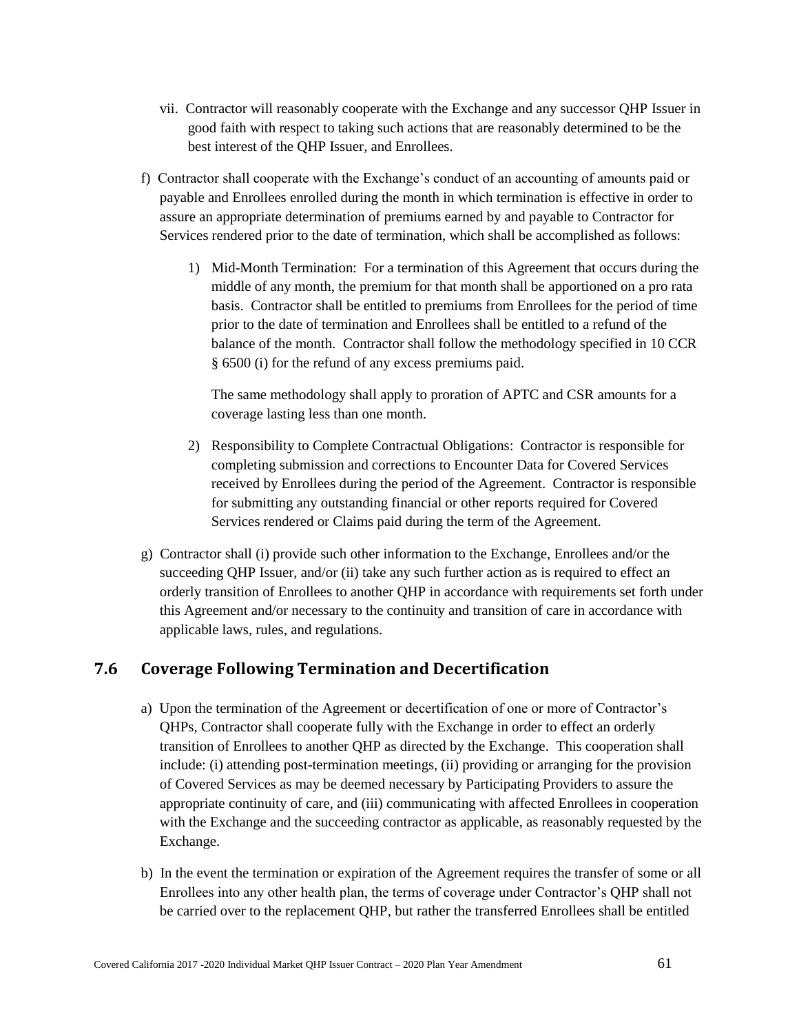vii. Contractor will reasonably cooperate with the Exchange and any successor QHP Issuer in good faith with respect to taking such actions that are reasonably determined to be the best interest of the QHP Issuer, and Enrollees.

f) Contractor shall cooperate with the Exchange's conduct of an accounting of amounts paid or payable and Enrollees enrolled during the month in which termination is effective in order to assure an appropriate determination of premiums earned by and payable to Contractor for Services rendered prior to the date of termination, which shall be accomplished as follows:

1) Mid-Month Termination: For a termination of this Agreement that occurs during the middle of any month, the premium for that month shall be apportioned on a pro rata basis. Contractor shall be entitled to premiums from Enrollees for the period of time prior to the date of termination and Enrollees shall be entitled to a refund of the balance of the month. Contractor shall follow the methodology specified in 10 CCR § 6500 (i) for the refund of any excess premiums paid.

   The same methodology shall apply to proration of APTC and CSR amounts for a coverage lasting less than one month.

2) Responsibility to Complete Contractual Obligations: Contractor is responsible for completing submission and corrections to Encounter Data for Covered Services received by Enrollees during the period of the Agreement. Contractor is responsible for submitting any outstanding financial or other reports required for Covered Services rendered or Claims paid during the term of the Agreement.

g) Contractor shall (i) provide such other information to the Exchange, Enrollees and/or the succeeding QHP Issuer, and/or (ii) take any such further action as is required to effect an orderly transition of Enrollees to another QHP in accordance with requirements set forth under this Agreement and/or necessary to the continuity and transition of care in accordance with applicable laws, rules, and regulations.

## 7.6 Coverage Following Termination and Decertification

a) Upon the termination of the Agreement or decertification of one or more of Contractor's QHPs, Contractor shall cooperate fully with the Exchange in order to effect an orderly transition of Enrollees to another QHP as directed by the Exchange. This cooperation shall include: (i) attending post-termination meetings, (ii) providing or arranging for the provision of Covered Services as may be deemed necessary by Participating Providers to assure the appropriate continuity of care, and (iii) communicating with affected Enrollees in cooperation with the Exchange and the succeeding contractor as applicable, as reasonably requested by the Exchange.

b) In the event the termination or expiration of the Agreement requires the transfer of some or all Enrollees into any other health plan, the terms of coverage under Contractor's QHP shall not be carried over to the replacement QHP, but rather the transferred Enrollees shall be entitled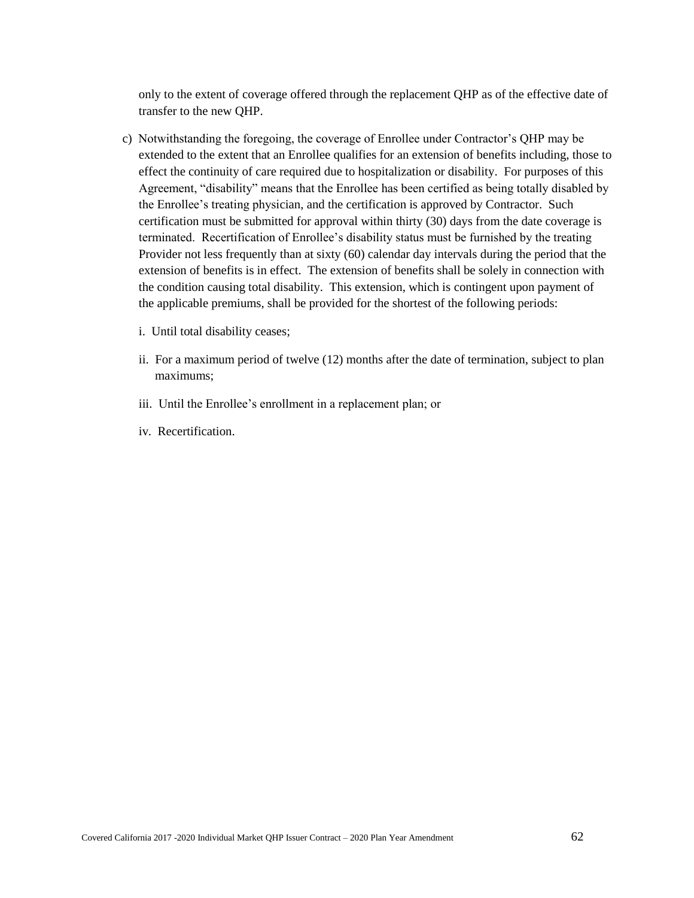only to the extent of coverage offered through the replacement QHP as of the effective date of transfer to the new QHP.

c) Notwithstanding the foregoing, the coverage of Enrollee under Contractor's QHP may be extended to the extent that an Enrollee qualifies for an extension of benefits including, those to effect the continuity of care required due to hospitalization or disability. For purposes of this Agreement, "disability" means that the Enrollee has been certified as being totally disabled by the Enrollee's treating physician, and the certification is approved by Contractor. Such certification must be submitted for approval within thirty (30) days from the date coverage is terminated. Recertification of Enrollee's disability status must be furnished by the treating Provider not less frequently than at sixty (60) calendar day intervals during the period that the extension of benefits is in effect. The extension of benefits shall be solely in connection with the condition causing total disability. This extension, which is contingent upon payment of the applicable premiums, shall be provided for the shortest of the following periods:

   i. Until total disability ceases;

   ii. For a maximum period of twelve (12) months after the date of termination, subject to plan maximums;

   iii. Until the Enrollee's enrollment in a replacement plan; or

   iv. Recertification.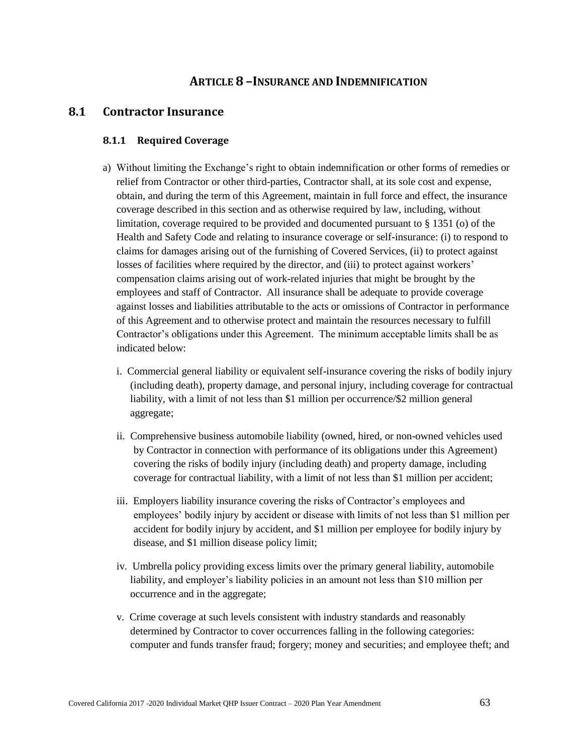# ARTICLE 8 – INSURANCE AND INDEMNIFICATION

## 8.1 Contractor Insurance

### 8.1.1 Required Coverage

a) Without limiting the Exchange's right to obtain indemnification or other forms of remedies or relief from Contractor or other third-parties, Contractor shall, at its sole cost and expense, obtain, and during the term of this Agreement, maintain in full force and effect, the insurance coverage described in this section and as otherwise required by law, including, without limitation, coverage required to be provided and documented pursuant to § 1351 (o) of the Health and Safety Code and relating to insurance coverage or self-insurance: (i) to respond to claims for damages arising out of the furnishing of Covered Services, (ii) to protect against losses of facilities where required by the director, and (iii) to protect against workers' compensation claims arising out of work-related injuries that might be brought by the employees and staff of Contractor. All insurance shall be adequate to provide coverage against losses and liabilities attributable to the acts or omissions of Contractor in performance of this Agreement and to otherwise protect and maintain the resources necessary to fulfill Contractor's obligations under this Agreement. The minimum acceptable limits shall be as indicated below:

   i. Commercial general liability or equivalent self-insurance covering the risks of bodily injury (including death), property damage, and personal injury, including coverage for contractual liability, with a limit of not less than $1 million per occurrence/$2 million general aggregate;

   ii. Comprehensive business automobile liability (owned, hired, or non-owned vehicles used by Contractor in connection with performance of its obligations under this Agreement) covering the risks of bodily injury (including death) and property damage, including coverage for contractual liability, with a limit of not less than $1 million per accident;

   iii. Employers liability insurance covering the risks of Contractor's employees and employees' bodily injury by accident or disease with limits of not less than $1 million per accident for bodily injury by accident, and $1 million per employee for bodily injury by disease, and $1 million disease policy limit;

   iv. Umbrella policy providing excess limits over the primary general liability, automobile liability, and employer's liability policies in an amount not less than $10 million per occurrence and in the aggregate;

   v. Crime coverage at such levels consistent with industry standards and reasonably determined by Contractor to cover occurrences falling in the following categories: computer and funds transfer fraud; forgery; money and securities; and employee theft; and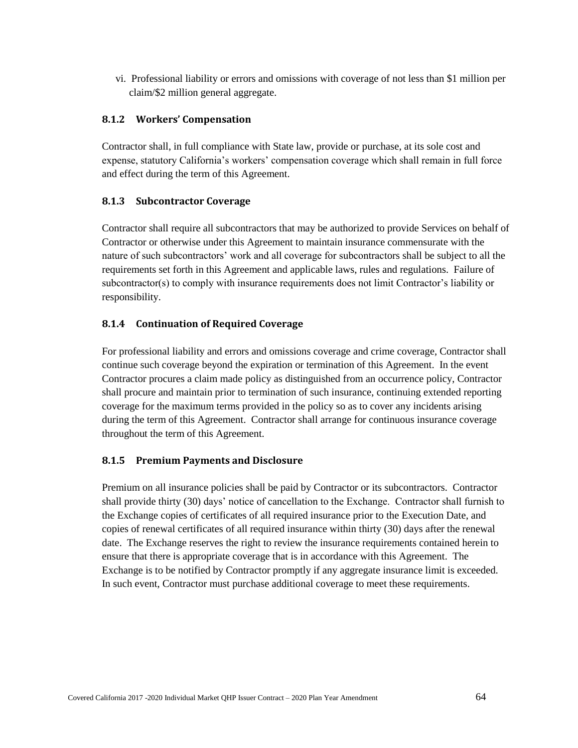vi. Professional liability or errors and omissions with coverage of not less than $1 million per claim/$2 million general aggregate.

### 8.1.2 Workers' Compensation

Contractor shall, in full compliance with State law, provide or purchase, at its sole cost and expense, statutory California's workers' compensation coverage which shall remain in full force and effect during the term of this Agreement.

### 8.1.3 Subcontractor Coverage

Contractor shall require all subcontractors that may be authorized to provide Services on behalf of Contractor or otherwise under this Agreement to maintain insurance commensurate with the nature of such subcontractors' work and all coverage for subcontractors shall be subject to all the requirements set forth in this Agreement and applicable laws, rules and regulations. Failure of subcontractor(s) to comply with insurance requirements does not limit Contractor's liability or responsibility.

### 8.1.4 Continuation of Required Coverage

For professional liability and errors and omissions coverage and crime coverage, Contractor shall continue such coverage beyond the expiration or termination of this Agreement. In the event Contractor procures a claim made policy as distinguished from an occurrence policy, Contractor shall procure and maintain prior to termination of such insurance, continuing extended reporting coverage for the maximum terms provided in the policy so as to cover any incidents arising during the term of this Agreement. Contractor shall arrange for continuous insurance coverage throughout the term of this Agreement.

### 8.1.5 Premium Payments and Disclosure

Premium on all insurance policies shall be paid by Contractor or its subcontractors. Contractor shall provide thirty (30) days' notice of cancellation to the Exchange. Contractor shall furnish to the Exchange copies of certificates of all required insurance prior to the Execution Date, and copies of renewal certificates of all required insurance within thirty (30) days after the renewal date. The Exchange reserves the right to review the insurance requirements contained herein to ensure that there is appropriate coverage that is in accordance with this Agreement. The Exchange is to be notified by Contractor promptly if any aggregate insurance limit is exceeded. In such event, Contractor must purchase additional coverage to meet these requirements.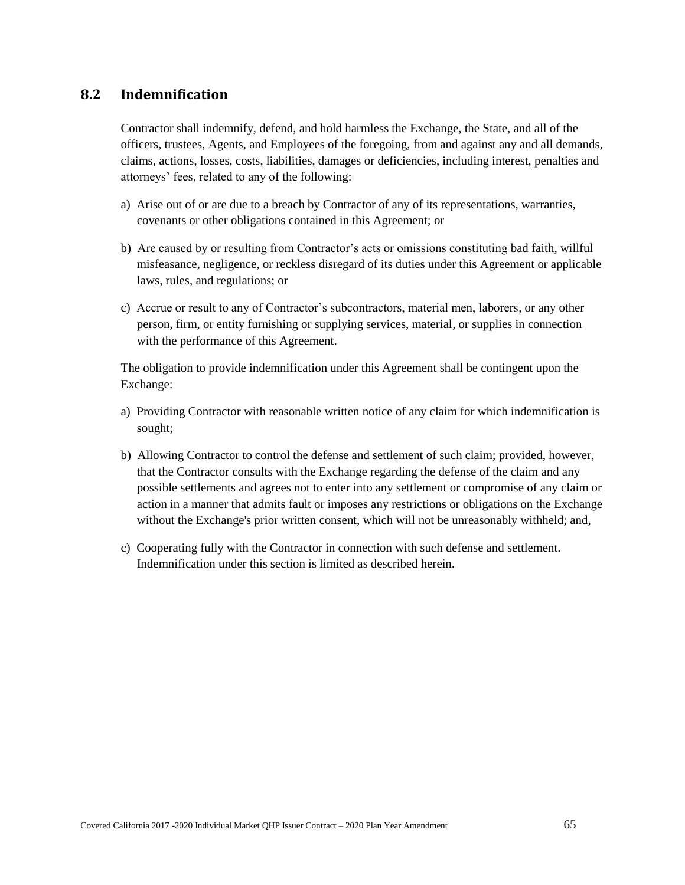## 8.2 Indemnification

Contractor shall indemnify, defend, and hold harmless the Exchange, the State, and all of the officers, trustees, Agents, and Employees of the foregoing, from and against any and all demands, claims, actions, losses, costs, liabilities, damages or deficiencies, including interest, penalties and attorneys' fees, related to any of the following:

a) Arise out of or are due to a breach by Contractor of any of its representations, warranties, covenants or other obligations contained in this Agreement; or

b) Are caused by or resulting from Contractor's acts or omissions constituting bad faith, willful misfeasance, negligence, or reckless disregard of its duties under this Agreement or applicable laws, rules, and regulations; or

c) Accrue or result to any of Contractor's subcontractors, material men, laborers, or any other person, firm, or entity furnishing or supplying services, material, or supplies in connection with the performance of this Agreement.

The obligation to provide indemnification under this Agreement shall be contingent upon the Exchange:

a) Providing Contractor with reasonable written notice of any claim for which indemnification is sought;

b) Allowing Contractor to control the defense and settlement of such claim; provided, however, that the Contractor consults with the Exchange regarding the defense of the claim and any possible settlements and agrees not to enter into any settlement or compromise of any claim or action in a manner that admits fault or imposes any restrictions or obligations on the Exchange without the Exchange's prior written consent, which will not be unreasonably withheld; and,

c) Cooperating fully with the Contractor in connection with such defense and settlement. Indemnification under this section is limited as described herein.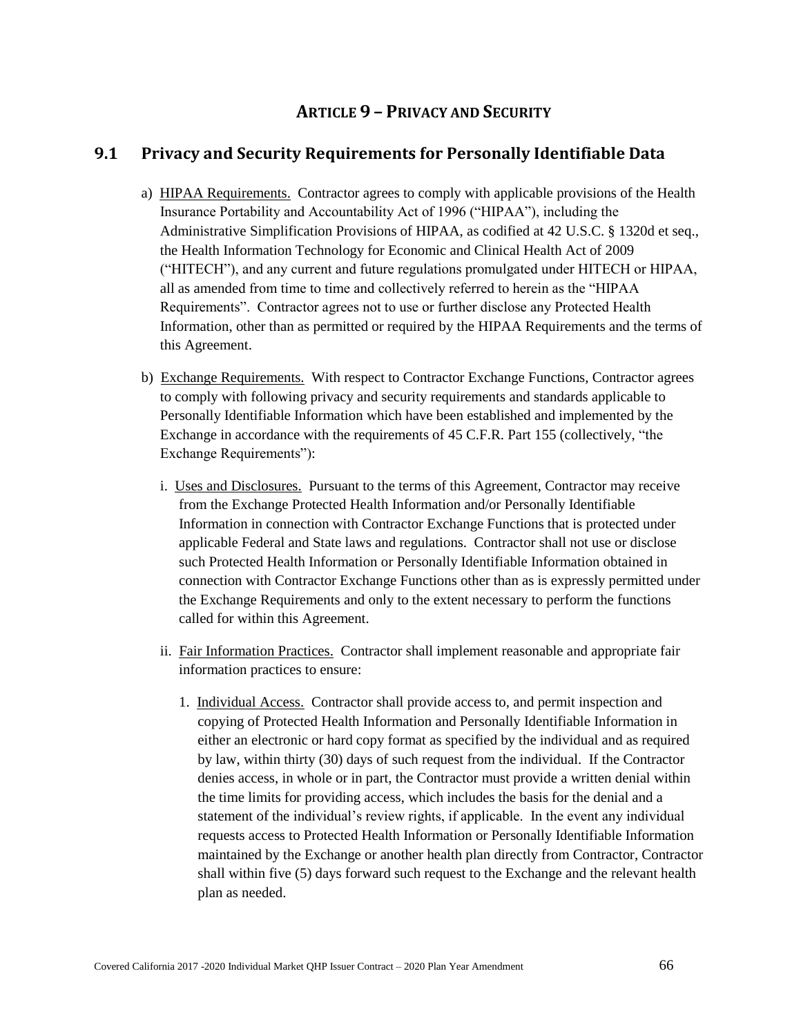# ARTICLE 9 – PRIVACY AND SECURITY

## 9.1 Privacy and Security Requirements for Personally Identifiable Data

a) HIPAA Requirements. Contractor agrees to comply with applicable provisions of the Health Insurance Portability and Accountability Act of 1996 ("HIPAA"), including the Administrative Simplification Provisions of HIPAA, as codified at 42 U.S.C. § 1320d et seq., the Health Information Technology for Economic and Clinical Health Act of 2009 ("HITECH"), and any current and future regulations promulgated under HITECH or HIPAA, all as amended from time to time and collectively referred to herein as the "HIPAA Requirements". Contractor agrees not to use or further disclose any Protected Health Information, other than as permitted or required by the HIPAA Requirements and the terms of this Agreement.

b) Exchange Requirements. With respect to Contractor Exchange Functions, Contractor agrees to comply with following privacy and security requirements and standards applicable to Personally Identifiable Information which have been established and implemented by the Exchange in accordance with the requirements of 45 C.F.R. Part 155 (collectively, "the Exchange Requirements"):

   i. Uses and Disclosures. Pursuant to the terms of this Agreement, Contractor may receive from the Exchange Protected Health Information and/or Personally Identifiable Information in connection with Contractor Exchange Functions that is protected under applicable Federal and State laws and regulations. Contractor shall not use or disclose such Protected Health Information or Personally Identifiable Information obtained in connection with Contractor Exchange Functions other than as is expressly permitted under the Exchange Requirements and only to the extent necessary to perform the functions called for within this Agreement.

   ii. Fair Information Practices. Contractor shall implement reasonable and appropriate fair information practices to ensure:

      1. Individual Access. Contractor shall provide access to, and permit inspection and copying of Protected Health Information and Personally Identifiable Information in either an electronic or hard copy format as specified by the individual and as required by law, within thirty (30) days of such request from the individual. If the Contractor denies access, in whole or in part, the Contractor must provide a written denial within the time limits for providing access, which includes the basis for the denial and a statement of the individual's review rights, if applicable. In the event any individual requests access to Protected Health Information or Personally Identifiable Information maintained by the Exchange or another health plan directly from Contractor, Contractor shall within five (5) days forward such request to the Exchange and the relevant health plan as needed.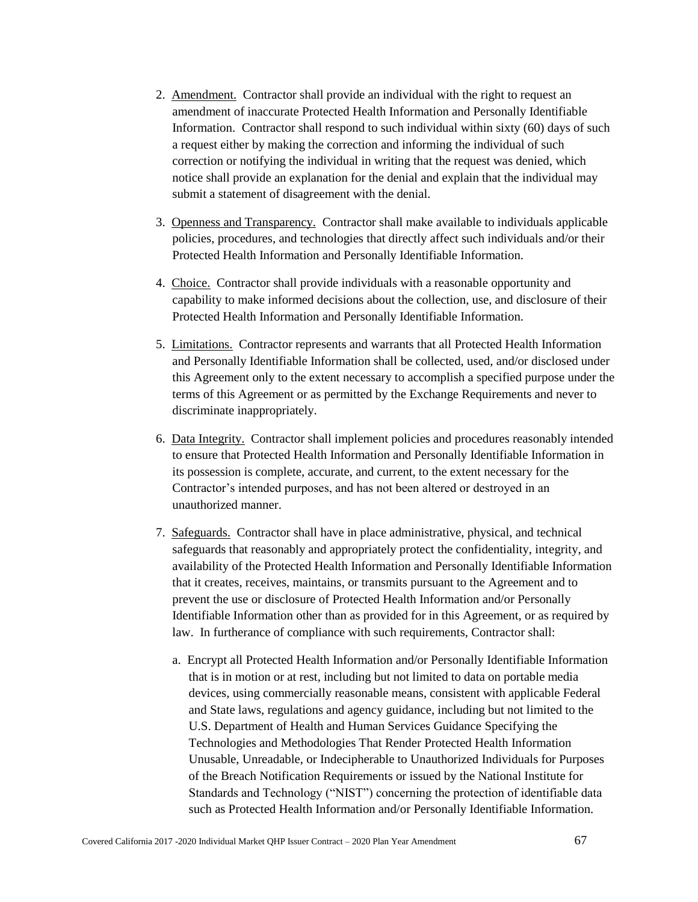2. <u>Amendment.</u> Contractor shall provide an individual with the right to request an amendment of inaccurate Protected Health Information and Personally Identifiable Information. Contractor shall respond to such individual within sixty (60) days of such a request either by making the correction and informing the individual of such correction or notifying the individual in writing that the request was denied, which notice shall provide an explanation for the denial and explain that the individual may submit a statement of disagreement with the denial.

3. <u>Openness and Transparency.</u> Contractor shall make available to individuals applicable policies, procedures, and technologies that directly affect such individuals and/or their Protected Health Information and Personally Identifiable Information.

4. <u>Choice.</u> Contractor shall provide individuals with a reasonable opportunity and capability to make informed decisions about the collection, use, and disclosure of their Protected Health Information and Personally Identifiable Information.

5. <u>Limitations.</u> Contractor represents and warrants that all Protected Health Information and Personally Identifiable Information shall be collected, used, and/or disclosed under this Agreement only to the extent necessary to accomplish a specified purpose under the terms of this Agreement or as permitted by the Exchange Requirements and never to discriminate inappropriately.

6. <u>Data Integrity.</u> Contractor shall implement policies and procedures reasonably intended to ensure that Protected Health Information and Personally Identifiable Information in its possession is complete, accurate, and current, to the extent necessary for the Contractor's intended purposes, and has not been altered or destroyed in an unauthorized manner.

7. <u>Safeguards.</u> Contractor shall have in place administrative, physical, and technical safeguards that reasonably and appropriately protect the confidentiality, integrity, and availability of the Protected Health Information and Personally Identifiable Information that it creates, receives, maintains, or transmits pursuant to the Agreement and to prevent the use or disclosure of Protected Health Information and/or Personally Identifiable Information other than as provided for in this Agreement, or as required by law. In furtherance of compliance with such requirements, Contractor shall:

   a. Encrypt all Protected Health Information and/or Personally Identifiable Information that is in motion or at rest, including but not limited to data on portable media devices, using commercially reasonable means, consistent with applicable Federal and State laws, regulations and agency guidance, including but not limited to the U.S. Department of Health and Human Services Guidance Specifying the Technologies and Methodologies That Render Protected Health Information Unusable, Unreadable, or Indecipherable to Unauthorized Individuals for Purposes of the Breach Notification Requirements or issued by the National Institute for Standards and Technology ("NIST") concerning the protection of identifiable data such as Protected Health Information and/or Personally Identifiable Information.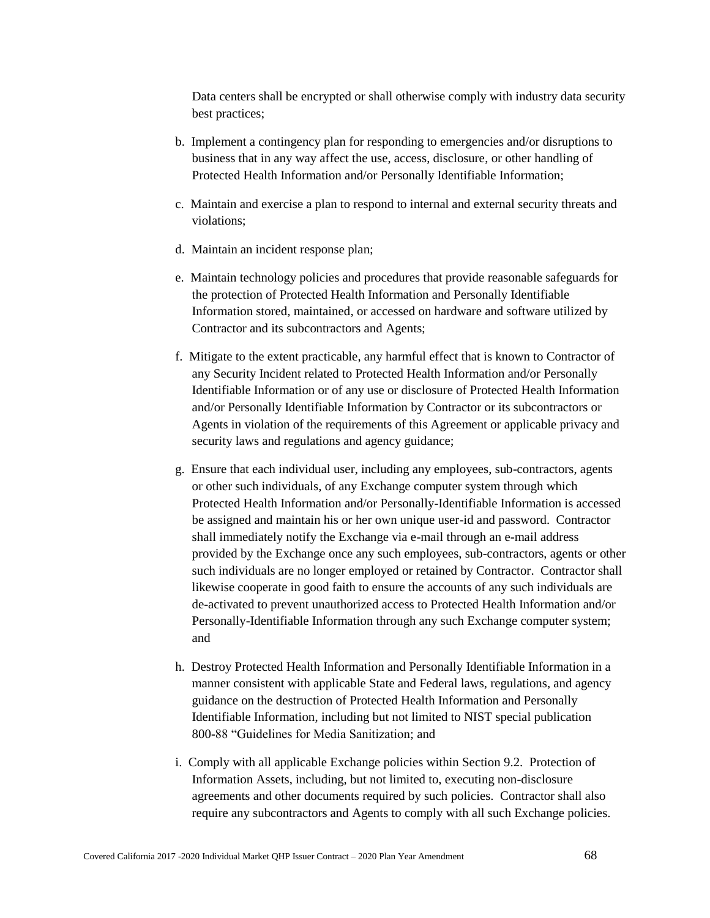Data centers shall be encrypted or shall otherwise comply with industry data security best practices;

b. Implement a contingency plan for responding to emergencies and/or disruptions to business that in any way affect the use, access, disclosure, or other handling of Protected Health Information and/or Personally Identifiable Information;

c. Maintain and exercise a plan to respond to internal and external security threats and violations;

d. Maintain an incident response plan;

e. Maintain technology policies and procedures that provide reasonable safeguards for the protection of Protected Health Information and Personally Identifiable Information stored, maintained, or accessed on hardware and software utilized by Contractor and its subcontractors and Agents;

f. Mitigate to the extent practicable, any harmful effect that is known to Contractor of any Security Incident related to Protected Health Information and/or Personally Identifiable Information or of any use or disclosure of Protected Health Information and/or Personally Identifiable Information by Contractor or its subcontractors or Agents in violation of the requirements of this Agreement or applicable privacy and security laws and regulations and agency guidance;

g. Ensure that each individual user, including any employees, sub-contractors, agents or other such individuals, of any Exchange computer system through which Protected Health Information and/or Personally-Identifiable Information is accessed be assigned and maintain his or her own unique user-id and password. Contractor shall immediately notify the Exchange via e-mail through an e-mail address provided by the Exchange once any such employees, sub-contractors, agents or other such individuals are no longer employed or retained by Contractor. Contractor shall likewise cooperate in good faith to ensure the accounts of any such individuals are de-activated to prevent unauthorized access to Protected Health Information and/or Personally-Identifiable Information through any such Exchange computer system; and

h. Destroy Protected Health Information and Personally Identifiable Information in a manner consistent with applicable State and Federal laws, regulations, and agency guidance on the destruction of Protected Health Information and Personally Identifiable Information, including but not limited to NIST special publication 800-88 "Guidelines for Media Sanitization; and

i. Comply with all applicable Exchange policies within Section 9.2. Protection of Information Assets, including, but not limited to, executing non-disclosure agreements and other documents required by such policies. Contractor shall also require any subcontractors and Agents to comply with all such Exchange policies.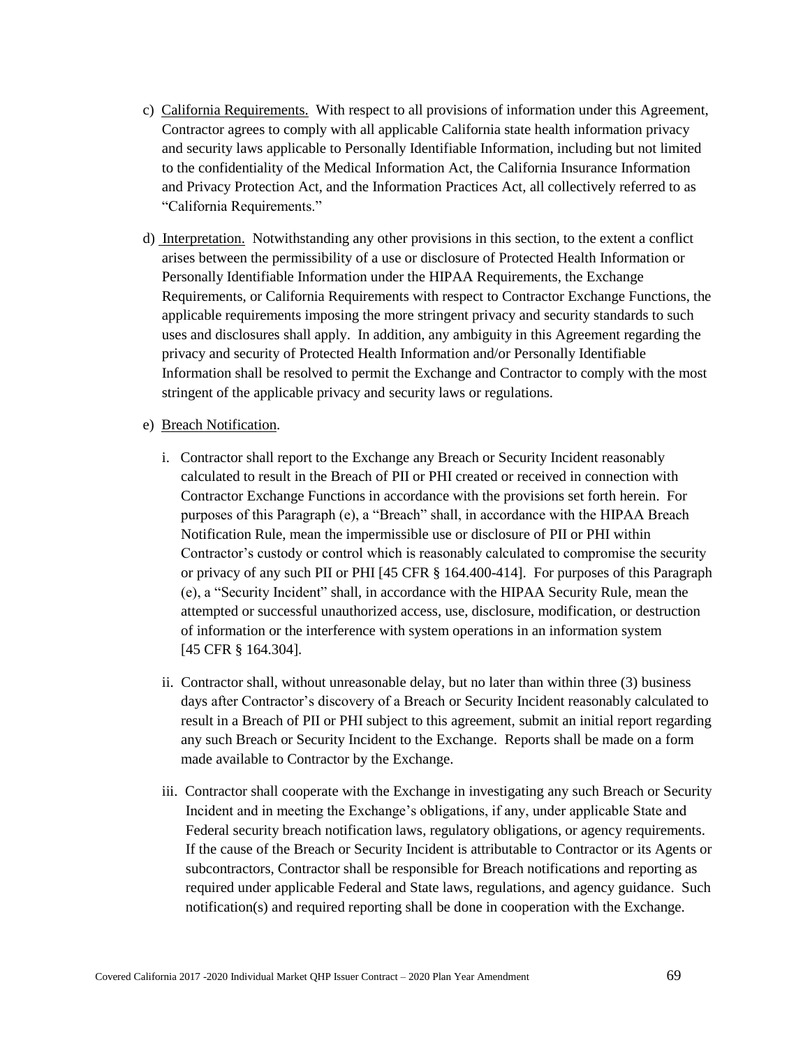c) California Requirements. With respect to all provisions of information under this Agreement, Contractor agrees to comply with all applicable California state health information privacy and security laws applicable to Personally Identifiable Information, including but not limited to the confidentiality of the Medical Information Act, the California Insurance Information and Privacy Protection Act, and the Information Practices Act, all collectively referred to as "California Requirements."

d) Interpretation. Notwithstanding any other provisions in this section, to the extent a conflict arises between the permissibility of a use or disclosure of Protected Health Information or Personally Identifiable Information under the HIPAA Requirements, the Exchange Requirements, or California Requirements with respect to Contractor Exchange Functions, the applicable requirements imposing the more stringent privacy and security standards to such uses and disclosures shall apply. In addition, any ambiguity in this Agreement regarding the privacy and security of Protected Health Information and/or Personally Identifiable Information shall be resolved to permit the Exchange and Contractor to comply with the most stringent of the applicable privacy and security laws or regulations.

e) Breach Notification.

   i. Contractor shall report to the Exchange any Breach or Security Incident reasonably calculated to result in the Breach of PII or PHI created or received in connection with Contractor Exchange Functions in accordance with the provisions set forth herein. For purposes of this Paragraph (e), a "Breach" shall, in accordance with the HIPAA Breach Notification Rule, mean the impermissible use or disclosure of PII or PHI within Contractor's custody or control which is reasonably calculated to compromise the security or privacy of any such PII or PHI [45 CFR § 164.400-414]. For purposes of this Paragraph (e), a "Security Incident" shall, in accordance with the HIPAA Security Rule, mean the attempted or successful unauthorized access, use, disclosure, modification, or destruction of information or the interference with system operations in an information system [45 CFR § 164.304].

   ii. Contractor shall, without unreasonable delay, but no later than within three (3) business days after Contractor's discovery of a Breach or Security Incident reasonably calculated to result in a Breach of PII or PHI subject to this agreement, submit an initial report regarding any such Breach or Security Incident to the Exchange. Reports shall be made on a form made available to Contractor by the Exchange.

   iii. Contractor shall cooperate with the Exchange in investigating any such Breach or Security Incident and in meeting the Exchange's obligations, if any, under applicable State and Federal security breach notification laws, regulatory obligations, or agency requirements. If the cause of the Breach or Security Incident is attributable to Contractor or its Agents or subcontractors, Contractor shall be responsible for Breach notifications and reporting as required under applicable Federal and State laws, regulations, and agency guidance. Such notification(s) and required reporting shall be done in cooperation with the Exchange.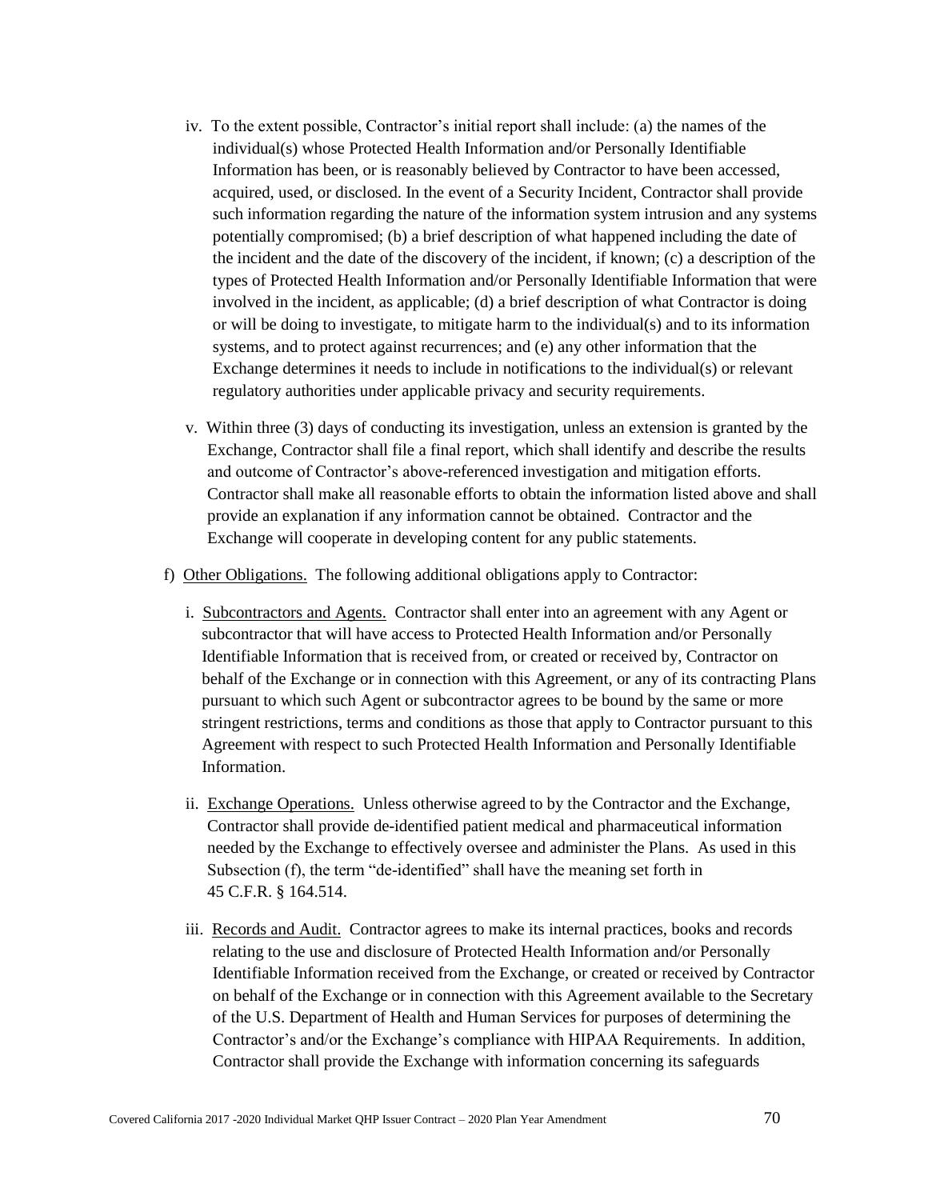iv. To the extent possible, Contractor's initial report shall include: (a) the names of the individual(s) whose Protected Health Information and/or Personally Identifiable Information has been, or is reasonably believed by Contractor to have been accessed, acquired, used, or disclosed. In the event of a Security Incident, Contractor shall provide such information regarding the nature of the information system intrusion and any systems potentially compromised; (b) a brief description of what happened including the date of the incident and the date of the discovery of the incident, if known; (c) a description of the types of Protected Health Information and/or Personally Identifiable Information that were involved in the incident, as applicable; (d) a brief description of what Contractor is doing or will be doing to investigate, to mitigate harm to the individual(s) and to its information systems, and to protect against recurrences; and (e) any other information that the Exchange determines it needs to include in notifications to the individual(s) or relevant regulatory authorities under applicable privacy and security requirements.

v. Within three (3) days of conducting its investigation, unless an extension is granted by the Exchange, Contractor shall file a final report, which shall identify and describe the results and outcome of Contractor's above-referenced investigation and mitigation efforts. Contractor shall make all reasonable efforts to obtain the information listed above and shall provide an explanation if any information cannot be obtained. Contractor and the Exchange will cooperate in developing content for any public statements.

f) Other Obligations. The following additional obligations apply to Contractor:

i. Subcontractors and Agents. Contractor shall enter into an agreement with any Agent or subcontractor that will have access to Protected Health Information and/or Personally Identifiable Information that is received from, or created or received by, Contractor on behalf of the Exchange or in connection with this Agreement, or any of its contracting Plans pursuant to which such Agent or subcontractor agrees to be bound by the same or more stringent restrictions, terms and conditions as those that apply to Contractor pursuant to this Agreement with respect to such Protected Health Information and Personally Identifiable Information.

ii. Exchange Operations. Unless otherwise agreed to by the Contractor and the Exchange, Contractor shall provide de-identified patient medical and pharmaceutical information needed by the Exchange to effectively oversee and administer the Plans. As used in this Subsection (f), the term "de-identified" shall have the meaning set forth in 45 C.F.R. § 164.514.

iii. Records and Audit. Contractor agrees to make its internal practices, books and records relating to the use and disclosure of Protected Health Information and/or Personally Identifiable Information received from the Exchange, or created or received by Contractor on behalf of the Exchange or in connection with this Agreement available to the Secretary of the U.S. Department of Health and Human Services for purposes of determining the Contractor's and/or the Exchange's compliance with HIPAA Requirements. In addition, Contractor shall provide the Exchange with information concerning its safeguards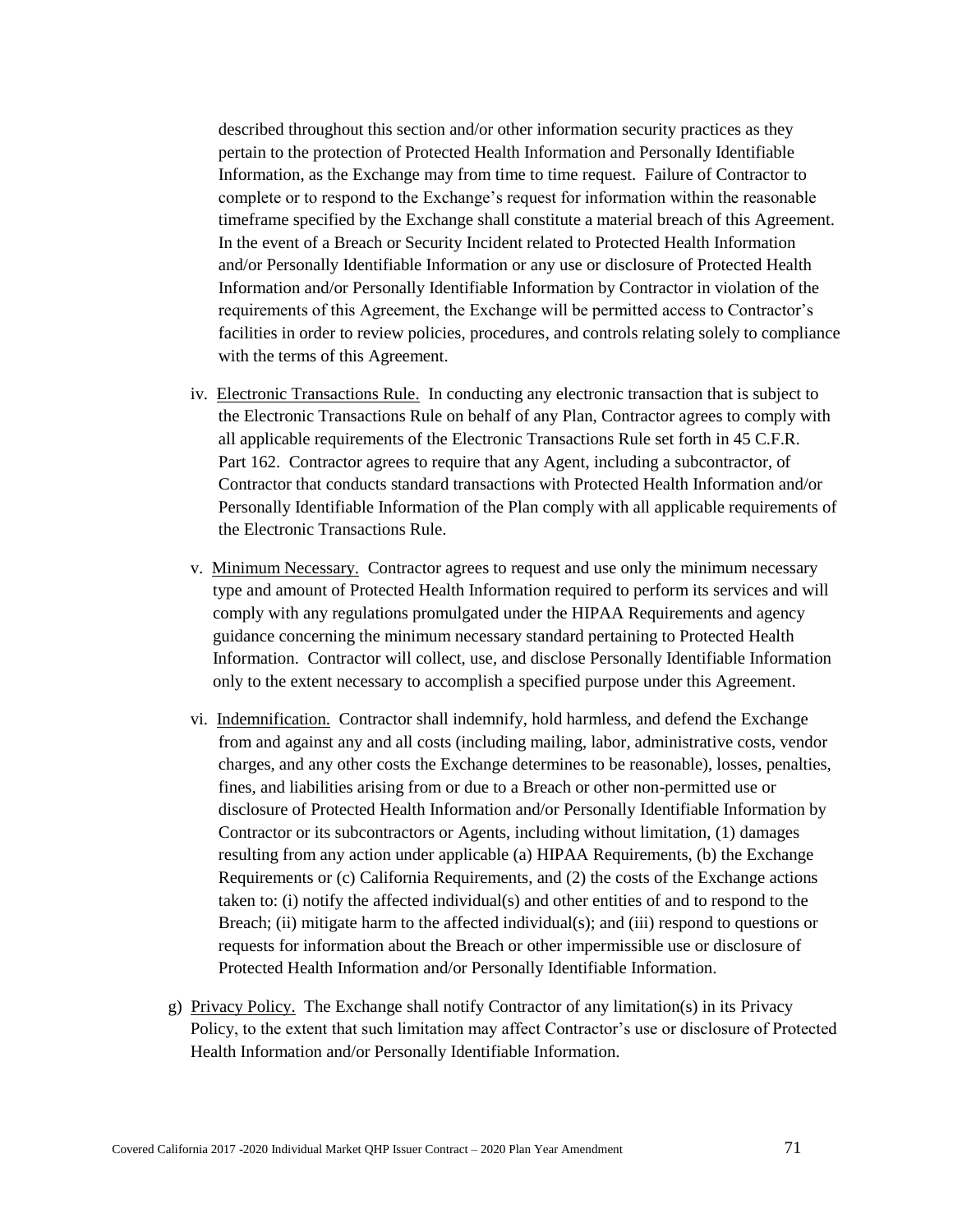described throughout this section and/or other information security practices as they pertain to the protection of Protected Health Information and Personally Identifiable Information, as the Exchange may from time to time request. Failure of Contractor to complete or to respond to the Exchange's request for information within the reasonable timeframe specified by the Exchange shall constitute a material breach of this Agreement. In the event of a Breach or Security Incident related to Protected Health Information and/or Personally Identifiable Information or any use or disclosure of Protected Health Information and/or Personally Identifiable Information by Contractor in violation of the requirements of this Agreement, the Exchange will be permitted access to Contractor's facilities in order to review policies, procedures, and controls relating solely to compliance with the terms of this Agreement.

iv. Electronic Transactions Rule. In conducting any electronic transaction that is subject to the Electronic Transactions Rule on behalf of any Plan, Contractor agrees to comply with all applicable requirements of the Electronic Transactions Rule set forth in 45 C.F.R. Part 162. Contractor agrees to require that any Agent, including a subcontractor, of Contractor that conducts standard transactions with Protected Health Information and/or Personally Identifiable Information of the Plan comply with all applicable requirements of the Electronic Transactions Rule.

v. Minimum Necessary. Contractor agrees to request and use only the minimum necessary type and amount of Protected Health Information required to perform its services and will comply with any regulations promulgated under the HIPAA Requirements and agency guidance concerning the minimum necessary standard pertaining to Protected Health Information. Contractor will collect, use, and disclose Personally Identifiable Information only to the extent necessary to accomplish a specified purpose under this Agreement.

vi. Indemnification. Contractor shall indemnify, hold harmless, and defend the Exchange from and against any and all costs (including mailing, labor, administrative costs, vendor charges, and any other costs the Exchange determines to be reasonable), losses, penalties, fines, and liabilities arising from or due to a Breach or other non-permitted use or disclosure of Protected Health Information and/or Personally Identifiable Information by Contractor or its subcontractors or Agents, including without limitation, (1) damages resulting from any action under applicable (a) HIPAA Requirements, (b) the Exchange Requirements or (c) California Requirements, and (2) the costs of the Exchange actions taken to: (i) notify the affected individual(s) and other entities of and to respond to the Breach; (ii) mitigate harm to the affected individual(s); and (iii) respond to questions or requests for information about the Breach or other impermissible use or disclosure of Protected Health Information and/or Personally Identifiable Information.

g) Privacy Policy. The Exchange shall notify Contractor of any limitation(s) in its Privacy Policy, to the extent that such limitation may affect Contractor's use or disclosure of Protected Health Information and/or Personally Identifiable Information.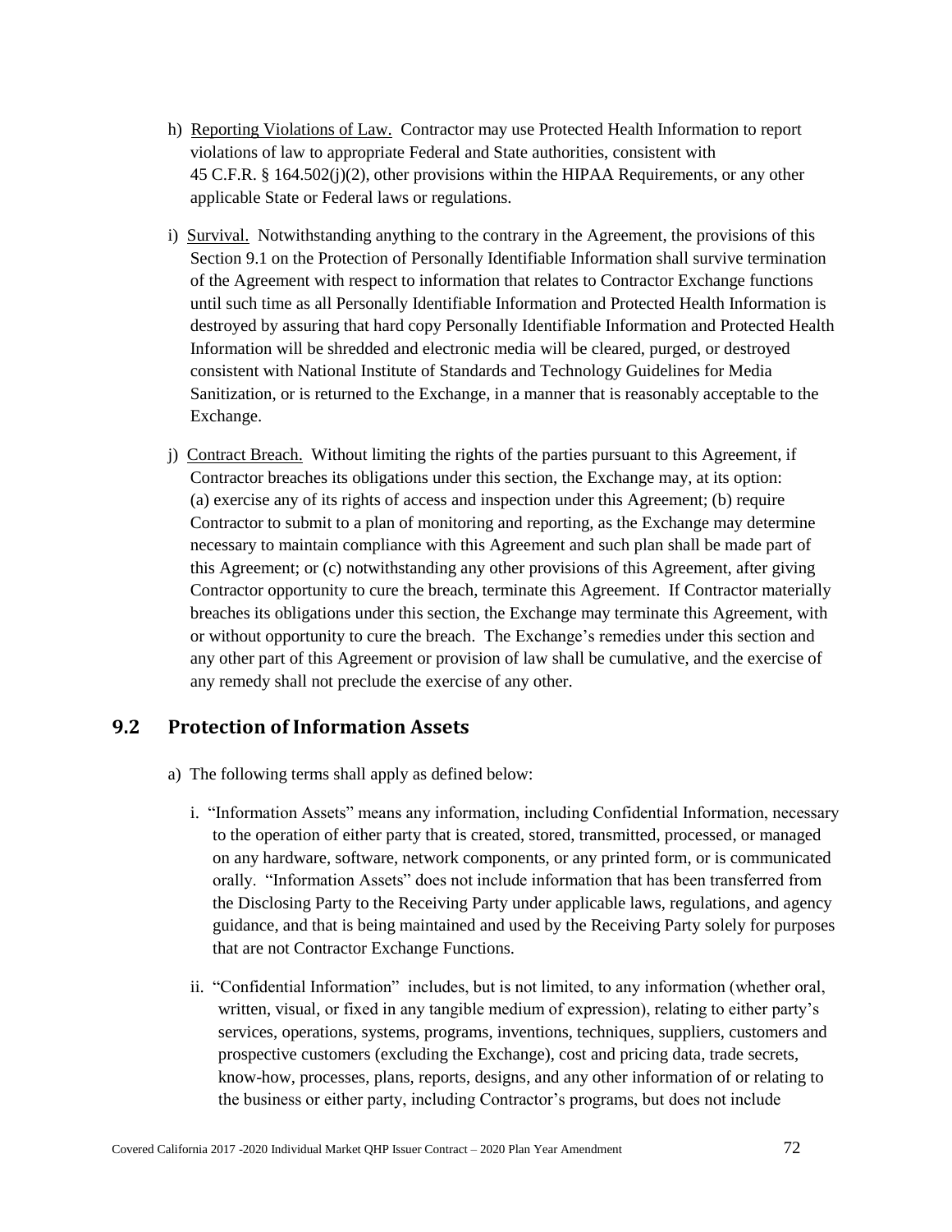h) Reporting Violations of Law. Contractor may use Protected Health Information to report violations of law to appropriate Federal and State authorities, consistent with 45 C.F.R. § 164.502(j)(2), other provisions within the HIPAA Requirements, or any other applicable State or Federal laws or regulations.

i) Survival. Notwithstanding anything to the contrary in the Agreement, the provisions of this Section 9.1 on the Protection of Personally Identifiable Information shall survive termination of the Agreement with respect to information that relates to Contractor Exchange functions until such time as all Personally Identifiable Information and Protected Health Information is destroyed by assuring that hard copy Personally Identifiable Information and Protected Health Information will be shredded and electronic media will be cleared, purged, or destroyed consistent with National Institute of Standards and Technology Guidelines for Media Sanitization, or is returned to the Exchange, in a manner that is reasonably acceptable to the Exchange.

j) Contract Breach. Without limiting the rights of the parties pursuant to this Agreement, if Contractor breaches its obligations under this section, the Exchange may, at its option: (a) exercise any of its rights of access and inspection under this Agreement; (b) require Contractor to submit to a plan of monitoring and reporting, as the Exchange may determine necessary to maintain compliance with this Agreement and such plan shall be made part of this Agreement; or (c) notwithstanding any other provisions of this Agreement, after giving Contractor opportunity to cure the breach, terminate this Agreement. If Contractor materially breaches its obligations under this section, the Exchange may terminate this Agreement, with or without opportunity to cure the breach. The Exchange's remedies under this section and any other part of this Agreement or provision of law shall be cumulative, and the exercise of any remedy shall not preclude the exercise of any other.

## 9.2 Protection of Information Assets

a) The following terms shall apply as defined below:

i. "Information Assets" means any information, including Confidential Information, necessary to the operation of either party that is created, stored, transmitted, processed, or managed on any hardware, software, network components, or any printed form, or is communicated orally. "Information Assets" does not include information that has been transferred from the Disclosing Party to the Receiving Party under applicable laws, regulations, and agency guidance, and that is being maintained and used by the Receiving Party solely for purposes that are not Contractor Exchange Functions.

ii. "Confidential Information" includes, but is not limited, to any information (whether oral, written, visual, or fixed in any tangible medium of expression), relating to either party's services, operations, systems, programs, inventions, techniques, suppliers, customers and prospective customers (excluding the Exchange), cost and pricing data, trade secrets, know-how, processes, plans, reports, designs, and any other information of or relating to the business or either party, including Contractor's programs, but does not include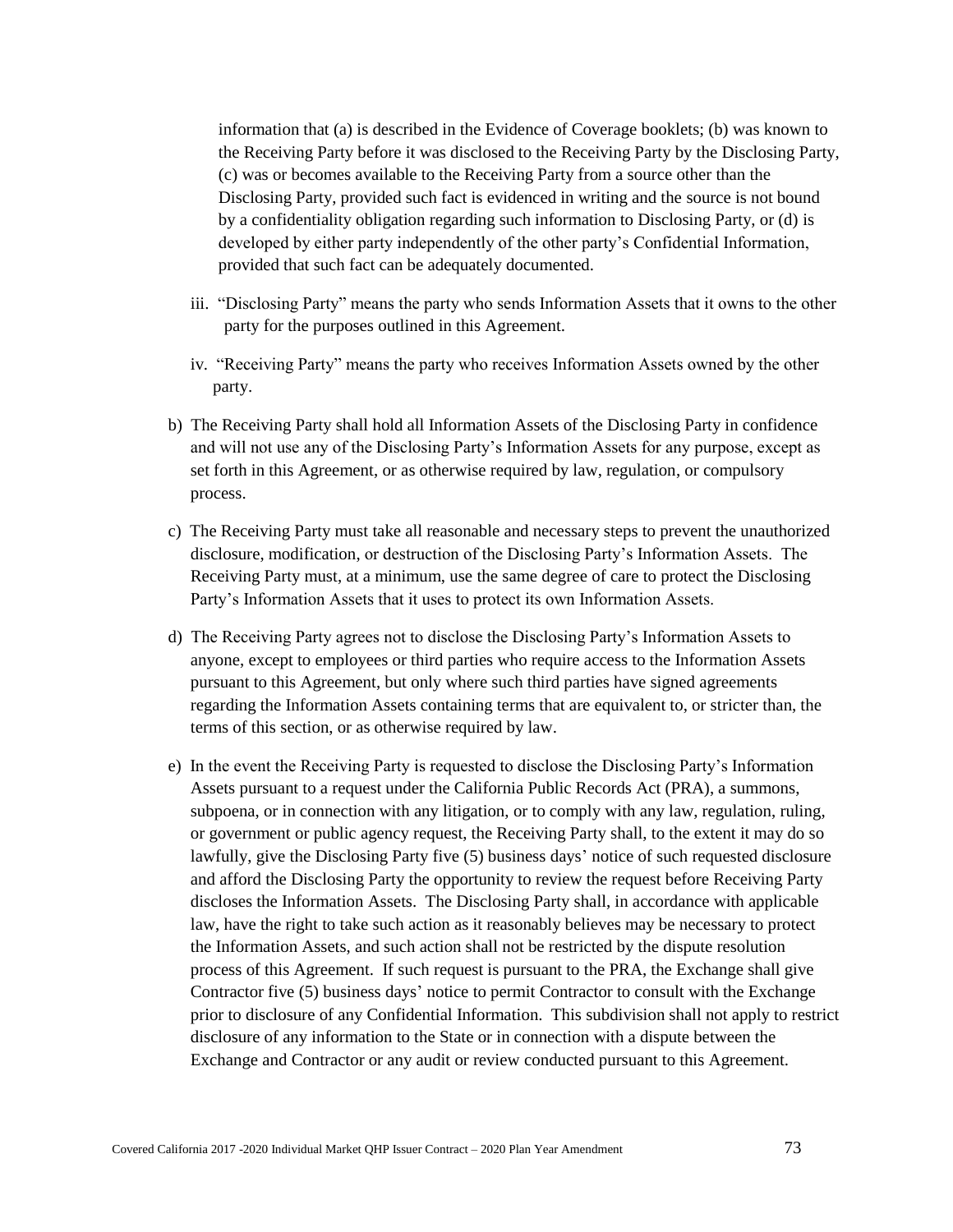information that (a) is described in the Evidence of Coverage booklets; (b) was known to the Receiving Party before it was disclosed to the Receiving Party by the Disclosing Party, (c) was or becomes available to the Receiving Party from a source other than the Disclosing Party, provided such fact is evidenced in writing and the source is not bound by a confidentiality obligation regarding such information to Disclosing Party, or (d) is developed by either party independently of the other party's Confidential Information, provided that such fact can be adequately documented.

iii. "Disclosing Party" means the party who sends Information Assets that it owns to the other party for the purposes outlined in this Agreement.

iv. "Receiving Party" means the party who receives Information Assets owned by the other party.

b) The Receiving Party shall hold all Information Assets of the Disclosing Party in confidence and will not use any of the Disclosing Party's Information Assets for any purpose, except as set forth in this Agreement, or as otherwise required by law, regulation, or compulsory process.

c) The Receiving Party must take all reasonable and necessary steps to prevent the unauthorized disclosure, modification, or destruction of the Disclosing Party's Information Assets. The Receiving Party must, at a minimum, use the same degree of care to protect the Disclosing Party's Information Assets that it uses to protect its own Information Assets.

d) The Receiving Party agrees not to disclose the Disclosing Party's Information Assets to anyone, except to employees or third parties who require access to the Information Assets pursuant to this Agreement, but only where such third parties have signed agreements regarding the Information Assets containing terms that are equivalent to, or stricter than, the terms of this section, or as otherwise required by law.

e) In the event the Receiving Party is requested to disclose the Disclosing Party's Information Assets pursuant to a request under the California Public Records Act (PRA), a summons, subpoena, or in connection with any litigation, or to comply with any law, regulation, ruling, or government or public agency request, the Receiving Party shall, to the extent it may do so lawfully, give the Disclosing Party five (5) business days' notice of such requested disclosure and afford the Disclosing Party the opportunity to review the request before Receiving Party discloses the Information Assets. The Disclosing Party shall, in accordance with applicable law, have the right to take such action as it reasonably believes may be necessary to protect the Information Assets, and such action shall not be restricted by the dispute resolution process of this Agreement. If such request is pursuant to the PRA, the Exchange shall give Contractor five (5) business days' notice to permit Contractor to consult with the Exchange prior to disclosure of any Confidential Information. This subdivision shall not apply to restrict disclosure of any information to the State or in connection with a dispute between the Exchange and Contractor or any audit or review conducted pursuant to this Agreement.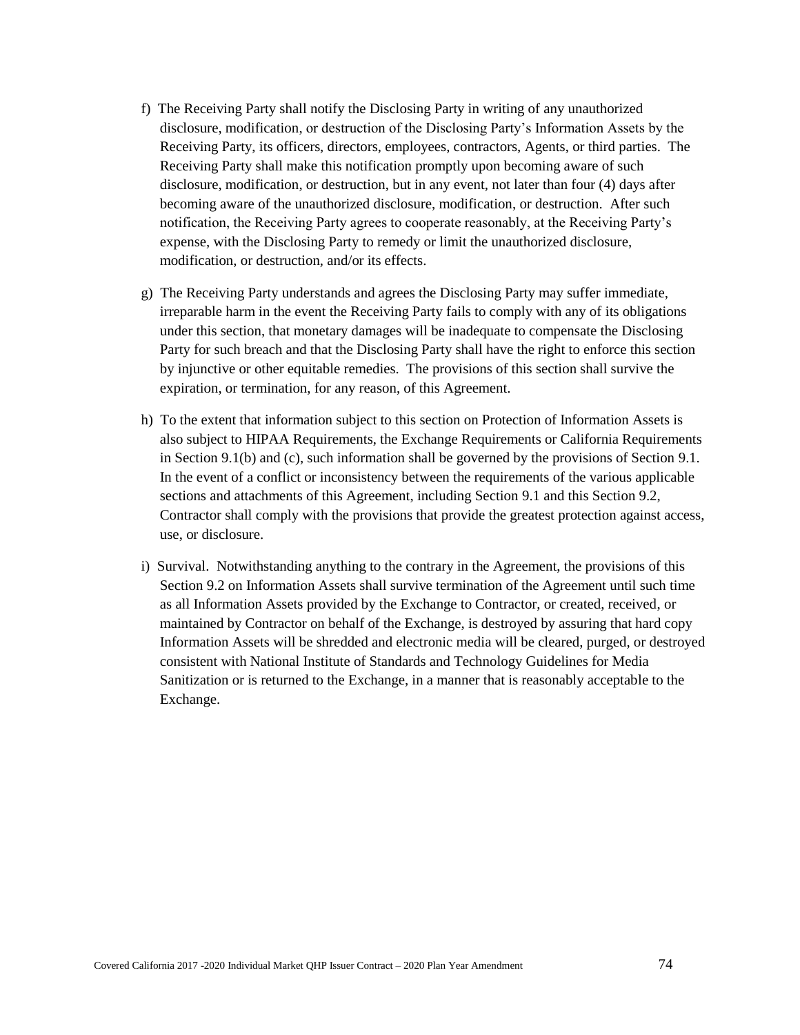f) The Receiving Party shall notify the Disclosing Party in writing of any unauthorized disclosure, modification, or destruction of the Disclosing Party's Information Assets by the Receiving Party, its officers, directors, employees, contractors, Agents, or third parties. The Receiving Party shall make this notification promptly upon becoming aware of such disclosure, modification, or destruction, but in any event, not later than four (4) days after becoming aware of the unauthorized disclosure, modification, or destruction. After such notification, the Receiving Party agrees to cooperate reasonably, at the Receiving Party's expense, with the Disclosing Party to remedy or limit the unauthorized disclosure, modification, or destruction, and/or its effects.

g) The Receiving Party understands and agrees the Disclosing Party may suffer immediate, irreparable harm in the event the Receiving Party fails to comply with any of its obligations under this section, that monetary damages will be inadequate to compensate the Disclosing Party for such breach and that the Disclosing Party shall have the right to enforce this section by injunctive or other equitable remedies. The provisions of this section shall survive the expiration, or termination, for any reason, of this Agreement.

h) To the extent that information subject to this section on Protection of Information Assets is also subject to HIPAA Requirements, the Exchange Requirements or California Requirements in Section 9.1(b) and (c), such information shall be governed by the provisions of Section 9.1. In the event of a conflict or inconsistency between the requirements of the various applicable sections and attachments of this Agreement, including Section 9.1 and this Section 9.2, Contractor shall comply with the provisions that provide the greatest protection against access, use, or disclosure.

i) Survival. Notwithstanding anything to the contrary in the Agreement, the provisions of this Section 9.2 on Information Assets shall survive termination of the Agreement until such time as all Information Assets provided by the Exchange to Contractor, or created, received, or maintained by Contractor on behalf of the Exchange, is destroyed by assuring that hard copy Information Assets will be shredded and electronic media will be cleared, purged, or destroyed consistent with National Institute of Standards and Technology Guidelines for Media Sanitization or is returned to the Exchange, in a manner that is reasonably acceptable to the Exchange.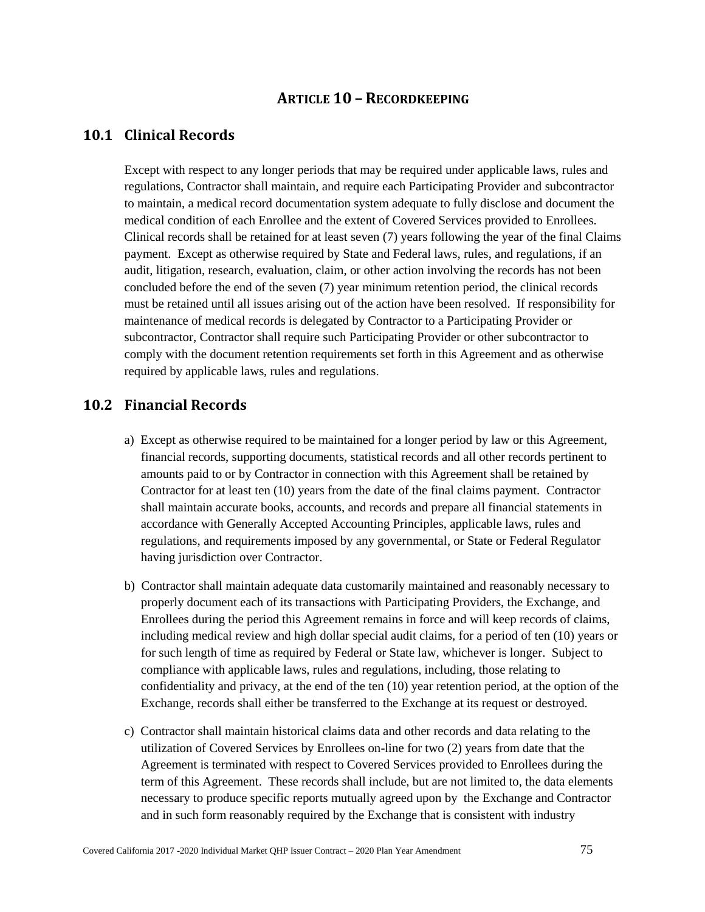# ARTICLE 10 – RECORDKEEPING

## 10.1 Clinical Records

Except with respect to any longer periods that may be required under applicable laws, rules and regulations, Contractor shall maintain, and require each Participating Provider and subcontractor to maintain, a medical record documentation system adequate to fully disclose and document the medical condition of each Enrollee and the extent of Covered Services provided to Enrollees. Clinical records shall be retained for at least seven (7) years following the year of the final Claims payment. Except as otherwise required by State and Federal laws, rules, and regulations, if an audit, litigation, research, evaluation, claim, or other action involving the records has not been concluded before the end of the seven (7) year minimum retention period, the clinical records must be retained until all issues arising out of the action have been resolved. If responsibility for maintenance of medical records is delegated by Contractor to a Participating Provider or subcontractor, Contractor shall require such Participating Provider or other subcontractor to comply with the document retention requirements set forth in this Agreement and as otherwise required by applicable laws, rules and regulations.

## 10.2 Financial Records

a) Except as otherwise required to be maintained for a longer period by law or this Agreement, financial records, supporting documents, statistical records and all other records pertinent to amounts paid to or by Contractor in connection with this Agreement shall be retained by Contractor for at least ten (10) years from the date of the final claims payment. Contractor shall maintain accurate books, accounts, and records and prepare all financial statements in accordance with Generally Accepted Accounting Principles, applicable laws, rules and regulations, and requirements imposed by any governmental, or State or Federal Regulator having jurisdiction over Contractor.

b) Contractor shall maintain adequate data customarily maintained and reasonably necessary to properly document each of its transactions with Participating Providers, the Exchange, and Enrollees during the period this Agreement remains in force and will keep records of claims, including medical review and high dollar special audit claims, for a period of ten (10) years or for such length of time as required by Federal or State law, whichever is longer. Subject to compliance with applicable laws, rules and regulations, including, those relating to confidentiality and privacy, at the end of the ten (10) year retention period, at the option of the Exchange, records shall either be transferred to the Exchange at its request or destroyed.

c) Contractor shall maintain historical claims data and other records and data relating to the utilization of Covered Services by Enrollees on-line for two (2) years from date that the Agreement is terminated with respect to Covered Services provided to Enrollees during the term of this Agreement. These records shall include, but are not limited to, the data elements necessary to produce specific reports mutually agreed upon by the Exchange and Contractor and in such form reasonably required by the Exchange that is consistent with industry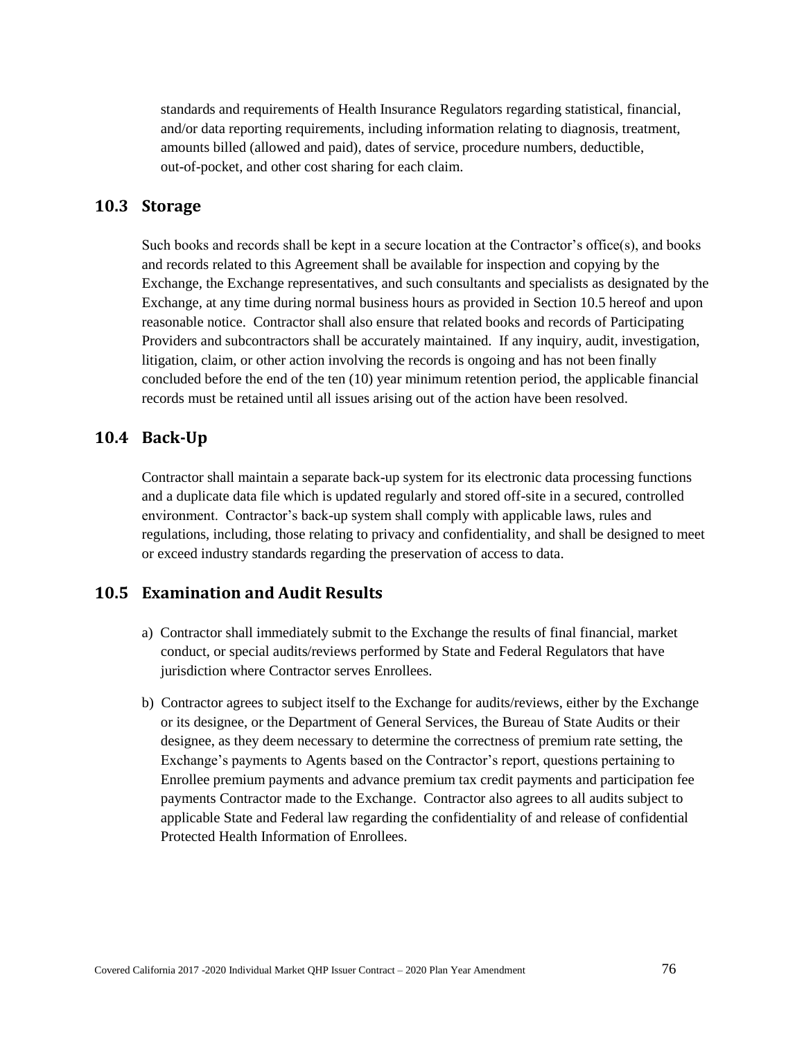standards and requirements of Health Insurance Regulators regarding statistical, financial, and/or data reporting requirements, including information relating to diagnosis, treatment, amounts billed (allowed and paid), dates of service, procedure numbers, deductible, out-of-pocket, and other cost sharing for each claim.

## 10.3 Storage

Such books and records shall be kept in a secure location at the Contractor's office(s), and books and records related to this Agreement shall be available for inspection and copying by the Exchange, the Exchange representatives, and such consultants and specialists as designated by the Exchange, at any time during normal business hours as provided in Section 10.5 hereof and upon reasonable notice. Contractor shall also ensure that related books and records of Participating Providers and subcontractors shall be accurately maintained. If any inquiry, audit, investigation, litigation, claim, or other action involving the records is ongoing and has not been finally concluded before the end of the ten (10) year minimum retention period, the applicable financial records must be retained until all issues arising out of the action have been resolved.

## 10.4 Back-Up

Contractor shall maintain a separate back-up system for its electronic data processing functions and a duplicate data file which is updated regularly and stored off-site in a secured, controlled environment. Contractor's back-up system shall comply with applicable laws, rules and regulations, including, those relating to privacy and confidentiality, and shall be designed to meet or exceed industry standards regarding the preservation of access to data.

## 10.5 Examination and Audit Results

a) Contractor shall immediately submit to the Exchange the results of final financial, market conduct, or special audits/reviews performed by State and Federal Regulators that have jurisdiction where Contractor serves Enrollees.

b) Contractor agrees to subject itself to the Exchange for audits/reviews, either by the Exchange or its designee, or the Department of General Services, the Bureau of State Audits or their designee, as they deem necessary to determine the correctness of premium rate setting, the Exchange's payments to Agents based on the Contractor's report, questions pertaining to Enrollee premium payments and advance premium tax credit payments and participation fee payments Contractor made to the Exchange. Contractor also agrees to all audits subject to applicable State and Federal law regarding the confidentiality of and release of confidential Protected Health Information of Enrollees.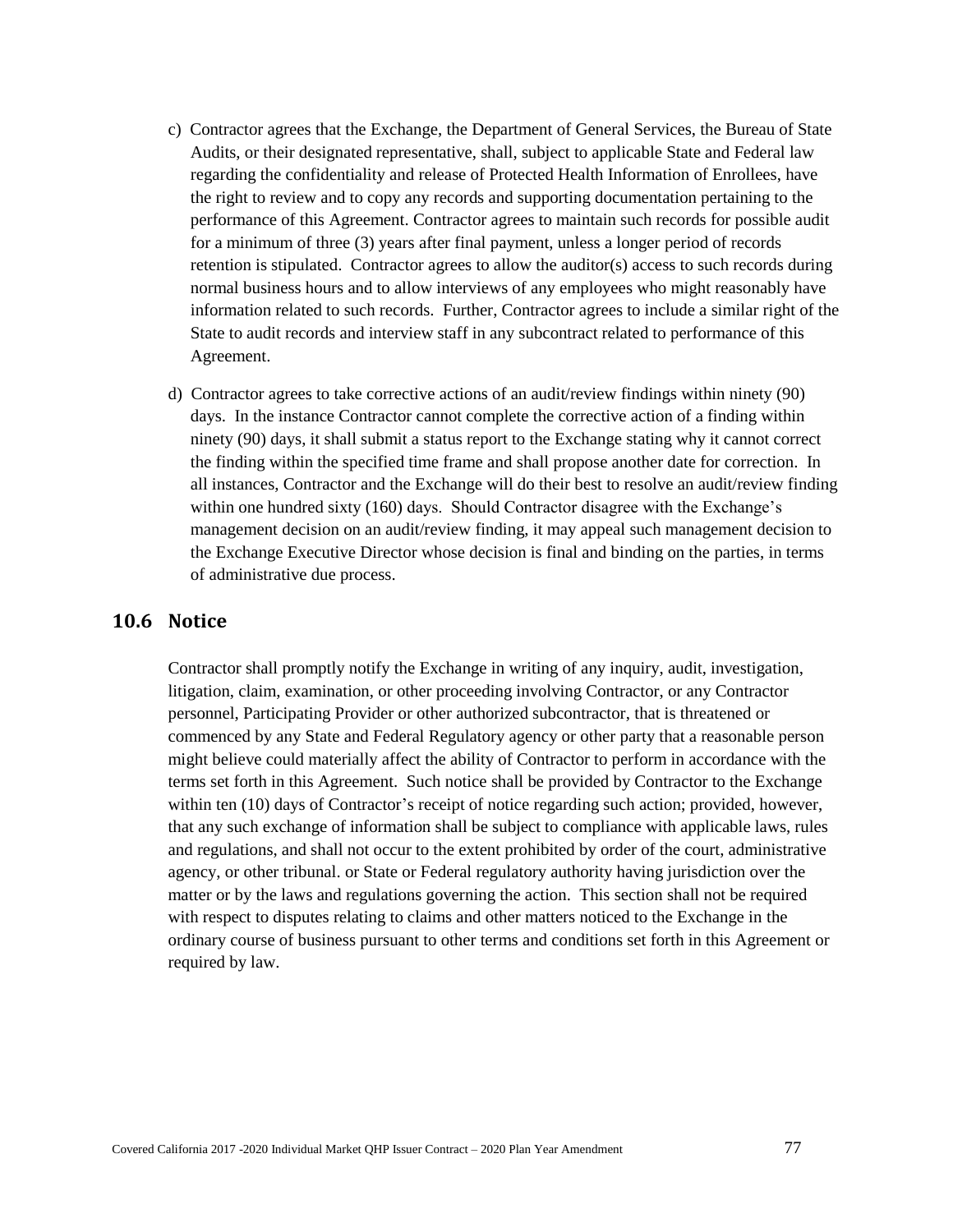c) Contractor agrees that the Exchange, the Department of General Services, the Bureau of State Audits, or their designated representative, shall, subject to applicable State and Federal law regarding the confidentiality and release of Protected Health Information of Enrollees, have the right to review and to copy any records and supporting documentation pertaining to the performance of this Agreement. Contractor agrees to maintain such records for possible audit for a minimum of three (3) years after final payment, unless a longer period of records retention is stipulated. Contractor agrees to allow the auditor(s) access to such records during normal business hours and to allow interviews of any employees who might reasonably have information related to such records. Further, Contractor agrees to include a similar right of the State to audit records and interview staff in any subcontract related to performance of this Agreement.

d) Contractor agrees to take corrective actions of an audit/review findings within ninety (90) days. In the instance Contractor cannot complete the corrective action of a finding within ninety (90) days, it shall submit a status report to the Exchange stating why it cannot correct the finding within the specified time frame and shall propose another date for correction. In all instances, Contractor and the Exchange will do their best to resolve an audit/review finding within one hundred sixty (160) days. Should Contractor disagree with the Exchange's management decision on an audit/review finding, it may appeal such management decision to the Exchange Executive Director whose decision is final and binding on the parties, in terms of administrative due process.

## 10.6 Notice

Contractor shall promptly notify the Exchange in writing of any inquiry, audit, investigation, litigation, claim, examination, or other proceeding involving Contractor, or any Contractor personnel, Participating Provider or other authorized subcontractor, that is threatened or commenced by any State and Federal Regulatory agency or other party that a reasonable person might believe could materially affect the ability of Contractor to perform in accordance with the terms set forth in this Agreement. Such notice shall be provided by Contractor to the Exchange within ten (10) days of Contractor's receipt of notice regarding such action; provided, however, that any such exchange of information shall be subject to compliance with applicable laws, rules and regulations, and shall not occur to the extent prohibited by order of the court, administrative agency, or other tribunal. or State or Federal regulatory authority having jurisdiction over the matter or by the laws and regulations governing the action. This section shall not be required with respect to disputes relating to claims and other matters noticed to the Exchange in the ordinary course of business pursuant to other terms and conditions set forth in this Agreement or required by law.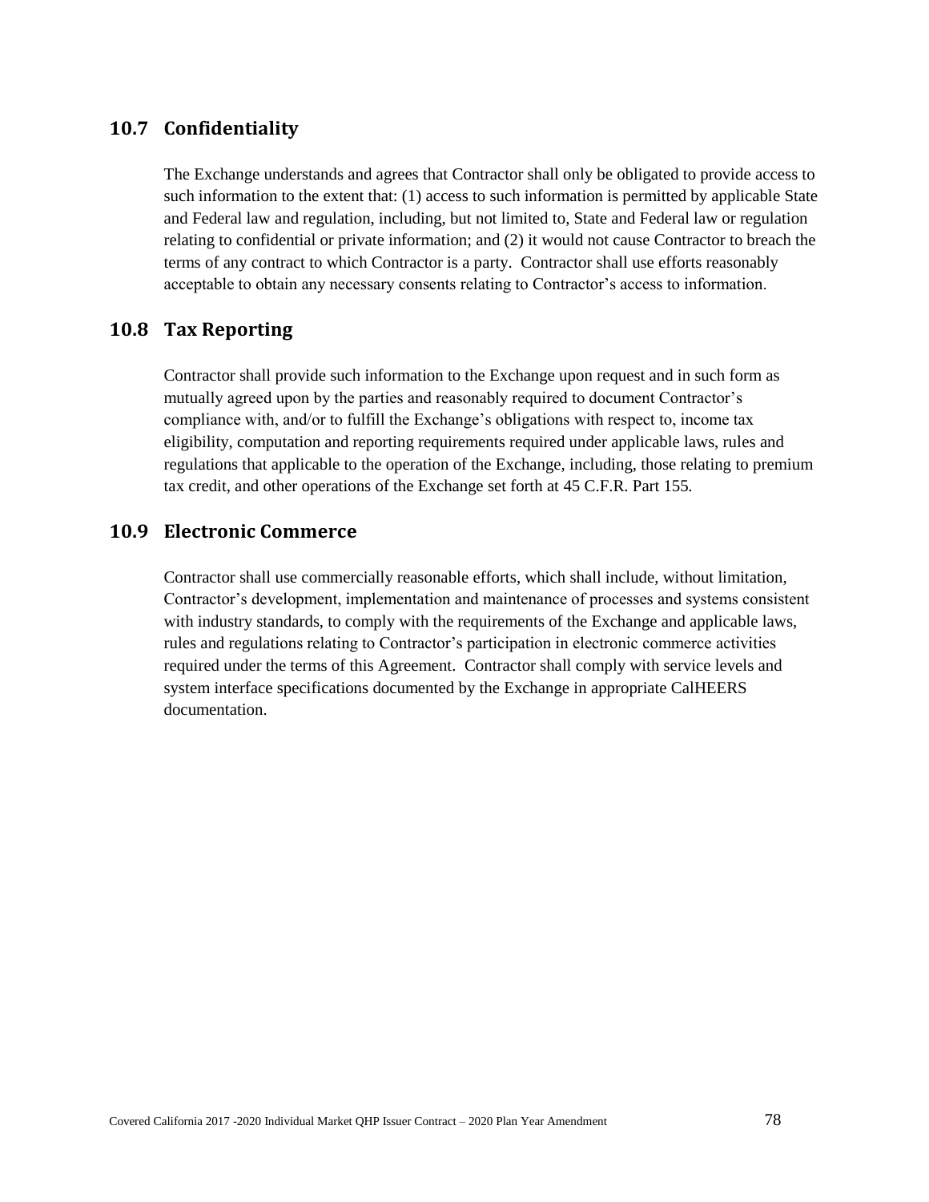## 10.7 Confidentiality

The Exchange understands and agrees that Contractor shall only be obligated to provide access to such information to the extent that: (1) access to such information is permitted by applicable State and Federal law and regulation, including, but not limited to, State and Federal law or regulation relating to confidential or private information; and (2) it would not cause Contractor to breach the terms of any contract to which Contractor is a party. Contractor shall use efforts reasonably acceptable to obtain any necessary consents relating to Contractor's access to information.

## 10.8 Tax Reporting

Contractor shall provide such information to the Exchange upon request and in such form as mutually agreed upon by the parties and reasonably required to document Contractor's compliance with, and/or to fulfill the Exchange's obligations with respect to, income tax eligibility, computation and reporting requirements required under applicable laws, rules and regulations that applicable to the operation of the Exchange, including, those relating to premium tax credit, and other operations of the Exchange set forth at 45 C.F.R. Part 155.

## 10.9 Electronic Commerce

Contractor shall use commercially reasonable efforts, which shall include, without limitation, Contractor's development, implementation and maintenance of processes and systems consistent with industry standards, to comply with the requirements of the Exchange and applicable laws, rules and regulations relating to Contractor's participation in electronic commerce activities required under the terms of this Agreement. Contractor shall comply with service levels and system interface specifications documented by the Exchange in appropriate CalHEERS documentation.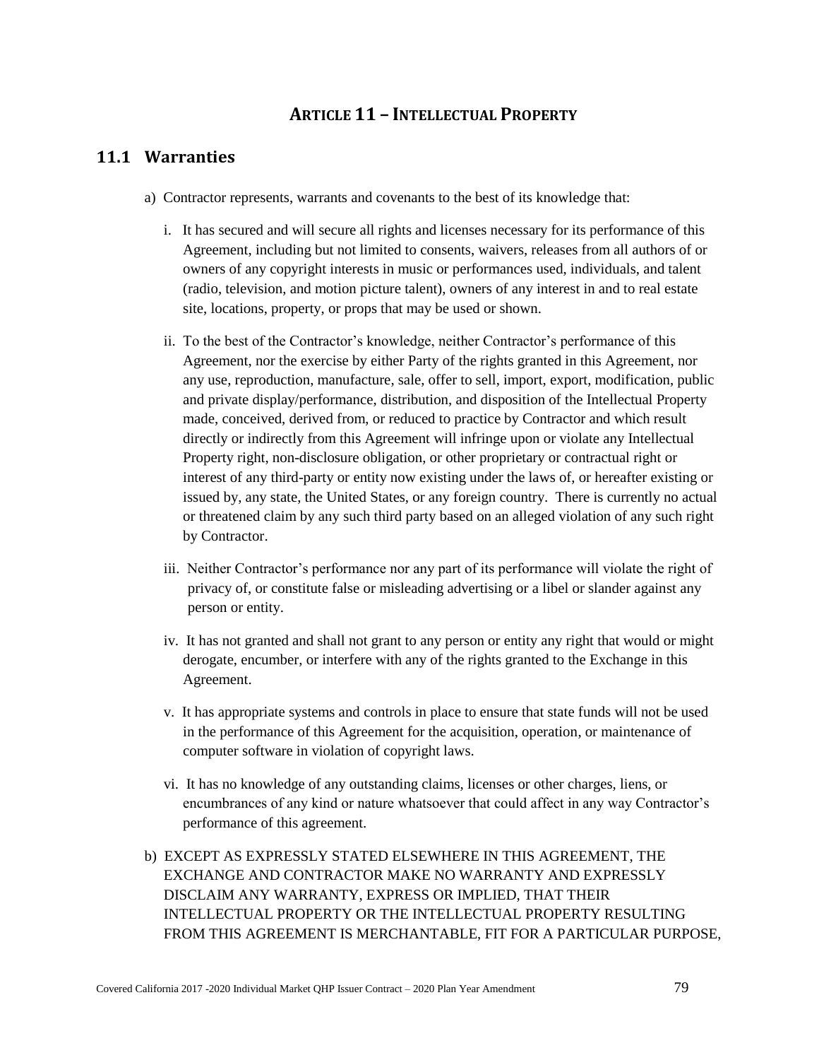# ARTICLE 11 – INTELLECTUAL PROPERTY

## 11.1 Warranties

a) Contractor represents, warrants and covenants to the best of its knowledge that:

   i. It has secured and will secure all rights and licenses necessary for its performance of this Agreement, including but not limited to consents, waivers, releases from all authors of or owners of any copyright interests in music or performances used, individuals, and talent (radio, television, and motion picture talent), owners of any interest in and to real estate site, locations, property, or props that may be used or shown.

   ii. To the best of the Contractor's knowledge, neither Contractor's performance of this Agreement, nor the exercise by either Party of the rights granted in this Agreement, nor any use, reproduction, manufacture, sale, offer to sell, import, export, modification, public and private display/performance, distribution, and disposition of the Intellectual Property made, conceived, derived from, or reduced to practice by Contractor and which result directly or indirectly from this Agreement will infringe upon or violate any Intellectual Property right, non-disclosure obligation, or other proprietary or contractual right or interest of any third-party or entity now existing under the laws of, or hereafter existing or issued by, any state, the United States, or any foreign country. There is currently no actual or threatened claim by any such third party based on an alleged violation of any such right by Contractor.

   iii. Neither Contractor's performance nor any part of its performance will violate the right of privacy of, or constitute false or misleading advertising or a libel or slander against any person or entity.

   iv. It has not granted and shall not grant to any person or entity any right that would or might derogate, encumber, or interfere with any of the rights granted to the Exchange in this Agreement.

   v. It has appropriate systems and controls in place to ensure that state funds will not be used in the performance of this Agreement for the acquisition, operation, or maintenance of computer software in violation of copyright laws.

   vi. It has no knowledge of any outstanding claims, licenses or other charges, liens, or encumbrances of any kind or nature whatsoever that could affect in any way Contractor's performance of this agreement.

b) EXCEPT AS EXPRESSLY STATED ELSEWHERE IN THIS AGREEMENT, THE EXCHANGE AND CONTRACTOR MAKE NO WARRANTY AND EXPRESSLY DISCLAIM ANY WARRANTY, EXPRESS OR IMPLIED, THAT THEIR INTELLECTUAL PROPERTY OR THE INTELLECTUAL PROPERTY RESULTING FROM THIS AGREEMENT IS MERCHANTABLE, FIT FOR A PARTICULAR PURPOSE,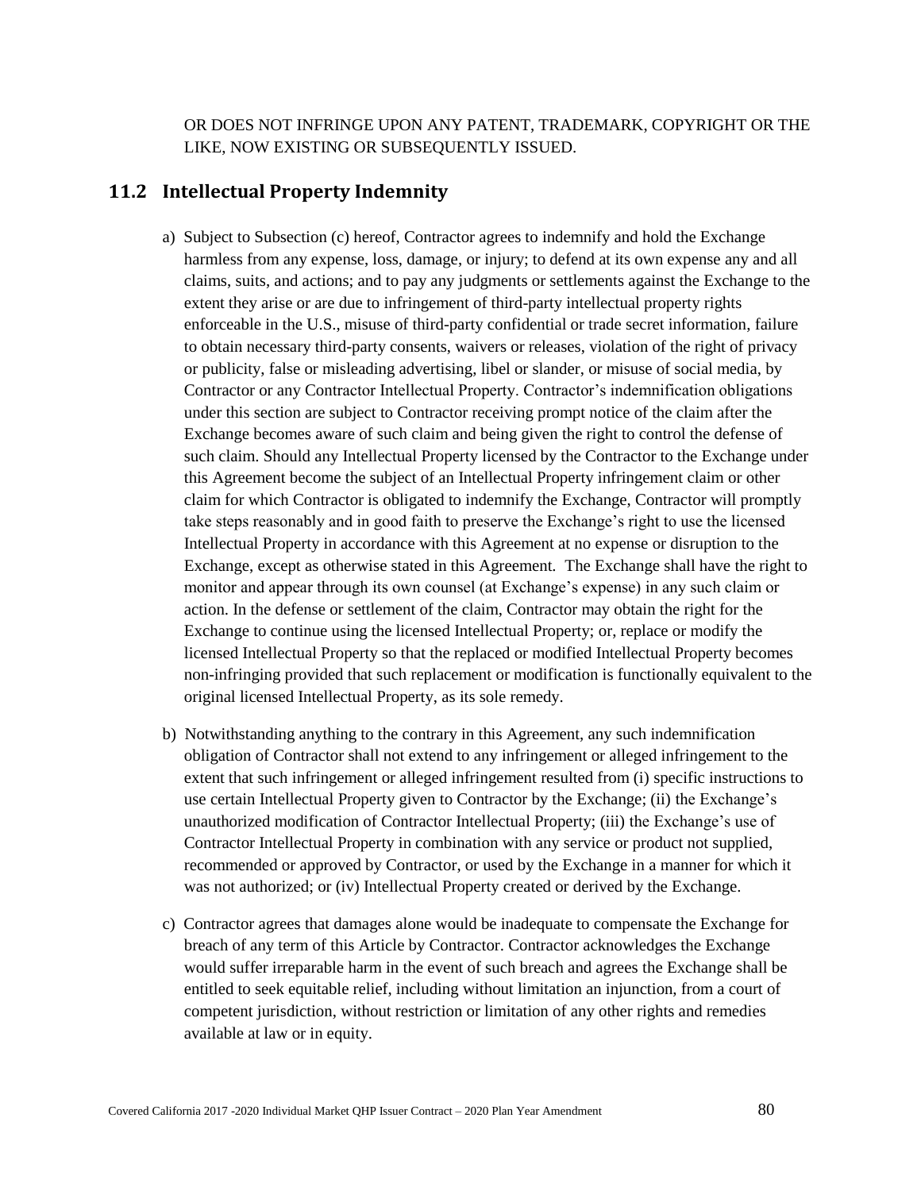OR DOES NOT INFRINGE UPON ANY PATENT, TRADEMARK, COPYRIGHT OR THE LIKE, NOW EXISTING OR SUBSEQUENTLY ISSUED.

## 11.2 Intellectual Property Indemnity

a) Subject to Subsection (c) hereof, Contractor agrees to indemnify and hold the Exchange harmless from any expense, loss, damage, or injury; to defend at its own expense any and all claims, suits, and actions; and to pay any judgments or settlements against the Exchange to the extent they arise or are due to infringement of third-party intellectual property rights enforceable in the U.S., misuse of third-party confidential or trade secret information, failure to obtain necessary third-party consents, waivers or releases, violation of the right of privacy or publicity, false or misleading advertising, libel or slander, or misuse of social media, by Contractor or any Contractor Intellectual Property. Contractor's indemnification obligations under this section are subject to Contractor receiving prompt notice of the claim after the Exchange becomes aware of such claim and being given the right to control the defense of such claim. Should any Intellectual Property licensed by the Contractor to the Exchange under this Agreement become the subject of an Intellectual Property infringement claim or other claim for which Contractor is obligated to indemnify the Exchange, Contractor will promptly take steps reasonably and in good faith to preserve the Exchange's right to use the licensed Intellectual Property in accordance with this Agreement at no expense or disruption to the Exchange, except as otherwise stated in this Agreement. The Exchange shall have the right to monitor and appear through its own counsel (at Exchange's expense) in any such claim or action. In the defense or settlement of the claim, Contractor may obtain the right for the Exchange to continue using the licensed Intellectual Property; or, replace or modify the licensed Intellectual Property so that the replaced or modified Intellectual Property becomes non-infringing provided that such replacement or modification is functionally equivalent to the original licensed Intellectual Property, as its sole remedy.

b) Notwithstanding anything to the contrary in this Agreement, any such indemnification obligation of Contractor shall not extend to any infringement or alleged infringement to the extent that such infringement or alleged infringement resulted from (i) specific instructions to use certain Intellectual Property given to Contractor by the Exchange; (ii) the Exchange's unauthorized modification of Contractor Intellectual Property; (iii) the Exchange's use of Contractor Intellectual Property in combination with any service or product not supplied, recommended or approved by Contractor, or used by the Exchange in a manner for which it was not authorized; or (iv) Intellectual Property created or derived by the Exchange.

c) Contractor agrees that damages alone would be inadequate to compensate the Exchange for breach of any term of this Article by Contractor. Contractor acknowledges the Exchange would suffer irreparable harm in the event of such breach and agrees the Exchange shall be entitled to seek equitable relief, including without limitation an injunction, from a court of competent jurisdiction, without restriction or limitation of any other rights and remedies available at law or in equity.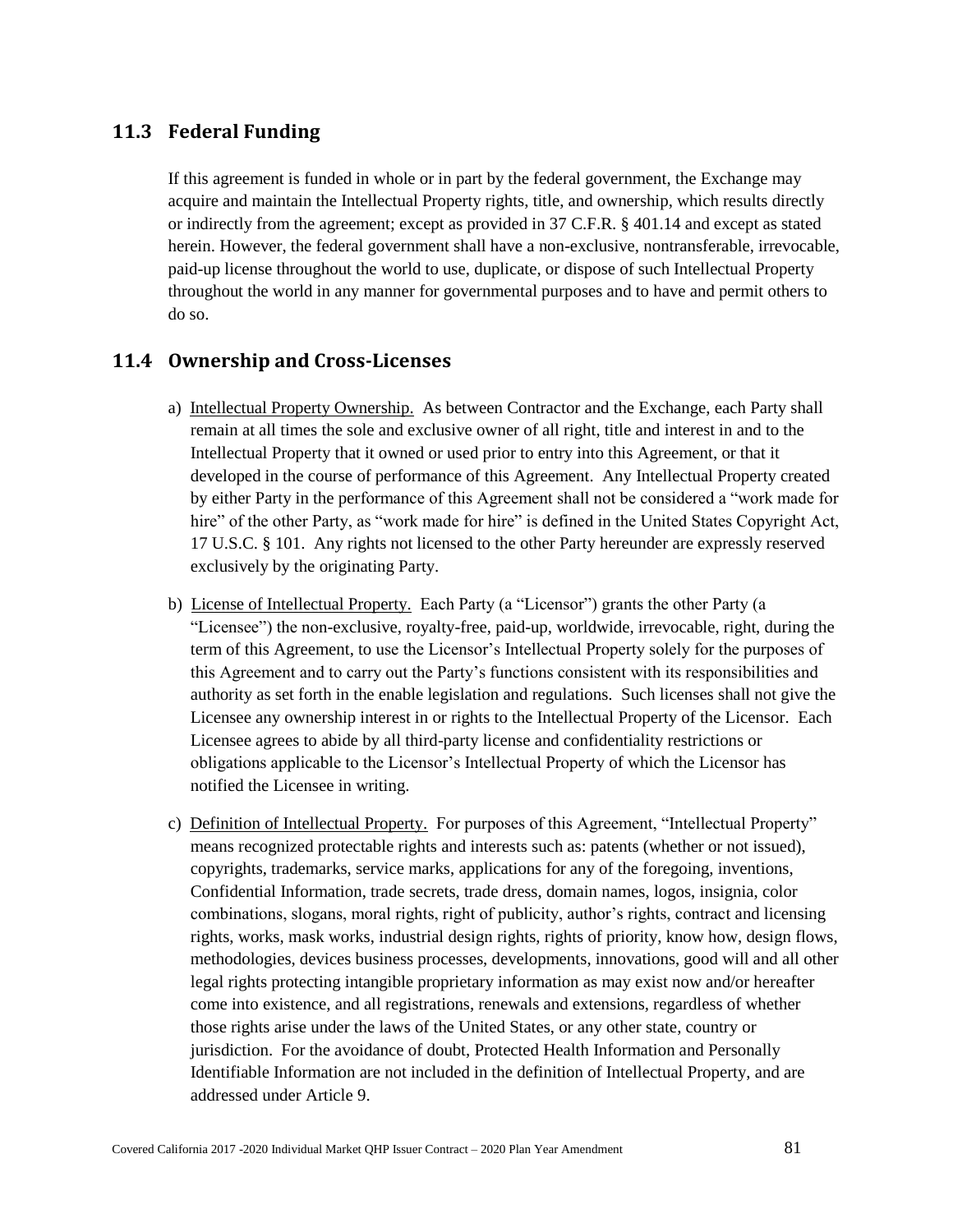## 11.3 Federal Funding

If this agreement is funded in whole or in part by the federal government, the Exchange may acquire and maintain the Intellectual Property rights, title, and ownership, which results directly or indirectly from the agreement; except as provided in 37 C.F.R. § 401.14 and except as stated herein. However, the federal government shall have a non-exclusive, nontransferable, irrevocable, paid-up license throughout the world to use, duplicate, or dispose of such Intellectual Property throughout the world in any manner for governmental purposes and to have and permit others to do so.

## 11.4 Ownership and Cross-Licenses

a) Intellectual Property Ownership. As between Contractor and the Exchange, each Party shall remain at all times the sole and exclusive owner of all right, title and interest in and to the Intellectual Property that it owned or used prior to entry into this Agreement, or that it developed in the course of performance of this Agreement. Any Intellectual Property created by either Party in the performance of this Agreement shall not be considered a "work made for hire" of the other Party, as "work made for hire" is defined in the United States Copyright Act, 17 U.S.C. § 101. Any rights not licensed to the other Party hereunder are expressly reserved exclusively by the originating Party.

b) License of Intellectual Property. Each Party (a "Licensor") grants the other Party (a "Licensee") the non-exclusive, royalty-free, paid-up, worldwide, irrevocable, right, during the term of this Agreement, to use the Licensor's Intellectual Property solely for the purposes of this Agreement and to carry out the Party's functions consistent with its responsibilities and authority as set forth in the enable legislation and regulations. Such licenses shall not give the Licensee any ownership interest in or rights to the Intellectual Property of the Licensor. Each Licensee agrees to abide by all third-party license and confidentiality restrictions or obligations applicable to the Licensor's Intellectual Property of which the Licensor has notified the Licensee in writing.

c) Definition of Intellectual Property. For purposes of this Agreement, "Intellectual Property" means recognized protectable rights and interests such as: patents (whether or not issued), copyrights, trademarks, service marks, applications for any of the foregoing, inventions, Confidential Information, trade secrets, trade dress, domain names, logos, insignia, color combinations, slogans, moral rights, right of publicity, author's rights, contract and licensing rights, works, mask works, industrial design rights, rights of priority, know how, design flows, methodologies, devices business processes, developments, innovations, good will and all other legal rights protecting intangible proprietary information as may exist now and/or hereafter come into existence, and all registrations, renewals and extensions, regardless of whether those rights arise under the laws of the United States, or any other state, country or jurisdiction. For the avoidance of doubt, Protected Health Information and Personally Identifiable Information are not included in the definition of Intellectual Property, and are addressed under Article 9.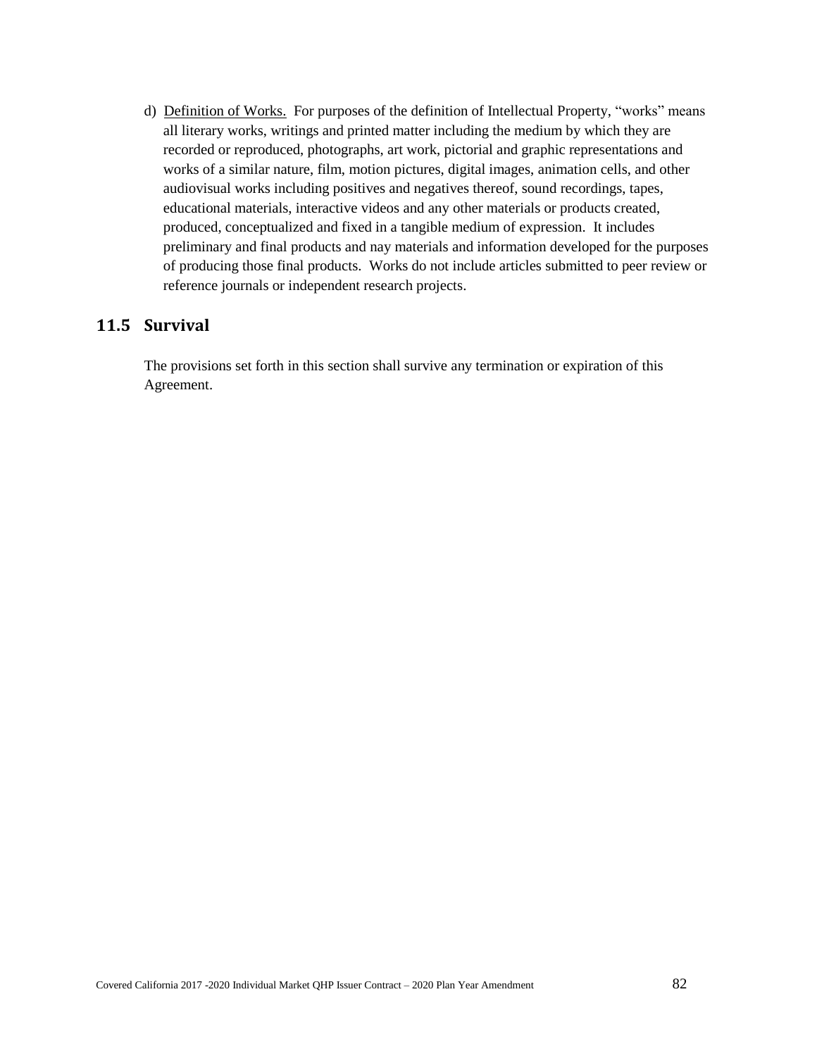d) Definition of Works. For purposes of the definition of Intellectual Property, "works" means all literary works, writings and printed matter including the medium by which they are recorded or reproduced, photographs, art work, pictorial and graphic representations and works of a similar nature, film, motion pictures, digital images, animation cells, and other audiovisual works including positives and negatives thereof, sound recordings, tapes, educational materials, interactive videos and any other materials or products created, produced, conceptualized and fixed in a tangible medium of expression. It includes preliminary and final products and nay materials and information developed for the purposes of producing those final products. Works do not include articles submitted to peer review or reference journals or independent research projects.

## 11.5 Survival

The provisions set forth in this section shall survive any termination or expiration of this Agreement.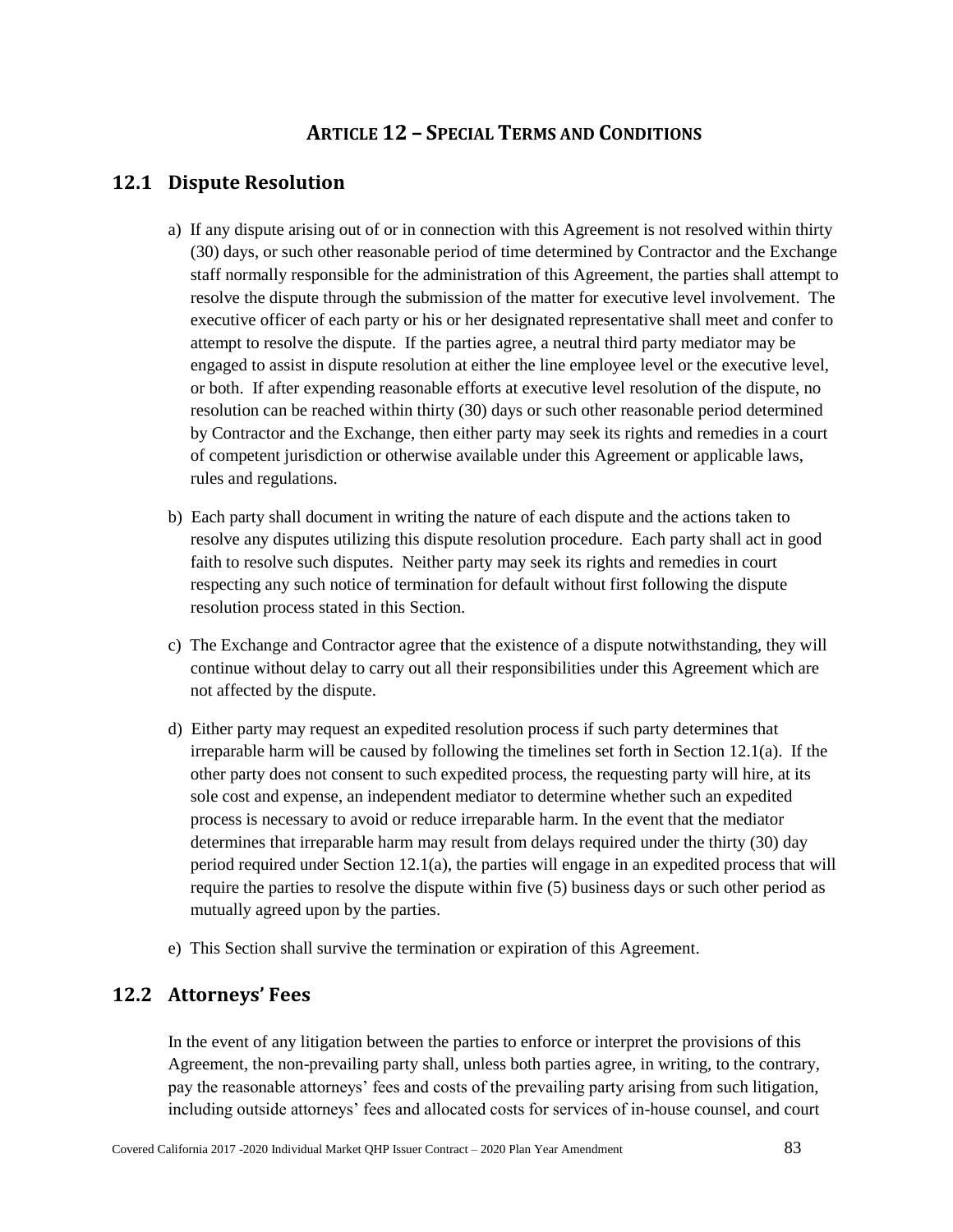# ARTICLE 12 – SPECIAL TERMS AND CONDITIONS

## 12.1 Dispute Resolution

a) If any dispute arising out of or in connection with this Agreement is not resolved within thirty (30) days, or such other reasonable period of time determined by Contractor and the Exchange staff normally responsible for the administration of this Agreement, the parties shall attempt to resolve the dispute through the submission of the matter for executive level involvement. The executive officer of each party or his or her designated representative shall meet and confer to attempt to resolve the dispute. If the parties agree, a neutral third party mediator may be engaged to assist in dispute resolution at either the line employee level or the executive level, or both. If after expending reasonable efforts at executive level resolution of the dispute, no resolution can be reached within thirty (30) days or such other reasonable period determined by Contractor and the Exchange, then either party may seek its rights and remedies in a court of competent jurisdiction or otherwise available under this Agreement or applicable laws, rules and regulations.

b) Each party shall document in writing the nature of each dispute and the actions taken to resolve any disputes utilizing this dispute resolution procedure. Each party shall act in good faith to resolve such disputes. Neither party may seek its rights and remedies in court respecting any such notice of termination for default without first following the dispute resolution process stated in this Section.

c) The Exchange and Contractor agree that the existence of a dispute notwithstanding, they will continue without delay to carry out all their responsibilities under this Agreement which are not affected by the dispute.

d) Either party may request an expedited resolution process if such party determines that irreparable harm will be caused by following the timelines set forth in Section 12.1(a). If the other party does not consent to such expedited process, the requesting party will hire, at its sole cost and expense, an independent mediator to determine whether such an expedited process is necessary to avoid or reduce irreparable harm. In the event that the mediator determines that irreparable harm may result from delays required under the thirty (30) day period required under Section 12.1(a), the parties will engage in an expedited process that will require the parties to resolve the dispute within five (5) business days or such other period as mutually agreed upon by the parties.

e) This Section shall survive the termination or expiration of this Agreement.

## 12.2 Attorneys' Fees

In the event of any litigation between the parties to enforce or interpret the provisions of this Agreement, the non-prevailing party shall, unless both parties agree, in writing, to the contrary, pay the reasonable attorneys' fees and costs of the prevailing party arising from such litigation, including outside attorneys' fees and allocated costs for services of in-house counsel, and court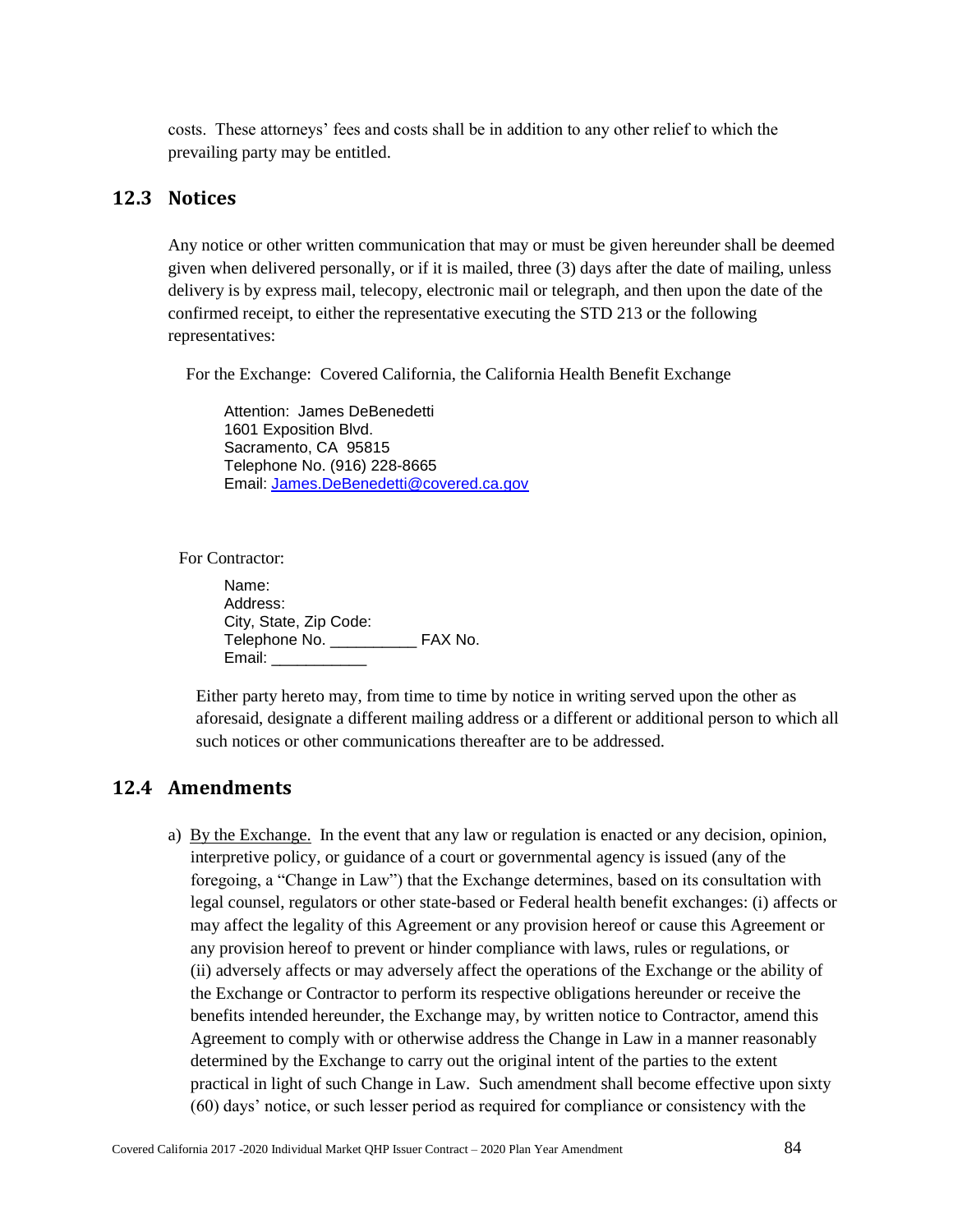costs. These attorneys' fees and costs shall be in addition to any other relief to which the prevailing party may be entitled.

## 12.3 Notices

Any notice or other written communication that may or must be given hereunder shall be deemed given when delivered personally, or if it is mailed, three (3) days after the date of mailing, unless delivery is by express mail, telecopy, electronic mail or telegraph, and then upon the date of the confirmed receipt, to either the representative executing the STD 213 or the following representatives:

For the Exchange: Covered California, the California Health Benefit Exchange

Attention: James DeBenedetti
1601 Exposition Blvd.
Sacramento, CA 95815
Telephone No. (916) 228-8665
Email: James.DeBenedetti@covered.ca.gov

For Contractor:

Name:
Address:
City, State, Zip Code:
Telephone No. __________ FAX No.
Email: ___________

Either party hereto may, from time to time by notice in writing served upon the other as aforesaid, designate a different mailing address or a different or additional person to which all such notices or other communications thereafter are to be addressed.

## 12.4 Amendments

a) By the Exchange. In the event that any law or regulation is enacted or any decision, opinion, interpretive policy, or guidance of a court or governmental agency is issued (any of the foregoing, a "Change in Law") that the Exchange determines, based on its consultation with legal counsel, regulators or other state-based or Federal health benefit exchanges: (i) affects or may affect the legality of this Agreement or any provision hereof or cause this Agreement or any provision hereof to prevent or hinder compliance with laws, rules or regulations, or (ii) adversely affects or may adversely affect the operations of the Exchange or the ability of the Exchange or Contractor to perform its respective obligations hereunder or receive the benefits intended hereunder, the Exchange may, by written notice to Contractor, amend this Agreement to comply with or otherwise address the Change in Law in a manner reasonably determined by the Exchange to carry out the original intent of the parties to the extent practical in light of such Change in Law. Such amendment shall become effective upon sixty (60) days' notice, or such lesser period as required for compliance or consistency with the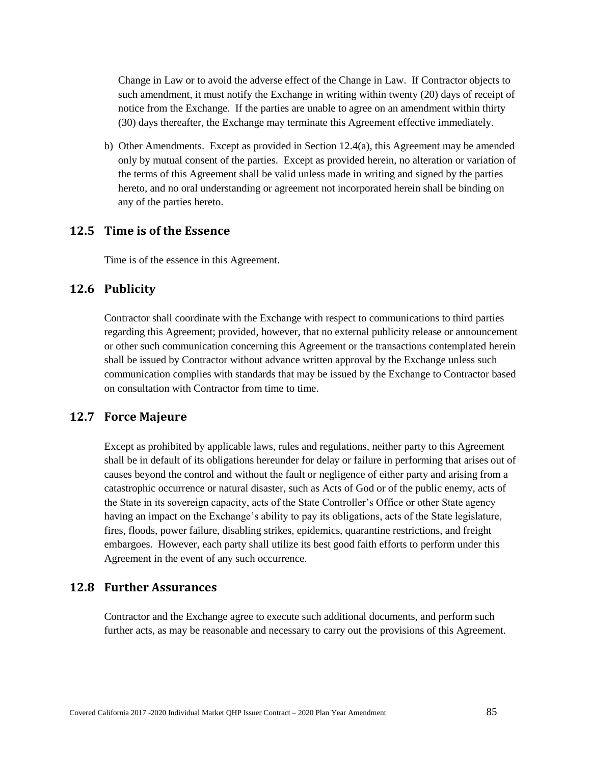Change in Law or to avoid the adverse effect of the Change in Law. If Contractor objects to such amendment, it must notify the Exchange in writing within twenty (20) days of receipt of notice from the Exchange. If the parties are unable to agree on an amendment within thirty (30) days thereafter, the Exchange may terminate this Agreement effective immediately.

b) Other Amendments. Except as provided in Section 12.4(a), this Agreement may be amended only by mutual consent of the parties. Except as provided herein, no alteration or variation of the terms of this Agreement shall be valid unless made in writing and signed by the parties hereto, and no oral understanding or agreement not incorporated herein shall be binding on any of the parties hereto.

## 12.5 Time is of the Essence

Time is of the essence in this Agreement.

## 12.6 Publicity

Contractor shall coordinate with the Exchange with respect to communications to third parties regarding this Agreement; provided, however, that no external publicity release or announcement or other such communication concerning this Agreement or the transactions contemplated herein shall be issued by Contractor without advance written approval by the Exchange unless such communication complies with standards that may be issued by the Exchange to Contractor based on consultation with Contractor from time to time.

## 12.7 Force Majeure

Except as prohibited by applicable laws, rules and regulations, neither party to this Agreement shall be in default of its obligations hereunder for delay or failure in performing that arises out of causes beyond the control and without the fault or negligence of either party and arising from a catastrophic occurrence or natural disaster, such as Acts of God or of the public enemy, acts of the State in its sovereign capacity, acts of the State Controller's Office or other State agency having an impact on the Exchange's ability to pay its obligations, acts of the State legislature, fires, floods, power failure, disabling strikes, epidemics, quarantine restrictions, and freight embargoes. However, each party shall utilize its best good faith efforts to perform under this Agreement in the event of any such occurrence.

## 12.8 Further Assurances

Contractor and the Exchange agree to execute such additional documents, and perform such further acts, as may be reasonable and necessary to carry out the provisions of this Agreement.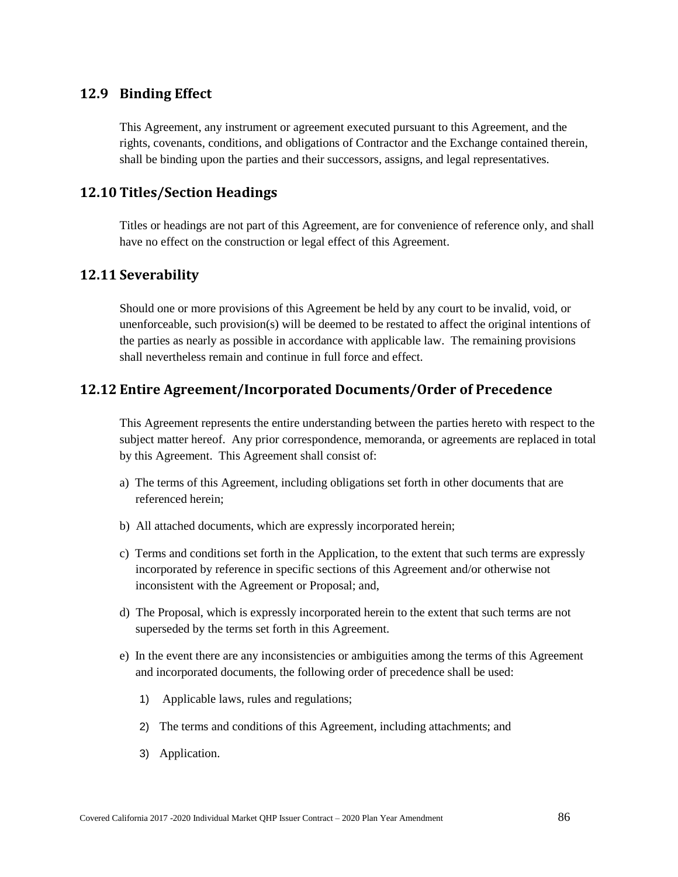## 12.9 Binding Effect

This Agreement, any instrument or agreement executed pursuant to this Agreement, and the rights, covenants, conditions, and obligations of Contractor and the Exchange contained therein, shall be binding upon the parties and their successors, assigns, and legal representatives.

## 12.10 Titles/Section Headings

Titles or headings are not part of this Agreement, are for convenience of reference only, and shall have no effect on the construction or legal effect of this Agreement.

## 12.11 Severability

Should one or more provisions of this Agreement be held by any court to be invalid, void, or unenforceable, such provision(s) will be deemed to be restated to affect the original intentions of the parties as nearly as possible in accordance with applicable law. The remaining provisions shall nevertheless remain and continue in full force and effect.

## 12.12 Entire Agreement/Incorporated Documents/Order of Precedence

This Agreement represents the entire understanding between the parties hereto with respect to the subject matter hereof. Any prior correspondence, memoranda, or agreements are replaced in total by this Agreement. This Agreement shall consist of:

a) The terms of this Agreement, including obligations set forth in other documents that are referenced herein;

b) All attached documents, which are expressly incorporated herein;

c) Terms and conditions set forth in the Application, to the extent that such terms are expressly incorporated by reference in specific sections of this Agreement and/or otherwise not inconsistent with the Agreement or Proposal; and,

d) The Proposal, which is expressly incorporated herein to the extent that such terms are not superseded by the terms set forth in this Agreement.

e) In the event there are any inconsistencies or ambiguities among the terms of this Agreement and incorporated documents, the following order of precedence shall be used:

   1) Applicable laws, rules and regulations;

   2) The terms and conditions of this Agreement, including attachments; and

   3) Application.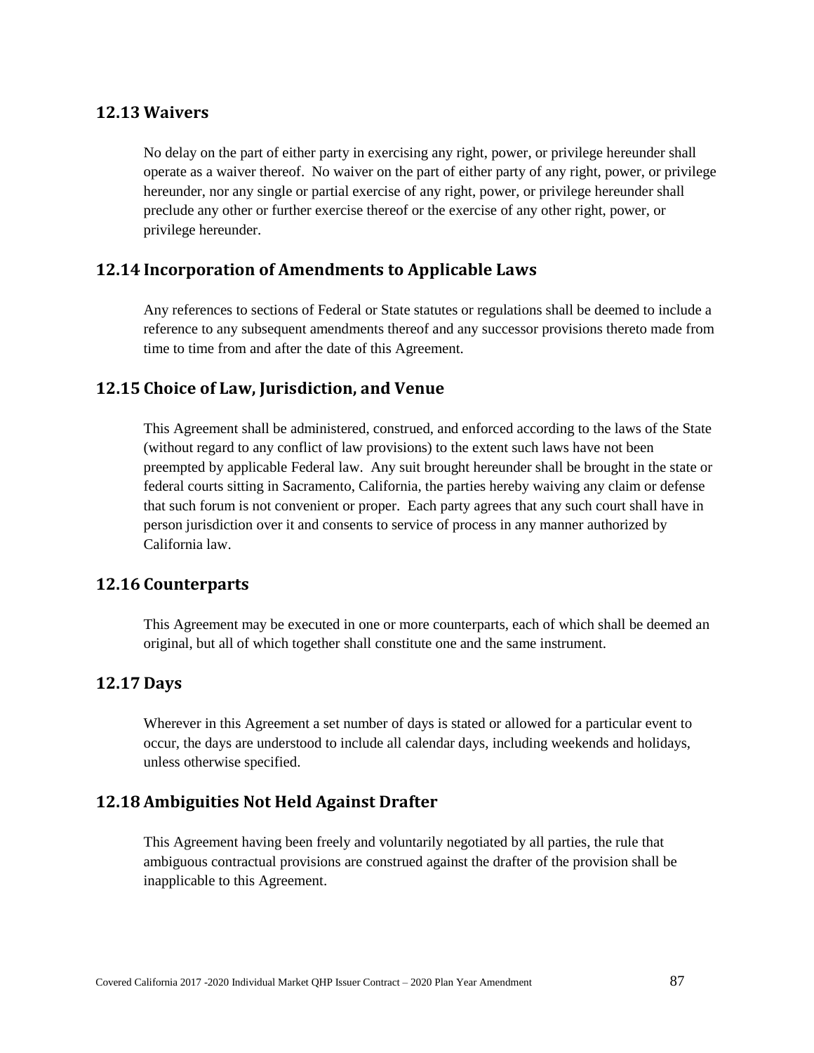## 12.13 Waivers

No delay on the part of either party in exercising any right, power, or privilege hereunder shall operate as a waiver thereof. No waiver on the part of either party of any right, power, or privilege hereunder, nor any single or partial exercise of any right, power, or privilege hereunder shall preclude any other or further exercise thereof or the exercise of any other right, power, or privilege hereunder.

## 12.14 Incorporation of Amendments to Applicable Laws

Any references to sections of Federal or State statutes or regulations shall be deemed to include a reference to any subsequent amendments thereof and any successor provisions thereto made from time to time from and after the date of this Agreement.

## 12.15 Choice of Law, Jurisdiction, and Venue

This Agreement shall be administered, construed, and enforced according to the laws of the State (without regard to any conflict of law provisions) to the extent such laws have not been preempted by applicable Federal law. Any suit brought hereunder shall be brought in the state or federal courts sitting in Sacramento, California, the parties hereby waiving any claim or defense that such forum is not convenient or proper. Each party agrees that any such court shall have in person jurisdiction over it and consents to service of process in any manner authorized by California law.

## 12.16 Counterparts

This Agreement may be executed in one or more counterparts, each of which shall be deemed an original, but all of which together shall constitute one and the same instrument.

## 12.17 Days

Wherever in this Agreement a set number of days is stated or allowed for a particular event to occur, the days are understood to include all calendar days, including weekends and holidays, unless otherwise specified.

## 12.18 Ambiguities Not Held Against Drafter

This Agreement having been freely and voluntarily negotiated by all parties, the rule that ambiguous contractual provisions are construed against the drafter of the provision shall be inapplicable to this Agreement.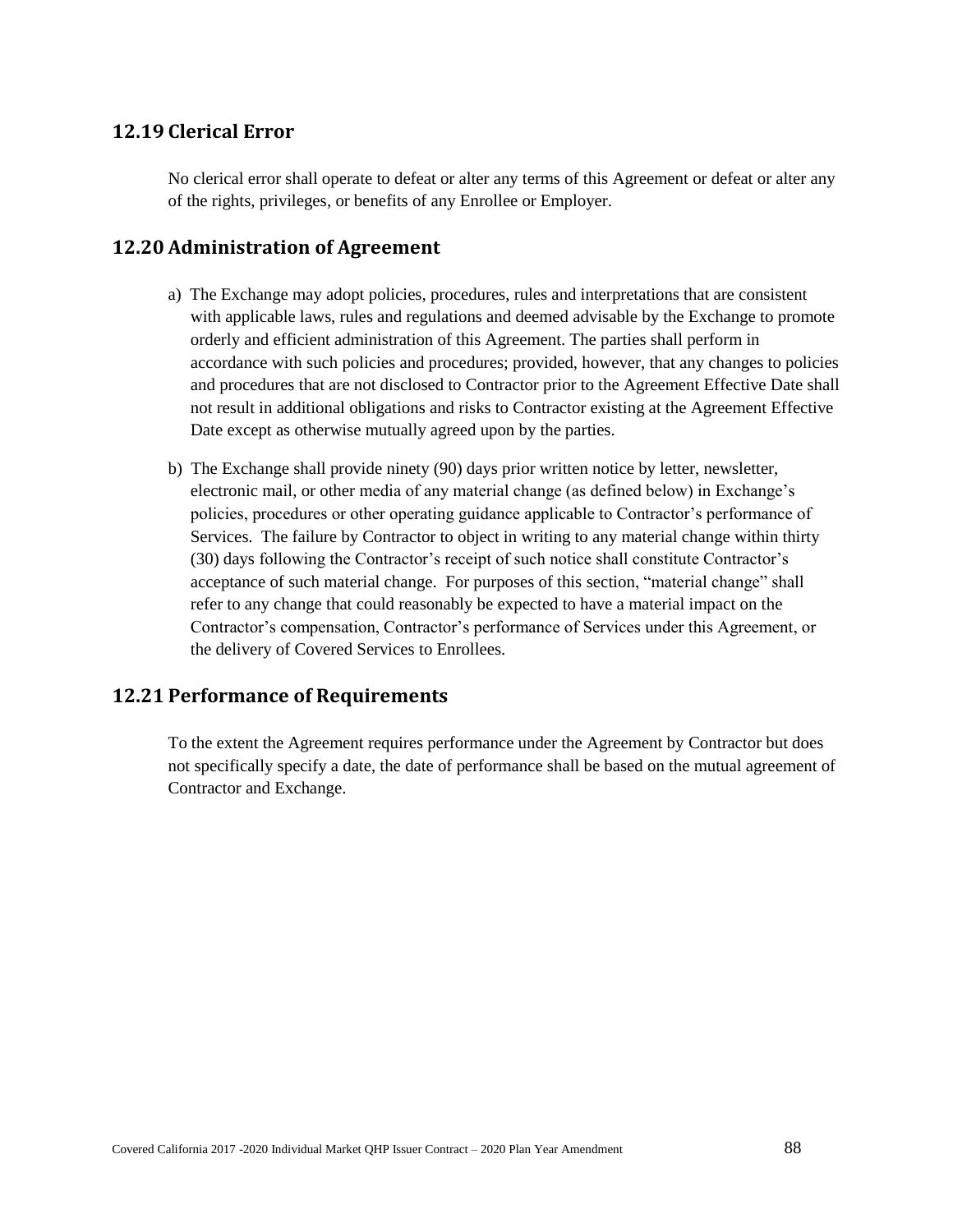## 12.19 Clerical Error

No clerical error shall operate to defeat or alter any terms of this Agreement or defeat or alter any of the rights, privileges, or benefits of any Enrollee or Employer.

## 12.20 Administration of Agreement

a) The Exchange may adopt policies, procedures, rules and interpretations that are consistent with applicable laws, rules and regulations and deemed advisable by the Exchange to promote orderly and efficient administration of this Agreement. The parties shall perform in accordance with such policies and procedures; provided, however, that any changes to policies and procedures that are not disclosed to Contractor prior to the Agreement Effective Date shall not result in additional obligations and risks to Contractor existing at the Agreement Effective Date except as otherwise mutually agreed upon by the parties.

b) The Exchange shall provide ninety (90) days prior written notice by letter, newsletter, electronic mail, or other media of any material change (as defined below) in Exchange's policies, procedures or other operating guidance applicable to Contractor's performance of Services. The failure by Contractor to object in writing to any material change within thirty (30) days following the Contractor's receipt of such notice shall constitute Contractor's acceptance of such material change. For purposes of this section, "material change" shall refer to any change that could reasonably be expected to have a material impact on the Contractor's compensation, Contractor's performance of Services under this Agreement, or the delivery of Covered Services to Enrollees.

## 12.21 Performance of Requirements

To the extent the Agreement requires performance under the Agreement by Contractor but does not specifically specify a date, the date of performance shall be based on the mutual agreement of Contractor and Exchange.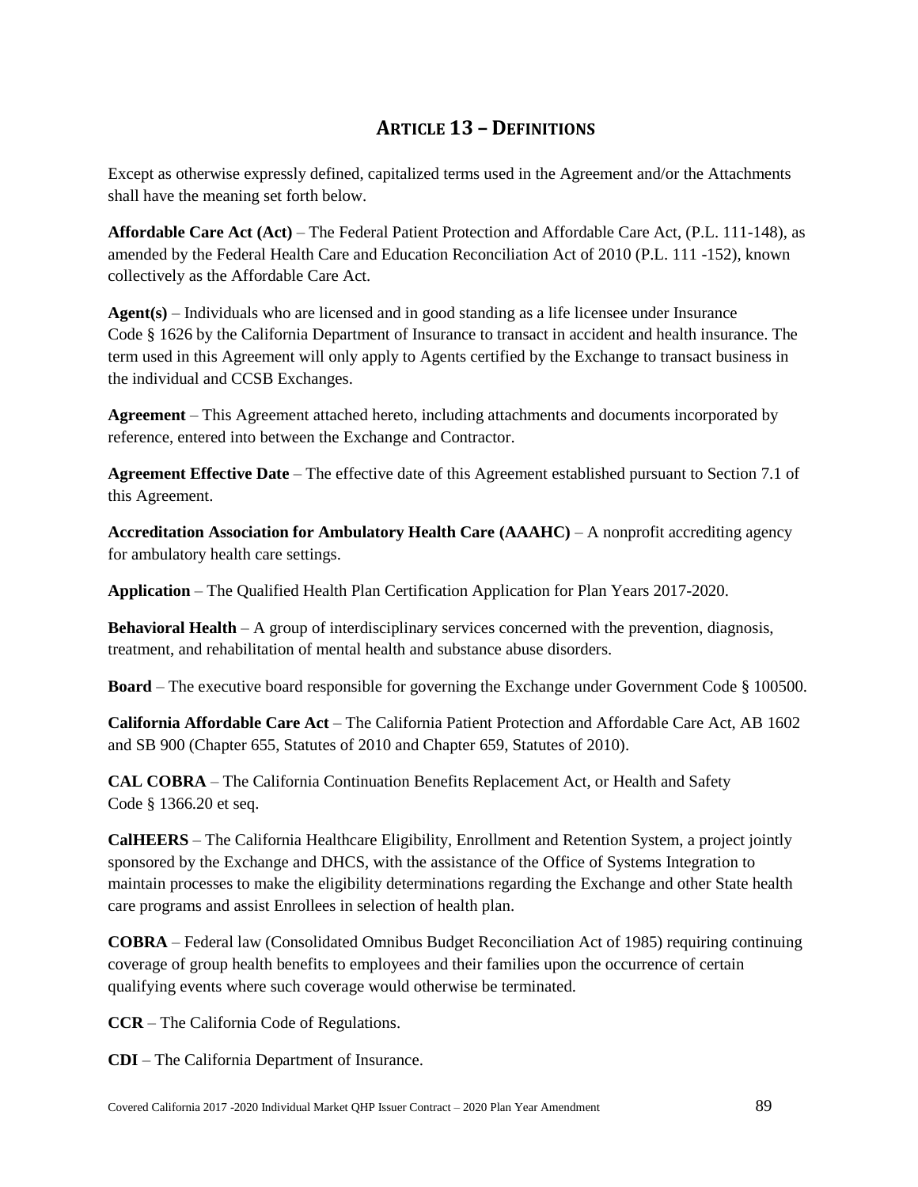# Article 13 – Definitions

Except as otherwise expressly defined, capitalized terms used in the Agreement and/or the Attachments shall have the meaning set forth below.

**Affordable Care Act (Act)** – The Federal Patient Protection and Affordable Care Act, (P.L. 111-148), as amended by the Federal Health Care and Education Reconciliation Act of 2010 (P.L. 111 -152), known collectively as the Affordable Care Act.

**Agent(s)** – Individuals who are licensed and in good standing as a life licensee under Insurance Code § 1626 by the California Department of Insurance to transact in accident and health insurance. The term used in this Agreement will only apply to Agents certified by the Exchange to transact business in the individual and CCSB Exchanges.

**Agreement** – This Agreement attached hereto, including attachments and documents incorporated by reference, entered into between the Exchange and Contractor.

**Agreement Effective Date** – The effective date of this Agreement established pursuant to Section 7.1 of this Agreement.

**Accreditation Association for Ambulatory Health Care (AAAHC)** – A nonprofit accrediting agency for ambulatory health care settings.

**Application** – The Qualified Health Plan Certification Application for Plan Years 2017-2020.

**Behavioral Health** – A group of interdisciplinary services concerned with the prevention, diagnosis, treatment, and rehabilitation of mental health and substance abuse disorders.

**Board** – The executive board responsible for governing the Exchange under Government Code § 100500.

**California Affordable Care Act** – The California Patient Protection and Affordable Care Act, AB 1602 and SB 900 (Chapter 655, Statutes of 2010 and Chapter 659, Statutes of 2010).

**CAL COBRA** – The California Continuation Benefits Replacement Act, or Health and Safety Code § 1366.20 et seq.

**CalHEERS** – The California Healthcare Eligibility, Enrollment and Retention System, a project jointly sponsored by the Exchange and DHCS, with the assistance of the Office of Systems Integration to maintain processes to make the eligibility determinations regarding the Exchange and other State health care programs and assist Enrollees in selection of health plan.

**COBRA** – Federal law (Consolidated Omnibus Budget Reconciliation Act of 1985) requiring continuing coverage of group health benefits to employees and their families upon the occurrence of certain qualifying events where such coverage would otherwise be terminated.

**CCR** – The California Code of Regulations.

**CDI** – The California Department of Insurance.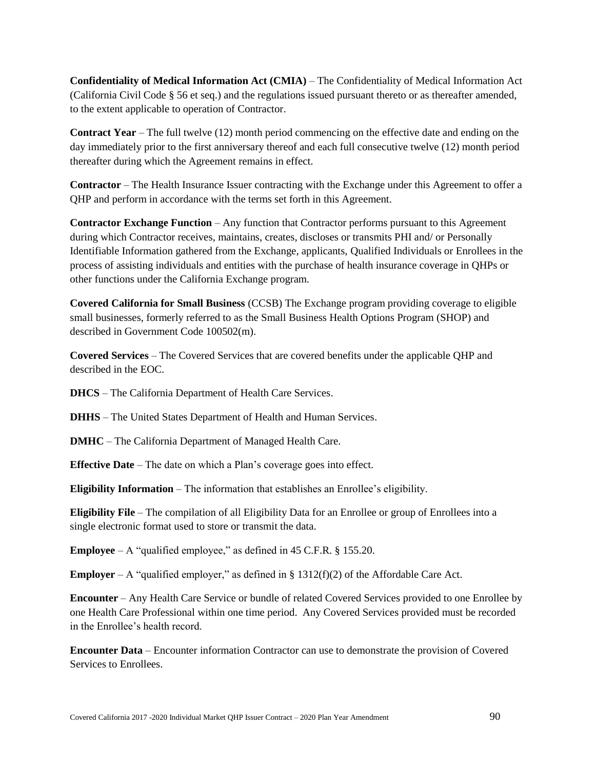**Confidentiality of Medical Information Act (CMIA)** – The Confidentiality of Medical Information Act (California Civil Code § 56 et seq.) and the regulations issued pursuant thereto or as thereafter amended, to the extent applicable to operation of Contractor.

**Contract Year** – The full twelve (12) month period commencing on the effective date and ending on the day immediately prior to the first anniversary thereof and each full consecutive twelve (12) month period thereafter during which the Agreement remains in effect.

**Contractor** – The Health Insurance Issuer contracting with the Exchange under this Agreement to offer a QHP and perform in accordance with the terms set forth in this Agreement.

**Contractor Exchange Function** – Any function that Contractor performs pursuant to this Agreement during which Contractor receives, maintains, creates, discloses or transmits PHI and/ or Personally Identifiable Information gathered from the Exchange, applicants, Qualified Individuals or Enrollees in the process of assisting individuals and entities with the purchase of health insurance coverage in QHPs or other functions under the California Exchange program.

**Covered California for Small Business** (CCSB) The Exchange program providing coverage to eligible small businesses, formerly referred to as the Small Business Health Options Program (SHOP) and described in Government Code 100502(m).

**Covered Services** – The Covered Services that are covered benefits under the applicable QHP and described in the EOC.

**DHCS** – The California Department of Health Care Services.

**DHHS** – The United States Department of Health and Human Services.

**DMHC** – The California Department of Managed Health Care.

**Effective Date** – The date on which a Plan's coverage goes into effect.

**Eligibility Information** – The information that establishes an Enrollee's eligibility.

**Eligibility File** – The compilation of all Eligibility Data for an Enrollee or group of Enrollees into a single electronic format used to store or transmit the data.

**Employee** – A "qualified employee," as defined in 45 C.F.R. § 155.20.

**Employer** – A "qualified employer," as defined in § 1312(f)(2) of the Affordable Care Act.

**Encounter** – Any Health Care Service or bundle of related Covered Services provided to one Enrollee by one Health Care Professional within one time period. Any Covered Services provided must be recorded in the Enrollee's health record.

**Encounter Data** – Encounter information Contractor can use to demonstrate the provision of Covered Services to Enrollees.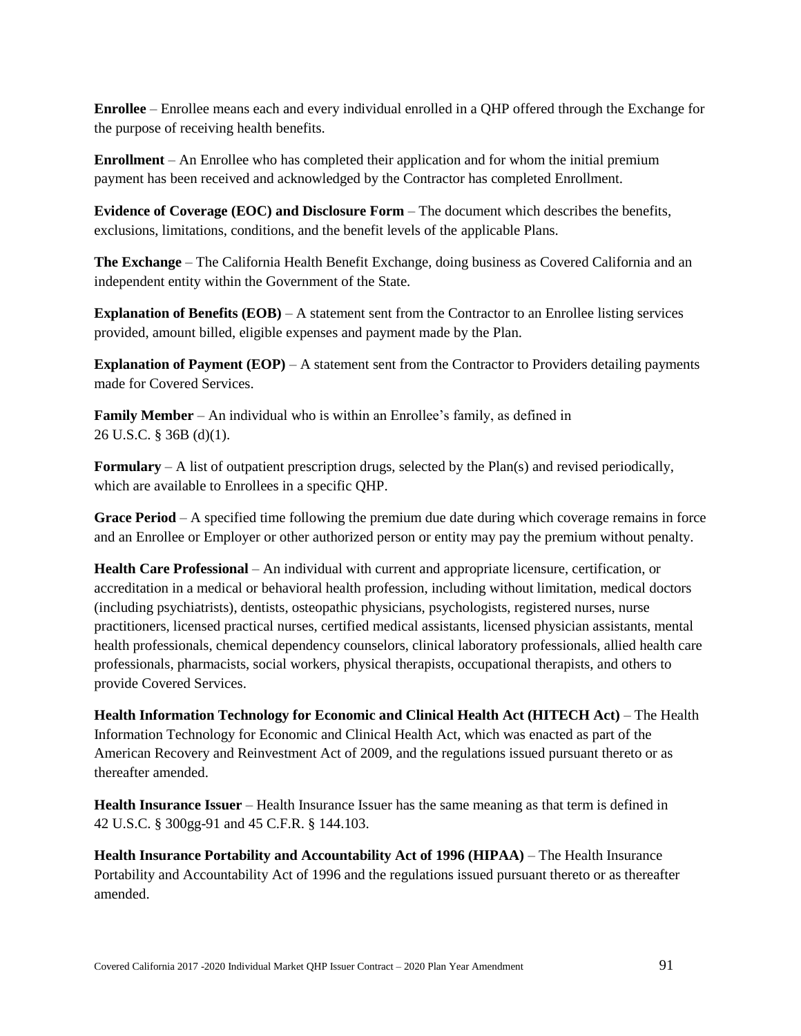**Enrollee** – Enrollee means each and every individual enrolled in a QHP offered through the Exchange for the purpose of receiving health benefits.

**Enrollment** – An Enrollee who has completed their application and for whom the initial premium payment has been received and acknowledged by the Contractor has completed Enrollment.

**Evidence of Coverage (EOC) and Disclosure Form** – The document which describes the benefits, exclusions, limitations, conditions, and the benefit levels of the applicable Plans.

**The Exchange** – The California Health Benefit Exchange, doing business as Covered California and an independent entity within the Government of the State.

**Explanation of Benefits (EOB)** – A statement sent from the Contractor to an Enrollee listing services provided, amount billed, eligible expenses and payment made by the Plan.

**Explanation of Payment (EOP)** – A statement sent from the Contractor to Providers detailing payments made for Covered Services.

**Family Member** – An individual who is within an Enrollee's family, as defined in 26 U.S.C. § 36B (d)(1).

**Formulary** – A list of outpatient prescription drugs, selected by the Plan(s) and revised periodically, which are available to Enrollees in a specific QHP.

**Grace Period** – A specified time following the premium due date during which coverage remains in force and an Enrollee or Employer or other authorized person or entity may pay the premium without penalty.

**Health Care Professional** – An individual with current and appropriate licensure, certification, or accreditation in a medical or behavioral health profession, including without limitation, medical doctors (including psychiatrists), dentists, osteopathic physicians, psychologists, registered nurses, nurse practitioners, licensed practical nurses, certified medical assistants, licensed physician assistants, mental health professionals, chemical dependency counselors, clinical laboratory professionals, allied health care professionals, pharmacists, social workers, physical therapists, occupational therapists, and others to provide Covered Services.

**Health Information Technology for Economic and Clinical Health Act (HITECH Act)** – The Health Information Technology for Economic and Clinical Health Act, which was enacted as part of the American Recovery and Reinvestment Act of 2009, and the regulations issued pursuant thereto or as thereafter amended.

**Health Insurance Issuer** – Health Insurance Issuer has the same meaning as that term is defined in 42 U.S.C. § 300gg-91 and 45 C.F.R. § 144.103.

**Health Insurance Portability and Accountability Act of 1996 (HIPAA)** – The Health Insurance Portability and Accountability Act of 1996 and the regulations issued pursuant thereto or as thereafter amended.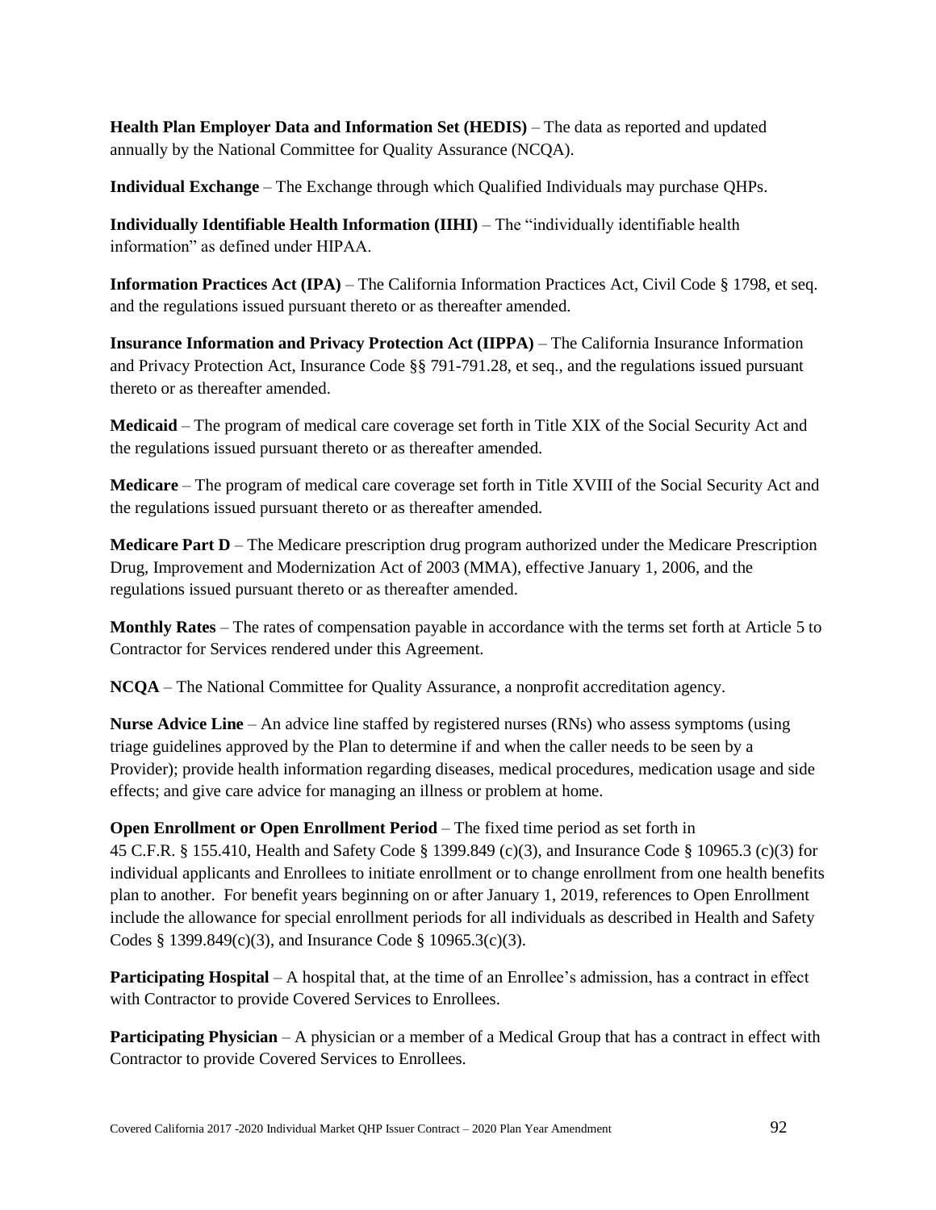**Health Plan Employer Data and Information Set (HEDIS)** – The data as reported and updated annually by the National Committee for Quality Assurance (NCQA).

**Individual Exchange** – The Exchange through which Qualified Individuals may purchase QHPs.

**Individually Identifiable Health Information (IIHI)** – The "individually identifiable health information" as defined under HIPAA.

**Information Practices Act (IPA)** – The California Information Practices Act, Civil Code § 1798, et seq. and the regulations issued pursuant thereto or as thereafter amended.

**Insurance Information and Privacy Protection Act (IIPPA)** – The California Insurance Information and Privacy Protection Act, Insurance Code §§ 791-791.28, et seq., and the regulations issued pursuant thereto or as thereafter amended.

**Medicaid** – The program of medical care coverage set forth in Title XIX of the Social Security Act and the regulations issued pursuant thereto or as thereafter amended.

**Medicare** – The program of medical care coverage set forth in Title XVIII of the Social Security Act and the regulations issued pursuant thereto or as thereafter amended.

**Medicare Part D** – The Medicare prescription drug program authorized under the Medicare Prescription Drug, Improvement and Modernization Act of 2003 (MMA), effective January 1, 2006, and the regulations issued pursuant thereto or as thereafter amended.

**Monthly Rates** – The rates of compensation payable in accordance with the terms set forth at Article 5 to Contractor for Services rendered under this Agreement.

**NCQA** – The National Committee for Quality Assurance, a nonprofit accreditation agency.

**Nurse Advice Line** – An advice line staffed by registered nurses (RNs) who assess symptoms (using triage guidelines approved by the Plan to determine if and when the caller needs to be seen by a Provider); provide health information regarding diseases, medical procedures, medication usage and side effects; and give care advice for managing an illness or problem at home.

**Open Enrollment or Open Enrollment Period** – The fixed time period as set forth in 45 C.F.R. § 155.410, Health and Safety Code § 1399.849 (c)(3), and Insurance Code § 10965.3 (c)(3) for individual applicants and Enrollees to initiate enrollment or to change enrollment from one health benefits plan to another. For benefit years beginning on or after January 1, 2019, references to Open Enrollment include the allowance for special enrollment periods for all individuals as described in Health and Safety Codes § 1399.849(c)(3), and Insurance Code § 10965.3(c)(3).

**Participating Hospital** – A hospital that, at the time of an Enrollee's admission, has a contract in effect with Contractor to provide Covered Services to Enrollees.

**Participating Physician** – A physician or a member of a Medical Group that has a contract in effect with Contractor to provide Covered Services to Enrollees.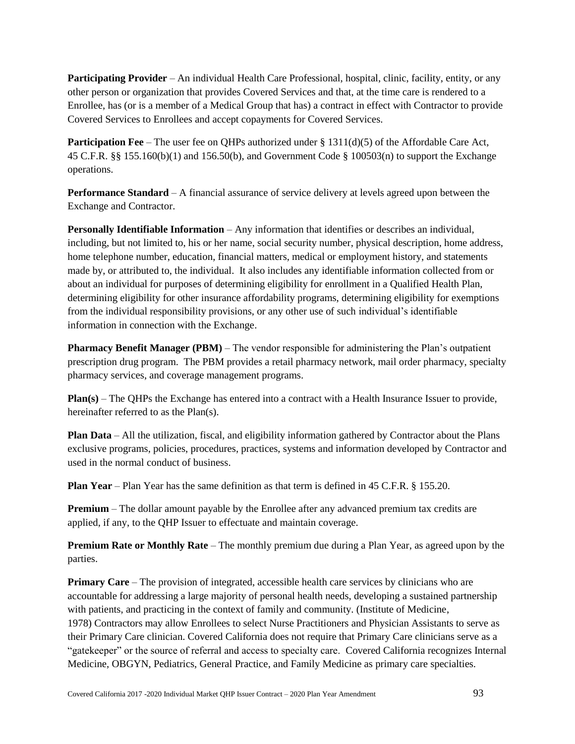**Participating Provider** – An individual Health Care Professional, hospital, clinic, facility, entity, or any other person or organization that provides Covered Services and that, at the time care is rendered to a Enrollee, has (or is a member of a Medical Group that has) a contract in effect with Contractor to provide Covered Services to Enrollees and accept copayments for Covered Services.

**Participation Fee** – The user fee on QHPs authorized under § 1311(d)(5) of the Affordable Care Act, 45 C.F.R. §§ 155.160(b)(1) and 156.50(b), and Government Code § 100503(n) to support the Exchange operations.

**Performance Standard** – A financial assurance of service delivery at levels agreed upon between the Exchange and Contractor.

**Personally Identifiable Information** – Any information that identifies or describes an individual, including, but not limited to, his or her name, social security number, physical description, home address, home telephone number, education, financial matters, medical or employment history, and statements made by, or attributed to, the individual. It also includes any identifiable information collected from or about an individual for purposes of determining eligibility for enrollment in a Qualified Health Plan, determining eligibility for other insurance affordability programs, determining eligibility for exemptions from the individual responsibility provisions, or any other use of such individual's identifiable information in connection with the Exchange.

**Pharmacy Benefit Manager (PBM)** – The vendor responsible for administering the Plan's outpatient prescription drug program. The PBM provides a retail pharmacy network, mail order pharmacy, specialty pharmacy services, and coverage management programs.

**Plan(s)** – The QHPs the Exchange has entered into a contract with a Health Insurance Issuer to provide, hereinafter referred to as the Plan(s).

**Plan Data** – All the utilization, fiscal, and eligibility information gathered by Contractor about the Plans exclusive programs, policies, procedures, practices, systems and information developed by Contractor and used in the normal conduct of business.

**Plan Year** – Plan Year has the same definition as that term is defined in 45 C.F.R. § 155.20.

**Premium** – The dollar amount payable by the Enrollee after any advanced premium tax credits are applied, if any, to the QHP Issuer to effectuate and maintain coverage.

**Premium Rate or Monthly Rate** – The monthly premium due during a Plan Year, as agreed upon by the parties.

**Primary Care** – The provision of integrated, accessible health care services by clinicians who are accountable for addressing a large majority of personal health needs, developing a sustained partnership with patients, and practicing in the context of family and community. (Institute of Medicine, 1978) Contractors may allow Enrollees to select Nurse Practitioners and Physician Assistants to serve as their Primary Care clinician. Covered California does not require that Primary Care clinicians serve as a "gatekeeper" or the source of referral and access to specialty care. Covered California recognizes Internal Medicine, OBGYN, Pediatrics, General Practice, and Family Medicine as primary care specialties.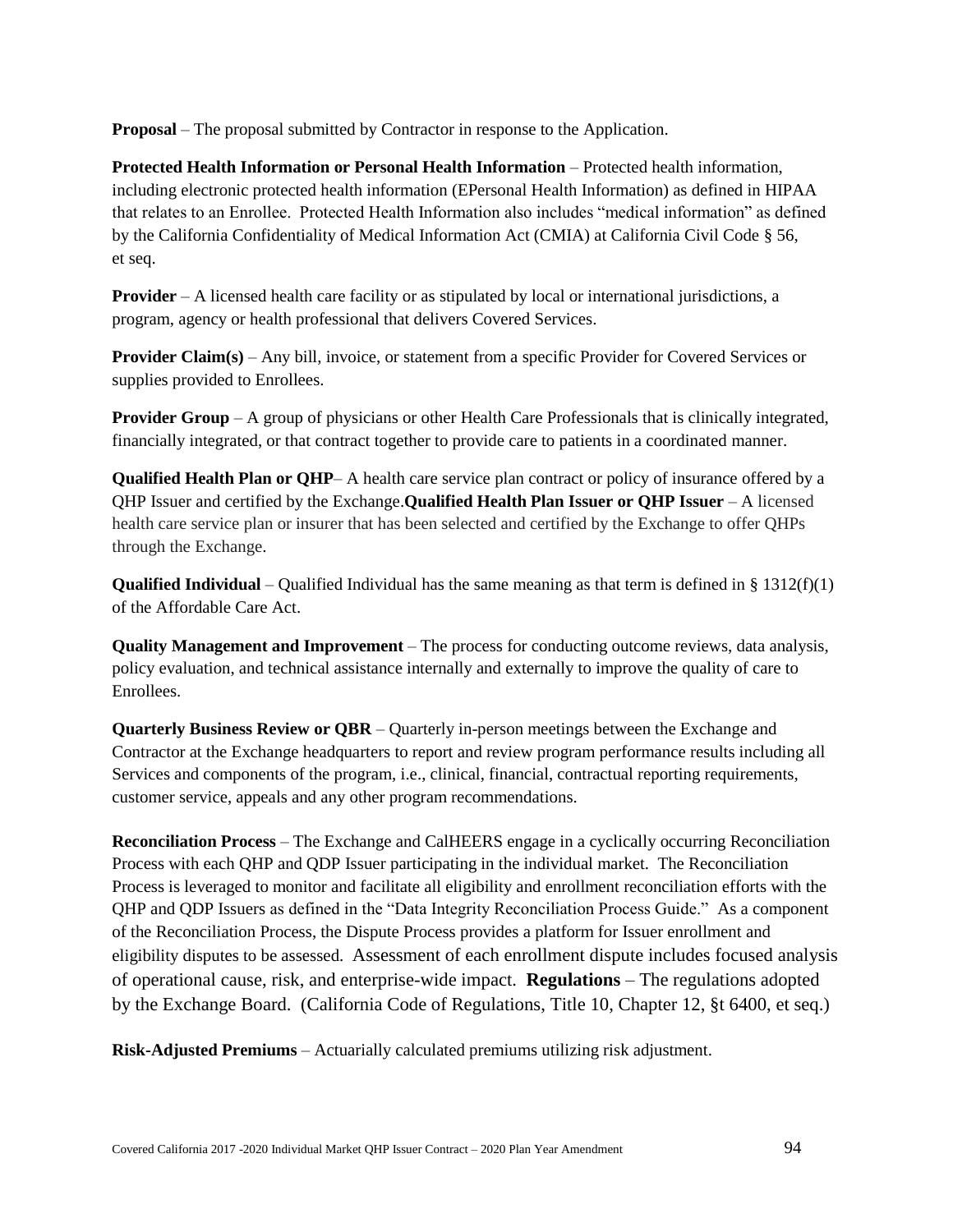**Proposal** – The proposal submitted by Contractor in response to the Application.

**Protected Health Information or Personal Health Information** – Protected health information, including electronic protected health information (EPersonal Health Information) as defined in HIPAA that relates to an Enrollee. Protected Health Information also includes "medical information" as defined by the California Confidentiality of Medical Information Act (CMIA) at California Civil Code § 56, et seq.

**Provider** – A licensed health care facility or as stipulated by local or international jurisdictions, a program, agency or health professional that delivers Covered Services.

**Provider Claim(s)** – Any bill, invoice, or statement from a specific Provider for Covered Services or supplies provided to Enrollees.

**Provider Group** – A group of physicians or other Health Care Professionals that is clinically integrated, financially integrated, or that contract together to provide care to patients in a coordinated manner.

**Qualified Health Plan or QHP**– A health care service plan contract or policy of insurance offered by a QHP Issuer and certified by the Exchange.**Qualified Health Plan Issuer or QHP Issuer** – A licensed health care service plan or insurer that has been selected and certified by the Exchange to offer QHPs through the Exchange.

**Qualified Individual** – Qualified Individual has the same meaning as that term is defined in § 1312(f)(1) of the Affordable Care Act.

**Quality Management and Improvement** – The process for conducting outcome reviews, data analysis, policy evaluation, and technical assistance internally and externally to improve the quality of care to Enrollees.

**Quarterly Business Review or QBR** – Quarterly in-person meetings between the Exchange and Contractor at the Exchange headquarters to report and review program performance results including all Services and components of the program, i.e., clinical, financial, contractual reporting requirements, customer service, appeals and any other program recommendations.

**Reconciliation Process** – The Exchange and CalHEERS engage in a cyclically occurring Reconciliation Process with each QHP and QDP Issuer participating in the individual market. The Reconciliation Process is leveraged to monitor and facilitate all eligibility and enrollment reconciliation efforts with the QHP and QDP Issuers as defined in the "Data Integrity Reconciliation Process Guide." As a component of the Reconciliation Process, the Dispute Process provides a platform for Issuer enrollment and eligibility disputes to be assessed. Assessment of each enrollment dispute includes focused analysis of operational cause, risk, and enterprise-wide impact. **Regulations** – The regulations adopted by the Exchange Board. (California Code of Regulations, Title 10, Chapter 12, §t 6400, et seq.)

**Risk-Adjusted Premiums** – Actuarially calculated premiums utilizing risk adjustment.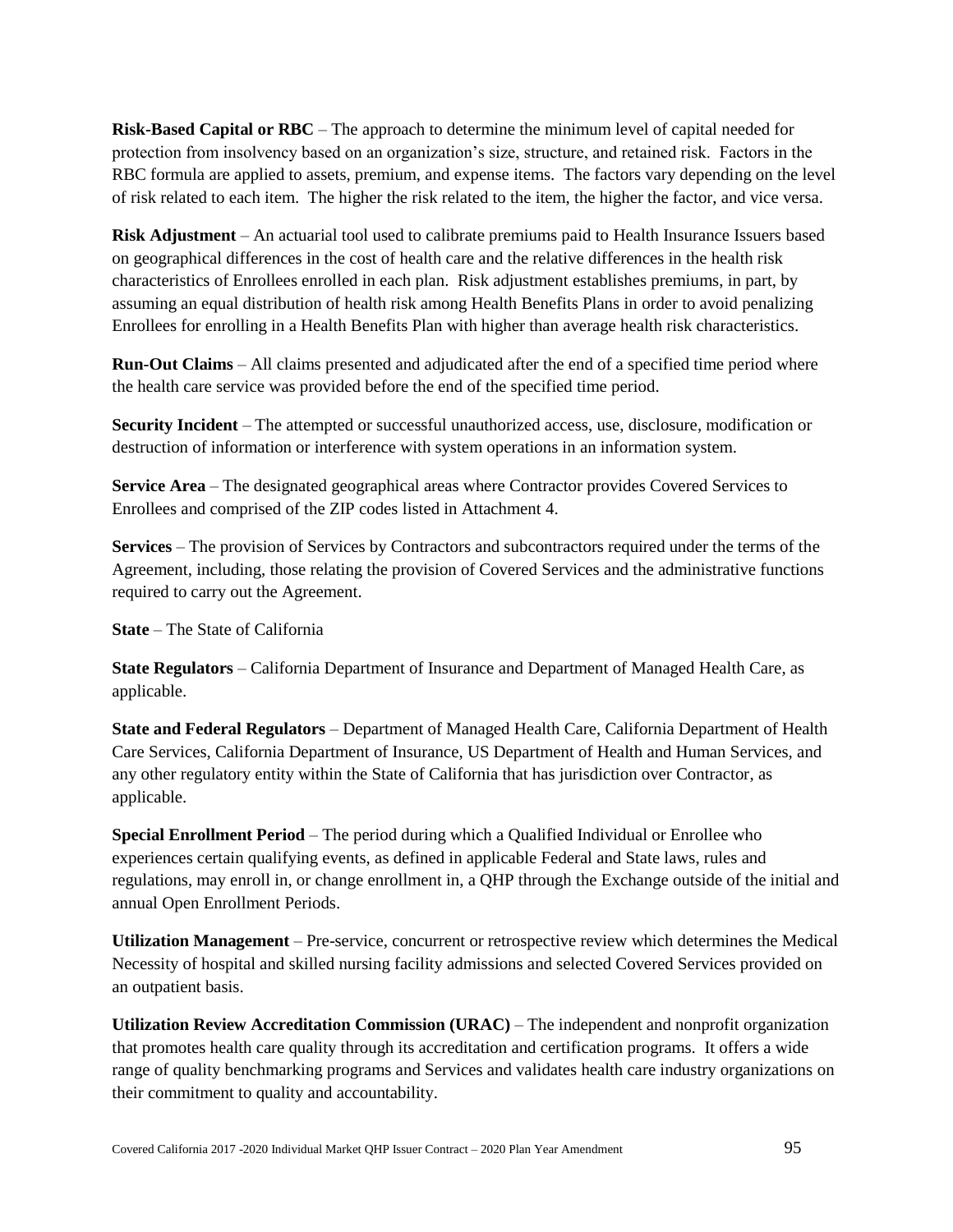**Risk-Based Capital or RBC** – The approach to determine the minimum level of capital needed for protection from insolvency based on an organization's size, structure, and retained risk. Factors in the RBC formula are applied to assets, premium, and expense items. The factors vary depending on the level of risk related to each item. The higher the risk related to the item, the higher the factor, and vice versa.

**Risk Adjustment** – An actuarial tool used to calibrate premiums paid to Health Insurance Issuers based on geographical differences in the cost of health care and the relative differences in the health risk characteristics of Enrollees enrolled in each plan. Risk adjustment establishes premiums, in part, by assuming an equal distribution of health risk among Health Benefits Plans in order to avoid penalizing Enrollees for enrolling in a Health Benefits Plan with higher than average health risk characteristics.

**Run-Out Claims** – All claims presented and adjudicated after the end of a specified time period where the health care service was provided before the end of the specified time period.

**Security Incident** – The attempted or successful unauthorized access, use, disclosure, modification or destruction of information or interference with system operations in an information system.

**Service Area** – The designated geographical areas where Contractor provides Covered Services to Enrollees and comprised of the ZIP codes listed in Attachment 4.

**Services** – The provision of Services by Contractors and subcontractors required under the terms of the Agreement, including, those relating the provision of Covered Services and the administrative functions required to carry out the Agreement.

**State** – The State of California

**State Regulators** – California Department of Insurance and Department of Managed Health Care, as applicable.

**State and Federal Regulators** – Department of Managed Health Care, California Department of Health Care Services, California Department of Insurance, US Department of Health and Human Services, and any other regulatory entity within the State of California that has jurisdiction over Contractor, as applicable.

**Special Enrollment Period** – The period during which a Qualified Individual or Enrollee who experiences certain qualifying events, as defined in applicable Federal and State laws, rules and regulations, may enroll in, or change enrollment in, a QHP through the Exchange outside of the initial and annual Open Enrollment Periods.

**Utilization Management** – Pre-service, concurrent or retrospective review which determines the Medical Necessity of hospital and skilled nursing facility admissions and selected Covered Services provided on an outpatient basis.

**Utilization Review Accreditation Commission (URAC)** – The independent and nonprofit organization that promotes health care quality through its accreditation and certification programs. It offers a wide range of quality benchmarking programs and Services and validates health care industry organizations on their commitment to quality and accountability.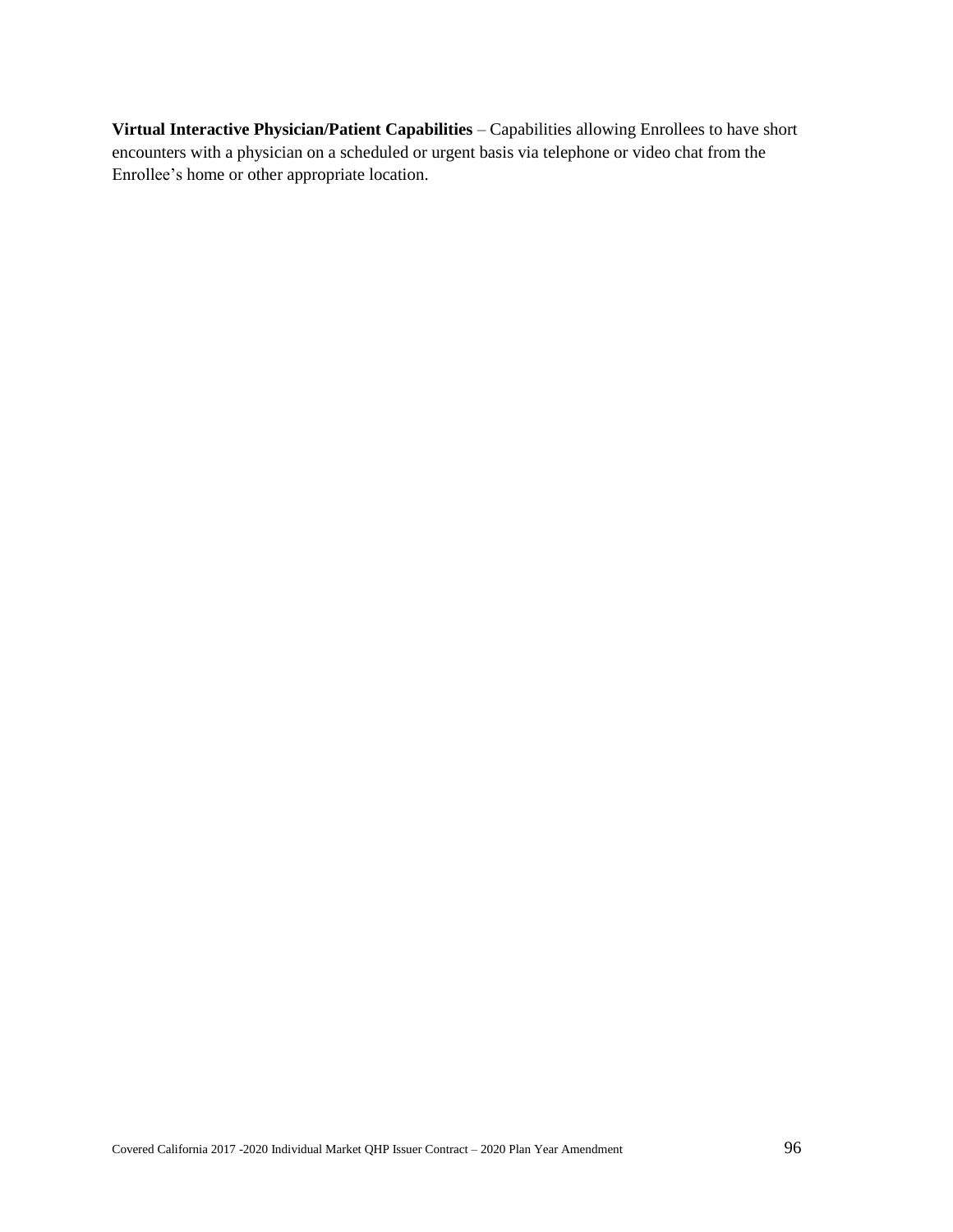**Virtual Interactive Physician/Patient Capabilities** – Capabilities allowing Enrollees to have short encounters with a physician on a scheduled or urgent basis via telephone or video chat from the Enrollee's home or other appropriate location.